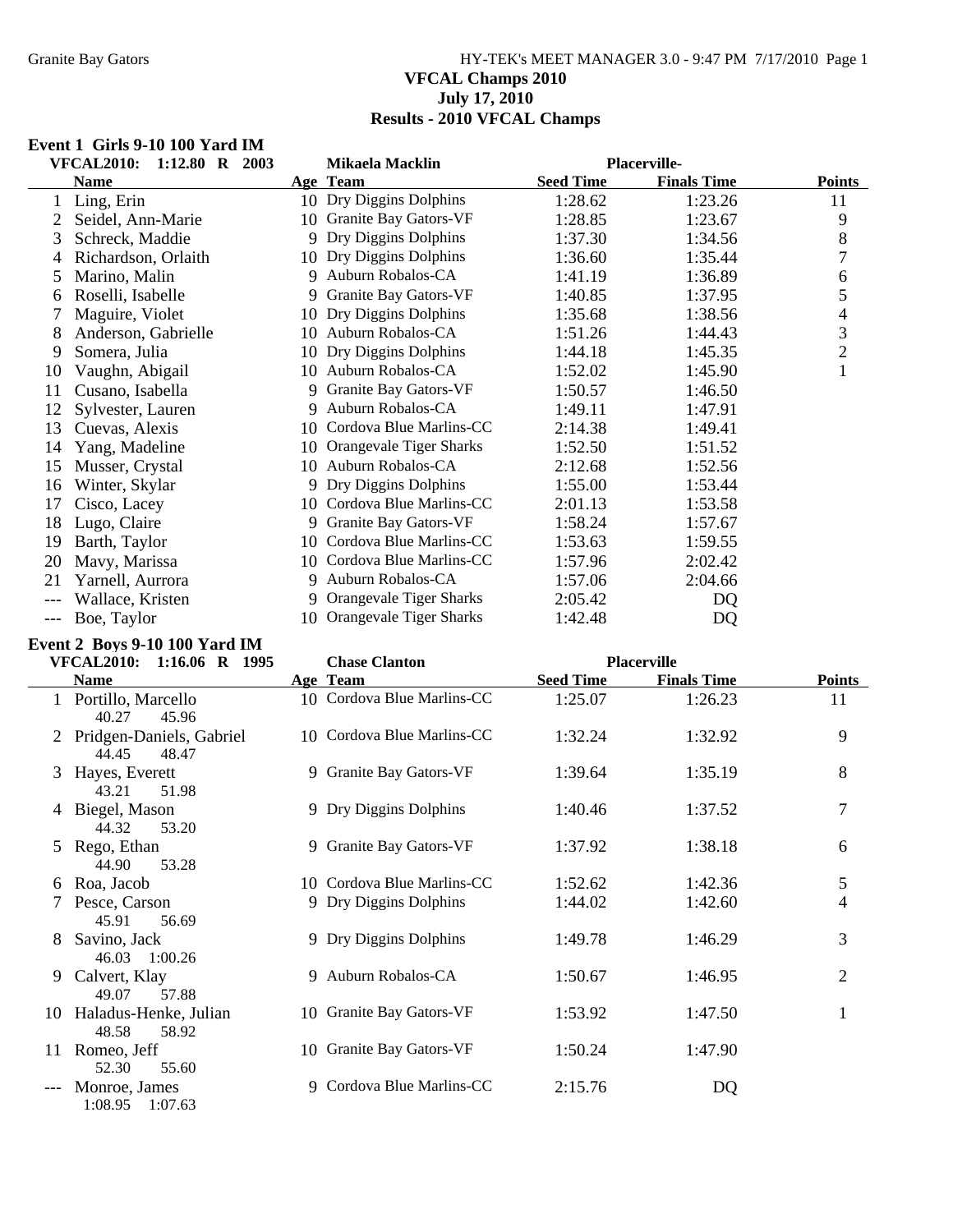# VFCAL Champs 2010
## July 17, 2010
## Results - 2010 VFCAL Champs

### Event 1 Girls 9-10 100 Yard IM

VFCAL2010: 1:12.80 R 2003 Mikaela Macklin Placerville-

| | Name | Age | Team | Seed Time | Finals Time | Points |
|---|---|---|---|---|---|---|
| 1 | Ling, Erin | 10 | Dry Diggins Dolphins | 1:28.62 | 1:23.26 | 11 |
| 2 | Seidel, Ann-Marie | 10 | Granite Bay Gators-VF | 1:28.85 | 1:23.67 | 9 |
| 3 | Schreck, Maddie | 9 | Dry Diggins Dolphins | 1:37.30 | 1:34.56 | 8 |
| 4 | Richardson, Orlaith | 10 | Dry Diggins Dolphins | 1:36.60 | 1:35.44 | 7 |
| 5 | Marino, Malin | 9 | Auburn Robalos-CA | 1:41.19 | 1:36.89 | 6 |
| 6 | Roselli, Isabelle | 9 | Granite Bay Gators-VF | 1:40.85 | 1:37.95 | 5 |
| 7 | Maguire, Violet | 10 | Dry Diggins Dolphins | 1:35.68 | 1:38.56 | 4 |
| 8 | Anderson, Gabrielle | 10 | Auburn Robalos-CA | 1:51.26 | 1:44.43 | 3 |
| 9 | Somera, Julia | 10 | Dry Diggins Dolphins | 1:44.18 | 1:45.35 | 2 |
| 10 | Vaughn, Abigail | 10 | Auburn Robalos-CA | 1:52.02 | 1:45.90 | 1 |
| 11 | Cusano, Isabella | 9 | Granite Bay Gators-VF | 1:50.57 | 1:46.50 | |
| 12 | Sylvester, Lauren | 9 | Auburn Robalos-CA | 1:49.11 | 1:47.91 | |
| 13 | Cuevas, Alexis | 10 | Cordova Blue Marlins-CC | 2:14.38 | 1:49.41 | |
| 14 | Yang, Madeline | 10 | Orangevale Tiger Sharks | 1:52.50 | 1:51.52 | |
| 15 | Musser, Crystal | 10 | Auburn Robalos-CA | 2:12.68 | 1:52.56 | |
| 16 | Winter, Skylar | 9 | Dry Diggins Dolphins | 1:55.00 | 1:53.44 | |
| 17 | Cisco, Lacey | 10 | Cordova Blue Marlins-CC | 2:01.13 | 1:53.58 | |
| 18 | Lugo, Claire | 9 | Granite Bay Gators-VF | 1:58.24 | 1:57.67 | |
| 19 | Barth, Taylor | 10 | Cordova Blue Marlins-CC | 1:53.63 | 1:59.55 | |
| 20 | Mavy, Marissa | 10 | Cordova Blue Marlins-CC | 1:57.96 | 2:02.42 | |
| 21 | Yarnell, Aurrora | 9 | Auburn Robalos-CA | 1:57.06 | 2:04.66 | |
| --- | Wallace, Kristen | 9 | Orangevale Tiger Sharks | 2:05.42 | DQ | |
| --- | Boe, Taylor | 10 | Orangevale Tiger Sharks | 1:42.48 | DQ | |

### Event 2 Boys 9-10 100 Yard IM

VFCAL2010: 1:16.06 R 1995 Chase Clanton Placerville

| | Name | Age | Team | Seed Time | Finals Time | Points |
|---|---|---|---|---|---|---|
| 1 | Portillo, Marcello | 10 | Cordova Blue Marlins-CC | 1:25.07 | 1:26.23 | 11 |
| | 40.27 45.96 | | | | | |
| 2 | Pridgen-Daniels, Gabriel | 10 | Cordova Blue Marlins-CC | 1:32.24 | 1:32.92 | 9 |
| | 44.45 48.47 | | | | | |
| 3 | Hayes, Everett | 9 | Granite Bay Gators-VF | 1:39.64 | 1:35.19 | 8 |
| | 43.21 51.98 | | | | | |
| 4 | Biegel, Mason | 9 | Dry Diggins Dolphins | 1:40.46 | 1:37.52 | 7 |
| | 44.32 53.20 | | | | | |
| 5 | Rego, Ethan | 9 | Granite Bay Gators-VF | 1:37.92 | 1:38.18 | 6 |
| | 44.90 53.28 | | | | | |
| 6 | Roa, Jacob | 10 | Cordova Blue Marlins-CC | 1:52.62 | 1:42.36 | 5 |
| 7 | Pesce, Carson | 9 | Dry Diggins Dolphins | 1:44.02 | 1:42.60 | 4 |
| | 45.91 56.69 | | | | | |
| 8 | Savino, Jack | 9 | Dry Diggins Dolphins | 1:49.78 | 1:46.29 | 3 |
| | 46.03 1:00.26 | | | | | |
| 9 | Calvert, Klay | 9 | Auburn Robalos-CA | 1:50.67 | 1:46.95 | 2 |
| | 49.07 57.88 | | | | | |
| 10 | Haladus-Henke, Julian | 10 | Granite Bay Gators-VF | 1:53.92 | 1:47.50 | 1 |
| | 48.58 58.92 | | | | | |
| 11 | Romeo, Jeff | 10 | Granite Bay Gators-VF | 1:50.24 | 1:47.90 | |
| | 52.30 55.60 | | | | | |
| --- | Monroe, James | 9 | Cordova Blue Marlins-CC | 2:15.76 | DQ | |
| | 1:08.95 1:07.63 | | | | | |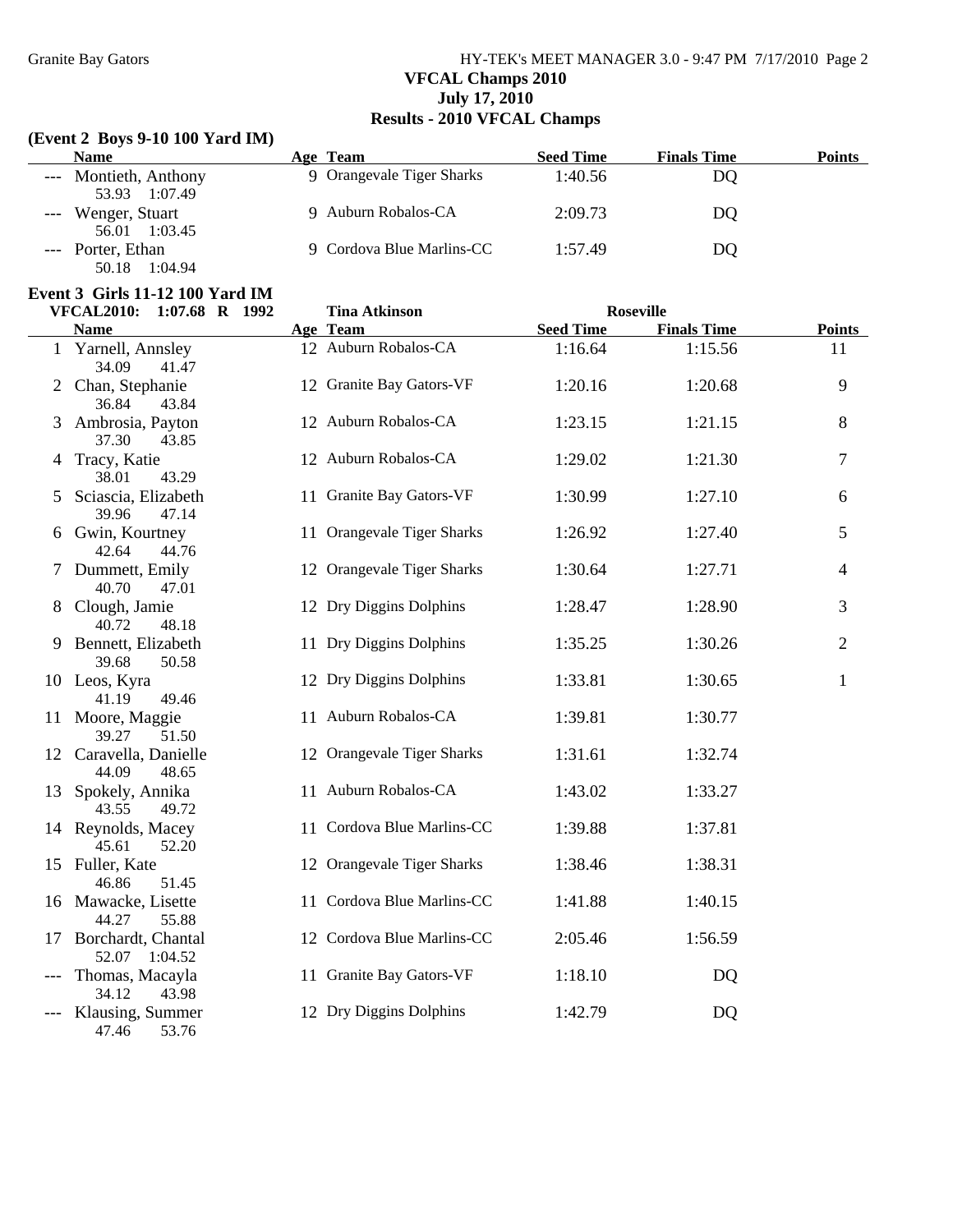### VFCAL Champs 2010
### July 17, 2010
### Results - 2010 VFCAL Champs

**(Event 2 Boys 9-10 100 Yard IM)**

| | Name | Age | Team | Seed Time | Finals Time | Points |
|---|---|---|---|---|---|---|
| --- | Montieth, Anthony | 9 | Orangevale Tiger Sharks | 1:40.56 | DQ | |
| | 53.93 1:07.49 | | | | | |
| --- | Wenger, Stuart | 9 | Auburn Robalos-CA | 2:09.73 | DQ | |
| | 56.01 1:03.45 | | | | | |
| --- | Porter, Ethan | 9 | Cordova Blue Marlins-CC | 1:57.49 | DQ | |
| | 50.18 1:04.94 | | | | | |

**Event 3 Girls 11-12 100 Yard IM**

**VFCAL2010: 1:07.68 R 1992 Tina Atkinson Roseville**

| | Name | Age | Team | Seed Time | Finals Time | Points |
|---|---|---|---|---|---|---|
| 1 | Yarnell, Annsley | 12 | Auburn Robalos-CA | 1:16.64 | 1:15.56 | 11 |
| | 34.09 41.47 | | | | | |
| 2 | Chan, Stephanie | 12 | Granite Bay Gators-VF | 1:20.16 | 1:20.68 | 9 |
| | 36.84 43.84 | | | | | |
| 3 | Ambrosia, Payton | 12 | Auburn Robalos-CA | 1:23.15 | 1:21.15 | 8 |
| | 37.30 43.85 | | | | | |
| 4 | Tracy, Katie | 12 | Auburn Robalos-CA | 1:29.02 | 1:21.30 | 7 |
| | 38.01 43.29 | | | | | |
| 5 | Sciascia, Elizabeth | 11 | Granite Bay Gators-VF | 1:30.99 | 1:27.10 | 6 |
| | 39.96 47.14 | | | | | |
| 6 | Gwin, Kourtney | 11 | Orangevale Tiger Sharks | 1:26.92 | 1:27.40 | 5 |
| | 42.64 44.76 | | | | | |
| 7 | Dummett, Emily | 12 | Orangevale Tiger Sharks | 1:30.64 | 1:27.71 | 4 |
| | 40.70 47.01 | | | | | |
| 8 | Clough, Jamie | 12 | Dry Diggins Dolphins | 1:28.47 | 1:28.90 | 3 |
| | 40.72 48.18 | | | | | |
| 9 | Bennett, Elizabeth | 11 | Dry Diggins Dolphins | 1:35.25 | 1:30.26 | 2 |
| | 39.68 50.58 | | | | | |
| 10 | Leos, Kyra | 12 | Dry Diggins Dolphins | 1:33.81 | 1:30.65 | 1 |
| | 41.19 49.46 | | | | | |
| 11 | Moore, Maggie | 11 | Auburn Robalos-CA | 1:39.81 | 1:30.77 | |
| | 39.27 51.50 | | | | | |
| 12 | Caravella, Danielle | 12 | Orangevale Tiger Sharks | 1:31.61 | 1:32.74 | |
| | 44.09 48.65 | | | | | |
| 13 | Spokely, Annika | 11 | Auburn Robalos-CA | 1:43.02 | 1:33.27 | |
| | 43.55 49.72 | | | | | |
| 14 | Reynolds, Macey | 11 | Cordova Blue Marlins-CC | 1:39.88 | 1:37.81 | |
| | 45.61 52.20 | | | | | |
| 15 | Fuller, Kate | 12 | Orangevale Tiger Sharks | 1:38.46 | 1:38.31 | |
| | 46.86 51.45 | | | | | |
| 16 | Mawacke, Lisette | 11 | Cordova Blue Marlins-CC | 1:41.88 | 1:40.15 | |
| | 44.27 55.88 | | | | | |
| 17 | Borchardt, Chantal | 12 | Cordova Blue Marlins-CC | 2:05.46 | 1:56.59 | |
| | 52.07 1:04.52 | | | | | |
| --- | Thomas, Macayla | 11 | Granite Bay Gators-VF | 1:18.10 | DQ | |
| | 34.12 43.98 | | | | | |
| --- | Klausing, Summer | 12 | Dry Diggins Dolphins | 1:42.79 | DQ | |
| | 47.46 53.76 | | | | | |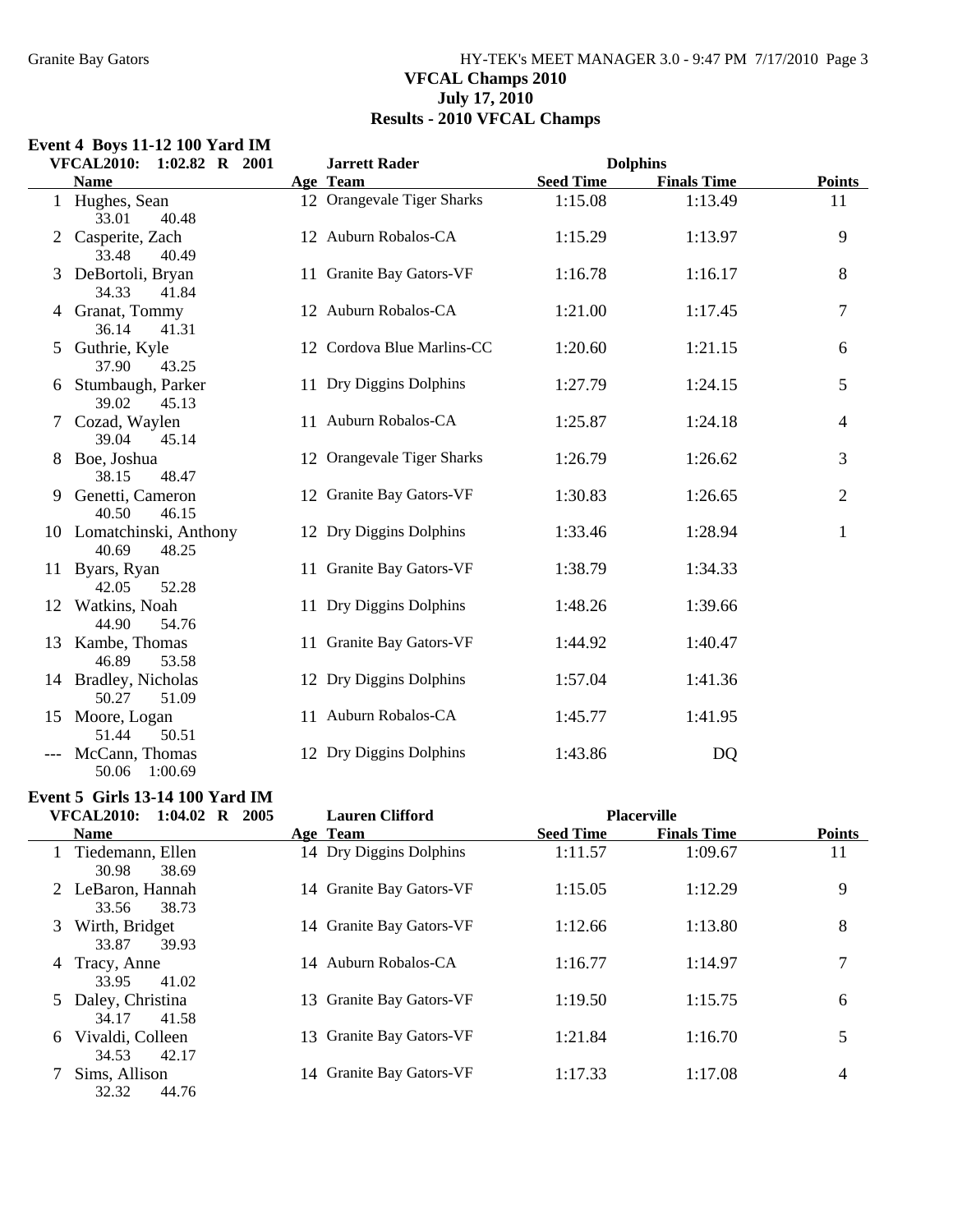## VFCAL Champs 2010
## July 17, 2010
## Results - 2010 VFCAL Champs

### Event 4 Boys 11-12 100 Yard IM

VFCAL2010: 1:02.82 R 2001 — Jarrett Rader — Dolphins

| | Name | Age | Team | Seed Time | Finals Time | Points |
|---|---|---|---|---|---|---|
| 1 | Hughes, Sean | 12 | Orangevale Tiger Sharks | 1:15.08 | 1:13.49 | 11 |
| | 33.01 40.48 | | | | | |
| 2 | Casperite, Zach | 12 | Auburn Robalos-CA | 1:15.29 | 1:13.97 | 9 |
| | 33.48 40.49 | | | | | |
| 3 | DeBortoli, Bryan | 11 | Granite Bay Gators-VF | 1:16.78 | 1:16.17 | 8 |
| | 34.33 41.84 | | | | | |
| 4 | Granat, Tommy | 12 | Auburn Robalos-CA | 1:21.00 | 1:17.45 | 7 |
| | 36.14 41.31 | | | | | |
| 5 | Guthrie, Kyle | 12 | Cordova Blue Marlins-CC | 1:20.60 | 1:21.15 | 6 |
| | 37.90 43.25 | | | | | |
| 6 | Stumbaugh, Parker | 11 | Dry Diggins Dolphins | 1:27.79 | 1:24.15 | 5 |
| | 39.02 45.13 | | | | | |
| 7 | Cozad, Waylen | 11 | Auburn Robalos-CA | 1:25.87 | 1:24.18 | 4 |
| | 39.04 45.14 | | | | | |
| 8 | Boe, Joshua | 12 | Orangevale Tiger Sharks | 1:26.79 | 1:26.62 | 3 |
| | 38.15 48.47 | | | | | |
| 9 | Genetti, Cameron | 12 | Granite Bay Gators-VF | 1:30.83 | 1:26.65 | 2 |
| | 40.50 46.15 | | | | | |
| 10 | Lomatchinski, Anthony | 12 | Dry Diggins Dolphins | 1:33.46 | 1:28.94 | 1 |
| | 40.69 48.25 | | | | | |
| 11 | Byars, Ryan | 11 | Granite Bay Gators-VF | 1:38.79 | 1:34.33 | |
| | 42.05 52.28 | | | | | |
| 12 | Watkins, Noah | 11 | Dry Diggins Dolphins | 1:48.26 | 1:39.66 | |
| | 44.90 54.76 | | | | | |
| 13 | Kambe, Thomas | 11 | Granite Bay Gators-VF | 1:44.92 | 1:40.47 | |
| | 46.89 53.58 | | | | | |
| 14 | Bradley, Nicholas | 12 | Dry Diggins Dolphins | 1:57.04 | 1:41.36 | |
| | 50.27 51.09 | | | | | |
| 15 | Moore, Logan | 11 | Auburn Robalos-CA | 1:45.77 | 1:41.95 | |
| | 51.44 50.51 | | | | | |
| --- | McCann, Thomas | 12 | Dry Diggins Dolphins | 1:43.86 | DQ | |
| | 50.06 1:00.69 | | | | | |

### Event 5 Girls 13-14 100 Yard IM

VFCAL2010: 1:04.02 R 2005 — Lauren Clifford — Placerville

| | Name | Age | Team | Seed Time | Finals Time | Points |
|---|---|---|---|---|---|---|
| 1 | Tiedemann, Ellen | 14 | Dry Diggins Dolphins | 1:11.57 | 1:09.67 | 11 |
| | 30.98 38.69 | | | | | |
| 2 | LeBaron, Hannah | 14 | Granite Bay Gators-VF | 1:15.05 | 1:12.29 | 9 |
| | 33.56 38.73 | | | | | |
| 3 | Wirth, Bridget | 14 | Granite Bay Gators-VF | 1:12.66 | 1:13.80 | 8 |
| | 33.87 39.93 | | | | | |
| 4 | Tracy, Anne | 14 | Auburn Robalos-CA | 1:16.77 | 1:14.97 | 7 |
| | 33.95 41.02 | | | | | |
| 5 | Daley, Christina | 13 | Granite Bay Gators-VF | 1:19.50 | 1:15.75 | 6 |
| | 34.17 41.58 | | | | | |
| 6 | Vivaldi, Colleen | 13 | Granite Bay Gators-VF | 1:21.84 | 1:16.70 | 5 |
| | 34.53 42.17 | | | | | |
| 7 | Sims, Allison | 14 | Granite Bay Gators-VF | 1:17.33 | 1:17.08 | 4 |
| | 32.32 44.76 | | | | | |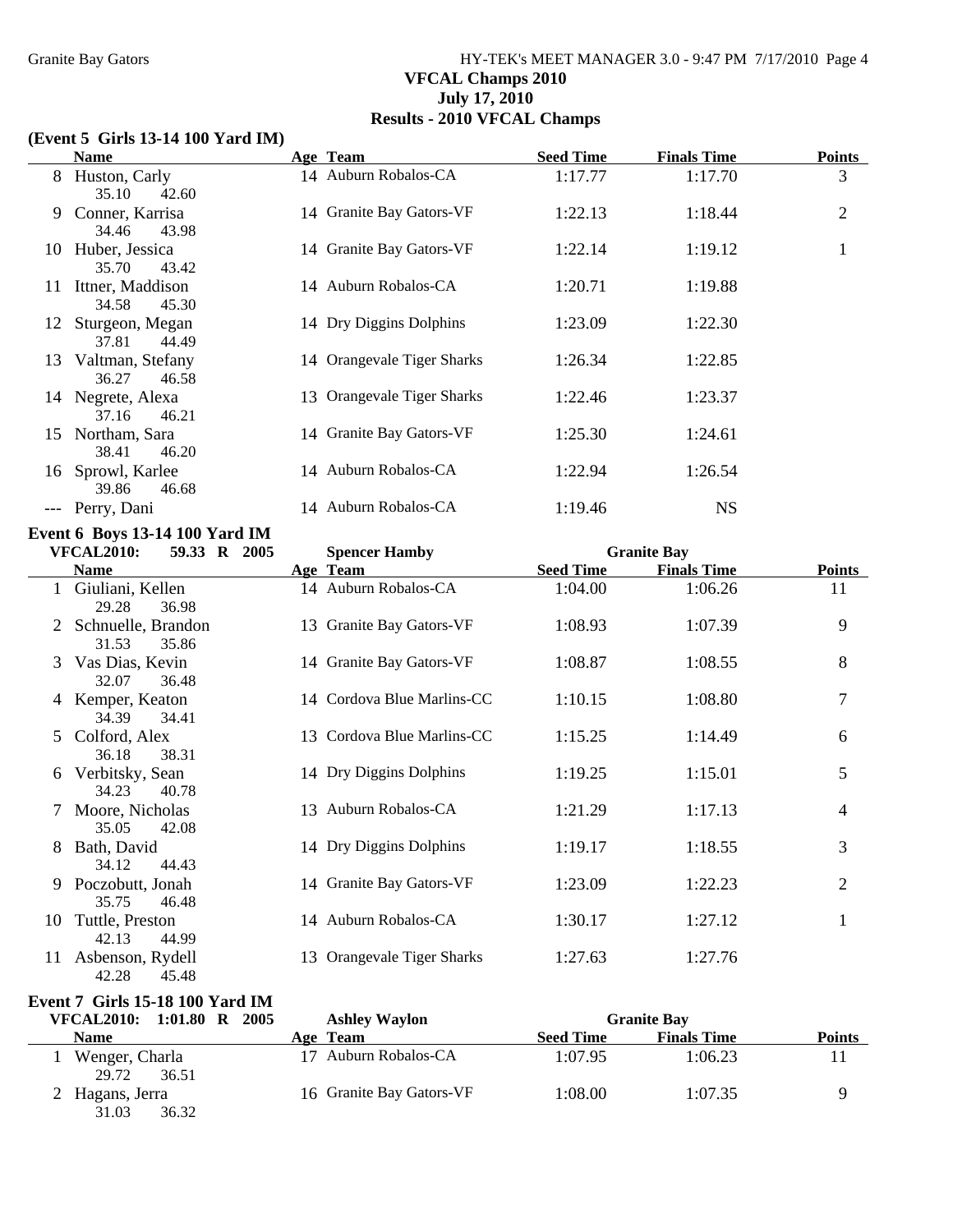# VFCAL Champs 2010

## July 17, 2010

## Results - 2010 VFCAL Champs

### (Event 5 Girls 13-14 100 Yard IM)

| | Name | Age | Team | Seed Time | Finals Time | Points |
|---|---|---|---|---|---|---|
| 8 | Huston, Carly | 14 | Auburn Robalos-CA | 1:17.77 | 1:17.70 | 3 |
| | 35.10 42.60 | | | | | |
| 9 | Conner, Karrisa | 14 | Granite Bay Gators-VF | 1:22.13 | 1:18.44 | 2 |
| | 34.46 43.98 | | | | | |
| 10 | Huber, Jessica | 14 | Granite Bay Gators-VF | 1:22.14 | 1:19.12 | 1 |
| | 35.70 43.42 | | | | | |
| 11 | Ittner, Maddison | 14 | Auburn Robalos-CA | 1:20.71 | 1:19.88 | |
| | 34.58 45.30 | | | | | |
| 12 | Sturgeon, Megan | 14 | Dry Diggins Dolphins | 1:23.09 | 1:22.30 | |
| | 37.81 44.49 | | | | | |
| 13 | Valtman, Stefany | 14 | Orangevale Tiger Sharks | 1:26.34 | 1:22.85 | |
| | 36.27 46.58 | | | | | |
| 14 | Negrete, Alexa | 13 | Orangevale Tiger Sharks | 1:22.46 | 1:23.37 | |
| | 37.16 46.21 | | | | | |
| 15 | Northam, Sara | 14 | Granite Bay Gators-VF | 1:25.30 | 1:24.61 | |
| | 38.41 46.20 | | | | | |
| 16 | Sprowl, Karlee | 14 | Auburn Robalos-CA | 1:22.94 | 1:26.54 | |
| | 39.86 46.68 | | | | | |
| --- | Perry, Dani | 14 | Auburn Robalos-CA | 1:19.46 | NS | |

### Event 6 Boys 13-14 100 Yard IM

VFCAL2010: 59.33 R 2005 Spencer Hamby Granite Bay

| | Name | Age | Team | Seed Time | Finals Time | Points |
|---|---|---|---|---|---|---|
| 1 | Giuliani, Kellen | 14 | Auburn Robalos-CA | 1:04.00 | 1:06.26 | 11 |
| | 29.28 36.98 | | | | | |
| 2 | Schnuelle, Brandon | 13 | Granite Bay Gators-VF | 1:08.93 | 1:07.39 | 9 |
| | 31.53 35.86 | | | | | |
| 3 | Vas Dias, Kevin | 14 | Granite Bay Gators-VF | 1:08.87 | 1:08.55 | 8 |
| | 32.07 36.48 | | | | | |
| 4 | Kemper, Keaton | 14 | Cordova Blue Marlins-CC | 1:10.15 | 1:08.80 | 7 |
| | 34.39 34.41 | | | | | |
| 5 | Colford, Alex | 13 | Cordova Blue Marlins-CC | 1:15.25 | 1:14.49 | 6 |
| | 36.18 38.31 | | | | | |
| 6 | Verbitsky, Sean | 14 | Dry Diggins Dolphins | 1:19.25 | 1:15.01 | 5 |
| | 34.23 40.78 | | | | | |
| 7 | Moore, Nicholas | 13 | Auburn Robalos-CA | 1:21.29 | 1:17.13 | 4 |
| | 35.05 42.08 | | | | | |
| 8 | Bath, David | 14 | Dry Diggins Dolphins | 1:19.17 | 1:18.55 | 3 |
| | 34.12 44.43 | | | | | |
| 9 | Poczobutt, Jonah | 14 | Granite Bay Gators-VF | 1:23.09 | 1:22.23 | 2 |
| | 35.75 46.48 | | | | | |
| 10 | Tuttle, Preston | 14 | Auburn Robalos-CA | 1:30.17 | 1:27.12 | 1 |
| | 42.13 44.99 | | | | | |
| 11 | Asbenson, Rydell | 13 | Orangevale Tiger Sharks | 1:27.63 | 1:27.76 | |
| | 42.28 45.48 | | | | | |

### Event 7 Girls 15-18 100 Yard IM

VFCAL2010: 1:01.80 R 2005 Ashley Waylon Granite Bay

| | Name | Age | Team | Seed Time | Finals Time | Points |
|---|---|---|---|---|---|---|
| 1 | Wenger, Charla | 17 | Auburn Robalos-CA | 1:07.95 | 1:06.23 | 11 |
| | 29.72 36.51 | | | | | |
| 2 | Hagans, Jerra | 16 | Granite Bay Gators-VF | 1:08.00 | 1:07.35 | 9 |
| | 31.03 36.32 | | | | | |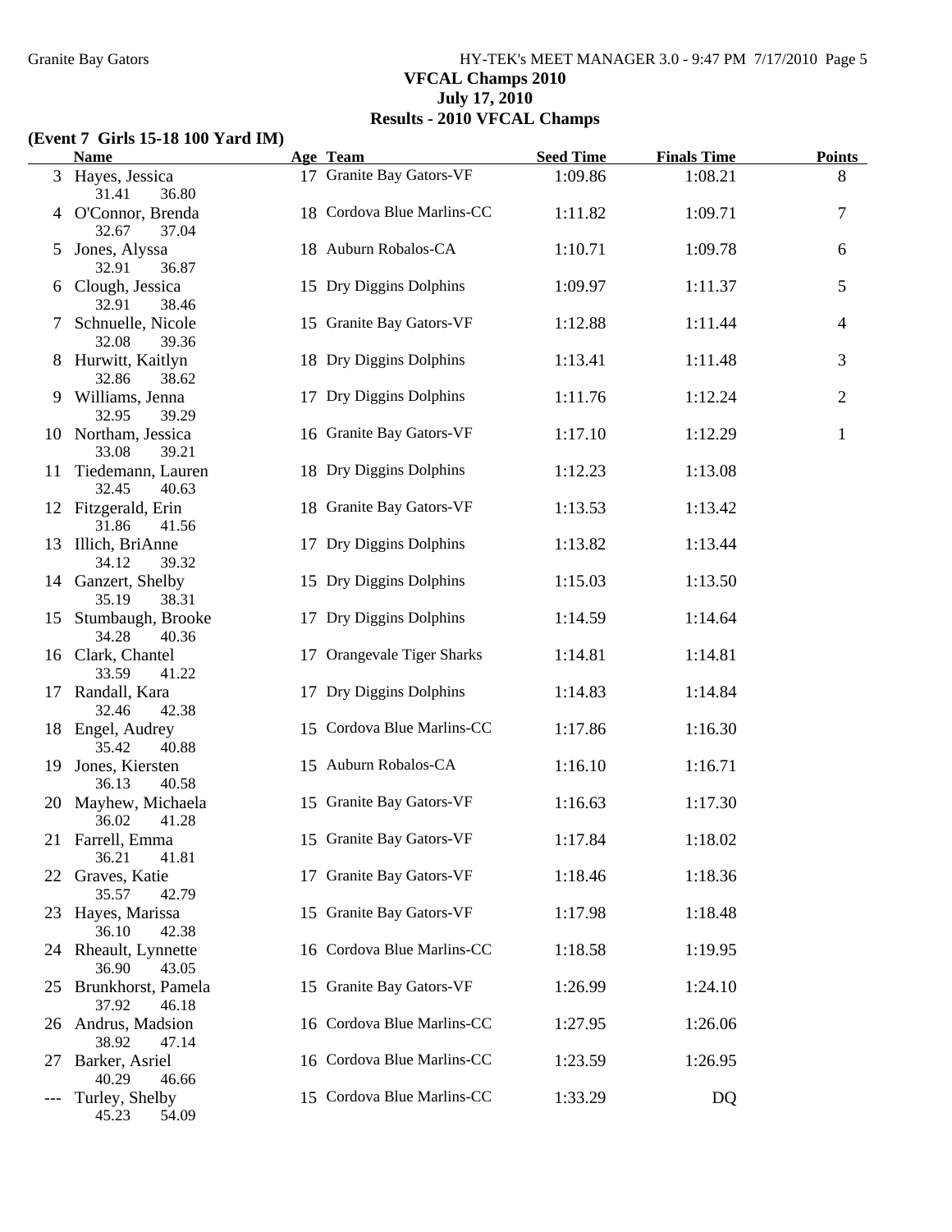## VFCAL Champs 2010

### July 17, 2010

### Results - 2010 VFCAL Champs

**(Event 7 Girls 15-18 100 Yard IM)**

| | Name | Age | Team | Seed Time | Finals Time | Points |
|---|---|---|---|---|---|---|
| 3 | Hayes, Jessica | 17 | Granite Bay Gators-VF | 1:09.86 | 1:08.21 | 8 |
| | 31.41 36.80 | | | | | |
| 4 | O'Connor, Brenda | 18 | Cordova Blue Marlins-CC | 1:11.82 | 1:09.71 | 7 |
| | 32.67 37.04 | | | | | |
| 5 | Jones, Alyssa | 18 | Auburn Robalos-CA | 1:10.71 | 1:09.78 | 6 |
| | 32.91 36.87 | | | | | |
| 6 | Clough, Jessica | 15 | Dry Diggins Dolphins | 1:09.97 | 1:11.37 | 5 |
| | 32.91 38.46 | | | | | |
| 7 | Schnuelle, Nicole | 15 | Granite Bay Gators-VF | 1:12.88 | 1:11.44 | 4 |
| | 32.08 39.36 | | | | | |
| 8 | Hurwitt, Kaitlyn | 18 | Dry Diggins Dolphins | 1:13.41 | 1:11.48 | 3 |
| | 32.86 38.62 | | | | | |
| 9 | Williams, Jenna | 17 | Dry Diggins Dolphins | 1:11.76 | 1:12.24 | 2 |
| | 32.95 39.29 | | | | | |
| 10 | Northam, Jessica | 16 | Granite Bay Gators-VF | 1:17.10 | 1:12.29 | 1 |
| | 33.08 39.21 | | | | | |
| 11 | Tiedemann, Lauren | 18 | Dry Diggins Dolphins | 1:12.23 | 1:13.08 | |
| | 32.45 40.63 | | | | | |
| 12 | Fitzgerald, Erin | 18 | Granite Bay Gators-VF | 1:13.53 | 1:13.42 | |
| | 31.86 41.56 | | | | | |
| 13 | Illich, BriAnne | 17 | Dry Diggins Dolphins | 1:13.82 | 1:13.44 | |
| | 34.12 39.32 | | | | | |
| 14 | Ganzert, Shelby | 15 | Dry Diggins Dolphins | 1:15.03 | 1:13.50 | |
| | 35.19 38.31 | | | | | |
| 15 | Stumbaugh, Brooke | 17 | Dry Diggins Dolphins | 1:14.59 | 1:14.64 | |
| | 34.28 40.36 | | | | | |
| 16 | Clark, Chantel | 17 | Orangevale Tiger Sharks | 1:14.81 | 1:14.81 | |
| | 33.59 41.22 | | | | | |
| 17 | Randall, Kara | 17 | Dry Diggins Dolphins | 1:14.83 | 1:14.84 | |
| | 32.46 42.38 | | | | | |
| 18 | Engel, Audrey | 15 | Cordova Blue Marlins-CC | 1:17.86 | 1:16.30 | |
| | 35.42 40.88 | | | | | |
| 19 | Jones, Kiersten | 15 | Auburn Robalos-CA | 1:16.10 | 1:16.71 | |
| | 36.13 40.58 | | | | | |
| 20 | Mayhew, Michaela | 15 | Granite Bay Gators-VF | 1:16.63 | 1:17.30 | |
| | 36.02 41.28 | | | | | |
| 21 | Farrell, Emma | 15 | Granite Bay Gators-VF | 1:17.84 | 1:18.02 | |
| | 36.21 41.81 | | | | | |
| 22 | Graves, Katie | 17 | Granite Bay Gators-VF | 1:18.46 | 1:18.36 | |
| | 35.57 42.79 | | | | | |
| 23 | Hayes, Marissa | 15 | Granite Bay Gators-VF | 1:17.98 | 1:18.48 | |
| | 36.10 42.38 | | | | | |
| 24 | Rheault, Lynnette | 16 | Cordova Blue Marlins-CC | 1:18.58 | 1:19.95 | |
| | 36.90 43.05 | | | | | |
| 25 | Brunkhorst, Pamela | 15 | Granite Bay Gators-VF | 1:26.99 | 1:24.10 | |
| | 37.92 46.18 | | | | | |
| 26 | Andrus, Madsion | 16 | Cordova Blue Marlins-CC | 1:27.95 | 1:26.06 | |
| | 38.92 47.14 | | | | | |
| 27 | Barker, Asriel | 16 | Cordova Blue Marlins-CC | 1:23.59 | 1:26.95 | |
| | 40.29 46.66 | | | | | |
| --- | Turley, Shelby | 15 | Cordova Blue Marlins-CC | 1:33.29 | DQ | |
| | 45.23 54.09 | | | | | |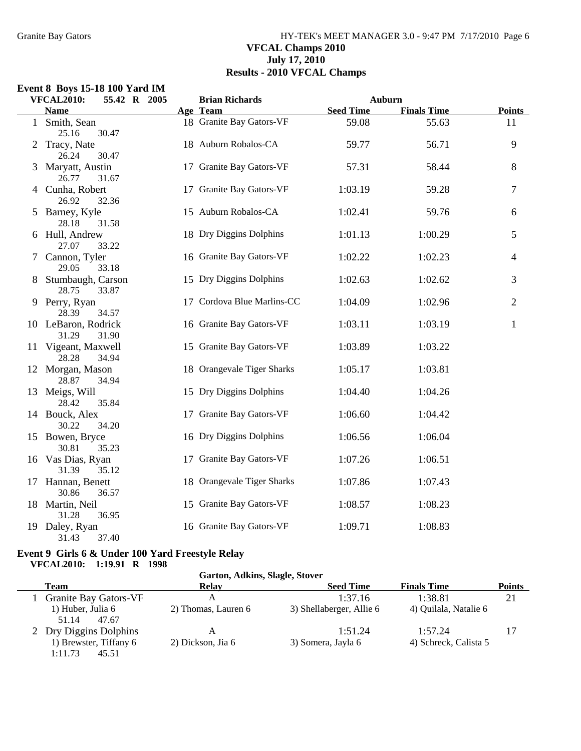VFCAL Champs 2010

July 17, 2010

Results - 2010 VFCAL Champs

### Event 8 Boys 15-18 100 Yard IM

VFCAL2010: 55.42 R 2005 Brian Richards Auburn

| | Name | Age | Team | Seed Time | Finals Time | Points |
|---|---|---|---|---|---|---|
| 1 | Smith, Sean | 18 | Granite Bay Gators-VF | 59.08 | 55.63 | 11 |
| | 25.16 30.47 | | | | | |
| 2 | Tracy, Nate | 18 | Auburn Robalos-CA | 59.77 | 56.71 | 9 |
| | 26.24 30.47 | | | | | |
| 3 | Maryatt, Austin | 17 | Granite Bay Gators-VF | 57.31 | 58.44 | 8 |
| | 26.77 31.67 | | | | | |
| 4 | Cunha, Robert | 17 | Granite Bay Gators-VF | 1:03.19 | 59.28 | 7 |
| | 26.92 32.36 | | | | | |
| 5 | Barney, Kyle | 15 | Auburn Robalos-CA | 1:02.41 | 59.76 | 6 |
| | 28.18 31.58 | | | | | |
| 6 | Hull, Andrew | 18 | Dry Diggins Dolphins | 1:01.13 | 1:00.29 | 5 |
| | 27.07 33.22 | | | | | |
| 7 | Cannon, Tyler | 16 | Granite Bay Gators-VF | 1:02.22 | 1:02.23 | 4 |
| | 29.05 33.18 | | | | | |
| 8 | Stumbaugh, Carson | 15 | Dry Diggins Dolphins | 1:02.63 | 1:02.62 | 3 |
| | 28.75 33.87 | | | | | |
| 9 | Perry, Ryan | 17 | Cordova Blue Marlins-CC | 1:04.09 | 1:02.96 | 2 |
| | 28.39 34.57 | | | | | |
| 10 | LeBaron, Rodrick | 16 | Granite Bay Gators-VF | 1:03.11 | 1:03.19 | 1 |
| | 31.29 31.90 | | | | | |
| 11 | Vigeant, Maxwell | 15 | Granite Bay Gators-VF | 1:03.89 | 1:03.22 | |
| | 28.28 34.94 | | | | | |
| 12 | Morgan, Mason | 18 | Orangevale Tiger Sharks | 1:05.17 | 1:03.81 | |
| | 28.87 34.94 | | | | | |
| 13 | Meigs, Will | 15 | Dry Diggins Dolphins | 1:04.40 | 1:04.26 | |
| | 28.42 35.84 | | | | | |
| 14 | Bouck, Alex | 17 | Granite Bay Gators-VF | 1:06.60 | 1:04.42 | |
| | 30.22 34.20 | | | | | |
| 15 | Bowen, Bryce | 16 | Dry Diggins Dolphins | 1:06.56 | 1:06.04 | |
| | 30.81 35.23 | | | | | |
| 16 | Vas Dias, Ryan | 17 | Granite Bay Gators-VF | 1:07.26 | 1:06.51 | |
| | 31.39 35.12 | | | | | |
| 17 | Hannan, Benett | 18 | Orangevale Tiger Sharks | 1:07.86 | 1:07.43 | |
| | 30.86 36.57 | | | | | |
| 18 | Martin, Neil | 15 | Granite Bay Gators-VF | 1:08.57 | 1:08.23 | |
| | 31.28 36.95 | | | | | |
| 19 | Daley, Ryan | 16 | Granite Bay Gators-VF | 1:09.71 | 1:08.83 | |
| | 31.43 37.40 | | | | | |

### Event 9 Girls 6 & Under 100 Yard Freestyle Relay

VFCAL2010: 1:19.91 R 1998 Garton, Adkins, Slagle, Stover

| | Team | Relay | Seed Time | Finals Time | Points |
|---|---|---|---|---|---|
| 1 | Granite Bay Gators-VF | A | 1:37.16 | 1:38.81 | 21 |
| | 1) Huber, Julia 6 | 2) Thomas, Lauren 6 | 3) Shellaberger, Allie 6 | 4) Quilala, Natalie 6 | |
| | 51.14 47.67 | | | | |
| 2 | Dry Diggins Dolphins | A | 1:51.24 | 1:57.24 | 17 |
| | 1) Brewster, Tiffany 6 | 2) Dickson, Jia 6 | 3) Somera, Jayla 6 | 4) Schreck, Calista 5 | |
| | 1:11.73 45.51 | | | | |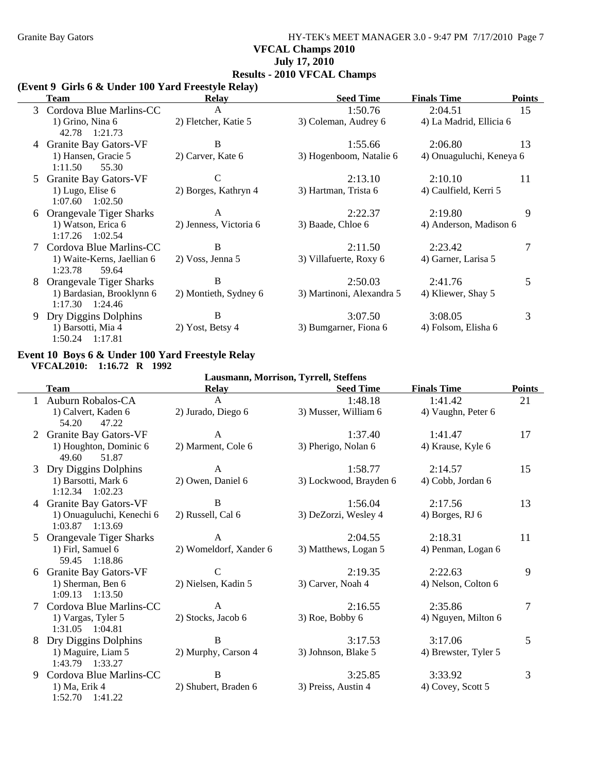**VFCAL Champs 2010**
**July 17, 2010**
**Results - 2010 VFCAL Champs**

### (Event 9 Girls 6 & Under 100 Yard Freestyle Relay)

| | Team | Relay | Seed Time | Finals Time | Points |
|---|---|---|---|---|---|
| 3 | Cordova Blue Marlins-CC | A | 1:50.76 | 2:04.51 | 15 |
| | 1) Grino, Nina 6 | 2) Fletcher, Katie 5 | 3) Coleman, Audrey 6 | 4) La Madrid, Ellicia 6 | |
| | 42.78 1:21.73 | | | | |
| 4 | Granite Bay Gators-VF | B | 1:55.66 | 2:06.80 | 13 |
| | 1) Hansen, Gracie 5 | 2) Carver, Kate 6 | 3) Hogenboom, Natalie 6 | 4) Onuaguluchi, Keneya 6 | |
| | 1:11.50 55.30 | | | | |
| 5 | Granite Bay Gators-VF | C | 2:13.10 | 2:10.10 | 11 |
| | 1) Lugo, Elise 6 | 2) Borges, Kathryn 4 | 3) Hartman, Trista 6 | 4) Caulfield, Kerri 5 | |
| | 1:07.60 1:02.50 | | | | |
| 6 | Orangevale Tiger Sharks | A | 2:22.37 | 2:19.80 | 9 |
| | 1) Watson, Erica 6 | 2) Jenness, Victoria 6 | 3) Baade, Chloe 6 | 4) Anderson, Madison 6 | |
| | 1:17.26 1:02.54 | | | | |
| 7 | Cordova Blue Marlins-CC | B | 2:11.50 | 2:23.42 | 7 |
| | 1) Waite-Kerns, Jaellian 6 | 2) Voss, Jenna 5 | 3) Villafuerte, Roxy 6 | 4) Garner, Larisa 5 | |
| | 1:23.78 59.64 | | | | |
| 8 | Orangevale Tiger Sharks | B | 2:50.03 | 2:41.76 | 5 |
| | 1) Bardasian, Brooklynn 6 | 2) Montieth, Sydney 6 | 3) Martinoni, Alexandra 5 | 4) Kliewer, Shay 5 | |
| | 1:17.30 1:24.46 | | | | |
| 9 | Dry Diggins Dolphins | B | 3:07.50 | 3:08.05 | 3 |
| | 1) Barsotti, Mia 4 | 2) Yost, Betsy 4 | 3) Bumgarner, Fiona 6 | 4) Folsom, Elisha 6 | |
| | 1:50.24 1:17.81 | | | | |

### Event 10 Boys 6 & Under 100 Yard Freestyle Relay

**VFCAL2010: 1:16.72 R 1992**

**Lausmann, Morrison, Tyrrell, Steffens**

| | Team | Relay | Seed Time | Finals Time | Points |
|---|---|---|---|---|---|
| 1 | Auburn Robalos-CA | A | 1:48.18 | 1:41.42 | 21 |
| | 1) Calvert, Kaden 6 | 2) Jurado, Diego 6 | 3) Musser, William 6 | 4) Vaughn, Peter 6 | |
| | 54.20 47.22 | | | | |
| 2 | Granite Bay Gators-VF | A | 1:37.40 | 1:41.47 | 17 |
| | 1) Houghton, Dominic 6 | 2) Marment, Cole 6 | 3) Pherigo, Nolan 6 | 4) Krause, Kyle 6 | |
| | 49.60 51.87 | | | | |
| 3 | Dry Diggins Dolphins | A | 1:58.77 | 2:14.57 | 15 |
| | 1) Barsotti, Mark 6 | 2) Owen, Daniel 6 | 3) Lockwood, Brayden 6 | 4) Cobb, Jordan 6 | |
| | 1:12.34 1:02.23 | | | | |
| 4 | Granite Bay Gators-VF | B | 1:56.04 | 2:17.56 | 13 |
| | 1) Onuaguluchi, Kenechi 6 | 2) Russell, Cal 6 | 3) DeZorzi, Wesley 4 | 4) Borges, RJ 6 | |
| | 1:03.87 1:13.69 | | | | |
| 5 | Orangevale Tiger Sharks | A | 2:04.55 | 2:18.31 | 11 |
| | 1) Firl, Samuel 6 | 2) Womeldorf, Xander 6 | 3) Matthews, Logan 5 | 4) Penman, Logan 6 | |
| | 59.45 1:18.86 | | | | |
| 6 | Granite Bay Gators-VF | C | 2:19.35 | 2:22.63 | 9 |
| | 1) Sherman, Ben 6 | 2) Nielsen, Kadin 5 | 3) Carver, Noah 4 | 4) Nelson, Colton 6 | |
| | 1:09.13 1:13.50 | | | | |
| 7 | Cordova Blue Marlins-CC | A | 2:16.55 | 2:35.86 | 7 |
| | 1) Vargas, Tyler 5 | 2) Stocks, Jacob 6 | 3) Roe, Bobby 6 | 4) Nguyen, Milton 6 | |
| | 1:31.05 1:04.81 | | | | |
| 8 | Dry Diggins Dolphins | B | 3:17.53 | 3:17.06 | 5 |
| | 1) Maguire, Liam 5 | 2) Murphy, Carson 4 | 3) Johnson, Blake 5 | 4) Brewster, Tyler 5 | |
| | 1:43.79 1:33.27 | | | | |
| 9 | Cordova Blue Marlins-CC | B | 3:25.85 | 3:33.92 | 3 |
| | 1) Ma, Erik 4 | 2) Shubert, Braden 6 | 3) Preiss, Austin 4 | 4) Covey, Scott 5 | |
| | 1:52.70 1:41.22 | | | | |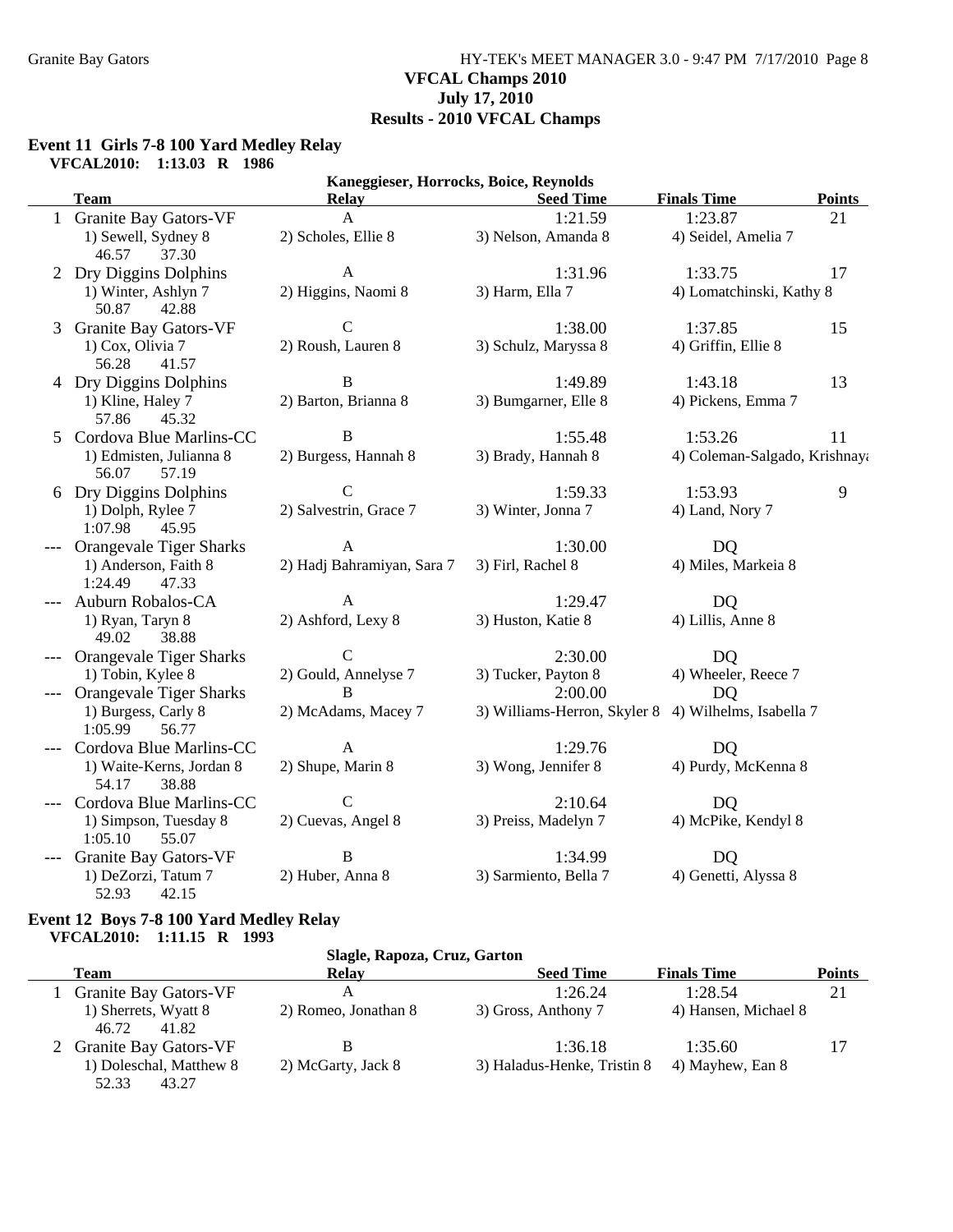VFCAL Champs 2010
July 17, 2010
Results - 2010 VFCAL Champs

### Event 11 Girls 7-8 100 Yard Medley Relay

**VFCAL2010: 1:13.03 R 1986** — Kaneggieser, Horrocks, Boice, Reynolds

| | Team | Relay | Seed Time | Finals Time | Points |
|---|---|---|---|---|---|
| 1 | Granite Bay Gators-VF | A | 1:21.59 | 1:23.87 | 21 |
| | 1) Sewell, Sydney 8 | 2) Scholes, Ellie 8 | 3) Nelson, Amanda 8 | 4) Seidel, Amelia 7 | |
| | 46.57 37.30 | | | | |
| 2 | Dry Diggins Dolphins | A | 1:31.96 | 1:33.75 | 17 |
| | 1) Winter, Ashlyn 7 | 2) Higgins, Naomi 8 | 3) Harm, Ella 7 | 4) Lomatchinski, Kathy 8 | |
| | 50.87 42.88 | | | | |
| 3 | Granite Bay Gators-VF | C | 1:38.00 | 1:37.85 | 15 |
| | 1) Cox, Olivia 7 | 2) Roush, Lauren 8 | 3) Schulz, Maryssa 8 | 4) Griffin, Ellie 8 | |
| | 56.28 41.57 | | | | |
| 4 | Dry Diggins Dolphins | B | 1:49.89 | 1:43.18 | 13 |
| | 1) Kline, Haley 7 | 2) Barton, Brianna 8 | 3) Bumgarner, Elle 8 | 4) Pickens, Emma 7 | |
| | 57.86 45.32 | | | | |
| 5 | Cordova Blue Marlins-CC | B | 1:55.48 | 1:53.26 | 11 |
| | 1) Edmisten, Julianna 8 | 2) Burgess, Hannah 8 | 3) Brady, Hannah 8 | 4) Coleman-Salgado, Krishnaya | |
| | 56.07 57.19 | | | | |
| 6 | Dry Diggins Dolphins | C | 1:59.33 | 1:53.93 | 9 |
| | 1) Dolph, Rylee 7 | 2) Salvestrin, Grace 7 | 3) Winter, Jonna 7 | 4) Land, Nory 7 | |
| | 1:07.98 45.95 | | | | |
| --- | Orangevale Tiger Sharks | A | 1:30.00 | DQ | |
| | 1) Anderson, Faith 8 | 2) Hadj Bahramiyan, Sara 7 | 3) Firl, Rachel 8 | 4) Miles, Markeia 8 | |
| | 1:24.49 47.33 | | | | |
| --- | Auburn Robalos-CA | A | 1:29.47 | DQ | |
| | 1) Ryan, Taryn 8 | 2) Ashford, Lexy 8 | 3) Huston, Katie 8 | 4) Lillis, Anne 8 | |
| | 49.02 38.88 | | | | |
| --- | Orangevale Tiger Sharks | C | 2:30.00 | DQ | |
| | 1) Tobin, Kylee 8 | 2) Gould, Annelyse 7 | 3) Tucker, Payton 8 | 4) Wheeler, Reece 7 | |
| --- | Orangevale Tiger Sharks | B | 2:00.00 | DQ | |
| | 1) Burgess, Carly 8 | 2) McAdams, Macey 7 | 3) Williams-Herron, Skyler 8 | 4) Wilhelms, Isabella 7 | |
| | 1:05.99 56.77 | | | | |
| --- | Cordova Blue Marlins-CC | A | 1:29.76 | DQ | |
| | 1) Waite-Kerns, Jordan 8 | 2) Shupe, Marin 8 | 3) Wong, Jennifer 8 | 4) Purdy, McKenna 8 | |
| | 54.17 38.88 | | | | |
| --- | Cordova Blue Marlins-CC | C | 2:10.64 | DQ | |
| | 1) Simpson, Tuesday 8 | 2) Cuevas, Angel 8 | 3) Preiss, Madelyn 7 | 4) McPike, Kendyl 8 | |
| | 1:05.10 55.07 | | | | |
| --- | Granite Bay Gators-VF | B | 1:34.99 | DQ | |
| | 1) DeZorzi, Tatum 7 | 2) Huber, Anna 8 | 3) Sarmiento, Bella 7 | 4) Genetti, Alyssa 8 | |
| | 52.93 42.15 | | | | |

### Event 12 Boys 7-8 100 Yard Medley Relay

**VFCAL2010: 1:11.15 R 1993** — Slagle, Rapoza, Cruz, Garton

| | Team | Relay | Seed Time | Finals Time | Points |
|---|---|---|---|---|---|
| 1 | Granite Bay Gators-VF | A | 1:26.24 | 1:28.54 | 21 |
| | 1) Sherrets, Wyatt 8 | 2) Romeo, Jonathan 8 | 3) Gross, Anthony 7 | 4) Hansen, Michael 8 | |
| | 46.72 41.82 | | | | |
| 2 | Granite Bay Gators-VF | B | 1:36.18 | 1:35.60 | 17 |
| | 1) Doleschal, Matthew 8 | 2) McGarty, Jack 8 | 3) Haladus-Henke, Tristin 8 | 4) Mayhew, Ean 8 | |
| | 52.33 43.27 | | | | |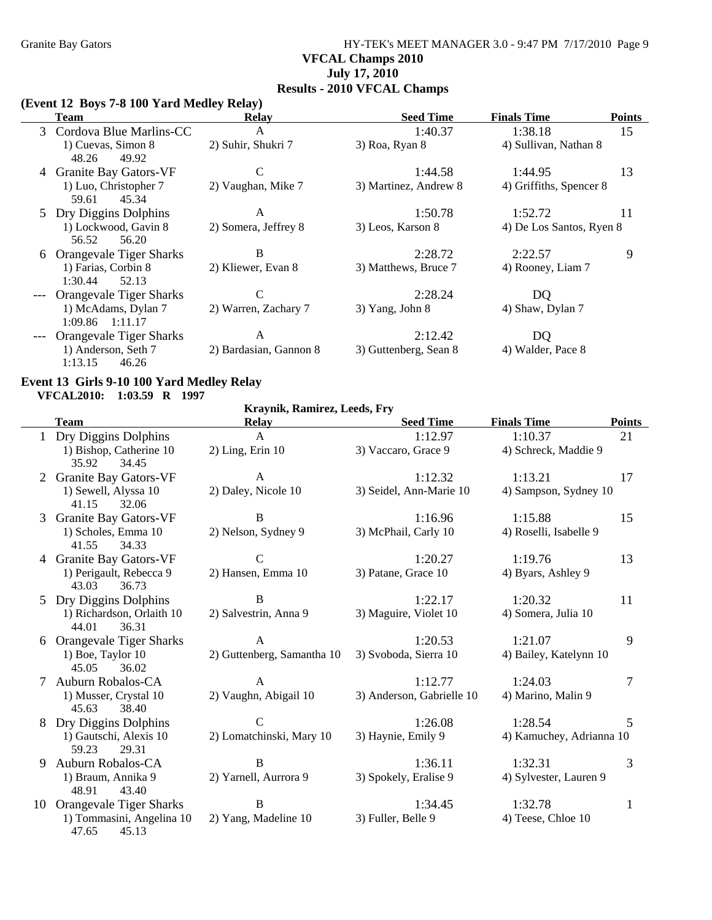**VFCAL Champs 2010**
**July 17, 2010**
**Results - 2010 VFCAL Champs**

### (Event 12 Boys 7-8 100 Yard Medley Relay)

| | Team | Relay | Seed Time | Finals Time | Points |
|---|---|---|---|---|---|
| 3 | Cordova Blue Marlins-CC | A | 1:40.37 | 1:38.18 | 15 |
| | 1) Cuevas, Simon 8 | 2) Suhir, Shukri 7 | 3) Roa, Ryan 8 | 4) Sullivan, Nathan 8 | |
| | 48.26 49.92 | | | | |
| 4 | Granite Bay Gators-VF | C | 1:44.58 | 1:44.95 | 13 |
| | 1) Luo, Christopher 7 | 2) Vaughan, Mike 7 | 3) Martinez, Andrew 8 | 4) Griffiths, Spencer 8 | |
| | 59.61 45.34 | | | | |
| 5 | Dry Diggins Dolphins | A | 1:50.78 | 1:52.72 | 11 |
| | 1) Lockwood, Gavin 8 | 2) Somera, Jeffrey 8 | 3) Leos, Karson 8 | 4) De Los Santos, Ryen 8 | |
| | 56.52 56.20 | | | | |
| 6 | Orangevale Tiger Sharks | B | 2:28.72 | 2:22.57 | 9 |
| | 1) Farias, Corbin 8 | 2) Kliewer, Evan 8 | 3) Matthews, Bruce 7 | 4) Rooney, Liam 7 | |
| | 1:30.44 52.13 | | | | |
| --- | Orangevale Tiger Sharks | C | 2:28.24 | DQ | |
| | 1) McAdams, Dylan 7 | 2) Warren, Zachary 7 | 3) Yang, John 8 | 4) Shaw, Dylan 7 | |
| | 1:09.86 1:11.17 | | | | |
| --- | Orangevale Tiger Sharks | A | 2:12.42 | DQ | |
| | 1) Anderson, Seth 7 | 2) Bardasian, Gannon 8 | 3) Guttenberg, Sean 8 | 4) Walder, Pace 8 | |
| | 1:13.15 46.26 | | | | |

### Event 13 Girls 9-10 100 Yard Medley Relay

**VFCAL2010: 1:03.59 R 1997**
Kraynik, Ramirez, Leeds, Fry

| | Team | Relay | Seed Time | Finals Time | Points |
|---|---|---|---|---|---|
| 1 | Dry Diggins Dolphins | A | 1:12.97 | 1:10.37 | 21 |
| | 1) Bishop, Catherine 10 | 2) Ling, Erin 10 | 3) Vaccaro, Grace 9 | 4) Schreck, Maddie 9 | |
| | 35.92 34.45 | | | | |
| 2 | Granite Bay Gators-VF | A | 1:12.32 | 1:13.21 | 17 |
| | 1) Sewell, Alyssa 10 | 2) Daley, Nicole 10 | 3) Seidel, Ann-Marie 10 | 4) Sampson, Sydney 10 | |
| | 41.15 32.06 | | | | |
| 3 | Granite Bay Gators-VF | B | 1:16.96 | 1:15.88 | 15 |
| | 1) Scholes, Emma 10 | 2) Nelson, Sydney 9 | 3) McPhail, Carly 10 | 4) Roselli, Isabelle 9 | |
| | 41.55 34.33 | | | | |
| 4 | Granite Bay Gators-VF | C | 1:20.27 | 1:19.76 | 13 |
| | 1) Perigault, Rebecca 9 | 2) Hansen, Emma 10 | 3) Patane, Grace 10 | 4) Byars, Ashley 9 | |
| | 43.03 36.73 | | | | |
| 5 | Dry Diggins Dolphins | B | 1:22.17 | 1:20.32 | 11 |
| | 1) Richardson, Orlaith 10 | 2) Salvestrin, Anna 9 | 3) Maguire, Violet 10 | 4) Somera, Julia 10 | |
| | 44.01 36.31 | | | | |
| 6 | Orangevale Tiger Sharks | A | 1:20.53 | 1:21.07 | 9 |
| | 1) Boe, Taylor 10 | 2) Guttenberg, Samantha 10 | 3) Svoboda, Sierra 10 | 4) Bailey, Katelynn 10 | |
| | 45.05 36.02 | | | | |
| 7 | Auburn Robalos-CA | A | 1:12.77 | 1:24.03 | 7 |
| | 1) Musser, Crystal 10 | 2) Vaughn, Abigail 10 | 3) Anderson, Gabrielle 10 | 4) Marino, Malin 9 | |
| | 45.63 38.40 | | | | |
| 8 | Dry Diggins Dolphins | C | 1:26.08 | 1:28.54 | 5 |
| | 1) Gautschi, Alexis 10 | 2) Lomatchinski, Mary 10 | 3) Haynie, Emily 9 | 4) Kamuchey, Adrianna 10 | |
| | 59.23 29.31 | | | | |
| 9 | Auburn Robalos-CA | B | 1:36.11 | 1:32.31 | 3 |
| | 1) Braum, Annika 9 | 2) Yarnell, Aurrora 9 | 3) Spokely, Eralise 9 | 4) Sylvester, Lauren 9 | |
| | 48.91 43.40 | | | | |
| 10 | Orangevale Tiger Sharks | B | 1:34.45 | 1:32.78 | 1 |
| | 1) Tommasini, Angelina 10 | 2) Yang, Madeline 10 | 3) Fuller, Belle 9 | 4) Teese, Chloe 10 | |
| | 47.65 45.13 | | | | |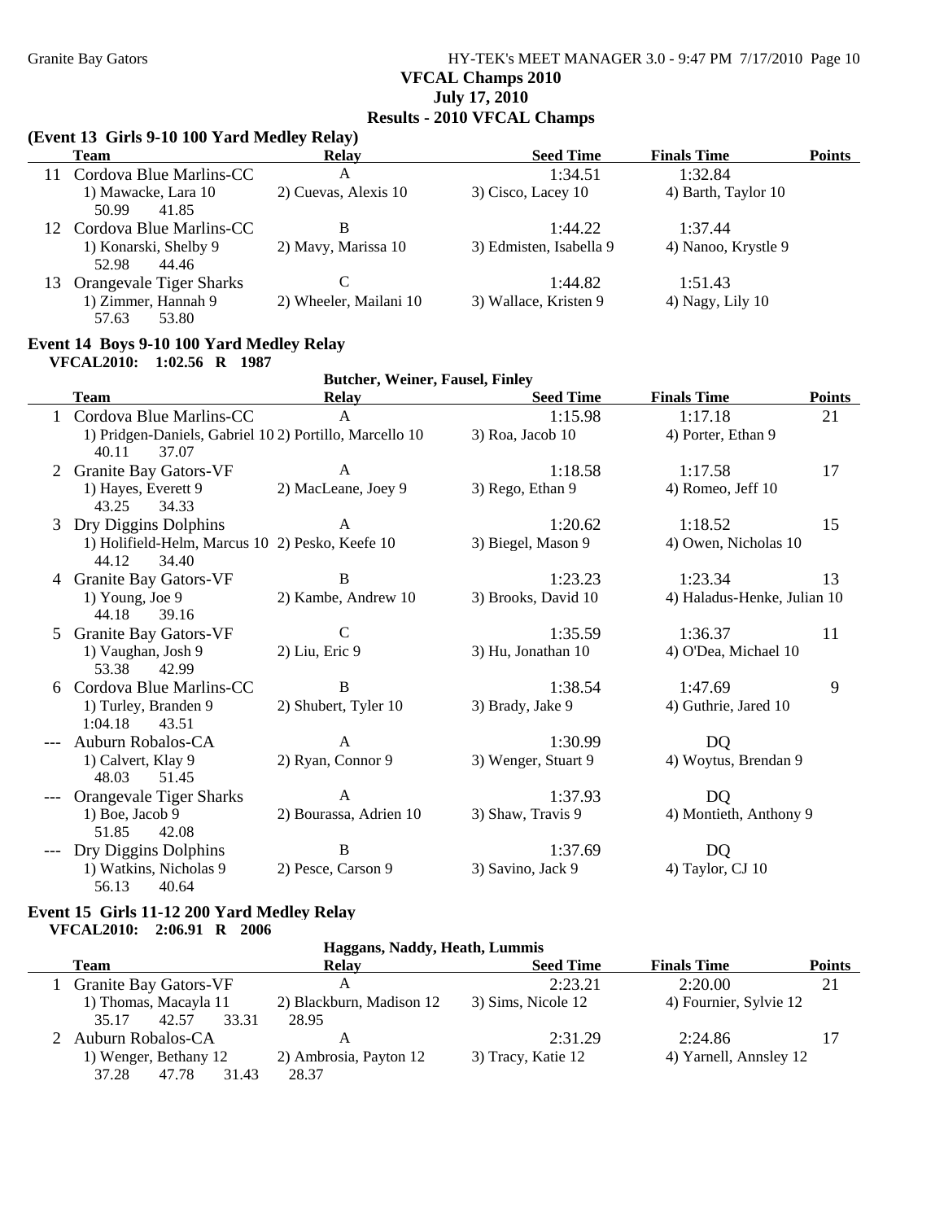**VFCAL Champs 2010**
**July 17, 2010**
**Results - 2010 VFCAL Champs**

### (Event 13 Girls 9-10 100 Yard Medley Relay)

| | Team | Relay | Seed Time | Finals Time | Points |
|---|---|---|---|---|---|
| 11 | Cordova Blue Marlins-CC | A | 1:34.51 | 1:32.84 | |
| | 1) Mawacke, Lara 10 | 2) Cuevas, Alexis 10 | 3) Cisco, Lacey 10 | 4) Barth, Taylor 10 | |
| | 50.99 41.85 | | | | |
| 12 | Cordova Blue Marlins-CC | B | 1:44.22 | 1:37.44 | |
| | 1) Konarski, Shelby 9 | 2) Mavy, Marissa 10 | 3) Edmisten, Isabella 9 | 4) Nanoo, Krystle 9 | |
| | 52.98 44.46 | | | | |
| 13 | Orangevale Tiger Sharks | C | 1:44.82 | 1:51.43 | |
| | 1) Zimmer, Hannah 9 | 2) Wheeler, Mailani 10 | 3) Wallace, Kristen 9 | 4) Nagy, Lily 10 | |
| | 57.63 53.80 | | | | |

### Event 14 Boys 9-10 100 Yard Medley Relay

**VFCAL2010: 1:02.56 R 1987** — Butcher, Weiner, Fausel, Finley

| | Team | Relay | Seed Time | Finals Time | Points |
|---|---|---|---|---|---|
| 1 | Cordova Blue Marlins-CC | A | 1:15.98 | 1:17.18 | 21 |
| | 1) Pridgen-Daniels, Gabriel 10 | 2) Portillo, Marcello 10 | 3) Roa, Jacob 10 | 4) Porter, Ethan 9 | |
| | 40.11 37.07 | | | | |
| 2 | Granite Bay Gators-VF | A | 1:18.58 | 1:17.58 | 17 |
| | 1) Hayes, Everett 9 | 2) MacLeane, Joey 9 | 3) Rego, Ethan 9 | 4) Romeo, Jeff 10 | |
| | 43.25 34.33 | | | | |
| 3 | Dry Diggins Dolphins | A | 1:20.62 | 1:18.52 | 15 |
| | 1) Holifield-Helm, Marcus 10 | 2) Pesko, Keefe 10 | 3) Biegel, Mason 9 | 4) Owen, Nicholas 10 | |
| | 44.12 34.40 | | | | |
| 4 | Granite Bay Gators-VF | B | 1:23.23 | 1:23.34 | 13 |
| | 1) Young, Joe 9 | 2) Kambe, Andrew 10 | 3) Brooks, David 10 | 4) Haladus-Henke, Julian 10 | |
| | 44.18 39.16 | | | | |
| 5 | Granite Bay Gators-VF | C | 1:35.59 | 1:36.37 | 11 |
| | 1) Vaughan, Josh 9 | 2) Liu, Eric 9 | 3) Hu, Jonathan 10 | 4) O'Dea, Michael 10 | |
| | 53.38 42.99 | | | | |
| 6 | Cordova Blue Marlins-CC | B | 1:38.54 | 1:47.69 | 9 |
| | 1) Turley, Branden 9 | 2) Shubert, Tyler 10 | 3) Brady, Jake 9 | 4) Guthrie, Jared 10 | |
| | 1:04.18 43.51 | | | | |
| --- | Auburn Robalos-CA | A | 1:30.99 | DQ | |
| | 1) Calvert, Klay 9 | 2) Ryan, Connor 9 | 3) Wenger, Stuart 9 | 4) Woytus, Brendan 9 | |
| | 48.03 51.45 | | | | |
| --- | Orangevale Tiger Sharks | A | 1:37.93 | DQ | |
| | 1) Boe, Jacob 9 | 2) Bourassa, Adrien 10 | 3) Shaw, Travis 9 | 4) Montieth, Anthony 9 | |
| | 51.85 42.08 | | | | |
| --- | Dry Diggins Dolphins | B | 1:37.69 | DQ | |
| | 1) Watkins, Nicholas 9 | 2) Pesce, Carson 9 | 3) Savino, Jack 9 | 4) Taylor, CJ 10 | |
| | 56.13 40.64 | | | | |

### Event 15 Girls 11-12 200 Yard Medley Relay

**VFCAL2010: 2:06.91 R 2006** — Haggans, Naddy, Heath, Lummis

| | Team | Relay | Seed Time | Finals Time | Points |
|---|---|---|---|---|---|
| 1 | Granite Bay Gators-VF | A | 2:23.21 | 2:20.00 | 21 |
| | 1) Thomas, Macayla 11 | 2) Blackburn, Madison 12 | 3) Sims, Nicole 12 | 4) Fournier, Sylvie 12 | |
| | 35.17 42.57 33.31 | 28.95 | | | |
| 2 | Auburn Robalos-CA | A | 2:31.29 | 2:24.86 | 17 |
| | 1) Wenger, Bethany 12 | 2) Ambrosia, Payton 12 | 3) Tracy, Katie 12 | 4) Yarnell, Annsley 12 | |
| | 37.28 47.78 31.43 | 28.37 | | | |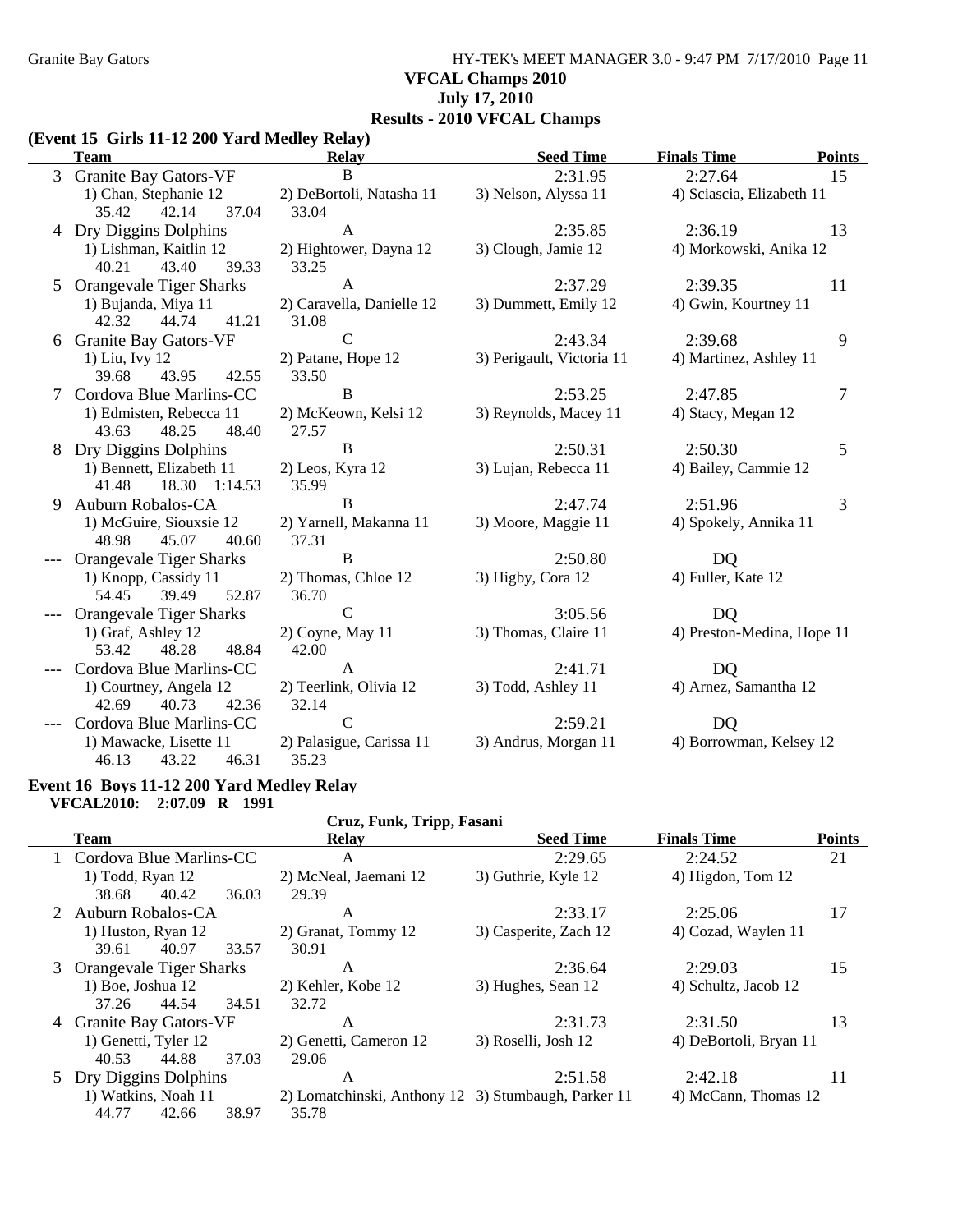**VFCAL Champs 2010**
**July 17, 2010**
**Results - 2010 VFCAL Champs**

### (Event 15 Girls 11-12 200 Yard Medley Relay)

| | Team | Relay | Seed Time | Finals Time | Points |
|---|---|---|---|---|---|
| 3 | Granite Bay Gators-VF | B | 2:31.95 | 2:27.64 | 15 |
| | 1) Chan, Stephanie 12 | 2) DeBortoli, Natasha 11 | 3) Nelson, Alyssa 11 | 4) Sciascia, Elizabeth 11 | |
| | 35.42 42.14 37.04 | 33.04 | | | |
| 4 | Dry Diggins Dolphins | A | 2:35.85 | 2:36.19 | 13 |
| | 1) Lishman, Kaitlin 12 | 2) Hightower, Dayna 12 | 3) Clough, Jamie 12 | 4) Morkowski, Anika 12 | |
| | 40.21 43.40 39.33 | 33.25 | | | |
| 5 | Orangevale Tiger Sharks | A | 2:37.29 | 2:39.35 | 11 |
| | 1) Bujanda, Miya 11 | 2) Caravella, Danielle 12 | 3) Dummett, Emily 12 | 4) Gwin, Kourtney 11 | |
| | 42.32 44.74 41.21 | 31.08 | | | |
| 6 | Granite Bay Gators-VF | C | 2:43.34 | 2:39.68 | 9 |
| | 1) Liu, Ivy 12 | 2) Patane, Hope 12 | 3) Perigault, Victoria 11 | 4) Martinez, Ashley 11 | |
| | 39.68 43.95 42.55 | 33.50 | | | |
| 7 | Cordova Blue Marlins-CC | B | 2:53.25 | 2:47.85 | 7 |
| | 1) Edmisten, Rebecca 11 | 2) McKeown, Kelsi 12 | 3) Reynolds, Macey 11 | 4) Stacy, Megan 12 | |
| | 43.63 48.25 48.40 | 27.57 | | | |
| 8 | Dry Diggins Dolphins | B | 2:50.31 | 2:50.30 | 5 |
| | 1) Bennett, Elizabeth 11 | 2) Leos, Kyra 12 | 3) Lujan, Rebecca 11 | 4) Bailey, Cammie 12 | |
| | 41.48 18.30 1:14.53 | 35.99 | | | |
| 9 | Auburn Robalos-CA | B | 2:47.74 | 2:51.96 | 3 |
| | 1) McGuire, Siouxsie 12 | 2) Yarnell, Makanna 11 | 3) Moore, Maggie 11 | 4) Spokely, Annika 11 | |
| | 48.98 45.07 40.60 | 37.31 | | | |
| --- | Orangevale Tiger Sharks | B | 2:50.80 | DQ | |
| | 1) Knopp, Cassidy 11 | 2) Thomas, Chloe 12 | 3) Higby, Cora 12 | 4) Fuller, Kate 12 | |
| | 54.45 39.49 52.87 | 36.70 | | | |
| --- | Orangevale Tiger Sharks | C | 3:05.56 | DQ | |
| | 1) Graf, Ashley 12 | 2) Coyne, May 11 | 3) Thomas, Claire 11 | 4) Preston-Medina, Hope 11 | |
| | 53.42 48.28 48.84 | 42.00 | | | |
| --- | Cordova Blue Marlins-CC | A | 2:41.71 | DQ | |
| | 1) Courtney, Angela 12 | 2) Teerlink, Olivia 12 | 3) Todd, Ashley 11 | 4) Arnez, Samantha 12 | |
| | 42.69 40.73 42.36 | 32.14 | | | |
| --- | Cordova Blue Marlins-CC | C | 2:59.21 | DQ | |
| | 1) Mawacke, Lisette 11 | 2) Palasigue, Carissa 11 | 3) Andrus, Morgan 11 | 4) Borrowman, Kelsey 12 | |
| | 46.13 43.22 46.31 | 35.23 | | | |

### Event 16 Boys 11-12 200 Yard Medley Relay

**VFCAL2010: 2:07.09 R 1991**
Cruz, Funk, Tripp, Fasani

| | Team | Relay | Seed Time | Finals Time | Points |
|---|---|---|---|---|---|
| 1 | Cordova Blue Marlins-CC | A | 2:29.65 | 2:24.52 | 21 |
| | 1) Todd, Ryan 12 | 2) McNeal, Jaemani 12 | 3) Guthrie, Kyle 12 | 4) Higdon, Tom 12 | |
| | 38.68 40.42 36.03 | 29.39 | | | |
| 2 | Auburn Robalos-CA | A | 2:33.17 | 2:25.06 | 17 |
| | 1) Huston, Ryan 12 | 2) Granat, Tommy 12 | 3) Casperite, Zach 12 | 4) Cozad, Waylen 11 | |
| | 39.61 40.97 33.57 | 30.91 | | | |
| 3 | Orangevale Tiger Sharks | A | 2:36.64 | 2:29.03 | 15 |
| | 1) Boe, Joshua 12 | 2) Kehler, Kobe 12 | 3) Hughes, Sean 12 | 4) Schultz, Jacob 12 | |
| | 37.26 44.54 34.51 | 32.72 | | | |
| 4 | Granite Bay Gators-VF | A | 2:31.73 | 2:31.50 | 13 |
| | 1) Genetti, Tyler 12 | 2) Genetti, Cameron 12 | 3) Roselli, Josh 12 | 4) DeBortoli, Bryan 11 | |
| | 40.53 44.88 37.03 | 29.06 | | | |
| 5 | Dry Diggins Dolphins | A | 2:51.58 | 2:42.18 | 11 |
| | 1) Watkins, Noah 11 | 2) Lomatchinski, Anthony 12 | 3) Stumbaugh, Parker 11 | 4) McCann, Thomas 12 | |
| | 44.77 42.66 38.97 | 35.78 | | | |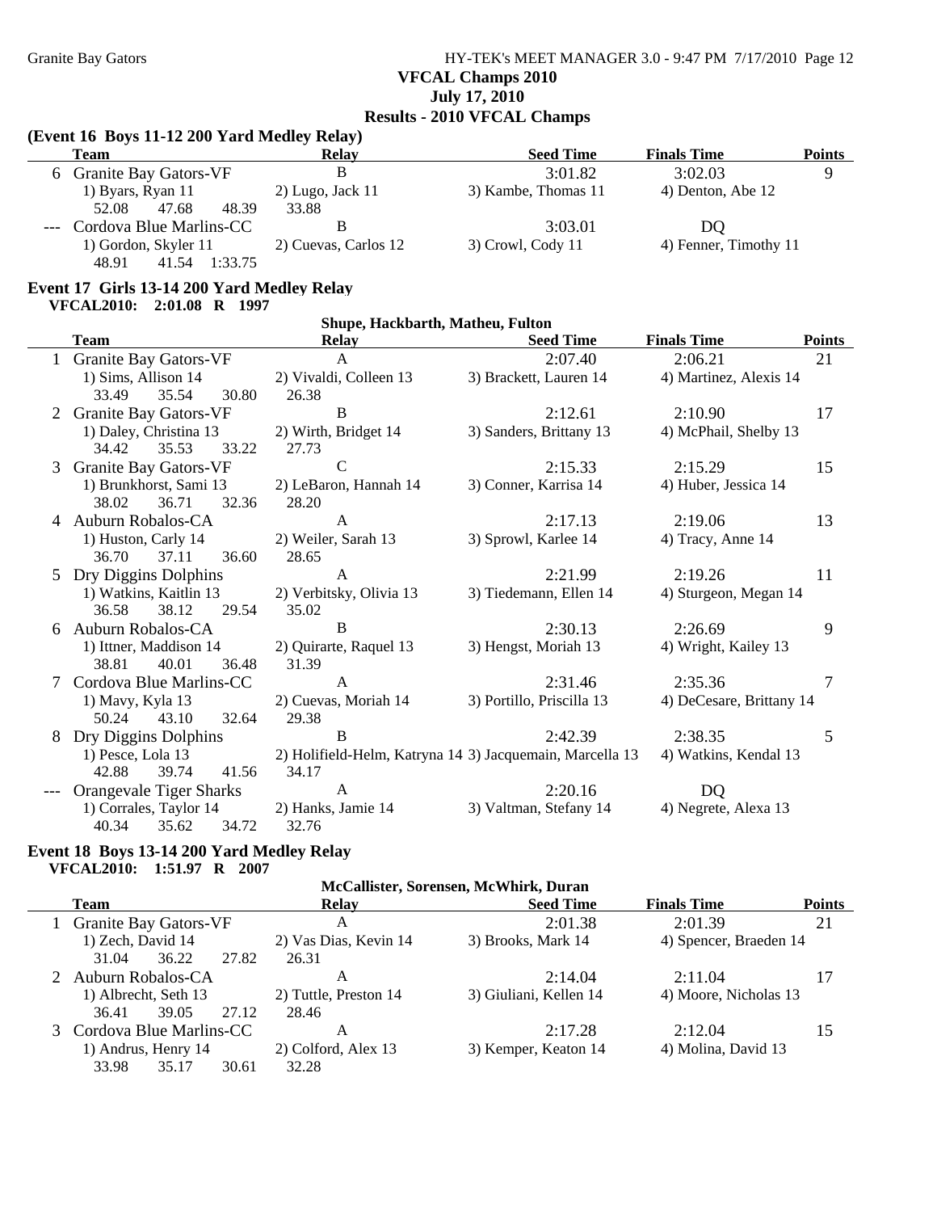## VFCAL Champs 2010
## July 17, 2010
## Results - 2010 VFCAL Champs

### (Event 16 Boys 11-12 200 Yard Medley Relay)

| | Team | Relay | Seed Time | Finals Time | Points |
|---|---|---|---|---|---|
| 6 | Granite Bay Gators-VF | B | 3:01.82 | 3:02.03 | 9 |
| | 1) Byars, Ryan 11 | 2) Lugo, Jack 11 | 3) Kambe, Thomas 11 | 4) Denton, Abe 12 | |
| | 52.08 47.68 48.39 | 33.88 | | | |
| --- | Cordova Blue Marlins-CC | B | 3:03.01 | DQ | |
| | 1) Gordon, Skyler 11 | 2) Cuevas, Carlos 12 | 3) Crowl, Cody 11 | 4) Fenner, Timothy 11 | |
| | 48.91 41.54 1:33.75 | | | | |

### Event 17 Girls 13-14 200 Yard Medley Relay

**VFCAL2010: 2:01.08 R 1997** — Shupe, Hackbarth, Matheu, Fulton

| | Team | Relay | Seed Time | Finals Time | Points |
|---|---|---|---|---|---|
| 1 | Granite Bay Gators-VF | A | 2:07.40 | 2:06.21 | 21 |
| | 1) Sims, Allison 14 | 2) Vivaldi, Colleen 13 | 3) Brackett, Lauren 14 | 4) Martinez, Alexis 14 | |
| | 33.49 35.54 30.80 | 26.38 | | | |
| 2 | Granite Bay Gators-VF | B | 2:12.61 | 2:10.90 | 17 |
| | 1) Daley, Christina 13 | 2) Wirth, Bridget 14 | 3) Sanders, Brittany 13 | 4) McPhail, Shelby 13 | |
| | 34.42 35.53 33.22 | 27.73 | | | |
| 3 | Granite Bay Gators-VF | C | 2:15.33 | 2:15.29 | 15 |
| | 1) Brunkhorst, Sami 13 | 2) LeBaron, Hannah 14 | 3) Conner, Karrisa 14 | 4) Huber, Jessica 14 | |
| | 38.02 36.71 32.36 | 28.20 | | | |
| 4 | Auburn Robalos-CA | A | 2:17.13 | 2:19.06 | 13 |
| | 1) Huston, Carly 14 | 2) Weiler, Sarah 13 | 3) Sprowl, Karlee 14 | 4) Tracy, Anne 14 | |
| | 36.70 37.11 36.60 | 28.65 | | | |
| 5 | Dry Diggins Dolphins | A | 2:21.99 | 2:19.26 | 11 |
| | 1) Watkins, Kaitlin 13 | 2) Verbitsky, Olivia 13 | 3) Tiedemann, Ellen 14 | 4) Sturgeon, Megan 14 | |
| | 36.58 38.12 29.54 | 35.02 | | | |
| 6 | Auburn Robalos-CA | B | 2:30.13 | 2:26.69 | 9 |
| | 1) Ittner, Maddison 14 | 2) Quirarte, Raquel 13 | 3) Hengst, Moriah 13 | 4) Wright, Kailey 13 | |
| | 38.81 40.01 36.48 | 31.39 | | | |
| 7 | Cordova Blue Marlins-CC | A | 2:31.46 | 2:35.36 | 7 |
| | 1) Mavy, Kyla 13 | 2) Cuevas, Moriah 14 | 3) Portillo, Priscilla 13 | 4) DeCesare, Brittany 14 | |
| | 50.24 43.10 32.64 | 29.38 | | | |
| 8 | Dry Diggins Dolphins | B | 2:42.39 | 2:38.35 | 5 |
| | 1) Pesce, Lola 13 | 2) Holifield-Helm, Katryna 14 | 3) Jacquemain, Marcella 13 | 4) Watkins, Kendal 13 | |
| | 42.88 39.74 41.56 | 34.17 | | | |
| --- | Orangevale Tiger Sharks | A | 2:20.16 | DQ | |
| | 1) Corrales, Taylor 14 | 2) Hanks, Jamie 14 | 3) Valtman, Stefany 14 | 4) Negrete, Alexa 13 | |
| | 40.34 35.62 34.72 | 32.76 | | | |

### Event 18 Boys 13-14 200 Yard Medley Relay

**VFCAL2010: 1:51.97 R 2007** — McCallister, Sorensen, McWhirk, Duran

| | Team | Relay | Seed Time | Finals Time | Points |
|---|---|---|---|---|---|
| 1 | Granite Bay Gators-VF | A | 2:01.38 | 2:01.39 | 21 |
| | 1) Zech, David 14 | 2) Vas Dias, Kevin 14 | 3) Brooks, Mark 14 | 4) Spencer, Braeden 14 | |
| | 31.04 36.22 27.82 | 26.31 | | | |
| 2 | Auburn Robalos-CA | A | 2:14.04 | 2:11.04 | 17 |
| | 1) Albrecht, Seth 13 | 2) Tuttle, Preston 14 | 3) Giuliani, Kellen 14 | 4) Moore, Nicholas 13 | |
| | 36.41 39.05 27.12 | 28.46 | | | |
| 3 | Cordova Blue Marlins-CC | A | 2:17.28 | 2:12.04 | 15 |
| | 1) Andrus, Henry 14 | 2) Colford, Alex 13 | 3) Kemper, Keaton 14 | 4) Molina, David 13 | |
| | 33.98 35.17 30.61 | 32.28 | | | |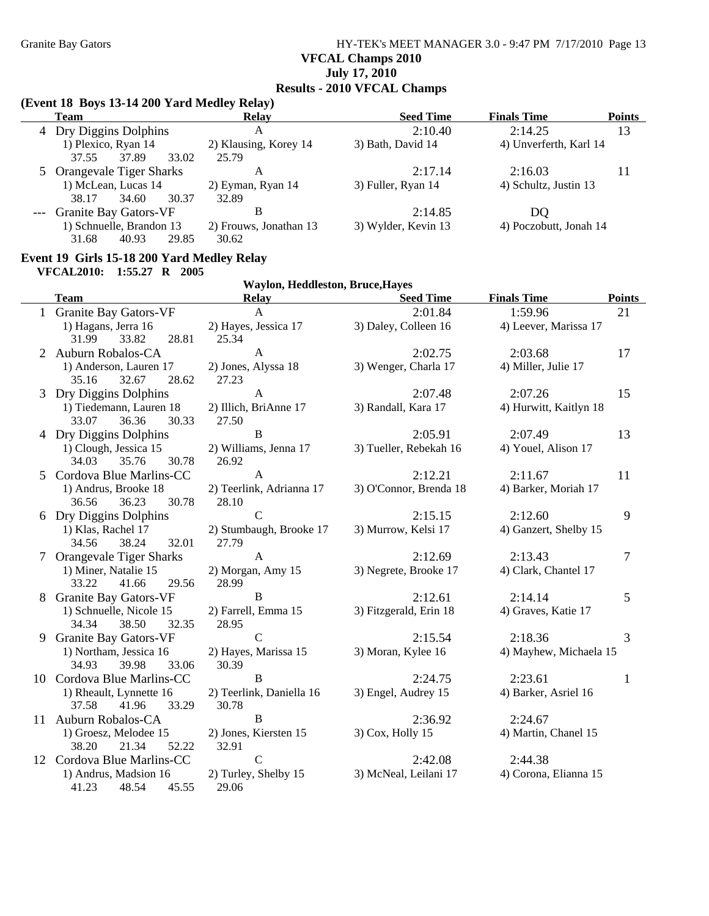**VFCAL Champs 2010**
**July 17, 2010**
**Results - 2010 VFCAL Champs**

### (Event 18 Boys 13-14 200 Yard Medley Relay)

| | Team | Relay | Seed Time | Finals Time | Points |
|---|---|---|---|---|---|
| 4 | Dry Diggins Dolphins | A | 2:10.40 | 2:14.25 | 13 |
| | 1) Plexico, Ryan 14 | 2) Klausing, Korey 14 | 3) Bath, David 14 | 4) Unverferth, Karl 14 | |
| | 37.55 37.89 33.02 | 25.79 | | | |
| 5 | Orangevale Tiger Sharks | A | 2:17.14 | 2:16.03 | 11 |
| | 1) McLean, Lucas 14 | 2) Eyman, Ryan 14 | 3) Fuller, Ryan 14 | 4) Schultz, Justin 13 | |
| | 38.17 34.60 30.37 | 32.89 | | | |
| --- | Granite Bay Gators-VF | B | 2:14.85 | DQ | |
| | 1) Schnuelle, Brandon 13 | 2) Frouws, Jonathan 13 | 3) Wylder, Kevin 13 | 4) Poczobutt, Jonah 14 | |
| | 31.68 40.93 29.85 | 30.62 | | | |

### Event 19 Girls 15-18 200 Yard Medley Relay

**VFCAL2010: 1:55.27 R 2005** Waylon, Heddleston, Bruce,Hayes

| | Team | Relay | Seed Time | Finals Time | Points |
|---|---|---|---|---|---|
| 1 | Granite Bay Gators-VF | A | 2:01.84 | 1:59.96 | 21 |
| | 1) Hagans, Jerra 16 | 2) Hayes, Jessica 17 | 3) Daley, Colleen 16 | 4) Leever, Marissa 17 | |
| | 31.99 33.82 28.81 | 25.34 | | | |
| 2 | Auburn Robalos-CA | A | 2:02.75 | 2:03.68 | 17 |
| | 1) Anderson, Lauren 17 | 2) Jones, Alyssa 18 | 3) Wenger, Charla 17 | 4) Miller, Julie 17 | |
| | 35.16 32.67 28.62 | 27.23 | | | |
| 3 | Dry Diggins Dolphins | A | 2:07.48 | 2:07.26 | 15 |
| | 1) Tiedemann, Lauren 18 | 2) Illich, BriAnne 17 | 3) Randall, Kara 17 | 4) Hurwitt, Kaitlyn 18 | |
| | 33.07 36.36 30.33 | 27.50 | | | |
| 4 | Dry Diggins Dolphins | B | 2:05.91 | 2:07.49 | 13 |
| | 1) Clough, Jessica 15 | 2) Williams, Jenna 17 | 3) Tueller, Rebekah 16 | 4) Youel, Alison 17 | |
| | 34.03 35.76 30.78 | 26.92 | | | |
| 5 | Cordova Blue Marlins-CC | A | 2:12.21 | 2:11.67 | 11 |
| | 1) Andrus, Brooke 18 | 2) Teerlink, Adrianna 17 | 3) O'Connor, Brenda 18 | 4) Barker, Moriah 17 | |
| | 36.56 36.23 30.78 | 28.10 | | | |
| 6 | Dry Diggins Dolphins | C | 2:15.15 | 2:12.60 | 9 |
| | 1) Klas, Rachel 17 | 2) Stumbaugh, Brooke 17 | 3) Murrow, Kelsi 17 | 4) Ganzert, Shelby 15 | |
| | 34.56 38.24 32.01 | 27.79 | | | |
| 7 | Orangevale Tiger Sharks | A | 2:12.69 | 2:13.43 | 7 |
| | 1) Miner, Natalie 15 | 2) Morgan, Amy 15 | 3) Negrete, Brooke 17 | 4) Clark, Chantel 17 | |
| | 33.22 41.66 29.56 | 28.99 | | | |
| 8 | Granite Bay Gators-VF | B | 2:12.61 | 2:14.14 | 5 |
| | 1) Schnuelle, Nicole 15 | 2) Farrell, Emma 15 | 3) Fitzgerald, Erin 18 | 4) Graves, Katie 17 | |
| | 34.34 38.50 32.35 | 28.95 | | | |
| 9 | Granite Bay Gators-VF | C | 2:15.54 | 2:18.36 | 3 |
| | 1) Northam, Jessica 16 | 2) Hayes, Marissa 15 | 3) Moran, Kylee 16 | 4) Mayhew, Michaela 15 | |
| | 34.93 39.98 33.06 | 30.39 | | | |
| 10 | Cordova Blue Marlins-CC | B | 2:24.75 | 2:23.61 | 1 |
| | 1) Rheault, Lynnette 16 | 2) Teerlink, Daniella 16 | 3) Engel, Audrey 15 | 4) Barker, Asriel 16 | |
| | 37.58 41.96 33.29 | 30.78 | | | |
| 11 | Auburn Robalos-CA | B | 2:36.92 | 2:24.67 | |
| | 1) Groesz, Melodee 15 | 2) Jones, Kiersten 15 | 3) Cox, Holly 15 | 4) Martin, Chanel 15 | |
| | 38.20 21.34 52.22 | 32.91 | | | |
| 12 | Cordova Blue Marlins-CC | C | 2:42.08 | 2:44.38 | |
| | 1) Andrus, Madsion 16 | 2) Turley, Shelby 15 | 3) McNeal, Leilani 17 | 4) Corona, Elianna 15 | |
| | 41.23 48.54 45.55 | 29.06 | | | |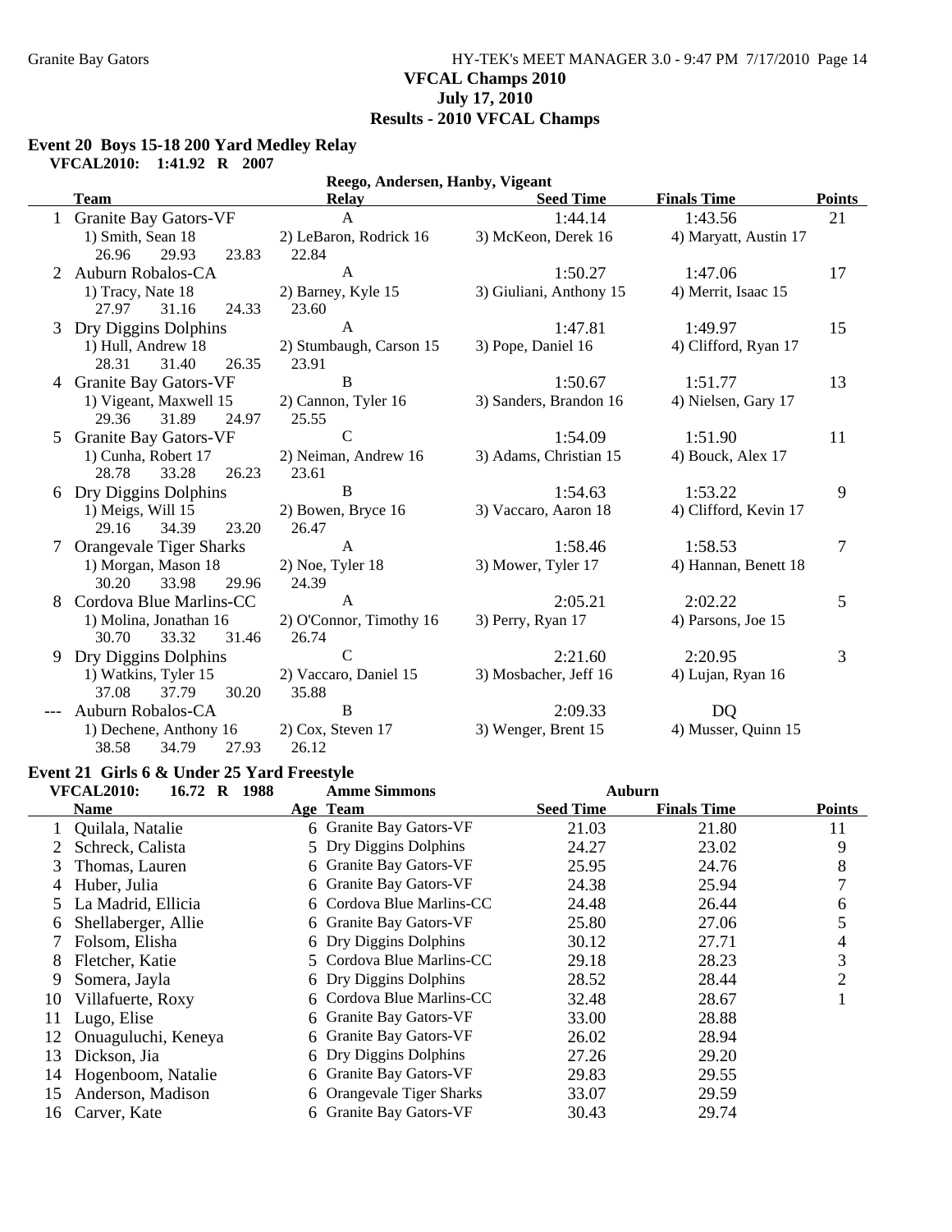VFCAL Champs 2010
July 17, 2010
Results - 2010 VFCAL Champs

## Event 20 Boys 15-18 200 Yard Medley Relay

**VFCAL2010: 1:41.92 R 2007** Reego, Andersen, Hanby, Vigeant

| | Team | Relay | Seed Time | Finals Time | Points |
|---|---|---|---|---|---|
| 1 | Granite Bay Gators-VF | A | 1:44.14 | 1:43.56 | 21 |
| | 1) Smith, Sean 18 | 2) LeBaron, Rodrick 16 | 3) McKeon, Derek 16 | 4) Maryatt, Austin 17 | |
| | 26.96 29.93 23.83 | 22.84 | | | |
| 2 | Auburn Robalos-CA | A | 1:50.27 | 1:47.06 | 17 |
| | 1) Tracy, Nate 18 | 2) Barney, Kyle 15 | 3) Giuliani, Anthony 15 | 4) Merrit, Isaac 15 | |
| | 27.97 31.16 24.33 | 23.60 | | | |
| 3 | Dry Diggins Dolphins | A | 1:47.81 | 1:49.97 | 15 |
| | 1) Hull, Andrew 18 | 2) Stumbaugh, Carson 15 | 3) Pope, Daniel 16 | 4) Clifford, Ryan 17 | |
| | 28.31 31.40 26.35 | 23.91 | | | |
| 4 | Granite Bay Gators-VF | B | 1:50.67 | 1:51.77 | 13 |
| | 1) Vigeant, Maxwell 15 | 2) Cannon, Tyler 16 | 3) Sanders, Brandon 16 | 4) Nielsen, Gary 17 | |
| | 29.36 31.89 24.97 | 25.55 | | | |
| 5 | Granite Bay Gators-VF | C | 1:54.09 | 1:51.90 | 11 |
| | 1) Cunha, Robert 17 | 2) Neiman, Andrew 16 | 3) Adams, Christian 15 | 4) Bouck, Alex 17 | |
| | 28.78 33.28 26.23 | 23.61 | | | |
| 6 | Dry Diggins Dolphins | B | 1:54.63 | 1:53.22 | 9 |
| | 1) Meigs, Will 15 | 2) Bowen, Bryce 16 | 3) Vaccaro, Aaron 18 | 4) Clifford, Kevin 17 | |
| | 29.16 34.39 23.20 | 26.47 | | | |
| 7 | Orangevale Tiger Sharks | A | 1:58.46 | 1:58.53 | 7 |
| | 1) Morgan, Mason 18 | 2) Noe, Tyler 18 | 3) Mower, Tyler 17 | 4) Hannan, Benett 18 | |
| | 30.20 33.98 29.96 | 24.39 | | | |
| 8 | Cordova Blue Marlins-CC | A | 2:05.21 | 2:02.22 | 5 |
| | 1) Molina, Jonathan 16 | 2) O'Connor, Timothy 16 | 3) Perry, Ryan 17 | 4) Parsons, Joe 15 | |
| | 30.70 33.32 31.46 | 26.74 | | | |
| 9 | Dry Diggins Dolphins | C | 2:21.60 | 2:20.95 | 3 |
| | 1) Watkins, Tyler 15 | 2) Vaccaro, Daniel 15 | 3) Mosbacher, Jeff 16 | 4) Lujan, Ryan 16 | |
| | 37.08 37.79 30.20 | 35.88 | | | |
| --- | Auburn Robalos-CA | B | 2:09.33 | DQ | |
| | 1) Dechene, Anthony 16 | 2) Cox, Steven 17 | 3) Wenger, Brent 15 | 4) Musser, Quinn 15 | |
| | 38.58 34.79 27.93 | 26.12 | | | |

## Event 21 Girls 6 & Under 25 Yard Freestyle

**VFCAL2010: 16.72 R 1988** Amme Simmons Auburn

| | Name | Age | Team | Seed Time | Finals Time | Points |
|---|---|---|---|---|---|---|
| 1 | Quilala, Natalie | 6 | Granite Bay Gators-VF | 21.03 | 21.80 | 11 |
| 2 | Schreck, Calista | 5 | Dry Diggins Dolphins | 24.27 | 23.02 | 9 |
| 3 | Thomas, Lauren | 6 | Granite Bay Gators-VF | 25.95 | 24.76 | 8 |
| 4 | Huber, Julia | 6 | Granite Bay Gators-VF | 24.38 | 25.94 | 7 |
| 5 | La Madrid, Ellicia | 6 | Cordova Blue Marlins-CC | 24.48 | 26.44 | 6 |
| 6 | Shellaberger, Allie | 6 | Granite Bay Gators-VF | 25.80 | 27.06 | 5 |
| 7 | Folsom, Elisha | 6 | Dry Diggins Dolphins | 30.12 | 27.71 | 4 |
| 8 | Fletcher, Katie | 5 | Cordova Blue Marlins-CC | 29.18 | 28.23 | 3 |
| 9 | Somera, Jayla | 6 | Dry Diggins Dolphins | 28.52 | 28.44 | 2 |
| 10 | Villafuerte, Roxy | 6 | Cordova Blue Marlins-CC | 32.48 | 28.67 | 1 |
| 11 | Lugo, Elise | 6 | Granite Bay Gators-VF | 33.00 | 28.88 | |
| 12 | Onuaguluchi, Keneya | 6 | Granite Bay Gators-VF | 26.02 | 28.94 | |
| 13 | Dickson, Jia | 6 | Dry Diggins Dolphins | 27.26 | 29.20 | |
| 14 | Hogenboom, Natalie | 6 | Granite Bay Gators-VF | 29.83 | 29.55 | |
| 15 | Anderson, Madison | 6 | Orangevale Tiger Sharks | 33.07 | 29.59 | |
| 16 | Carver, Kate | 6 | Granite Bay Gators-VF | 30.43 | 29.74 | |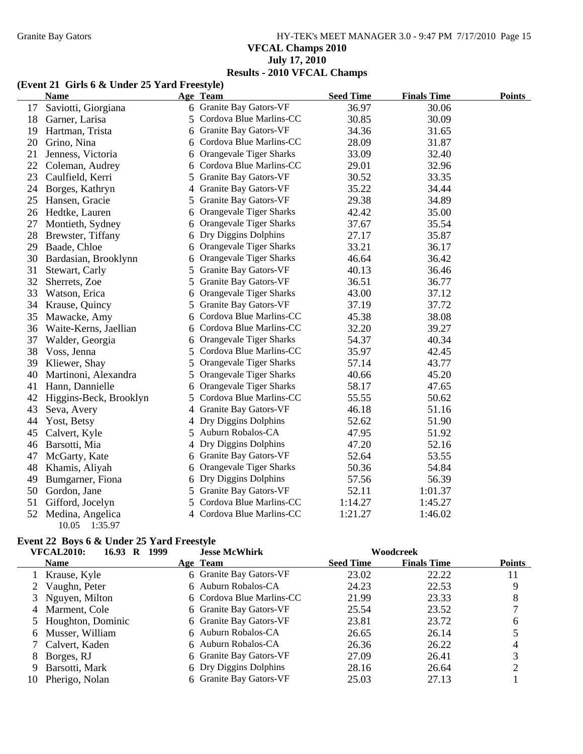VFCAL Champs 2010

July 17, 2010

Results - 2010 VFCAL Champs

### (Event 21 Girls 6 & Under 25 Yard Freestyle)

| | Name | Age | Team | Seed Time | Finals Time | Points |
|---|---|---|---|---|---|---|
| 17 | Saviotti, Giorgiana | 6 | Granite Bay Gators-VF | 36.97 | 30.06 | |
| 18 | Garner, Larisa | 5 | Cordova Blue Marlins-CC | 30.85 | 30.09 | |
| 19 | Hartman, Trista | 6 | Granite Bay Gators-VF | 34.36 | 31.65 | |
| 20 | Grino, Nina | 6 | Cordova Blue Marlins-CC | 28.09 | 31.87 | |
| 21 | Jenness, Victoria | 6 | Orangevale Tiger Sharks | 33.09 | 32.40 | |
| 22 | Coleman, Audrey | 6 | Cordova Blue Marlins-CC | 29.01 | 32.96 | |
| 23 | Caulfield, Kerri | 5 | Granite Bay Gators-VF | 30.52 | 33.35 | |
| 24 | Borges, Kathryn | 4 | Granite Bay Gators-VF | 35.22 | 34.44 | |
| 25 | Hansen, Gracie | 5 | Granite Bay Gators-VF | 29.38 | 34.89 | |
| 26 | Hedtke, Lauren | 6 | Orangevale Tiger Sharks | 42.42 | 35.00 | |
| 27 | Montieth, Sydney | 6 | Orangevale Tiger Sharks | 37.67 | 35.54 | |
| 28 | Brewster, Tiffany | 6 | Dry Diggins Dolphins | 27.17 | 35.87 | |
| 29 | Baade, Chloe | 6 | Orangevale Tiger Sharks | 33.21 | 36.17 | |
| 30 | Bardasian, Brooklynn | 6 | Orangevale Tiger Sharks | 46.64 | 36.42 | |
| 31 | Stewart, Carly | 5 | Granite Bay Gators-VF | 40.13 | 36.46 | |
| 32 | Sherrets, Zoe | 5 | Granite Bay Gators-VF | 36.51 | 36.77 | |
| 33 | Watson, Erica | 6 | Orangevale Tiger Sharks | 43.00 | 37.12 | |
| 34 | Krause, Quincy | 5 | Granite Bay Gators-VF | 37.19 | 37.72 | |
| 35 | Mawacke, Amy | 6 | Cordova Blue Marlins-CC | 45.38 | 38.08 | |
| 36 | Waite-Kerns, Jaellian | 6 | Cordova Blue Marlins-CC | 32.20 | 39.27 | |
| 37 | Walder, Georgia | 6 | Orangevale Tiger Sharks | 54.37 | 40.34 | |
| 38 | Voss, Jenna | 5 | Cordova Blue Marlins-CC | 35.97 | 42.45 | |
| 39 | Kliewer, Shay | 5 | Orangevale Tiger Sharks | 57.14 | 43.77 | |
| 40 | Martinoni, Alexandra | 5 | Orangevale Tiger Sharks | 40.66 | 45.20 | |
| 41 | Hann, Dannielle | 6 | Orangevale Tiger Sharks | 58.17 | 47.65 | |
| 42 | Higgins-Beck, Brooklyn | 5 | Cordova Blue Marlins-CC | 55.55 | 50.62 | |
| 43 | Seva, Avery | 4 | Granite Bay Gators-VF | 46.18 | 51.16 | |
| 44 | Yost, Betsy | 4 | Dry Diggins Dolphins | 52.62 | 51.90 | |
| 45 | Calvert, Kyle | 5 | Auburn Robalos-CA | 47.95 | 51.92 | |
| 46 | Barsotti, Mia | 4 | Dry Diggins Dolphins | 47.20 | 52.16 | |
| 47 | McGarty, Kate | 6 | Granite Bay Gators-VF | 52.64 | 53.55 | |
| 48 | Khamis, Aliyah | 6 | Orangevale Tiger Sharks | 50.36 | 54.84 | |
| 49 | Bumgarner, Fiona | 6 | Dry Diggins Dolphins | 57.56 | 56.39 | |
| 50 | Gordon, Jane | 5 | Granite Bay Gators-VF | 52.11 | 1:01.37 | |
| 51 | Gifford, Jocelyn | 5 | Cordova Blue Marlins-CC | 1:14.27 | 1:45.27 | |
| 52 | Medina, Angelica | 4 | Cordova Blue Marlins-CC | 1:21.27 | 1:46.02 | |
| | 10.05 1:35.97 | | | | | |

### Event 22 Boys 6 & Under 25 Yard Freestyle

VFCAL2010: 16.93 R 1999 Jesse McWhirk Woodcreek

| | Name | Age | Team | Seed Time | Finals Time | Points |
|---|---|---|---|---|---|---|
| 1 | Krause, Kyle | 6 | Granite Bay Gators-VF | 23.02 | 22.22 | 11 |
| 2 | Vaughn, Peter | 6 | Auburn Robalos-CA | 24.23 | 22.53 | 9 |
| 3 | Nguyen, Milton | 6 | Cordova Blue Marlins-CC | 21.99 | 23.33 | 8 |
| 4 | Marment, Cole | 6 | Granite Bay Gators-VF | 25.54 | 23.52 | 7 |
| 5 | Houghton, Dominic | 6 | Granite Bay Gators-VF | 23.81 | 23.72 | 6 |
| 6 | Musser, William | 6 | Auburn Robalos-CA | 26.65 | 26.14 | 5 |
| 7 | Calvert, Kaden | 6 | Auburn Robalos-CA | 26.36 | 26.22 | 4 |
| 8 | Borges, RJ | 6 | Granite Bay Gators-VF | 27.09 | 26.41 | 3 |
| 9 | Barsotti, Mark | 6 | Dry Diggins Dolphins | 28.16 | 26.64 | 2 |
| 10 | Pherigo, Nolan | 6 | Granite Bay Gators-VF | 25.03 | 27.13 | 1 |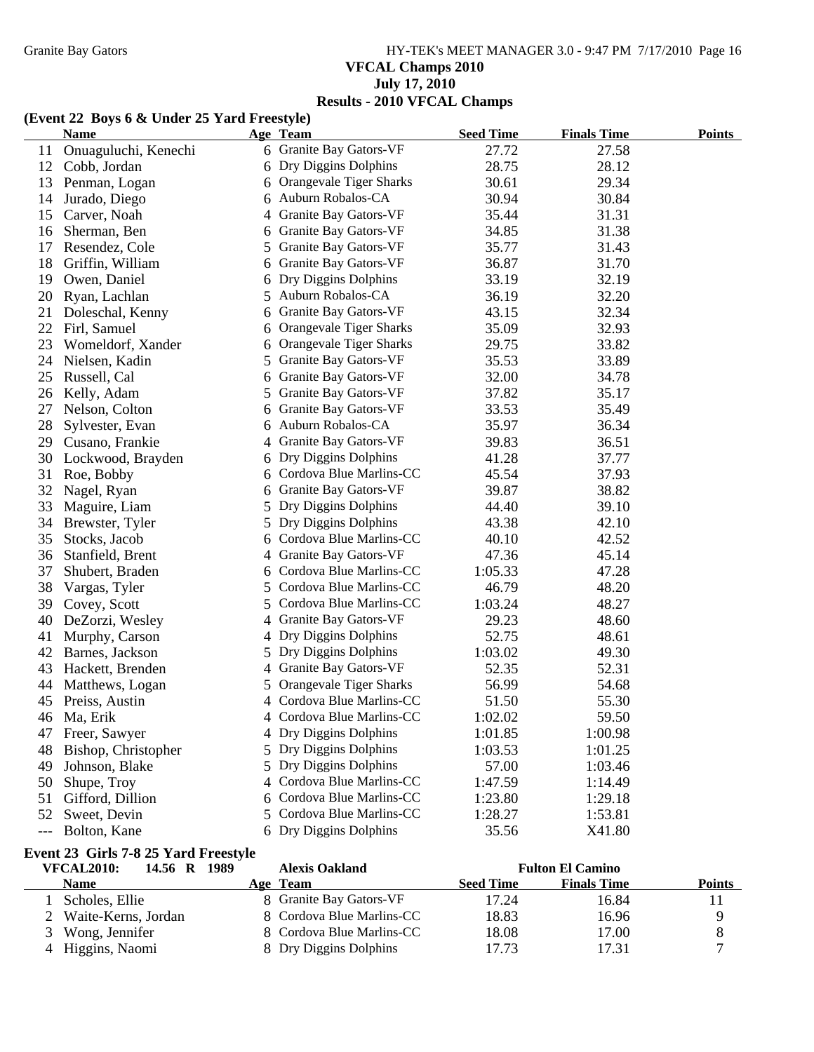VFCAL Champs 2010

July 17, 2010

Results - 2010 VFCAL Champs

### (Event 22 Boys 6 & Under 25 Yard Freestyle)

| | Name | Age | Team | Seed Time | Finals Time | Points |
|---|---|---|---|---|---|---|
| 11 | Onuaguluchi, Kenechi | 6 | Granite Bay Gators-VF | 27.72 | 27.58 | |
| 12 | Cobb, Jordan | 6 | Dry Diggins Dolphins | 28.75 | 28.12 | |
| 13 | Penman, Logan | 6 | Orangevale Tiger Sharks | 30.61 | 29.34 | |
| 14 | Jurado, Diego | 6 | Auburn Robalos-CA | 30.94 | 30.84 | |
| 15 | Carver, Noah | 4 | Granite Bay Gators-VF | 35.44 | 31.31 | |
| 16 | Sherman, Ben | 6 | Granite Bay Gators-VF | 34.85 | 31.38 | |
| 17 | Resendez, Cole | 5 | Granite Bay Gators-VF | 35.77 | 31.43 | |
| 18 | Griffin, William | 6 | Granite Bay Gators-VF | 36.87 | 31.70 | |
| 19 | Owen, Daniel | 6 | Dry Diggins Dolphins | 33.19 | 32.19 | |
| 20 | Ryan, Lachlan | 5 | Auburn Robalos-CA | 36.19 | 32.20 | |
| 21 | Doleschal, Kenny | 6 | Granite Bay Gators-VF | 43.15 | 32.34 | |
| 22 | Firl, Samuel | 6 | Orangevale Tiger Sharks | 35.09 | 32.93 | |
| 23 | Womeldorf, Xander | 6 | Orangevale Tiger Sharks | 29.75 | 33.82 | |
| 24 | Nielsen, Kadin | 5 | Granite Bay Gators-VF | 35.53 | 33.89 | |
| 25 | Russell, Cal | 6 | Granite Bay Gators-VF | 32.00 | 34.78 | |
| 26 | Kelly, Adam | 5 | Granite Bay Gators-VF | 37.82 | 35.17 | |
| 27 | Nelson, Colton | 6 | Granite Bay Gators-VF | 33.53 | 35.49 | |
| 28 | Sylvester, Evan | 6 | Auburn Robalos-CA | 35.97 | 36.34 | |
| 29 | Cusano, Frankie | 4 | Granite Bay Gators-VF | 39.83 | 36.51 | |
| 30 | Lockwood, Brayden | 6 | Dry Diggins Dolphins | 41.28 | 37.77 | |
| 31 | Roe, Bobby | 6 | Cordova Blue Marlins-CC | 45.54 | 37.93 | |
| 32 | Nagel, Ryan | 6 | Granite Bay Gators-VF | 39.87 | 38.82 | |
| 33 | Maguire, Liam | 5 | Dry Diggins Dolphins | 44.40 | 39.10 | |
| 34 | Brewster, Tyler | 5 | Dry Diggins Dolphins | 43.38 | 42.10 | |
| 35 | Stocks, Jacob | 6 | Cordova Blue Marlins-CC | 40.10 | 42.52 | |
| 36 | Stanfield, Brent | 4 | Granite Bay Gators-VF | 47.36 | 45.14 | |
| 37 | Shubert, Braden | 6 | Cordova Blue Marlins-CC | 1:05.33 | 47.28 | |
| 38 | Vargas, Tyler | 5 | Cordova Blue Marlins-CC | 46.79 | 48.20 | |
| 39 | Covey, Scott | 5 | Cordova Blue Marlins-CC | 1:03.24 | 48.27 | |
| 40 | DeZorzi, Wesley | 4 | Granite Bay Gators-VF | 29.23 | 48.60 | |
| 41 | Murphy, Carson | 4 | Dry Diggins Dolphins | 52.75 | 48.61 | |
| 42 | Barnes, Jackson | 5 | Dry Diggins Dolphins | 1:03.02 | 49.30 | |
| 43 | Hackett, Brenden | 4 | Granite Bay Gators-VF | 52.35 | 52.31 | |
| 44 | Matthews, Logan | 5 | Orangevale Tiger Sharks | 56.99 | 54.68 | |
| 45 | Preiss, Austin | 4 | Cordova Blue Marlins-CC | 51.50 | 55.30 | |
| 46 | Ma, Erik | 4 | Cordova Blue Marlins-CC | 1:02.02 | 59.50 | |
| 47 | Freer, Sawyer | 4 | Dry Diggins Dolphins | 1:01.85 | 1:00.98 | |
| 48 | Bishop, Christopher | 5 | Dry Diggins Dolphins | 1:03.53 | 1:01.25 | |
| 49 | Johnson, Blake | 5 | Dry Diggins Dolphins | 57.00 | 1:03.46 | |
| 50 | Shupe, Troy | 4 | Cordova Blue Marlins-CC | 1:47.59 | 1:14.49 | |
| 51 | Gifford, Dillion | 6 | Cordova Blue Marlins-CC | 1:23.80 | 1:29.18 | |
| 52 | Sweet, Devin | 5 | Cordova Blue Marlins-CC | 1:28.27 | 1:53.81 | |
| --- | Bolton, Kane | 6 | Dry Diggins Dolphins | 35.56 | X41.80 | |

### Event 23 Girls 7-8 25 Yard Freestyle

**VFCAL2010: 14.56 R 1989 Alexis Oakland Fulton El Camino**

| | Name | Age | Team | Seed Time | Finals Time | Points |
|---|---|---|---|---|---|---|
| 1 | Scholes, Ellie | 8 | Granite Bay Gators-VF | 17.24 | 16.84 | 11 |
| 2 | Waite-Kerns, Jordan | 8 | Cordova Blue Marlins-CC | 18.83 | 16.96 | 9 |
| 3 | Wong, Jennifer | 8 | Cordova Blue Marlins-CC | 18.08 | 17.00 | 8 |
| 4 | Higgins, Naomi | 8 | Dry Diggins Dolphins | 17.73 | 17.31 | 7 |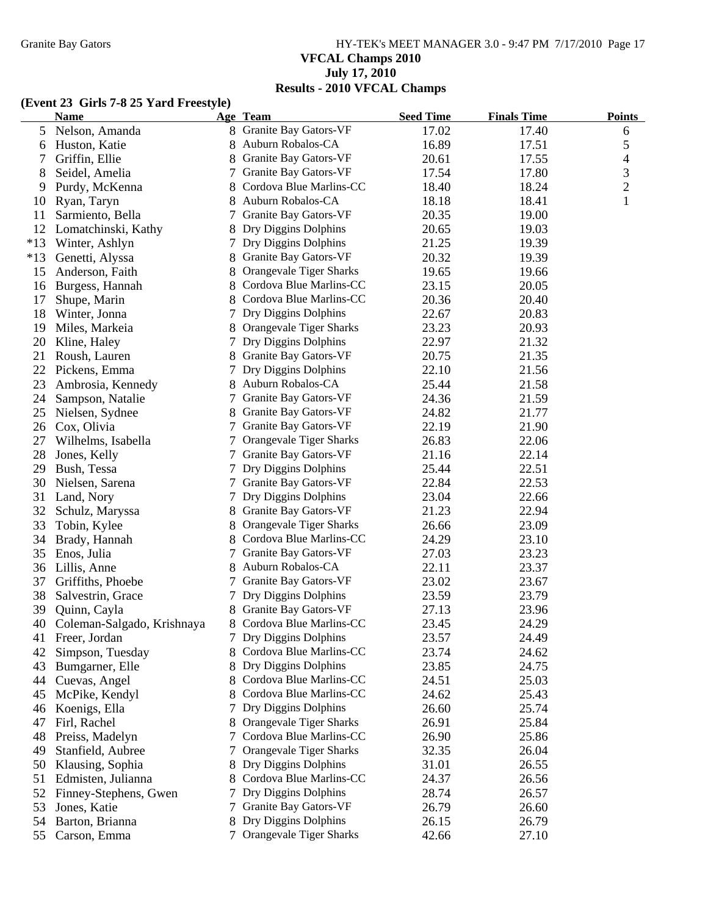## VFCAL Champs 2010

### July 17, 2010

### Results - 2010 VFCAL Champs

**(Event 23 Girls 7-8 25 Yard Freestyle)**

| | Name | Age | Team | Seed Time | Finals Time | Points |
|---|---|---|---|---|---|---|
| 5 | Nelson, Amanda | 8 | Granite Bay Gators-VF | 17.02 | 17.40 | 6 |
| 6 | Huston, Katie | 8 | Auburn Robalos-CA | 16.89 | 17.51 | 5 |
| 7 | Griffin, Ellie | 8 | Granite Bay Gators-VF | 20.61 | 17.55 | 4 |
| 8 | Seidel, Amelia | 7 | Granite Bay Gators-VF | 17.54 | 17.80 | 3 |
| 9 | Purdy, McKenna | 8 | Cordova Blue Marlins-CC | 18.40 | 18.24 | 2 |
| 10 | Ryan, Taryn | 8 | Auburn Robalos-CA | 18.18 | 18.41 | 1 |
| 11 | Sarmiento, Bella | 7 | Granite Bay Gators-VF | 20.35 | 19.00 | |
| 12 | Lomatchinski, Kathy | 8 | Dry Diggins Dolphins | 20.65 | 19.03 | |
| *13 | Winter, Ashlyn | 7 | Dry Diggins Dolphins | 21.25 | 19.39 | |
| *13 | Genetti, Alyssa | 8 | Granite Bay Gators-VF | 20.32 | 19.39 | |
| 15 | Anderson, Faith | 8 | Orangevale Tiger Sharks | 19.65 | 19.66 | |
| 16 | Burgess, Hannah | 8 | Cordova Blue Marlins-CC | 23.15 | 20.05 | |
| 17 | Shupe, Marin | 8 | Cordova Blue Marlins-CC | 20.36 | 20.40 | |
| 18 | Winter, Jonna | 7 | Dry Diggins Dolphins | 22.67 | 20.83 | |
| 19 | Miles, Markeia | 8 | Orangevale Tiger Sharks | 23.23 | 20.93 | |
| 20 | Kline, Haley | 7 | Dry Diggins Dolphins | 22.97 | 21.32 | |
| 21 | Roush, Lauren | 8 | Granite Bay Gators-VF | 20.75 | 21.35 | |
| 22 | Pickens, Emma | 7 | Dry Diggins Dolphins | 22.10 | 21.56 | |
| 23 | Ambrosia, Kennedy | 8 | Auburn Robalos-CA | 25.44 | 21.58 | |
| 24 | Sampson, Natalie | 7 | Granite Bay Gators-VF | 24.36 | 21.59 | |
| 25 | Nielsen, Sydnee | 8 | Granite Bay Gators-VF | 24.82 | 21.77 | |
| 26 | Cox, Olivia | 7 | Granite Bay Gators-VF | 22.19 | 21.90 | |
| 27 | Wilhelms, Isabella | 7 | Orangevale Tiger Sharks | 26.83 | 22.06 | |
| 28 | Jones, Kelly | 7 | Granite Bay Gators-VF | 21.16 | 22.14 | |
| 29 | Bush, Tessa | 7 | Dry Diggins Dolphins | 25.44 | 22.51 | |
| 30 | Nielsen, Sarena | 7 | Granite Bay Gators-VF | 22.84 | 22.53 | |
| 31 | Land, Nory | 7 | Dry Diggins Dolphins | 23.04 | 22.66 | |
| 32 | Schulz, Maryssa | 8 | Granite Bay Gators-VF | 21.23 | 22.94 | |
| 33 | Tobin, Kylee | 8 | Orangevale Tiger Sharks | 26.66 | 23.09 | |
| 34 | Brady, Hannah | 8 | Cordova Blue Marlins-CC | 24.29 | 23.10 | |
| 35 | Enos, Julia | 7 | Granite Bay Gators-VF | 27.03 | 23.23 | |
| 36 | Lillis, Anne | 8 | Auburn Robalos-CA | 22.11 | 23.37 | |
| 37 | Griffiths, Phoebe | 7 | Granite Bay Gators-VF | 23.02 | 23.67 | |
| 38 | Salvestrin, Grace | 7 | Dry Diggins Dolphins | 23.59 | 23.79 | |
| 39 | Quinn, Cayla | 8 | Granite Bay Gators-VF | 27.13 | 23.96 | |
| 40 | Coleman-Salgado, Krishnaya | 8 | Cordova Blue Marlins-CC | 23.45 | 24.29 | |
| 41 | Freer, Jordan | 7 | Dry Diggins Dolphins | 23.57 | 24.49 | |
| 42 | Simpson, Tuesday | 8 | Cordova Blue Marlins-CC | 23.74 | 24.62 | |
| 43 | Bumgarner, Elle | 8 | Dry Diggins Dolphins | 23.85 | 24.75 | |
| 44 | Cuevas, Angel | 8 | Cordova Blue Marlins-CC | 24.51 | 25.03 | |
| 45 | McPike, Kendyl | 8 | Cordova Blue Marlins-CC | 24.62 | 25.43 | |
| 46 | Koenigs, Ella | 7 | Dry Diggins Dolphins | 26.60 | 25.74 | |
| 47 | Firl, Rachel | 8 | Orangevale Tiger Sharks | 26.91 | 25.84 | |
| 48 | Preiss, Madelyn | 7 | Cordova Blue Marlins-CC | 26.90 | 25.86 | |
| 49 | Stanfield, Aubree | 7 | Orangevale Tiger Sharks | 32.35 | 26.04 | |
| 50 | Klausing, Sophia | 8 | Dry Diggins Dolphins | 31.01 | 26.55 | |
| 51 | Edmisten, Julianna | 8 | Cordova Blue Marlins-CC | 24.37 | 26.56 | |
| 52 | Finney-Stephens, Gwen | 7 | Dry Diggins Dolphins | 28.74 | 26.57 | |
| 53 | Jones, Katie | 7 | Granite Bay Gators-VF | 26.79 | 26.60 | |
| 54 | Barton, Brianna | 8 | Dry Diggins Dolphins | 26.15 | 26.79 | |
| 55 | Carson, Emma | 7 | Orangevale Tiger Sharks | 42.66 | 27.10 | |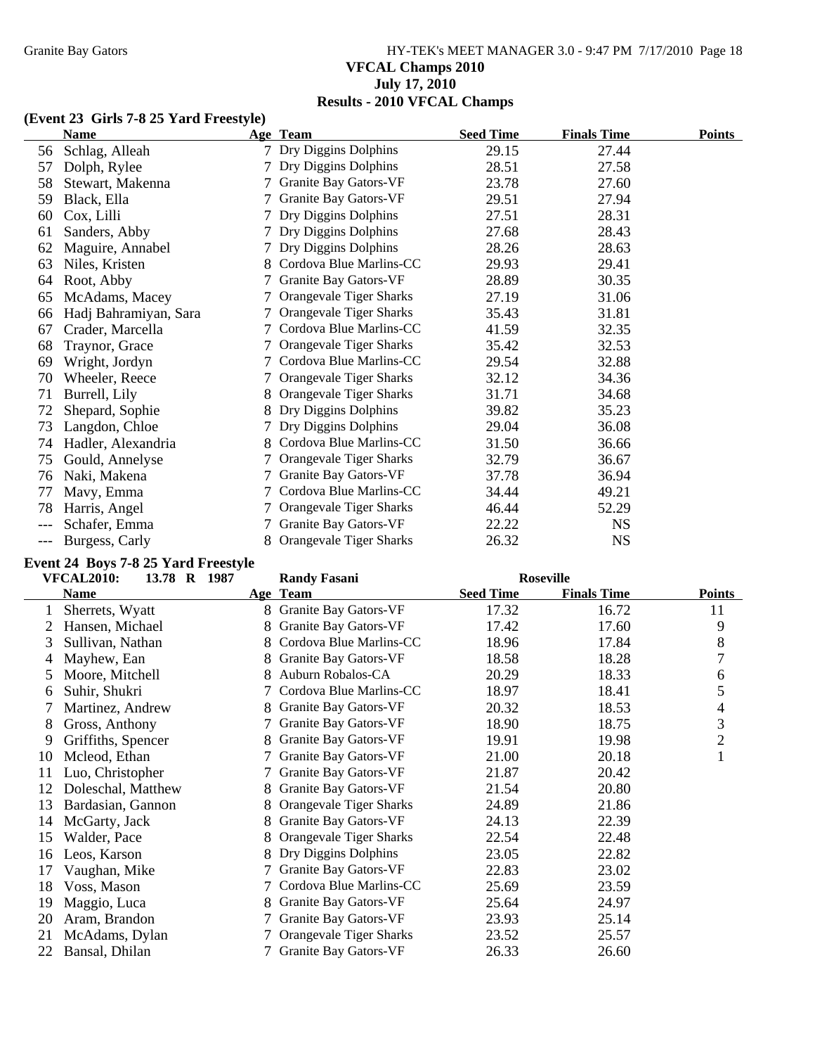### VFCAL Champs 2010
### July 17, 2010
### Results - 2010 VFCAL Champs

**(Event 23 Girls 7-8 25 Yard Freestyle)**

| | Name | Age | Team | Seed Time | Finals Time | Points |
|---|---|---|---|---|---|---|
| 56 | Schlag, Alleah | 7 | Dry Diggins Dolphins | 29.15 | 27.44 | |
| 57 | Dolph, Rylee | 7 | Dry Diggins Dolphins | 28.51 | 27.58 | |
| 58 | Stewart, Makenna | 7 | Granite Bay Gators-VF | 23.78 | 27.60 | |
| 59 | Black, Ella | 7 | Granite Bay Gators-VF | 29.51 | 27.94 | |
| 60 | Cox, Lilli | 7 | Dry Diggins Dolphins | 27.51 | 28.31 | |
| 61 | Sanders, Abby | 7 | Dry Diggins Dolphins | 27.68 | 28.43 | |
| 62 | Maguire, Annabel | 7 | Dry Diggins Dolphins | 28.26 | 28.63 | |
| 63 | Niles, Kristen | 8 | Cordova Blue Marlins-CC | 29.93 | 29.41 | |
| 64 | Root, Abby | 7 | Granite Bay Gators-VF | 28.89 | 30.35 | |
| 65 | McAdams, Macey | 7 | Orangevale Tiger Sharks | 27.19 | 31.06 | |
| 66 | Hadj Bahramiyan, Sara | 7 | Orangevale Tiger Sharks | 35.43 | 31.81 | |
| 67 | Crader, Marcella | 7 | Cordova Blue Marlins-CC | 41.59 | 32.35 | |
| 68 | Traynor, Grace | 7 | Orangevale Tiger Sharks | 35.42 | 32.53 | |
| 69 | Wright, Jordyn | 7 | Cordova Blue Marlins-CC | 29.54 | 32.88 | |
| 70 | Wheeler, Reece | 7 | Orangevale Tiger Sharks | 32.12 | 34.36 | |
| 71 | Burrell, Lily | 8 | Orangevale Tiger Sharks | 31.71 | 34.68 | |
| 72 | Shepard, Sophie | 8 | Dry Diggins Dolphins | 39.82 | 35.23 | |
| 73 | Langdon, Chloe | 7 | Dry Diggins Dolphins | 29.04 | 36.08 | |
| 74 | Hadler, Alexandria | 8 | Cordova Blue Marlins-CC | 31.50 | 36.66 | |
| 75 | Gould, Annelyse | 7 | Orangevale Tiger Sharks | 32.79 | 36.67 | |
| 76 | Naki, Makena | 7 | Granite Bay Gators-VF | 37.78 | 36.94 | |
| 77 | Mavy, Emma | 7 | Cordova Blue Marlins-CC | 34.44 | 49.21 | |
| 78 | Harris, Angel | 7 | Orangevale Tiger Sharks | 46.44 | 52.29 | |
| --- | Schafer, Emma | 7 | Granite Bay Gators-VF | 22.22 | NS | |
| --- | Burgess, Carly | 8 | Orangevale Tiger Sharks | 26.32 | NS | |

**Event 24 Boys 7-8 25 Yard Freestyle**

VFCAL2010: 13.78 R 1987 Randy Fasani Roseville

| | Name | Age | Team | Seed Time | Finals Time | Points |
|---|---|---|---|---|---|---|
| 1 | Sherrets, Wyatt | 8 | Granite Bay Gators-VF | 17.32 | 16.72 | 11 |
| 2 | Hansen, Michael | 8 | Granite Bay Gators-VF | 17.42 | 17.60 | 9 |
| 3 | Sullivan, Nathan | 8 | Cordova Blue Marlins-CC | 18.96 | 17.84 | 8 |
| 4 | Mayhew, Ean | 8 | Granite Bay Gators-VF | 18.58 | 18.28 | 7 |
| 5 | Moore, Mitchell | 8 | Auburn Robalos-CA | 20.29 | 18.33 | 6 |
| 6 | Suhir, Shukri | 7 | Cordova Blue Marlins-CC | 18.97 | 18.41 | 5 |
| 7 | Martinez, Andrew | 8 | Granite Bay Gators-VF | 20.32 | 18.53 | 4 |
| 8 | Gross, Anthony | 7 | Granite Bay Gators-VF | 18.90 | 18.75 | 3 |
| 9 | Griffiths, Spencer | 8 | Granite Bay Gators-VF | 19.91 | 19.98 | 2 |
| 10 | Mcleod, Ethan | 7 | Granite Bay Gators-VF | 21.00 | 20.18 | 1 |
| 11 | Luo, Christopher | 7 | Granite Bay Gators-VF | 21.87 | 20.42 | |
| 12 | Doleschal, Matthew | 8 | Granite Bay Gators-VF | 21.54 | 20.80 | |
| 13 | Bardasian, Gannon | 8 | Orangevale Tiger Sharks | 24.89 | 21.86 | |
| 14 | McGarty, Jack | 8 | Granite Bay Gators-VF | 24.13 | 22.39 | |
| 15 | Walder, Pace | 8 | Orangevale Tiger Sharks | 22.54 | 22.48 | |
| 16 | Leos, Karson | 8 | Dry Diggins Dolphins | 23.05 | 22.82 | |
| 17 | Vaughan, Mike | 7 | Granite Bay Gators-VF | 22.83 | 23.02 | |
| 18 | Voss, Mason | 7 | Cordova Blue Marlins-CC | 25.69 | 23.59 | |
| 19 | Maggio, Luca | 8 | Granite Bay Gators-VF | 25.64 | 24.97 | |
| 20 | Aram, Brandon | 7 | Granite Bay Gators-VF | 23.93 | 25.14 | |
| 21 | McAdams, Dylan | 7 | Orangevale Tiger Sharks | 23.52 | 25.57 | |
| 22 | Bansal, Dhilan | 7 | Granite Bay Gators-VF | 26.33 | 26.60 | |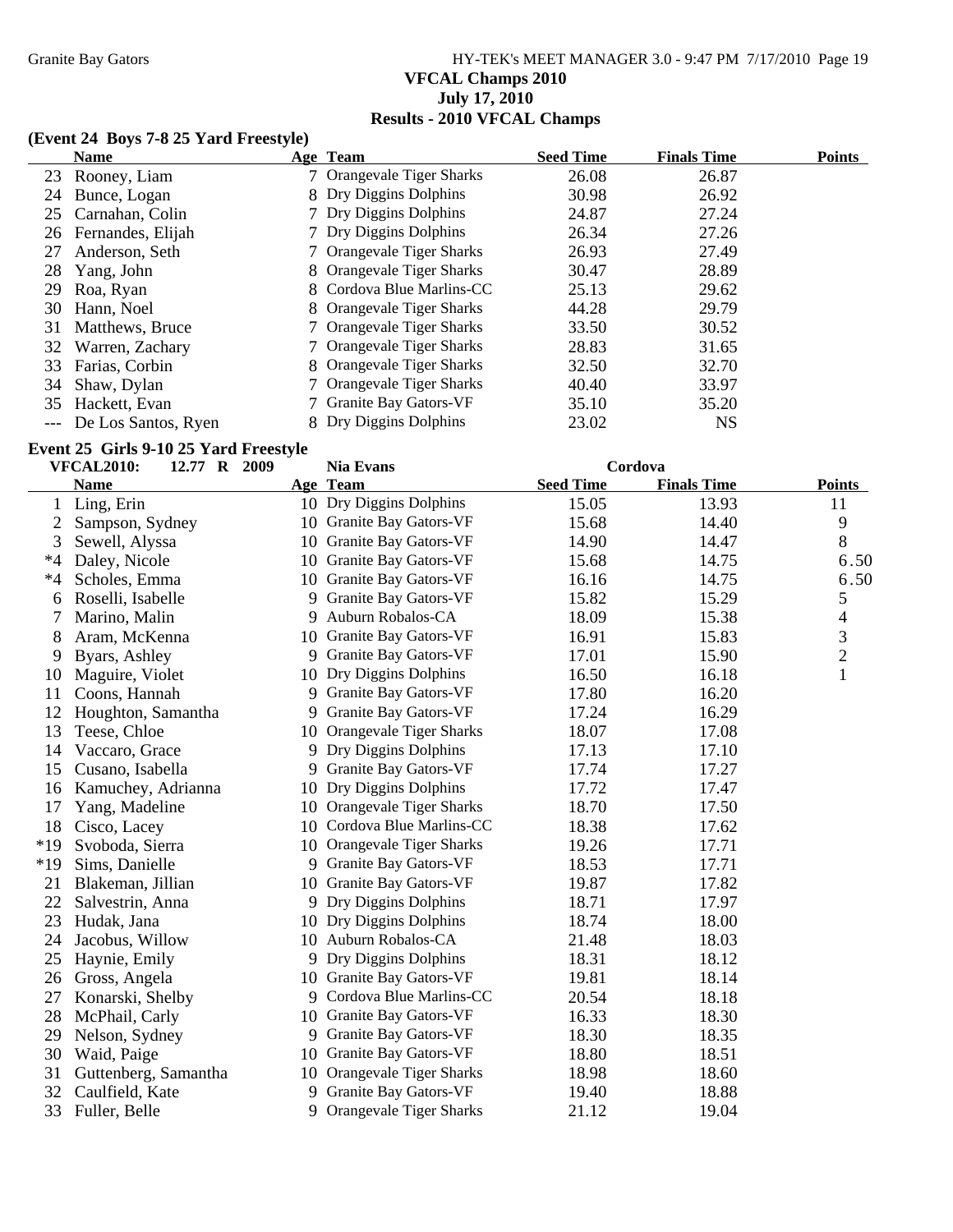**VFCAL Champs 2010**
**July 17, 2010**
**Results - 2010 VFCAL Champs**

### (Event 24 Boys 7-8 25 Yard Freestyle)

| | Name | Age | Team | Seed Time | Finals Time | Points |
|---|---|---|---|---|---|---|
| 23 | Rooney, Liam | 7 | Orangevale Tiger Sharks | 26.08 | 26.87 | |
| 24 | Bunce, Logan | 8 | Dry Diggins Dolphins | 30.98 | 26.92 | |
| 25 | Carnahan, Colin | 7 | Dry Diggins Dolphins | 24.87 | 27.24 | |
| 26 | Fernandes, Elijah | 7 | Dry Diggins Dolphins | 26.34 | 27.26 | |
| 27 | Anderson, Seth | 7 | Orangevale Tiger Sharks | 26.93 | 27.49 | |
| 28 | Yang, John | 8 | Orangevale Tiger Sharks | 30.47 | 28.89 | |
| 29 | Roa, Ryan | 8 | Cordova Blue Marlins-CC | 25.13 | 29.62 | |
| 30 | Hann, Noel | 8 | Orangevale Tiger Sharks | 44.28 | 29.79 | |
| 31 | Matthews, Bruce | 7 | Orangevale Tiger Sharks | 33.50 | 30.52 | |
| 32 | Warren, Zachary | 7 | Orangevale Tiger Sharks | 28.83 | 31.65 | |
| 33 | Farias, Corbin | 8 | Orangevale Tiger Sharks | 32.50 | 32.70 | |
| 34 | Shaw, Dylan | 7 | Orangevale Tiger Sharks | 40.40 | 33.97 | |
| 35 | Hackett, Evan | 7 | Granite Bay Gators-VF | 35.10 | 35.20 | |
| --- | De Los Santos, Ryen | 8 | Dry Diggins Dolphins | 23.02 | NS | |

### Event 25 Girls 9-10 25 Yard Freestyle

VFCAL2010: 12.77 R 2009 Nia Evans Cordova

| | Name | Age | Team | Seed Time | Finals Time | Points |
|---|---|---|---|---|---|---|
| 1 | Ling, Erin | 10 | Dry Diggins Dolphins | 15.05 | 13.93 | 11 |
| 2 | Sampson, Sydney | 10 | Granite Bay Gators-VF | 15.68 | 14.40 | 9 |
| 3 | Sewell, Alyssa | 10 | Granite Bay Gators-VF | 14.90 | 14.47 | 8 |
| *4 | Daley, Nicole | 10 | Granite Bay Gators-VF | 15.68 | 14.75 | 6.50 |
| *4 | Scholes, Emma | 10 | Granite Bay Gators-VF | 16.16 | 14.75 | 6.50 |
| 6 | Roselli, Isabelle | 9 | Granite Bay Gators-VF | 15.82 | 15.29 | 5 |
| 7 | Marino, Malin | 9 | Auburn Robalos-CA | 18.09 | 15.38 | 4 |
| 8 | Aram, McKenna | 10 | Granite Bay Gators-VF | 16.91 | 15.83 | 3 |
| 9 | Byars, Ashley | 9 | Granite Bay Gators-VF | 17.01 | 15.90 | 2 |
| 10 | Maguire, Violet | 10 | Dry Diggins Dolphins | 16.50 | 16.18 | 1 |
| 11 | Coons, Hannah | 9 | Granite Bay Gators-VF | 17.80 | 16.20 | |
| 12 | Houghton, Samantha | 9 | Granite Bay Gators-VF | 17.24 | 16.29 | |
| 13 | Teese, Chloe | 10 | Orangevale Tiger Sharks | 18.07 | 17.08 | |
| 14 | Vaccaro, Grace | 9 | Dry Diggins Dolphins | 17.13 | 17.10 | |
| 15 | Cusano, Isabella | 9 | Granite Bay Gators-VF | 17.74 | 17.27 | |
| 16 | Kamuchey, Adrianna | 10 | Dry Diggins Dolphins | 17.72 | 17.47 | |
| 17 | Yang, Madeline | 10 | Orangevale Tiger Sharks | 18.70 | 17.50 | |
| 18 | Cisco, Lacey | 10 | Cordova Blue Marlins-CC | 18.38 | 17.62 | |
| *19 | Svoboda, Sierra | 10 | Orangevale Tiger Sharks | 19.26 | 17.71 | |
| *19 | Sims, Danielle | 9 | Granite Bay Gators-VF | 18.53 | 17.71 | |
| 21 | Blakeman, Jillian | 10 | Granite Bay Gators-VF | 19.87 | 17.82 | |
| 22 | Salvestrin, Anna | 9 | Dry Diggins Dolphins | 18.71 | 17.97 | |
| 23 | Hudak, Jana | 10 | Dry Diggins Dolphins | 18.74 | 18.00 | |
| 24 | Jacobus, Willow | 10 | Auburn Robalos-CA | 21.48 | 18.03 | |
| 25 | Haynie, Emily | 9 | Dry Diggins Dolphins | 18.31 | 18.12 | |
| 26 | Gross, Angela | 10 | Granite Bay Gators-VF | 19.81 | 18.14 | |
| 27 | Konarski, Shelby | 9 | Cordova Blue Marlins-CC | 20.54 | 18.18 | |
| 28 | McPhail, Carly | 10 | Granite Bay Gators-VF | 16.33 | 18.30 | |
| 29 | Nelson, Sydney | 9 | Granite Bay Gators-VF | 18.30 | 18.35 | |
| 30 | Waid, Paige | 10 | Granite Bay Gators-VF | 18.80 | 18.51 | |
| 31 | Guttenberg, Samantha | 10 | Orangevale Tiger Sharks | 18.98 | 18.60 | |
| 32 | Caulfield, Kate | 9 | Granite Bay Gators-VF | 19.40 | 18.88 | |
| 33 | Fuller, Belle | 9 | Orangevale Tiger Sharks | 21.12 | 19.04 | |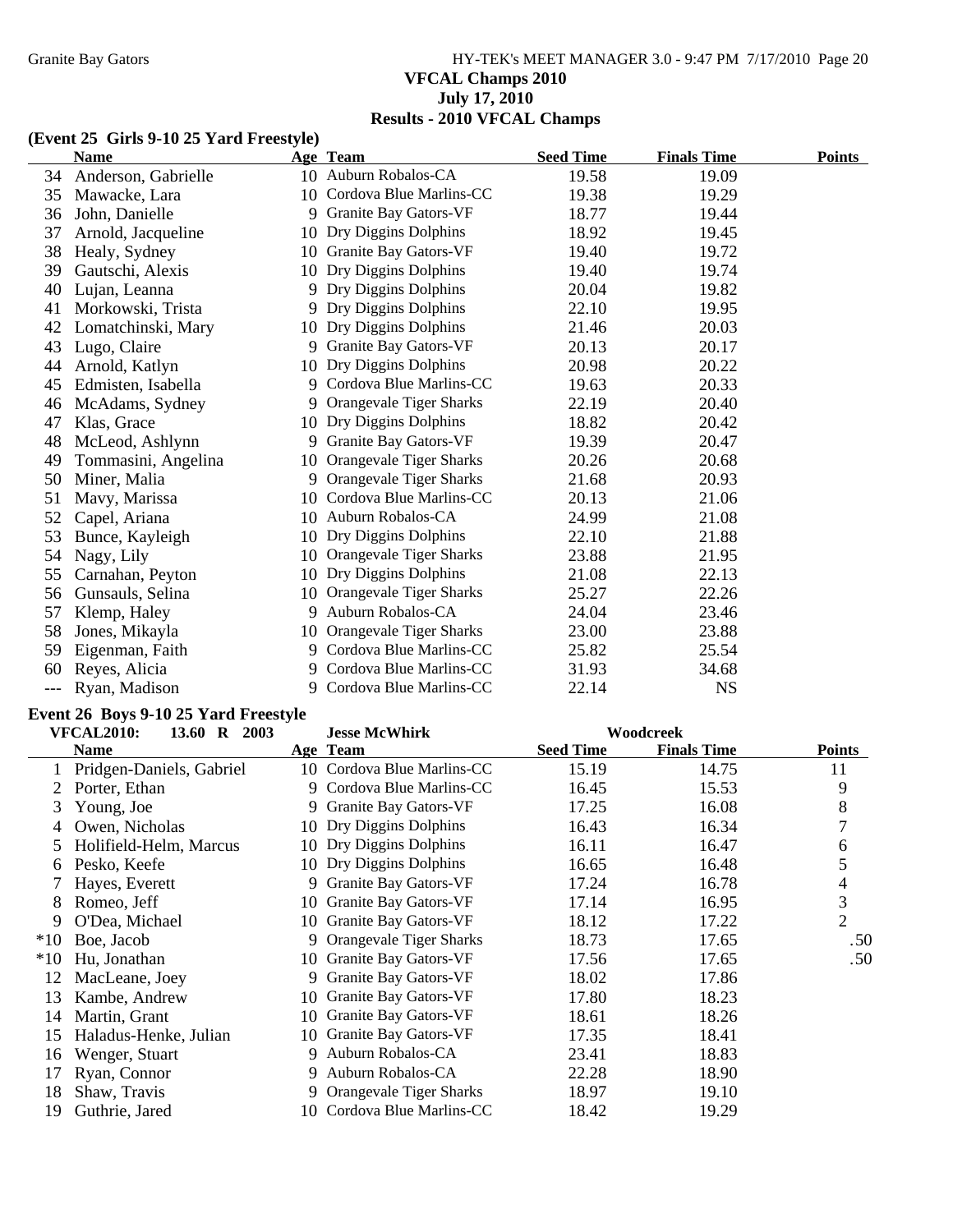**VFCAL Champs 2010**
**July 17, 2010**
**Results - 2010 VFCAL Champs**

### (Event 25 Girls 9-10 25 Yard Freestyle)

| | Name | Age | Team | Seed Time | Finals Time | Points |
|---|---|---|---|---|---|---|
| 34 | Anderson, Gabrielle | 10 | Auburn Robalos-CA | 19.58 | 19.09 | |
| 35 | Mawacke, Lara | 10 | Cordova Blue Marlins-CC | 19.38 | 19.29 | |
| 36 | John, Danielle | 9 | Granite Bay Gators-VF | 18.77 | 19.44 | |
| 37 | Arnold, Jacqueline | 10 | Dry Diggins Dolphins | 18.92 | 19.45 | |
| 38 | Healy, Sydney | 10 | Granite Bay Gators-VF | 19.40 | 19.72 | |
| 39 | Gautschi, Alexis | 10 | Dry Diggins Dolphins | 19.40 | 19.74 | |
| 40 | Lujan, Leanna | 9 | Dry Diggins Dolphins | 20.04 | 19.82 | |
| 41 | Morkowski, Trista | 9 | Dry Diggins Dolphins | 22.10 | 19.95 | |
| 42 | Lomatchinski, Mary | 10 | Dry Diggins Dolphins | 21.46 | 20.03 | |
| 43 | Lugo, Claire | 9 | Granite Bay Gators-VF | 20.13 | 20.17 | |
| 44 | Arnold, Katlyn | 10 | Dry Diggins Dolphins | 20.98 | 20.22 | |
| 45 | Edmisten, Isabella | 9 | Cordova Blue Marlins-CC | 19.63 | 20.33 | |
| 46 | McAdams, Sydney | 9 | Orangevale Tiger Sharks | 22.19 | 20.40 | |
| 47 | Klas, Grace | 10 | Dry Diggins Dolphins | 18.82 | 20.42 | |
| 48 | McLeod, Ashlynn | 9 | Granite Bay Gators-VF | 19.39 | 20.47 | |
| 49 | Tommasini, Angelina | 10 | Orangevale Tiger Sharks | 20.26 | 20.68 | |
| 50 | Miner, Malia | 9 | Orangevale Tiger Sharks | 21.68 | 20.93 | |
| 51 | Mavy, Marissa | 10 | Cordova Blue Marlins-CC | 20.13 | 21.06 | |
| 52 | Capel, Ariana | 10 | Auburn Robalos-CA | 24.99 | 21.08 | |
| 53 | Bunce, Kayleigh | 10 | Dry Diggins Dolphins | 22.10 | 21.88 | |
| 54 | Nagy, Lily | 10 | Orangevale Tiger Sharks | 23.88 | 21.95 | |
| 55 | Carnahan, Peyton | 10 | Dry Diggins Dolphins | 21.08 | 22.13 | |
| 56 | Gunsauls, Selina | 10 | Orangevale Tiger Sharks | 25.27 | 22.26 | |
| 57 | Klemp, Haley | 9 | Auburn Robalos-CA | 24.04 | 23.46 | |
| 58 | Jones, Mikayla | 10 | Orangevale Tiger Sharks | 23.00 | 23.88 | |
| 59 | Eigenman, Faith | 9 | Cordova Blue Marlins-CC | 25.82 | 25.54 | |
| 60 | Reyes, Alicia | 9 | Cordova Blue Marlins-CC | 31.93 | 34.68 | |
| --- | Ryan, Madison | 9 | Cordova Blue Marlins-CC | 22.14 | NS | |

### Event 26 Boys 9-10 25 Yard Freestyle

VFCAL2010: 13.60 R 2003 Jesse McWhirk Woodcreek

| | Name | Age | Team | Seed Time | Finals Time | Points |
|---|---|---|---|---|---|---|
| 1 | Pridgen-Daniels, Gabriel | 10 | Cordova Blue Marlins-CC | 15.19 | 14.75 | 11 |
| 2 | Porter, Ethan | 9 | Cordova Blue Marlins-CC | 16.45 | 15.53 | 9 |
| 3 | Young, Joe | 9 | Granite Bay Gators-VF | 17.25 | 16.08 | 8 |
| 4 | Owen, Nicholas | 10 | Dry Diggins Dolphins | 16.43 | 16.34 | 7 |
| 5 | Holifield-Helm, Marcus | 10 | Dry Diggins Dolphins | 16.11 | 16.47 | 6 |
| 6 | Pesko, Keefe | 10 | Dry Diggins Dolphins | 16.65 | 16.48 | 5 |
| 7 | Hayes, Everett | 9 | Granite Bay Gators-VF | 17.24 | 16.78 | 4 |
| 8 | Romeo, Jeff | 10 | Granite Bay Gators-VF | 17.14 | 16.95 | 3 |
| 9 | O'Dea, Michael | 10 | Granite Bay Gators-VF | 18.12 | 17.22 | 2 |
| *10 | Boe, Jacob | 9 | Orangevale Tiger Sharks | 18.73 | 17.65 | .50 |
| *10 | Hu, Jonathan | 10 | Granite Bay Gators-VF | 17.56 | 17.65 | .50 |
| 12 | MacLeane, Joey | 9 | Granite Bay Gators-VF | 18.02 | 17.86 | |
| 13 | Kambe, Andrew | 10 | Granite Bay Gators-VF | 17.80 | 18.23 | |
| 14 | Martin, Grant | 10 | Granite Bay Gators-VF | 18.61 | 18.26 | |
| 15 | Haladus-Henke, Julian | 10 | Granite Bay Gators-VF | 17.35 | 18.41 | |
| 16 | Wenger, Stuart | 9 | Auburn Robalos-CA | 23.41 | 18.83 | |
| 17 | Ryan, Connor | 9 | Auburn Robalos-CA | 22.28 | 18.90 | |
| 18 | Shaw, Travis | 9 | Orangevale Tiger Sharks | 18.97 | 19.10 | |
| 19 | Guthrie, Jared | 10 | Cordova Blue Marlins-CC | 18.42 | 19.29 | |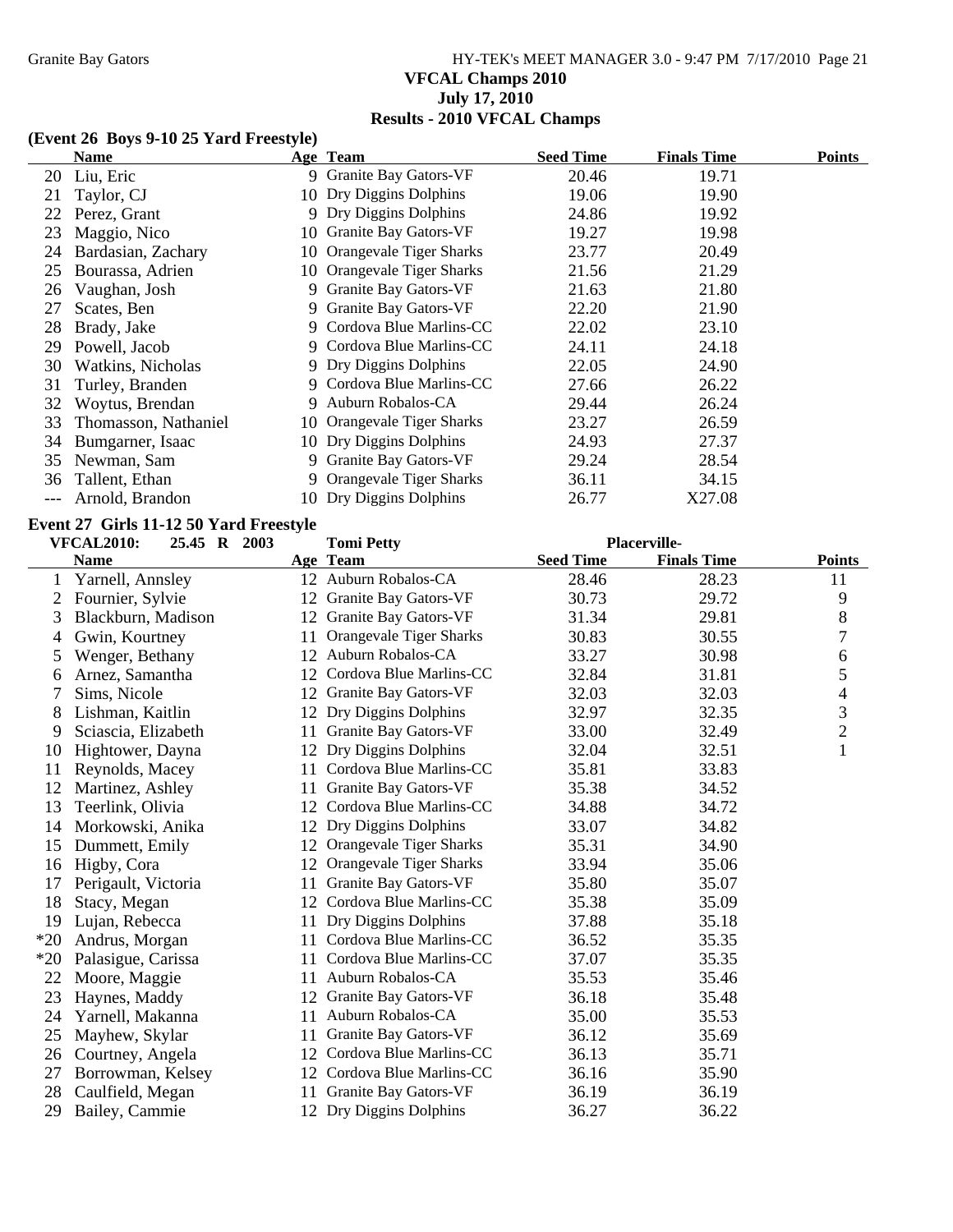VFCAL Champs 2010

July 17, 2010

Results - 2010 VFCAL Champs

### (Event 26 Boys 9-10 25 Yard Freestyle)

| | Name | Age | Team | Seed Time | Finals Time | Points |
|---|---|---|---|---|---|---|
| 20 | Liu, Eric | 9 | Granite Bay Gators-VF | 20.46 | 19.71 | |
| 21 | Taylor, CJ | 10 | Dry Diggins Dolphins | 19.06 | 19.90 | |
| 22 | Perez, Grant | 9 | Dry Diggins Dolphins | 24.86 | 19.92 | |
| 23 | Maggio, Nico | 10 | Granite Bay Gators-VF | 19.27 | 19.98 | |
| 24 | Bardasian, Zachary | 10 | Orangevale Tiger Sharks | 23.77 | 20.49 | |
| 25 | Bourassa, Adrien | 10 | Orangevale Tiger Sharks | 21.56 | 21.29 | |
| 26 | Vaughan, Josh | 9 | Granite Bay Gators-VF | 21.63 | 21.80 | |
| 27 | Scates, Ben | 9 | Granite Bay Gators-VF | 22.20 | 21.90 | |
| 28 | Brady, Jake | 9 | Cordova Blue Marlins-CC | 22.02 | 23.10 | |
| 29 | Powell, Jacob | 9 | Cordova Blue Marlins-CC | 24.11 | 24.18 | |
| 30 | Watkins, Nicholas | 9 | Dry Diggins Dolphins | 22.05 | 24.90 | |
| 31 | Turley, Branden | 9 | Cordova Blue Marlins-CC | 27.66 | 26.22 | |
| 32 | Woytus, Brendan | 9 | Auburn Robalos-CA | 29.44 | 26.24 | |
| 33 | Thomasson, Nathaniel | 10 | Orangevale Tiger Sharks | 23.27 | 26.59 | |
| 34 | Bumgarner, Isaac | 10 | Dry Diggins Dolphins | 24.93 | 27.37 | |
| 35 | Newman, Sam | 9 | Granite Bay Gators-VF | 29.24 | 28.54 | |
| 36 | Tallent, Ethan | 9 | Orangevale Tiger Sharks | 36.11 | 34.15 | |
| --- | Arnold, Brandon | 10 | Dry Diggins Dolphins | 26.77 | X27.08 | |

### Event 27 Girls 11-12 50 Yard Freestyle

VFCAL2010: 25.45 R 2003 Tomi Petty Placerville-

| | Name | Age | Team | Seed Time | Finals Time | Points |
|---|---|---|---|---|---|---|
| 1 | Yarnell, Annsley | 12 | Auburn Robalos-CA | 28.46 | 28.23 | 11 |
| 2 | Fournier, Sylvie | 12 | Granite Bay Gators-VF | 30.73 | 29.72 | 9 |
| 3 | Blackburn, Madison | 12 | Granite Bay Gators-VF | 31.34 | 29.81 | 8 |
| 4 | Gwin, Kourtney | 11 | Orangevale Tiger Sharks | 30.83 | 30.55 | 7 |
| 5 | Wenger, Bethany | 12 | Auburn Robalos-CA | 33.27 | 30.98 | 6 |
| 6 | Arnez, Samantha | 12 | Cordova Blue Marlins-CC | 32.84 | 31.81 | 5 |
| 7 | Sims, Nicole | 12 | Granite Bay Gators-VF | 32.03 | 32.03 | 4 |
| 8 | Lishman, Kaitlin | 12 | Dry Diggins Dolphins | 32.97 | 32.35 | 3 |
| 9 | Sciascia, Elizabeth | 11 | Granite Bay Gators-VF | 33.00 | 32.49 | 2 |
| 10 | Hightower, Dayna | 12 | Dry Diggins Dolphins | 32.04 | 32.51 | 1 |
| 11 | Reynolds, Macey | 11 | Cordova Blue Marlins-CC | 35.81 | 33.83 | |
| 12 | Martinez, Ashley | 11 | Granite Bay Gators-VF | 35.38 | 34.52 | |
| 13 | Teerlink, Olivia | 12 | Cordova Blue Marlins-CC | 34.88 | 34.72 | |
| 14 | Morkowski, Anika | 12 | Dry Diggins Dolphins | 33.07 | 34.82 | |
| 15 | Dummett, Emily | 12 | Orangevale Tiger Sharks | 35.31 | 34.90 | |
| 16 | Higby, Cora | 12 | Orangevale Tiger Sharks | 33.94 | 35.06 | |
| 17 | Perigault, Victoria | 11 | Granite Bay Gators-VF | 35.80 | 35.07 | |
| 18 | Stacy, Megan | 12 | Cordova Blue Marlins-CC | 35.38 | 35.09 | |
| 19 | Lujan, Rebecca | 11 | Dry Diggins Dolphins | 37.88 | 35.18 | |
| *20 | Andrus, Morgan | 11 | Cordova Blue Marlins-CC | 36.52 | 35.35 | |
| *20 | Palasigue, Carissa | 11 | Cordova Blue Marlins-CC | 37.07 | 35.35 | |
| 22 | Moore, Maggie | 11 | Auburn Robalos-CA | 35.53 | 35.46 | |
| 23 | Haynes, Maddy | 12 | Granite Bay Gators-VF | 36.18 | 35.48 | |
| 24 | Yarnell, Makanna | 11 | Auburn Robalos-CA | 35.00 | 35.53 | |
| 25 | Mayhew, Skylar | 11 | Granite Bay Gators-VF | 36.12 | 35.69 | |
| 26 | Courtney, Angela | 12 | Cordova Blue Marlins-CC | 36.13 | 35.71 | |
| 27 | Borrowman, Kelsey | 12 | Cordova Blue Marlins-CC | 36.16 | 35.90 | |
| 28 | Caulfield, Megan | 11 | Granite Bay Gators-VF | 36.19 | 36.19 | |
| 29 | Bailey, Cammie | 12 | Dry Diggins Dolphins | 36.27 | 36.22 | |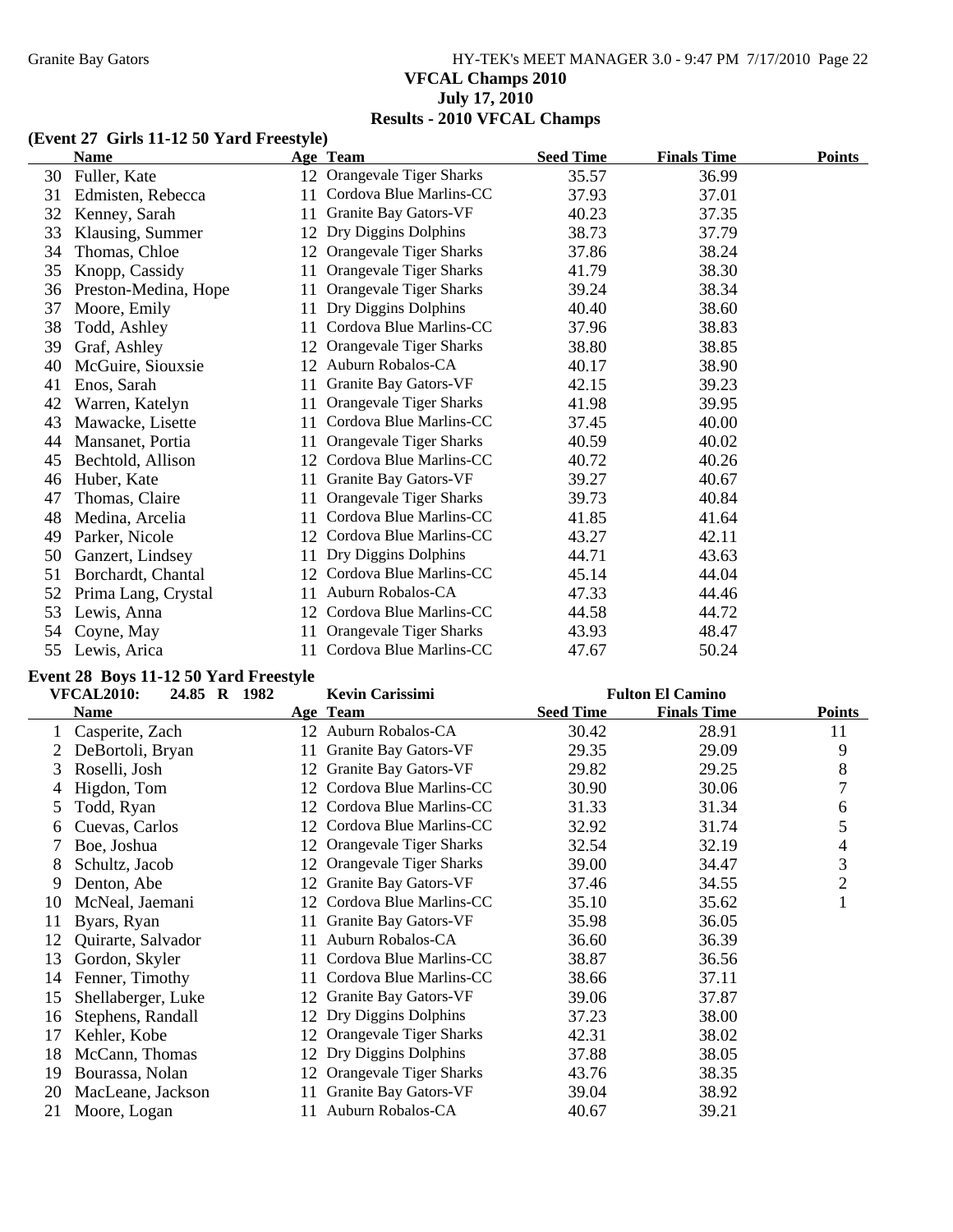## VFCAL Champs 2010

**July 17, 2010**

**Results - 2010 VFCAL Champs**

### (Event 27 Girls 11-12 50 Yard Freestyle)

| | Name | Age | Team | Seed Time | Finals Time | Points |
|---|---|---|---|---|---|---|
| 30 | Fuller, Kate | 12 | Orangevale Tiger Sharks | 35.57 | 36.99 | |
| 31 | Edmisten, Rebecca | 11 | Cordova Blue Marlins-CC | 37.93 | 37.01 | |
| 32 | Kenney, Sarah | 11 | Granite Bay Gators-VF | 40.23 | 37.35 | |
| 33 | Klausing, Summer | 12 | Dry Diggins Dolphins | 38.73 | 37.79 | |
| 34 | Thomas, Chloe | 12 | Orangevale Tiger Sharks | 37.86 | 38.24 | |
| 35 | Knopp, Cassidy | 11 | Orangevale Tiger Sharks | 41.79 | 38.30 | |
| 36 | Preston-Medina, Hope | 11 | Orangevale Tiger Sharks | 39.24 | 38.34 | |
| 37 | Moore, Emily | 11 | Dry Diggins Dolphins | 40.40 | 38.60 | |
| 38 | Todd, Ashley | 11 | Cordova Blue Marlins-CC | 37.96 | 38.83 | |
| 39 | Graf, Ashley | 12 | Orangevale Tiger Sharks | 38.80 | 38.85 | |
| 40 | McGuire, Siouxsie | 12 | Auburn Robalos-CA | 40.17 | 38.90 | |
| 41 | Enos, Sarah | 11 | Granite Bay Gators-VF | 42.15 | 39.23 | |
| 42 | Warren, Katelyn | 11 | Orangevale Tiger Sharks | 41.98 | 39.95 | |
| 43 | Mawacke, Lisette | 11 | Cordova Blue Marlins-CC | 37.45 | 40.00 | |
| 44 | Mansanet, Portia | 11 | Orangevale Tiger Sharks | 40.59 | 40.02 | |
| 45 | Bechtold, Allison | 12 | Cordova Blue Marlins-CC | 40.72 | 40.26 | |
| 46 | Huber, Kate | 11 | Granite Bay Gators-VF | 39.27 | 40.67 | |
| 47 | Thomas, Claire | 11 | Orangevale Tiger Sharks | 39.73 | 40.84 | |
| 48 | Medina, Arcelia | 11 | Cordova Blue Marlins-CC | 41.85 | 41.64 | |
| 49 | Parker, Nicole | 12 | Cordova Blue Marlins-CC | 43.27 | 42.11 | |
| 50 | Ganzert, Lindsey | 11 | Dry Diggins Dolphins | 44.71 | 43.63 | |
| 51 | Borchardt, Chantal | 12 | Cordova Blue Marlins-CC | 45.14 | 44.04 | |
| 52 | Prima Lang, Crystal | 11 | Auburn Robalos-CA | 47.33 | 44.46 | |
| 53 | Lewis, Anna | 12 | Cordova Blue Marlins-CC | 44.58 | 44.72 | |
| 54 | Coyne, May | 11 | Orangevale Tiger Sharks | 43.93 | 48.47 | |
| 55 | Lewis, Arica | 11 | Cordova Blue Marlins-CC | 47.67 | 50.24 | |

### Event 28 Boys 11-12 50 Yard Freestyle

**VFCAL2010: 24.85 R 1982 Kevin Carissimi Fulton El Camino**

| | Name | Age | Team | Seed Time | Finals Time | Points |
|---|---|---|---|---|---|---|
| 1 | Casperite, Zach | 12 | Auburn Robalos-CA | 30.42 | 28.91 | 11 |
| 2 | DeBortoli, Bryan | 11 | Granite Bay Gators-VF | 29.35 | 29.09 | 9 |
| 3 | Roselli, Josh | 12 | Granite Bay Gators-VF | 29.82 | 29.25 | 8 |
| 4 | Higdon, Tom | 12 | Cordova Blue Marlins-CC | 30.90 | 30.06 | 7 |
| 5 | Todd, Ryan | 12 | Cordova Blue Marlins-CC | 31.33 | 31.34 | 6 |
| 6 | Cuevas, Carlos | 12 | Cordova Blue Marlins-CC | 32.92 | 31.74 | 5 |
| 7 | Boe, Joshua | 12 | Orangevale Tiger Sharks | 32.54 | 32.19 | 4 |
| 8 | Schultz, Jacob | 12 | Orangevale Tiger Sharks | 39.00 | 34.47 | 3 |
| 9 | Denton, Abe | 12 | Granite Bay Gators-VF | 37.46 | 34.55 | 2 |
| 10 | McNeal, Jaemani | 12 | Cordova Blue Marlins-CC | 35.10 | 35.62 | 1 |
| 11 | Byars, Ryan | 11 | Granite Bay Gators-VF | 35.98 | 36.05 | |
| 12 | Quirarte, Salvador | 11 | Auburn Robalos-CA | 36.60 | 36.39 | |
| 13 | Gordon, Skyler | 11 | Cordova Blue Marlins-CC | 38.87 | 36.56 | |
| 14 | Fenner, Timothy | 11 | Cordova Blue Marlins-CC | 38.66 | 37.11 | |
| 15 | Shellaberger, Luke | 12 | Granite Bay Gators-VF | 39.06 | 37.87 | |
| 16 | Stephens, Randall | 12 | Dry Diggins Dolphins | 37.23 | 38.00 | |
| 17 | Kehler, Kobe | 12 | Orangevale Tiger Sharks | 42.31 | 38.02 | |
| 18 | McCann, Thomas | 12 | Dry Diggins Dolphins | 37.88 | 38.05 | |
| 19 | Bourassa, Nolan | 12 | Orangevale Tiger Sharks | 43.76 | 38.35 | |
| 20 | MacLeane, Jackson | 11 | Granite Bay Gators-VF | 39.04 | 38.92 | |
| 21 | Moore, Logan | 11 | Auburn Robalos-CA | 40.67 | 39.21 | |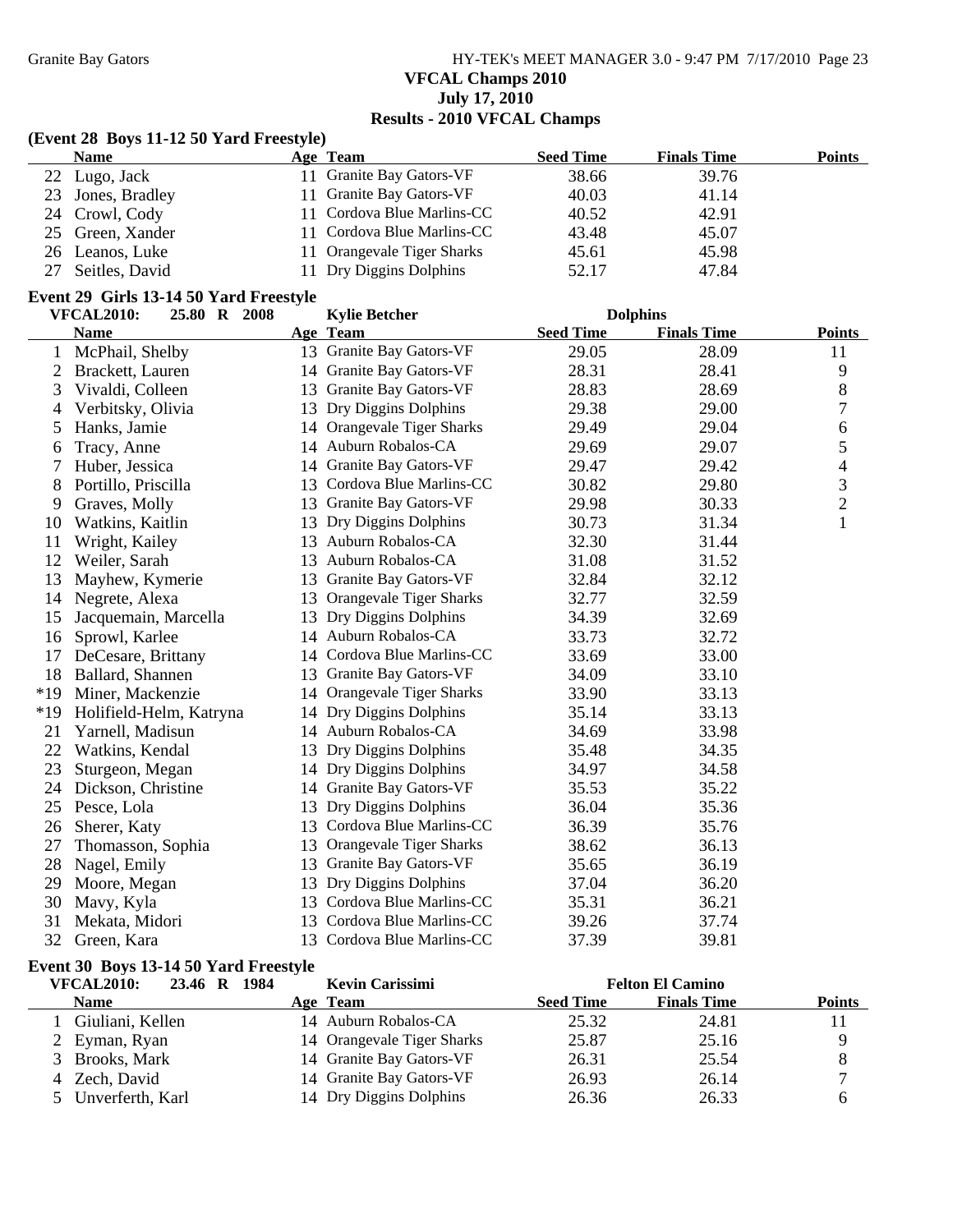## VFCAL Champs 2010

**July 17, 2010**

**Results - 2010 VFCAL Champs**

### (Event 28 Boys 11-12 50 Yard Freestyle)

| | Name | Age | Team | Seed Time | Finals Time | Points |
|---|---|---|---|---|---|---|
| 22 | Lugo, Jack | 11 | Granite Bay Gators-VF | 38.66 | 39.76 | |
| 23 | Jones, Bradley | 11 | Granite Bay Gators-VF | 40.03 | 41.14 | |
| 24 | Crowl, Cody | 11 | Cordova Blue Marlins-CC | 40.52 | 42.91 | |
| 25 | Green, Xander | 11 | Cordova Blue Marlins-CC | 43.48 | 45.07 | |
| 26 | Leanos, Luke | 11 | Orangevale Tiger Sharks | 45.61 | 45.98 | |
| 27 | Seitles, David | 11 | Dry Diggins Dolphins | 52.17 | 47.84 | |

### Event 29 Girls 13-14 50 Yard Freestyle

VFCAL2010: 25.80 R 2008 Kylie Betcher Dolphins

| | Name | Age | Team | Seed Time | Finals Time | Points |
|---|---|---|---|---|---|---|
| 1 | McPhail, Shelby | 13 | Granite Bay Gators-VF | 29.05 | 28.09 | 11 |
| 2 | Brackett, Lauren | 14 | Granite Bay Gators-VF | 28.31 | 28.41 | 9 |
| 3 | Vivaldi, Colleen | 13 | Granite Bay Gators-VF | 28.83 | 28.69 | 8 |
| 4 | Verbitsky, Olivia | 13 | Dry Diggins Dolphins | 29.38 | 29.00 | 7 |
| 5 | Hanks, Jamie | 14 | Orangevale Tiger Sharks | 29.49 | 29.04 | 6 |
| 6 | Tracy, Anne | 14 | Auburn Robalos-CA | 29.69 | 29.07 | 5 |
| 7 | Huber, Jessica | 14 | Granite Bay Gators-VF | 29.47 | 29.42 | 4 |
| 8 | Portillo, Priscilla | 13 | Cordova Blue Marlins-CC | 30.82 | 29.80 | 3 |
| 9 | Graves, Molly | 13 | Granite Bay Gators-VF | 29.98 | 30.33 | 2 |
| 10 | Watkins, Kaitlin | 13 | Dry Diggins Dolphins | 30.73 | 31.34 | 1 |
| 11 | Wright, Kailey | 13 | Auburn Robalos-CA | 32.30 | 31.44 | |
| 12 | Weiler, Sarah | 13 | Auburn Robalos-CA | 31.08 | 31.52 | |
| 13 | Mayhew, Kymerie | 13 | Granite Bay Gators-VF | 32.84 | 32.12 | |
| 14 | Negrete, Alexa | 13 | Orangevale Tiger Sharks | 32.77 | 32.59 | |
| 15 | Jacquemain, Marcella | 13 | Dry Diggins Dolphins | 34.39 | 32.69 | |
| 16 | Sprowl, Karlee | 14 | Auburn Robalos-CA | 33.73 | 32.72 | |
| 17 | DeCesare, Brittany | 14 | Cordova Blue Marlins-CC | 33.69 | 33.00 | |
| 18 | Ballard, Shannen | 13 | Granite Bay Gators-VF | 34.09 | 33.10 | |
| *19 | Miner, Mackenzie | 14 | Orangevale Tiger Sharks | 33.90 | 33.13 | |
| *19 | Holifield-Helm, Katryna | 14 | Dry Diggins Dolphins | 35.14 | 33.13 | |
| 21 | Yarnell, Madisun | 14 | Auburn Robalos-CA | 34.69 | 33.98 | |
| 22 | Watkins, Kendal | 13 | Dry Diggins Dolphins | 35.48 | 34.35 | |
| 23 | Sturgeon, Megan | 14 | Dry Diggins Dolphins | 34.97 | 34.58 | |
| 24 | Dickson, Christine | 14 | Granite Bay Gators-VF | 35.53 | 35.22 | |
| 25 | Pesce, Lola | 13 | Dry Diggins Dolphins | 36.04 | 35.36 | |
| 26 | Sherer, Katy | 13 | Cordova Blue Marlins-CC | 36.39 | 35.76 | |
| 27 | Thomasson, Sophia | 13 | Orangevale Tiger Sharks | 38.62 | 36.13 | |
| 28 | Nagel, Emily | 13 | Granite Bay Gators-VF | 35.65 | 36.19 | |
| 29 | Moore, Megan | 13 | Dry Diggins Dolphins | 37.04 | 36.20 | |
| 30 | Mavy, Kyla | 13 | Cordova Blue Marlins-CC | 35.31 | 36.21 | |
| 31 | Mekata, Midori | 13 | Cordova Blue Marlins-CC | 39.26 | 37.74 | |
| 32 | Green, Kara | 13 | Cordova Blue Marlins-CC | 37.39 | 39.81 | |

### Event 30 Boys 13-14 50 Yard Freestyle

VFCAL2010: 23.46 R 1984 Kevin Carissimi Felton El Camino

| | Name | Age | Team | Seed Time | Finals Time | Points |
|---|---|---|---|---|---|---|
| 1 | Giuliani, Kellen | 14 | Auburn Robalos-CA | 25.32 | 24.81 | 11 |
| 2 | Eyman, Ryan | 14 | Orangevale Tiger Sharks | 25.87 | 25.16 | 9 |
| 3 | Brooks, Mark | 14 | Granite Bay Gators-VF | 26.31 | 25.54 | 8 |
| 4 | Zech, David | 14 | Granite Bay Gators-VF | 26.93 | 26.14 | 7 |
| 5 | Unverferth, Karl | 14 | Dry Diggins Dolphins | 26.36 | 26.33 | 6 |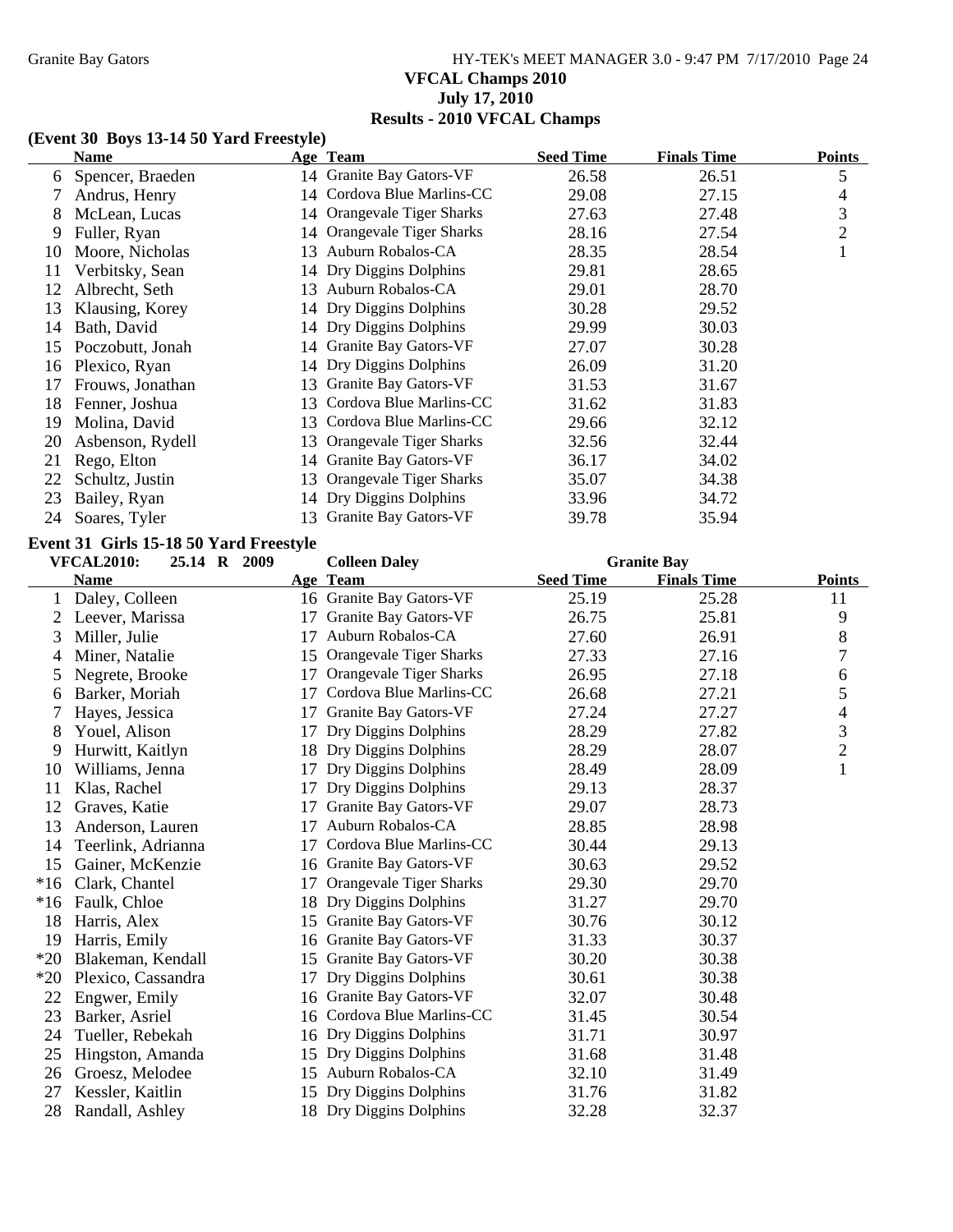## VFCAL Champs 2010
## July 17, 2010
## Results - 2010 VFCAL Champs

### (Event 30 Boys 13-14 50 Yard Freestyle)

| | Name | Age | Team | Seed Time | Finals Time | Points |
|---|---|---|---|---|---|---|
| 6 | Spencer, Braeden | 14 | Granite Bay Gators-VF | 26.58 | 26.51 | 5 |
| 7 | Andrus, Henry | 14 | Cordova Blue Marlins-CC | 29.08 | 27.15 | 4 |
| 8 | McLean, Lucas | 14 | Orangevale Tiger Sharks | 27.63 | 27.48 | 3 |
| 9 | Fuller, Ryan | 14 | Orangevale Tiger Sharks | 28.16 | 27.54 | 2 |
| 10 | Moore, Nicholas | 13 | Auburn Robalos-CA | 28.35 | 28.54 | 1 |
| 11 | Verbitsky, Sean | 14 | Dry Diggins Dolphins | 29.81 | 28.65 | |
| 12 | Albrecht, Seth | 13 | Auburn Robalos-CA | 29.01 | 28.70 | |
| 13 | Klausing, Korey | 14 | Dry Diggins Dolphins | 30.28 | 29.52 | |
| 14 | Bath, David | 14 | Dry Diggins Dolphins | 29.99 | 30.03 | |
| 15 | Poczobutt, Jonah | 14 | Granite Bay Gators-VF | 27.07 | 30.28 | |
| 16 | Plexico, Ryan | 14 | Dry Diggins Dolphins | 26.09 | 31.20 | |
| 17 | Frouws, Jonathan | 13 | Granite Bay Gators-VF | 31.53 | 31.67 | |
| 18 | Fenner, Joshua | 13 | Cordova Blue Marlins-CC | 31.62 | 31.83 | |
| 19 | Molina, David | 13 | Cordova Blue Marlins-CC | 29.66 | 32.12 | |
| 20 | Asbenson, Rydell | 13 | Orangevale Tiger Sharks | 32.56 | 32.44 | |
| 21 | Rego, Elton | 14 | Granite Bay Gators-VF | 36.17 | 34.02 | |
| 22 | Schultz, Justin | 13 | Orangevale Tiger Sharks | 35.07 | 34.38 | |
| 23 | Bailey, Ryan | 14 | Dry Diggins Dolphins | 33.96 | 34.72 | |
| 24 | Soares, Tyler | 13 | Granite Bay Gators-VF | 39.78 | 35.94 | |

### Event 31 Girls 15-18 50 Yard Freestyle

**VFCAL2010: 25.14 R 2009 Colleen Daley Granite Bay**

| | Name | Age | Team | Seed Time | Finals Time | Points |
|---|---|---|---|---|---|---|
| 1 | Daley, Colleen | 16 | Granite Bay Gators-VF | 25.19 | 25.28 | 11 |
| 2 | Leever, Marissa | 17 | Granite Bay Gators-VF | 26.75 | 25.81 | 9 |
| 3 | Miller, Julie | 17 | Auburn Robalos-CA | 27.60 | 26.91 | 8 |
| 4 | Miner, Natalie | 15 | Orangevale Tiger Sharks | 27.33 | 27.16 | 7 |
| 5 | Negrete, Brooke | 17 | Orangevale Tiger Sharks | 26.95 | 27.18 | 6 |
| 6 | Barker, Moriah | 17 | Cordova Blue Marlins-CC | 26.68 | 27.21 | 5 |
| 7 | Hayes, Jessica | 17 | Granite Bay Gators-VF | 27.24 | 27.27 | 4 |
| 8 | Youel, Alison | 17 | Dry Diggins Dolphins | 28.29 | 27.82 | 3 |
| 9 | Hurwitt, Kaitlyn | 18 | Dry Diggins Dolphins | 28.29 | 28.07 | 2 |
| 10 | Williams, Jenna | 17 | Dry Diggins Dolphins | 28.49 | 28.09 | 1 |
| 11 | Klas, Rachel | 17 | Dry Diggins Dolphins | 29.13 | 28.37 | |
| 12 | Graves, Katie | 17 | Granite Bay Gators-VF | 29.07 | 28.73 | |
| 13 | Anderson, Lauren | 17 | Auburn Robalos-CA | 28.85 | 28.98 | |
| 14 | Teerlink, Adrianna | 17 | Cordova Blue Marlins-CC | 30.44 | 29.13 | |
| 15 | Gainer, McKenzie | 16 | Granite Bay Gators-VF | 30.63 | 29.52 | |
| *16 | Clark, Chantel | 17 | Orangevale Tiger Sharks | 29.30 | 29.70 | |
| *16 | Faulk, Chloe | 18 | Dry Diggins Dolphins | 31.27 | 29.70 | |
| 18 | Harris, Alex | 15 | Granite Bay Gators-VF | 30.76 | 30.12 | |
| 19 | Harris, Emily | 16 | Granite Bay Gators-VF | 31.33 | 30.37 | |
| *20 | Blakeman, Kendall | 15 | Granite Bay Gators-VF | 30.20 | 30.38 | |
| *20 | Plexico, Cassandra | 17 | Dry Diggins Dolphins | 30.61 | 30.38 | |
| 22 | Engwer, Emily | 16 | Granite Bay Gators-VF | 32.07 | 30.48 | |
| 23 | Barker, Asriel | 16 | Cordova Blue Marlins-CC | 31.45 | 30.54 | |
| 24 | Tueller, Rebekah | 16 | Dry Diggins Dolphins | 31.71 | 30.97 | |
| 25 | Hingston, Amanda | 15 | Dry Diggins Dolphins | 31.68 | 31.48 | |
| 26 | Groesz, Melodee | 15 | Auburn Robalos-CA | 32.10 | 31.49 | |
| 27 | Kessler, Kaitlin | 15 | Dry Diggins Dolphins | 31.76 | 31.82 | |
| 28 | Randall, Ashley | 18 | Dry Diggins Dolphins | 32.28 | 32.37 | |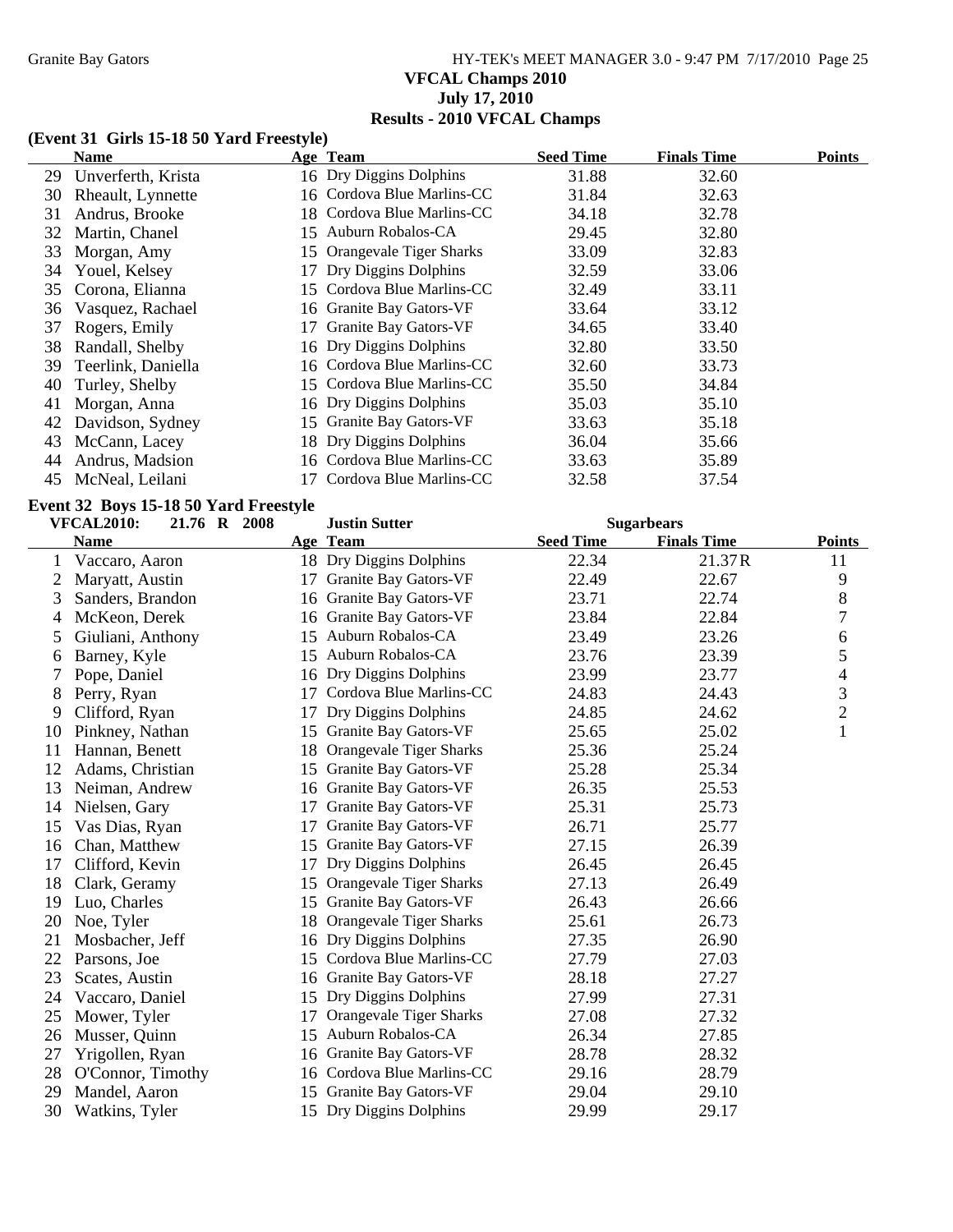# VFCAL Champs 2010

## July 17, 2010

## Results - 2010 VFCAL Champs

### (Event 31 Girls 15-18 50 Yard Freestyle)

| | Name | Age | Team | Seed Time | Finals Time | Points |
|---|---|---|---|---|---|---|
| 29 | Unverferth, Krista | 16 | Dry Diggins Dolphins | 31.88 | 32.60 | |
| 30 | Rheault, Lynnette | 16 | Cordova Blue Marlins-CC | 31.84 | 32.63 | |
| 31 | Andrus, Brooke | 18 | Cordova Blue Marlins-CC | 34.18 | 32.78 | |
| 32 | Martin, Chanel | 15 | Auburn Robalos-CA | 29.45 | 32.80 | |
| 33 | Morgan, Amy | 15 | Orangevale Tiger Sharks | 33.09 | 32.83 | |
| 34 | Youel, Kelsey | 17 | Dry Diggins Dolphins | 32.59 | 33.06 | |
| 35 | Corona, Elianna | 15 | Cordova Blue Marlins-CC | 32.49 | 33.11 | |
| 36 | Vasquez, Rachael | 16 | Granite Bay Gators-VF | 33.64 | 33.12 | |
| 37 | Rogers, Emily | 17 | Granite Bay Gators-VF | 34.65 | 33.40 | |
| 38 | Randall, Shelby | 16 | Dry Diggins Dolphins | 32.80 | 33.50 | |
| 39 | Teerlink, Daniella | 16 | Cordova Blue Marlins-CC | 32.60 | 33.73 | |
| 40 | Turley, Shelby | 15 | Cordova Blue Marlins-CC | 35.50 | 34.84 | |
| 41 | Morgan, Anna | 16 | Dry Diggins Dolphins | 35.03 | 35.10 | |
| 42 | Davidson, Sydney | 15 | Granite Bay Gators-VF | 33.63 | 35.18 | |
| 43 | McCann, Lacey | 18 | Dry Diggins Dolphins | 36.04 | 35.66 | |
| 44 | Andrus, Madsion | 16 | Cordova Blue Marlins-CC | 33.63 | 35.89 | |
| 45 | McNeal, Leilani | 17 | Cordova Blue Marlins-CC | 32.58 | 37.54 | |

### Event 32 Boys 15-18 50 Yard Freestyle

**VFCAL2010:** 21.76 R 2008 — Justin Sutter — Sugarbears

| | Name | Age | Team | Seed Time | Finals Time | Points |
|---|---|---|---|---|---|---|
| 1 | Vaccaro, Aaron | 18 | Dry Diggins Dolphins | 22.34 | 21.37R | 11 |
| 2 | Maryatt, Austin | 17 | Granite Bay Gators-VF | 22.49 | 22.67 | 9 |
| 3 | Sanders, Brandon | 16 | Granite Bay Gators-VF | 23.71 | 22.74 | 8 |
| 4 | McKeon, Derek | 16 | Granite Bay Gators-VF | 23.84 | 22.84 | 7 |
| 5 | Giuliani, Anthony | 15 | Auburn Robalos-CA | 23.49 | 23.26 | 6 |
| 6 | Barney, Kyle | 15 | Auburn Robalos-CA | 23.76 | 23.39 | 5 |
| 7 | Pope, Daniel | 16 | Dry Diggins Dolphins | 23.99 | 23.77 | 4 |
| 8 | Perry, Ryan | 17 | Cordova Blue Marlins-CC | 24.83 | 24.43 | 3 |
| 9 | Clifford, Ryan | 17 | Dry Diggins Dolphins | 24.85 | 24.62 | 2 |
| 10 | Pinkney, Nathan | 15 | Granite Bay Gators-VF | 25.65 | 25.02 | 1 |
| 11 | Hannan, Benett | 18 | Orangevale Tiger Sharks | 25.36 | 25.24 | |
| 12 | Adams, Christian | 15 | Granite Bay Gators-VF | 25.28 | 25.34 | |
| 13 | Neiman, Andrew | 16 | Granite Bay Gators-VF | 26.35 | 25.53 | |
| 14 | Nielsen, Gary | 17 | Granite Bay Gators-VF | 25.31 | 25.73 | |
| 15 | Vas Dias, Ryan | 17 | Granite Bay Gators-VF | 26.71 | 25.77 | |
| 16 | Chan, Matthew | 15 | Granite Bay Gators-VF | 27.15 | 26.39 | |
| 17 | Clifford, Kevin | 17 | Dry Diggins Dolphins | 26.45 | 26.45 | |
| 18 | Clark, Geramy | 15 | Orangevale Tiger Sharks | 27.13 | 26.49 | |
| 19 | Luo, Charles | 15 | Granite Bay Gators-VF | 26.43 | 26.66 | |
| 20 | Noe, Tyler | 18 | Orangevale Tiger Sharks | 25.61 | 26.73 | |
| 21 | Mosbacher, Jeff | 16 | Dry Diggins Dolphins | 27.35 | 26.90 | |
| 22 | Parsons, Joe | 15 | Cordova Blue Marlins-CC | 27.79 | 27.03 | |
| 23 | Scates, Austin | 16 | Granite Bay Gators-VF | 28.18 | 27.27 | |
| 24 | Vaccaro, Daniel | 15 | Dry Diggins Dolphins | 27.99 | 27.31 | |
| 25 | Mower, Tyler | 17 | Orangevale Tiger Sharks | 27.08 | 27.32 | |
| 26 | Musser, Quinn | 15 | Auburn Robalos-CA | 26.34 | 27.85 | |
| 27 | Yrigollen, Ryan | 16 | Granite Bay Gators-VF | 28.78 | 28.32 | |
| 28 | O'Connor, Timothy | 16 | Cordova Blue Marlins-CC | 29.16 | 28.79 | |
| 29 | Mandel, Aaron | 15 | Granite Bay Gators-VF | 29.04 | 29.10 | |
| 30 | Watkins, Tyler | 15 | Dry Diggins Dolphins | 29.99 | 29.17 | |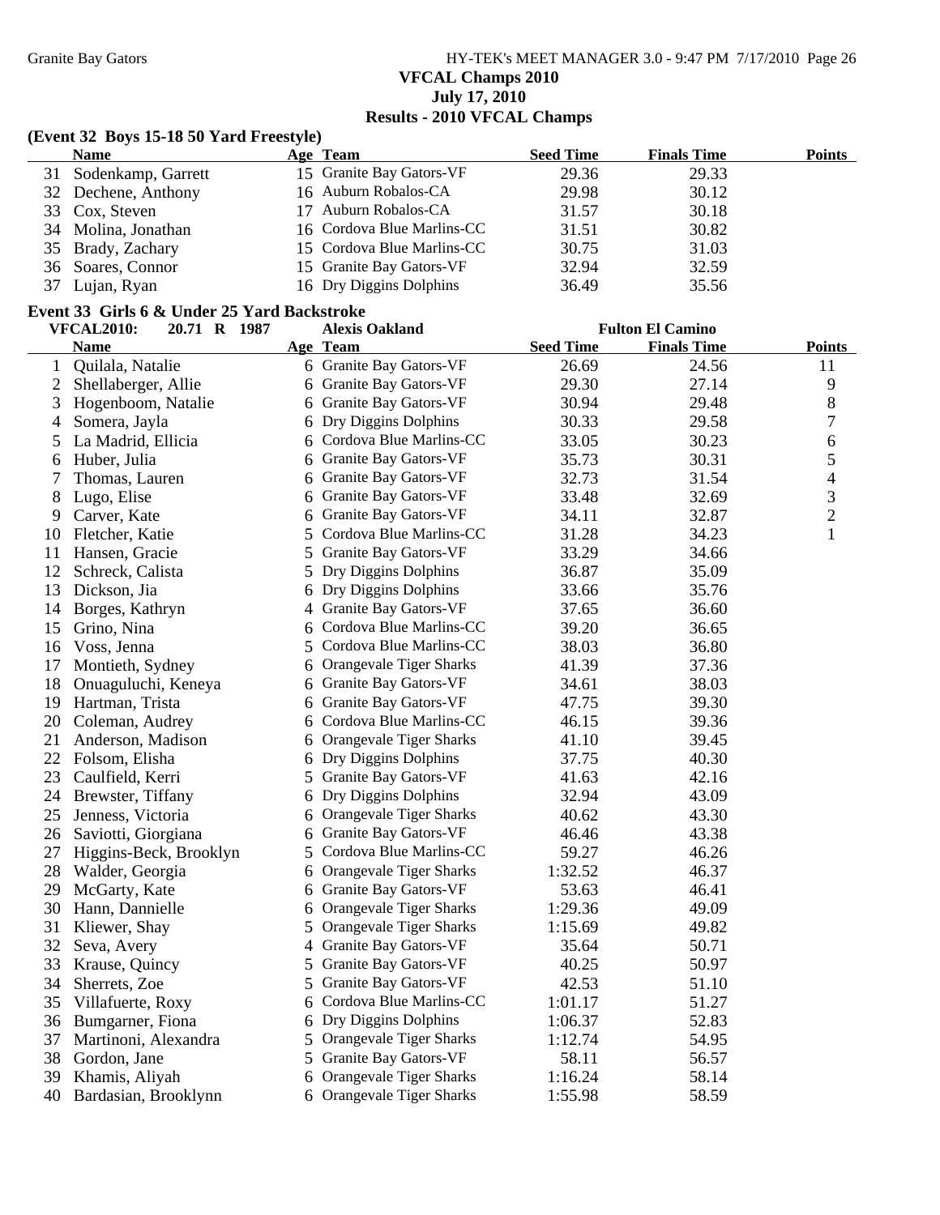**VFCAL Champs 2010**
**July 17, 2010**
**Results - 2010 VFCAL Champs**

### (Event 32 Boys 15-18 50 Yard Freestyle)

| | Name | Age | Team | Seed Time | Finals Time | Points |
|---|---|---|---|---|---|---|
| 31 | Sodenkamp, Garrett | 15 | Granite Bay Gators-VF | 29.36 | 29.33 | |
| 32 | Dechene, Anthony | 16 | Auburn Robalos-CA | 29.98 | 30.12 | |
| 33 | Cox, Steven | 17 | Auburn Robalos-CA | 31.57 | 30.18 | |
| 34 | Molina, Jonathan | 16 | Cordova Blue Marlins-CC | 31.51 | 30.82 | |
| 35 | Brady, Zachary | 15 | Cordova Blue Marlins-CC | 30.75 | 31.03 | |
| 36 | Soares, Connor | 15 | Granite Bay Gators-VF | 32.94 | 32.59 | |
| 37 | Lujan, Ryan | 16 | Dry Diggins Dolphins | 36.49 | 35.56 | |

### Event 33 Girls 6 & Under 25 Yard Backstroke

VFCAL2010: 20.71 R 1987 Alexis Oakland Fulton El Camino

| | Name | Age | Team | Seed Time | Finals Time | Points |
|---|---|---|---|---|---|---|
| 1 | Quilala, Natalie | 6 | Granite Bay Gators-VF | 26.69 | 24.56 | 11 |
| 2 | Shellaberger, Allie | 6 | Granite Bay Gators-VF | 29.30 | 27.14 | 9 |
| 3 | Hogenboom, Natalie | 6 | Granite Bay Gators-VF | 30.94 | 29.48 | 8 |
| 4 | Somera, Jayla | 6 | Dry Diggins Dolphins | 30.33 | 29.58 | 7 |
| 5 | La Madrid, Ellicia | 6 | Cordova Blue Marlins-CC | 33.05 | 30.23 | 6 |
| 6 | Huber, Julia | 6 | Granite Bay Gators-VF | 35.73 | 30.31 | 5 |
| 7 | Thomas, Lauren | 6 | Granite Bay Gators-VF | 32.73 | 31.54 | 4 |
| 8 | Lugo, Elise | 6 | Granite Bay Gators-VF | 33.48 | 32.69 | 3 |
| 9 | Carver, Kate | 6 | Granite Bay Gators-VF | 34.11 | 32.87 | 2 |
| 10 | Fletcher, Katie | 5 | Cordova Blue Marlins-CC | 31.28 | 34.23 | 1 |
| 11 | Hansen, Gracie | 5 | Granite Bay Gators-VF | 33.29 | 34.66 | |
| 12 | Schreck, Calista | 5 | Dry Diggins Dolphins | 36.87 | 35.09 | |
| 13 | Dickson, Jia | 6 | Dry Diggins Dolphins | 33.66 | 35.76 | |
| 14 | Borges, Kathryn | 4 | Granite Bay Gators-VF | 37.65 | 36.60 | |
| 15 | Grino, Nina | 6 | Cordova Blue Marlins-CC | 39.20 | 36.65 | |
| 16 | Voss, Jenna | 5 | Cordova Blue Marlins-CC | 38.03 | 36.80 | |
| 17 | Montieth, Sydney | 6 | Orangevale Tiger Sharks | 41.39 | 37.36 | |
| 18 | Onuaguluchi, Keneya | 6 | Granite Bay Gators-VF | 34.61 | 38.03 | |
| 19 | Hartman, Trista | 6 | Granite Bay Gators-VF | 47.75 | 39.30 | |
| 20 | Coleman, Audrey | 6 | Cordova Blue Marlins-CC | 46.15 | 39.36 | |
| 21 | Anderson, Madison | 6 | Orangevale Tiger Sharks | 41.10 | 39.45 | |
| 22 | Folsom, Elisha | 6 | Dry Diggins Dolphins | 37.75 | 40.30 | |
| 23 | Caulfield, Kerri | 5 | Granite Bay Gators-VF | 41.63 | 42.16 | |
| 24 | Brewster, Tiffany | 6 | Dry Diggins Dolphins | 32.94 | 43.09 | |
| 25 | Jenness, Victoria | 6 | Orangevale Tiger Sharks | 40.62 | 43.30 | |
| 26 | Saviotti, Giorgiana | 6 | Granite Bay Gators-VF | 46.46 | 43.38 | |
| 27 | Higgins-Beck, Brooklyn | 5 | Cordova Blue Marlins-CC | 59.27 | 46.26 | |
| 28 | Walder, Georgia | 6 | Orangevale Tiger Sharks | 1:32.52 | 46.37 | |
| 29 | McGarty, Kate | 6 | Granite Bay Gators-VF | 53.63 | 46.41 | |
| 30 | Hann, Dannielle | 6 | Orangevale Tiger Sharks | 1:29.36 | 49.09 | |
| 31 | Kliewer, Shay | 5 | Orangevale Tiger Sharks | 1:15.69 | 49.82 | |
| 32 | Seva, Avery | 4 | Granite Bay Gators-VF | 35.64 | 50.71 | |
| 33 | Krause, Quincy | 5 | Granite Bay Gators-VF | 40.25 | 50.97 | |
| 34 | Sherrets, Zoe | 5 | Granite Bay Gators-VF | 42.53 | 51.10 | |
| 35 | Villafuerte, Roxy | 6 | Cordova Blue Marlins-CC | 1:01.17 | 51.27 | |
| 36 | Bumgarner, Fiona | 6 | Dry Diggins Dolphins | 1:06.37 | 52.83 | |
| 37 | Martinoni, Alexandra | 5 | Orangevale Tiger Sharks | 1:12.74 | 54.95 | |
| 38 | Gordon, Jane | 5 | Granite Bay Gators-VF | 58.11 | 56.57 | |
| 39 | Khamis, Aliyah | 6 | Orangevale Tiger Sharks | 1:16.24 | 58.14 | |
| 40 | Bardasian, Brooklynn | 6 | Orangevale Tiger Sharks | 1:55.98 | 58.59 | |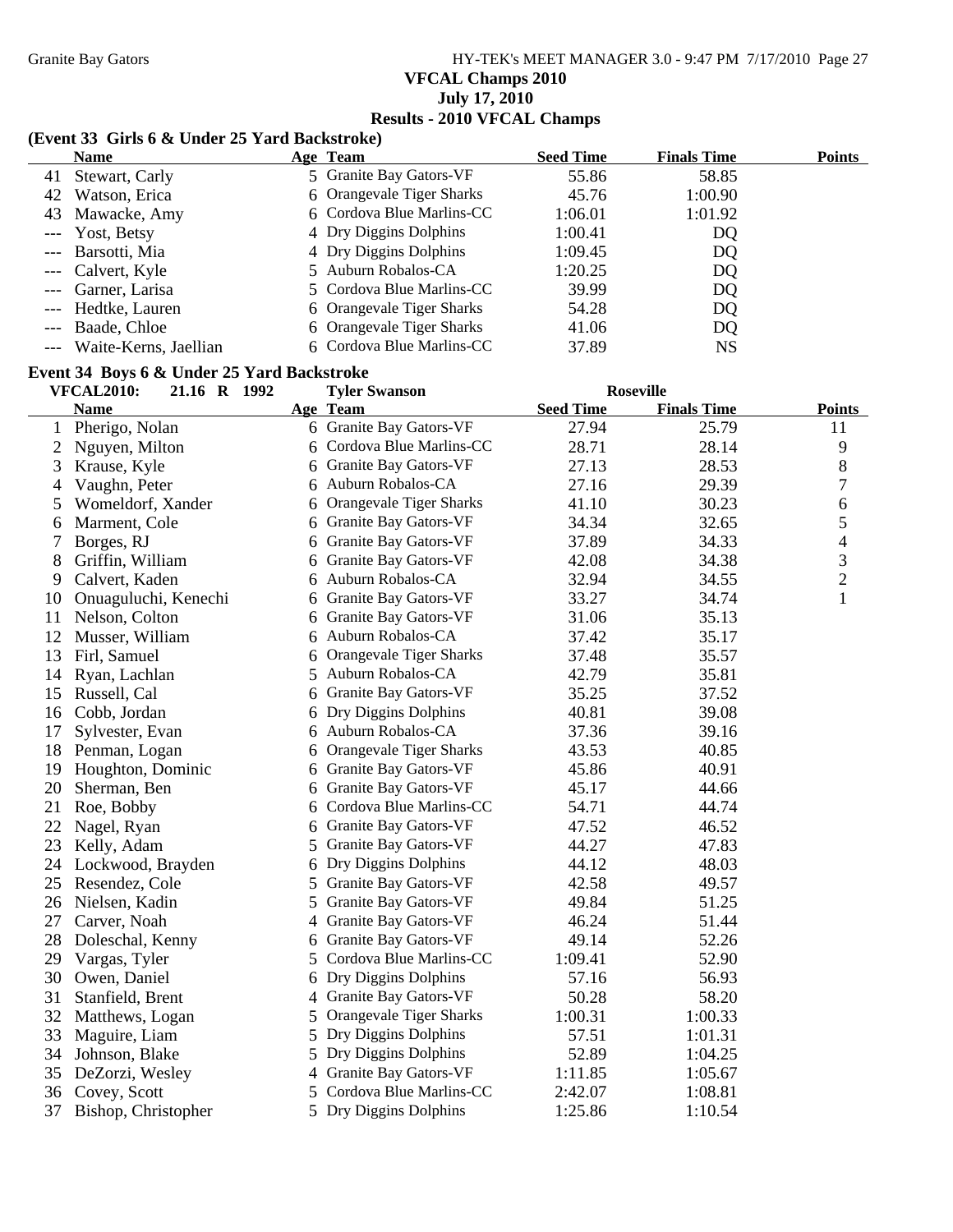**VFCAL Champs 2010**
**July 17, 2010**
**Results - 2010 VFCAL Champs**

### (Event 33 Girls 6 & Under 25 Yard Backstroke)

| | Name | Age | Team | Seed Time | Finals Time | Points |
|---|---|---|---|---|---|---|
| 41 | Stewart, Carly | 5 | Granite Bay Gators-VF | 55.86 | 58.85 | |
| 42 | Watson, Erica | 6 | Orangevale Tiger Sharks | 45.76 | 1:00.90 | |
| 43 | Mawacke, Amy | 6 | Cordova Blue Marlins-CC | 1:06.01 | 1:01.92 | |
| --- | Yost, Betsy | 4 | Dry Diggins Dolphins | 1:00.41 | DQ | |
| --- | Barsotti, Mia | 4 | Dry Diggins Dolphins | 1:09.45 | DQ | |
| --- | Calvert, Kyle | 5 | Auburn Robalos-CA | 1:20.25 | DQ | |
| --- | Garner, Larisa | 5 | Cordova Blue Marlins-CC | 39.99 | DQ | |
| --- | Hedtke, Lauren | 6 | Orangevale Tiger Sharks | 54.28 | DQ | |
| --- | Baade, Chloe | 6 | Orangevale Tiger Sharks | 41.06 | DQ | |
| --- | Waite-Kerns, Jaellian | 6 | Cordova Blue Marlins-CC | 37.89 | NS | |

### Event 34 Boys 6 & Under 25 Yard Backstroke

VFCAL2010: 21.16 R 1992 Tyler Swanson Roseville

| | Name | Age | Team | Seed Time | Finals Time | Points |
|---|---|---|---|---|---|---|
| 1 | Pherigo, Nolan | 6 | Granite Bay Gators-VF | 27.94 | 25.79 | 11 |
| 2 | Nguyen, Milton | 6 | Cordova Blue Marlins-CC | 28.71 | 28.14 | 9 |
| 3 | Krause, Kyle | 6 | Granite Bay Gators-VF | 27.13 | 28.53 | 8 |
| 4 | Vaughn, Peter | 6 | Auburn Robalos-CA | 27.16 | 29.39 | 7 |
| 5 | Womeldorf, Xander | 6 | Orangevale Tiger Sharks | 41.10 | 30.23 | 6 |
| 6 | Marment, Cole | 6 | Granite Bay Gators-VF | 34.34 | 32.65 | 5 |
| 7 | Borges, RJ | 6 | Granite Bay Gators-VF | 37.89 | 34.33 | 4 |
| 8 | Griffin, William | 6 | Granite Bay Gators-VF | 42.08 | 34.38 | 3 |
| 9 | Calvert, Kaden | 6 | Auburn Robalos-CA | 32.94 | 34.55 | 2 |
| 10 | Onuaguluchi, Kenechi | 6 | Granite Bay Gators-VF | 33.27 | 34.74 | 1 |
| 11 | Nelson, Colton | 6 | Granite Bay Gators-VF | 31.06 | 35.13 | |
| 12 | Musser, William | 6 | Auburn Robalos-CA | 37.42 | 35.17 | |
| 13 | Firl, Samuel | 6 | Orangevale Tiger Sharks | 37.48 | 35.57 | |
| 14 | Ryan, Lachlan | 5 | Auburn Robalos-CA | 42.79 | 35.81 | |
| 15 | Russell, Cal | 6 | Granite Bay Gators-VF | 35.25 | 37.52 | |
| 16 | Cobb, Jordan | 6 | Dry Diggins Dolphins | 40.81 | 39.08 | |
| 17 | Sylvester, Evan | 6 | Auburn Robalos-CA | 37.36 | 39.16 | |
| 18 | Penman, Logan | 6 | Orangevale Tiger Sharks | 43.53 | 40.85 | |
| 19 | Houghton, Dominic | 6 | Granite Bay Gators-VF | 45.86 | 40.91 | |
| 20 | Sherman, Ben | 6 | Granite Bay Gators-VF | 45.17 | 44.66 | |
| 21 | Roe, Bobby | 6 | Cordova Blue Marlins-CC | 54.71 | 44.74 | |
| 22 | Nagel, Ryan | 6 | Granite Bay Gators-VF | 47.52 | 46.52 | |
| 23 | Kelly, Adam | 5 | Granite Bay Gators-VF | 44.27 | 47.83 | |
| 24 | Lockwood, Brayden | 6 | Dry Diggins Dolphins | 44.12 | 48.03 | |
| 25 | Resendez, Cole | 5 | Granite Bay Gators-VF | 42.58 | 49.57 | |
| 26 | Nielsen, Kadin | 5 | Granite Bay Gators-VF | 49.84 | 51.25 | |
| 27 | Carver, Noah | 4 | Granite Bay Gators-VF | 46.24 | 51.44 | |
| 28 | Doleschal, Kenny | 6 | Granite Bay Gators-VF | 49.14 | 52.26 | |
| 29 | Vargas, Tyler | 5 | Cordova Blue Marlins-CC | 1:09.41 | 52.90 | |
| 30 | Owen, Daniel | 6 | Dry Diggins Dolphins | 57.16 | 56.93 | |
| 31 | Stanfield, Brent | 4 | Granite Bay Gators-VF | 50.28 | 58.20 | |
| 32 | Matthews, Logan | 5 | Orangevale Tiger Sharks | 1:00.31 | 1:00.33 | |
| 33 | Maguire, Liam | 5 | Dry Diggins Dolphins | 57.51 | 1:01.31 | |
| 34 | Johnson, Blake | 5 | Dry Diggins Dolphins | 52.89 | 1:04.25 | |
| 35 | DeZorzi, Wesley | 4 | Granite Bay Gators-VF | 1:11.85 | 1:05.67 | |
| 36 | Covey, Scott | 5 | Cordova Blue Marlins-CC | 2:42.07 | 1:08.81 | |
| 37 | Bishop, Christopher | 5 | Dry Diggins Dolphins | 1:25.86 | 1:10.54 | |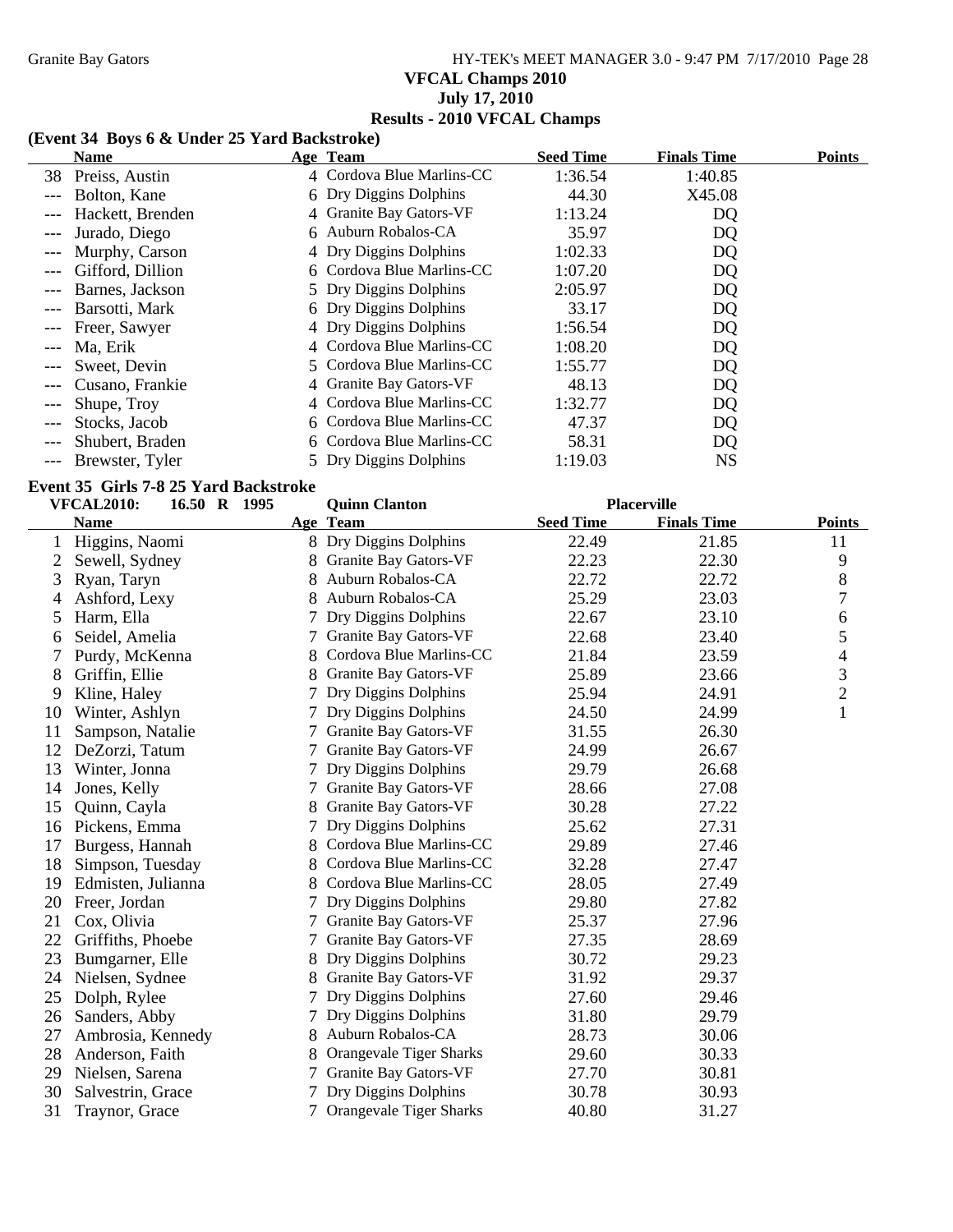## VFCAL Champs 2010
## July 17, 2010
## Results - 2010 VFCAL Champs

### (Event 34 Boys 6 & Under 25 Yard Backstroke)

| | Name | Age | Team | Seed Time | Finals Time | Points |
|---|---|---|---|---|---|---|
| 38 | Preiss, Austin | 4 | Cordova Blue Marlins-CC | 1:36.54 | 1:40.85 | |
| --- | Bolton, Kane | 6 | Dry Diggins Dolphins | 44.30 | X45.08 | |
| --- | Hackett, Brenden | 4 | Granite Bay Gators-VF | 1:13.24 | DQ | |
| --- | Jurado, Diego | 6 | Auburn Robalos-CA | 35.97 | DQ | |
| --- | Murphy, Carson | 4 | Dry Diggins Dolphins | 1:02.33 | DQ | |
| --- | Gifford, Dillion | 6 | Cordova Blue Marlins-CC | 1:07.20 | DQ | |
| --- | Barnes, Jackson | 5 | Dry Diggins Dolphins | 2:05.97 | DQ | |
| --- | Barsotti, Mark | 6 | Dry Diggins Dolphins | 33.17 | DQ | |
| --- | Freer, Sawyer | 4 | Dry Diggins Dolphins | 1:56.54 | DQ | |
| --- | Ma, Erik | 4 | Cordova Blue Marlins-CC | 1:08.20 | DQ | |
| --- | Sweet, Devin | 5 | Cordova Blue Marlins-CC | 1:55.77 | DQ | |
| --- | Cusano, Frankie | 4 | Granite Bay Gators-VF | 48.13 | DQ | |
| --- | Shupe, Troy | 4 | Cordova Blue Marlins-CC | 1:32.77 | DQ | |
| --- | Stocks, Jacob | 6 | Cordova Blue Marlins-CC | 47.37 | DQ | |
| --- | Shubert, Braden | 6 | Cordova Blue Marlins-CC | 58.31 | DQ | |
| --- | Brewster, Tyler | 5 | Dry Diggins Dolphins | 1:19.03 | NS | |

### Event 35 Girls 7-8 25 Yard Backstroke

**VFCAL2010: 16.50 R 1995 Quinn Clanton Placerville**

| | Name | Age | Team | Seed Time | Finals Time | Points |
|---|---|---|---|---|---|---|
| 1 | Higgins, Naomi | 8 | Dry Diggins Dolphins | 22.49 | 21.85 | 11 |
| 2 | Sewell, Sydney | 8 | Granite Bay Gators-VF | 22.23 | 22.30 | 9 |
| 3 | Ryan, Taryn | 8 | Auburn Robalos-CA | 22.72 | 22.72 | 8 |
| 4 | Ashford, Lexy | 8 | Auburn Robalos-CA | 25.29 | 23.03 | 7 |
| 5 | Harm, Ella | 7 | Dry Diggins Dolphins | 22.67 | 23.10 | 6 |
| 6 | Seidel, Amelia | 7 | Granite Bay Gators-VF | 22.68 | 23.40 | 5 |
| 7 | Purdy, McKenna | 8 | Cordova Blue Marlins-CC | 21.84 | 23.59 | 4 |
| 8 | Griffin, Ellie | 8 | Granite Bay Gators-VF | 25.89 | 23.66 | 3 |
| 9 | Kline, Haley | 7 | Dry Diggins Dolphins | 25.94 | 24.91 | 2 |
| 10 | Winter, Ashlyn | 7 | Dry Diggins Dolphins | 24.50 | 24.99 | 1 |
| 11 | Sampson, Natalie | 7 | Granite Bay Gators-VF | 31.55 | 26.30 | |
| 12 | DeZorzi, Tatum | 7 | Granite Bay Gators-VF | 24.99 | 26.67 | |
| 13 | Winter, Jonna | 7 | Dry Diggins Dolphins | 29.79 | 26.68 | |
| 14 | Jones, Kelly | 7 | Granite Bay Gators-VF | 28.66 | 27.08 | |
| 15 | Quinn, Cayla | 8 | Granite Bay Gators-VF | 30.28 | 27.22 | |
| 16 | Pickens, Emma | 7 | Dry Diggins Dolphins | 25.62 | 27.31 | |
| 17 | Burgess, Hannah | 8 | Cordova Blue Marlins-CC | 29.89 | 27.46 | |
| 18 | Simpson, Tuesday | 8 | Cordova Blue Marlins-CC | 32.28 | 27.47 | |
| 19 | Edmisten, Julianna | 8 | Cordova Blue Marlins-CC | 28.05 | 27.49 | |
| 20 | Freer, Jordan | 7 | Dry Diggins Dolphins | 29.80 | 27.82 | |
| 21 | Cox, Olivia | 7 | Granite Bay Gators-VF | 25.37 | 27.96 | |
| 22 | Griffiths, Phoebe | 7 | Granite Bay Gators-VF | 27.35 | 28.69 | |
| 23 | Bumgarner, Elle | 8 | Dry Diggins Dolphins | 30.72 | 29.23 | |
| 24 | Nielsen, Sydnee | 8 | Granite Bay Gators-VF | 31.92 | 29.37 | |
| 25 | Dolph, Rylee | 7 | Dry Diggins Dolphins | 27.60 | 29.46 | |
| 26 | Sanders, Abby | 7 | Dry Diggins Dolphins | 31.80 | 29.79 | |
| 27 | Ambrosia, Kennedy | 8 | Auburn Robalos-CA | 28.73 | 30.06 | |
| 28 | Anderson, Faith | 8 | Orangevale Tiger Sharks | 29.60 | 30.33 | |
| 29 | Nielsen, Sarena | 7 | Granite Bay Gators-VF | 27.70 | 30.81 | |
| 30 | Salvestrin, Grace | 7 | Dry Diggins Dolphins | 30.78 | 30.93 | |
| 31 | Traynor, Grace | 7 | Orangevale Tiger Sharks | 40.80 | 31.27 | |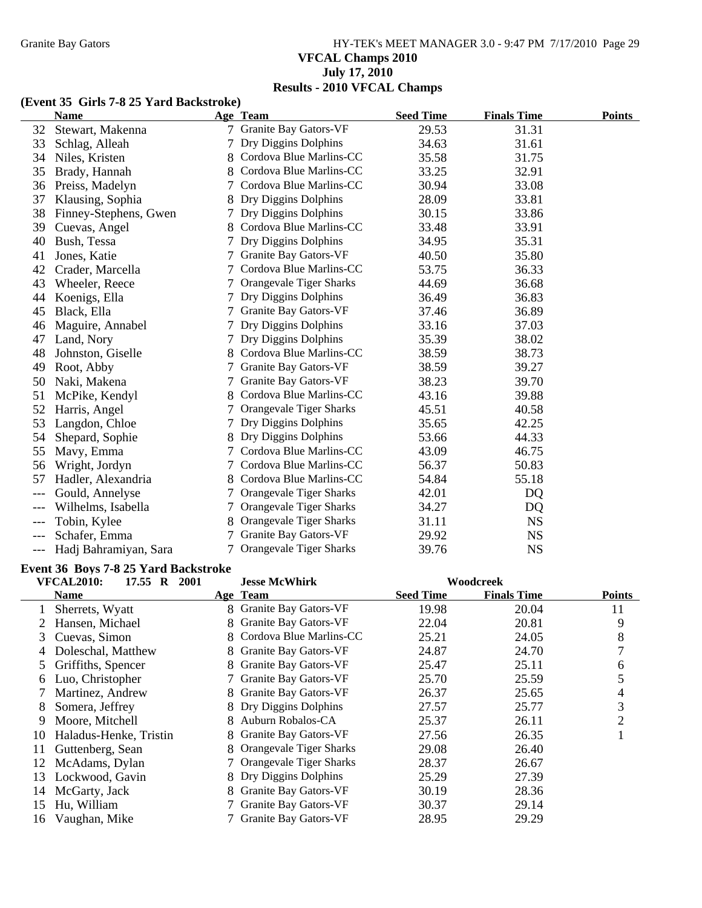**VFCAL Champs 2010**
**July 17, 2010**
**Results - 2010 VFCAL Champs**

### (Event 35 Girls 7-8 25 Yard Backstroke)

| | Name | Age | Team | Seed Time | Finals Time | Points |
|---|---|---|---|---|---|---|
| 32 | Stewart, Makenna | 7 | Granite Bay Gators-VF | 29.53 | 31.31 | |
| 33 | Schlag, Alleah | 7 | Dry Diggins Dolphins | 34.63 | 31.61 | |
| 34 | Niles, Kristen | 8 | Cordova Blue Marlins-CC | 35.58 | 31.75 | |
| 35 | Brady, Hannah | 8 | Cordova Blue Marlins-CC | 33.25 | 32.91 | |
| 36 | Preiss, Madelyn | 7 | Cordova Blue Marlins-CC | 30.94 | 33.08 | |
| 37 | Klausing, Sophia | 8 | Dry Diggins Dolphins | 28.09 | 33.81 | |
| 38 | Finney-Stephens, Gwen | 7 | Dry Diggins Dolphins | 30.15 | 33.86 | |
| 39 | Cuevas, Angel | 8 | Cordova Blue Marlins-CC | 33.48 | 33.91 | |
| 40 | Bush, Tessa | 7 | Dry Diggins Dolphins | 34.95 | 35.31 | |
| 41 | Jones, Katie | 7 | Granite Bay Gators-VF | 40.50 | 35.80 | |
| 42 | Crader, Marcella | 7 | Cordova Blue Marlins-CC | 53.75 | 36.33 | |
| 43 | Wheeler, Reece | 7 | Orangevale Tiger Sharks | 44.69 | 36.68 | |
| 44 | Koenigs, Ella | 7 | Dry Diggins Dolphins | 36.49 | 36.83 | |
| 45 | Black, Ella | 7 | Granite Bay Gators-VF | 37.46 | 36.89 | |
| 46 | Maguire, Annabel | 7 | Dry Diggins Dolphins | 33.16 | 37.03 | |
| 47 | Land, Nory | 7 | Dry Diggins Dolphins | 35.39 | 38.02 | |
| 48 | Johnston, Giselle | 8 | Cordova Blue Marlins-CC | 38.59 | 38.73 | |
| 49 | Root, Abby | 7 | Granite Bay Gators-VF | 38.59 | 39.27 | |
| 50 | Naki, Makena | 7 | Granite Bay Gators-VF | 38.23 | 39.70 | |
| 51 | McPike, Kendyl | 8 | Cordova Blue Marlins-CC | 43.16 | 39.88 | |
| 52 | Harris, Angel | 7 | Orangevale Tiger Sharks | 45.51 | 40.58 | |
| 53 | Langdon, Chloe | 7 | Dry Diggins Dolphins | 35.65 | 42.25 | |
| 54 | Shepard, Sophie | 8 | Dry Diggins Dolphins | 53.66 | 44.33 | |
| 55 | Mavy, Emma | 7 | Cordova Blue Marlins-CC | 43.09 | 46.75 | |
| 56 | Wright, Jordyn | 7 | Cordova Blue Marlins-CC | 56.37 | 50.83 | |
| 57 | Hadler, Alexandria | 8 | Cordova Blue Marlins-CC | 54.84 | 55.18 | |
| --- | Gould, Annelyse | 7 | Orangevale Tiger Sharks | 42.01 | DQ | |
| --- | Wilhelms, Isabella | 7 | Orangevale Tiger Sharks | 34.27 | DQ | |
| --- | Tobin, Kylee | 8 | Orangevale Tiger Sharks | 31.11 | NS | |
| --- | Schafer, Emma | 7 | Granite Bay Gators-VF | 29.92 | NS | |
| --- | Hadj Bahramiyan, Sara | 7 | Orangevale Tiger Sharks | 39.76 | NS | |

### Event 36 Boys 7-8 25 Yard Backstroke

**VFCAL2010: 17.55 R 2001 Jesse McWhirk Woodcreek**

| | Name | Age | Team | Seed Time | Finals Time | Points |
|---|---|---|---|---|---|---|
| 1 | Sherrets, Wyatt | 8 | Granite Bay Gators-VF | 19.98 | 20.04 | 11 |
| 2 | Hansen, Michael | 8 | Granite Bay Gators-VF | 22.04 | 20.81 | 9 |
| 3 | Cuevas, Simon | 8 | Cordova Blue Marlins-CC | 25.21 | 24.05 | 8 |
| 4 | Doleschal, Matthew | 8 | Granite Bay Gators-VF | 24.87 | 24.70 | 7 |
| 5 | Griffiths, Spencer | 8 | Granite Bay Gators-VF | 25.47 | 25.11 | 6 |
| 6 | Luo, Christopher | 7 | Granite Bay Gators-VF | 25.70 | 25.59 | 5 |
| 7 | Martinez, Andrew | 8 | Granite Bay Gators-VF | 26.37 | 25.65 | 4 |
| 8 | Somera, Jeffrey | 8 | Dry Diggins Dolphins | 27.57 | 25.77 | 3 |
| 9 | Moore, Mitchell | 8 | Auburn Robalos-CA | 25.37 | 26.11 | 2 |
| 10 | Haladus-Henke, Tristin | 8 | Granite Bay Gators-VF | 27.56 | 26.35 | 1 |
| 11 | Guttenberg, Sean | 8 | Orangevale Tiger Sharks | 29.08 | 26.40 | |
| 12 | McAdams, Dylan | 7 | Orangevale Tiger Sharks | 28.37 | 26.67 | |
| 13 | Lockwood, Gavin | 8 | Dry Diggins Dolphins | 25.29 | 27.39 | |
| 14 | McGarty, Jack | 8 | Granite Bay Gators-VF | 30.19 | 28.36 | |
| 15 | Hu, William | 7 | Granite Bay Gators-VF | 30.37 | 29.14 | |
| 16 | Vaughan, Mike | 7 | Granite Bay Gators-VF | 28.95 | 29.29 | |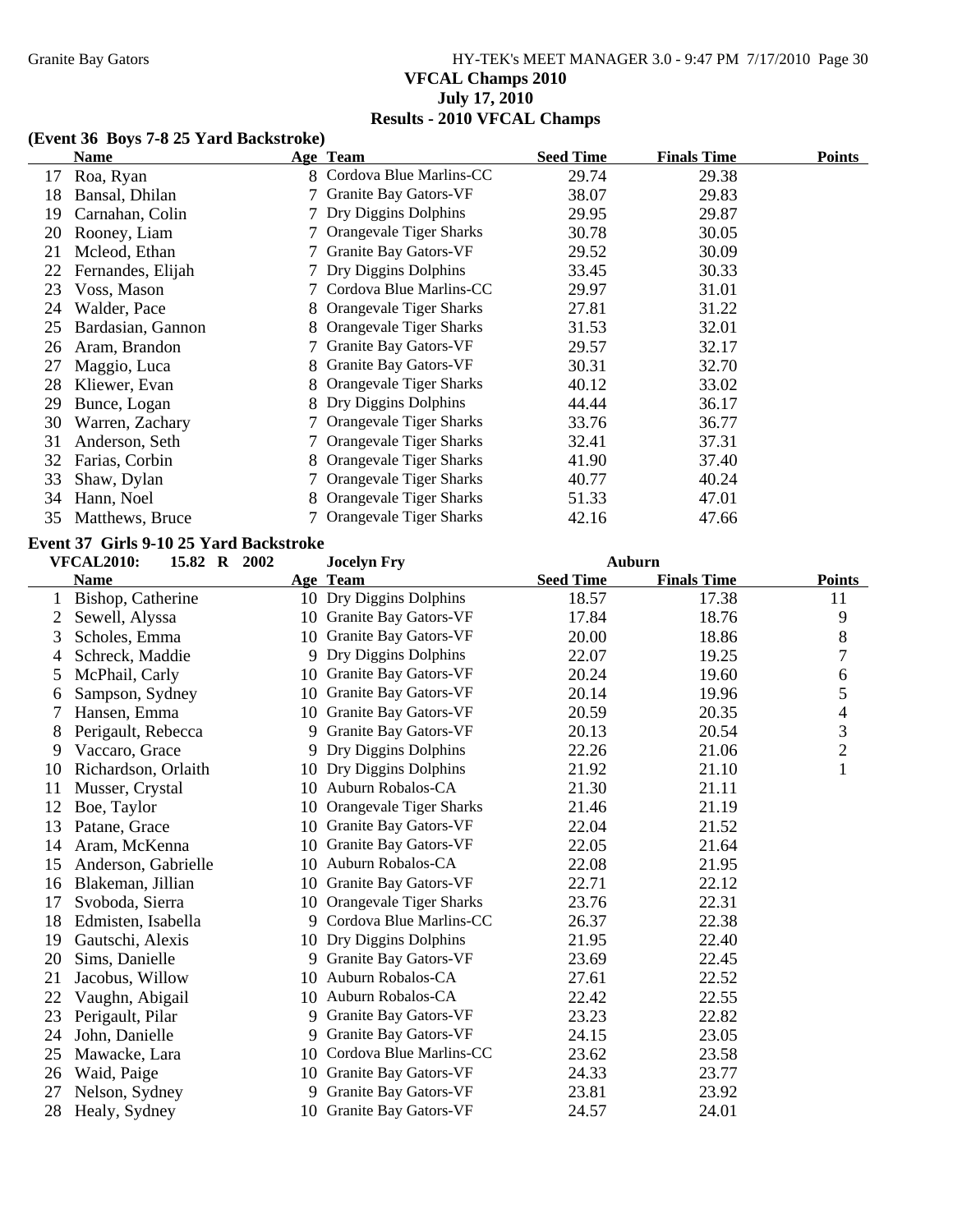# VFCAL Champs 2010

## July 17, 2010

## Results - 2010 VFCAL Champs

### (Event 36 Boys 7-8 25 Yard Backstroke)

| | Name | Age | Team | Seed Time | Finals Time | Points |
|---|---|---|---|---|---|---|
| 17 | Roa, Ryan | 8 | Cordova Blue Marlins-CC | 29.74 | 29.38 | |
| 18 | Bansal, Dhilan | 7 | Granite Bay Gators-VF | 38.07 | 29.83 | |
| 19 | Carnahan, Colin | 7 | Dry Diggins Dolphins | 29.95 | 29.87 | |
| 20 | Rooney, Liam | 7 | Orangevale Tiger Sharks | 30.78 | 30.05 | |
| 21 | Mcleod, Ethan | 7 | Granite Bay Gators-VF | 29.52 | 30.09 | |
| 22 | Fernandes, Elijah | 7 | Dry Diggins Dolphins | 33.45 | 30.33 | |
| 23 | Voss, Mason | 7 | Cordova Blue Marlins-CC | 29.97 | 31.01 | |
| 24 | Walder, Pace | 8 | Orangevale Tiger Sharks | 27.81 | 31.22 | |
| 25 | Bardasian, Gannon | 8 | Orangevale Tiger Sharks | 31.53 | 32.01 | |
| 26 | Aram, Brandon | 7 | Granite Bay Gators-VF | 29.57 | 32.17 | |
| 27 | Maggio, Luca | 8 | Granite Bay Gators-VF | 30.31 | 32.70 | |
| 28 | Kliewer, Evan | 8 | Orangevale Tiger Sharks | 40.12 | 33.02 | |
| 29 | Bunce, Logan | 8 | Dry Diggins Dolphins | 44.44 | 36.17 | |
| 30 | Warren, Zachary | 7 | Orangevale Tiger Sharks | 33.76 | 36.77 | |
| 31 | Anderson, Seth | 7 | Orangevale Tiger Sharks | 32.41 | 37.31 | |
| 32 | Farias, Corbin | 8 | Orangevale Tiger Sharks | 41.90 | 37.40 | |
| 33 | Shaw, Dylan | 7 | Orangevale Tiger Sharks | 40.77 | 40.24 | |
| 34 | Hann, Noel | 8 | Orangevale Tiger Sharks | 51.33 | 47.01 | |
| 35 | Matthews, Bruce | 7 | Orangevale Tiger Sharks | 42.16 | 47.66 | |

### Event 37 Girls 9-10 25 Yard Backstroke

**VFCAL2010: 15.82 R 2002 Jocelyn Fry Auburn**

| | Name | Age | Team | Seed Time | Finals Time | Points |
|---|---|---|---|---|---|---|
| 1 | Bishop, Catherine | 10 | Dry Diggins Dolphins | 18.57 | 17.38 | 11 |
| 2 | Sewell, Alyssa | 10 | Granite Bay Gators-VF | 17.84 | 18.76 | 9 |
| 3 | Scholes, Emma | 10 | Granite Bay Gators-VF | 20.00 | 18.86 | 8 |
| 4 | Schreck, Maddie | 9 | Dry Diggins Dolphins | 22.07 | 19.25 | 7 |
| 5 | McPhail, Carly | 10 | Granite Bay Gators-VF | 20.24 | 19.60 | 6 |
| 6 | Sampson, Sydney | 10 | Granite Bay Gators-VF | 20.14 | 19.96 | 5 |
| 7 | Hansen, Emma | 10 | Granite Bay Gators-VF | 20.59 | 20.35 | 4 |
| 8 | Perigault, Rebecca | 9 | Granite Bay Gators-VF | 20.13 | 20.54 | 3 |
| 9 | Vaccaro, Grace | 9 | Dry Diggins Dolphins | 22.26 | 21.06 | 2 |
| 10 | Richardson, Orlaith | 10 | Dry Diggins Dolphins | 21.92 | 21.10 | 1 |
| 11 | Musser, Crystal | 10 | Auburn Robalos-CA | 21.30 | 21.11 | |
| 12 | Boe, Taylor | 10 | Orangevale Tiger Sharks | 21.46 | 21.19 | |
| 13 | Patane, Grace | 10 | Granite Bay Gators-VF | 22.04 | 21.52 | |
| 14 | Aram, McKenna | 10 | Granite Bay Gators-VF | 22.05 | 21.64 | |
| 15 | Anderson, Gabrielle | 10 | Auburn Robalos-CA | 22.08 | 21.95 | |
| 16 | Blakeman, Jillian | 10 | Granite Bay Gators-VF | 22.71 | 22.12 | |
| 17 | Svoboda, Sierra | 10 | Orangevale Tiger Sharks | 23.76 | 22.31 | |
| 18 | Edmisten, Isabella | 9 | Cordova Blue Marlins-CC | 26.37 | 22.38 | |
| 19 | Gautschi, Alexis | 10 | Dry Diggins Dolphins | 21.95 | 22.40 | |
| 20 | Sims, Danielle | 9 | Granite Bay Gators-VF | 23.69 | 22.45 | |
| 21 | Jacobus, Willow | 10 | Auburn Robalos-CA | 27.61 | 22.52 | |
| 22 | Vaughn, Abigail | 10 | Auburn Robalos-CA | 22.42 | 22.55 | |
| 23 | Perigault, Pilar | 9 | Granite Bay Gators-VF | 23.23 | 22.82 | |
| 24 | John, Danielle | 9 | Granite Bay Gators-VF | 24.15 | 23.05 | |
| 25 | Mawacke, Lara | 10 | Cordova Blue Marlins-CC | 23.62 | 23.58 | |
| 26 | Waid, Paige | 10 | Granite Bay Gators-VF | 24.33 | 23.77 | |
| 27 | Nelson, Sydney | 9 | Granite Bay Gators-VF | 23.81 | 23.92 | |
| 28 | Healy, Sydney | 10 | Granite Bay Gators-VF | 24.57 | 24.01 | |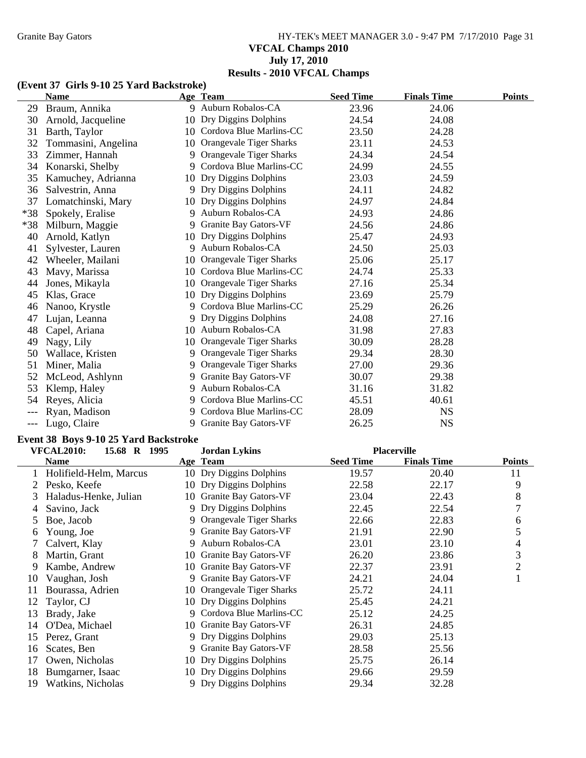## VFCAL Champs 2010
## July 17, 2010
## Results - 2010 VFCAL Champs

### (Event 37 Girls 9-10 25 Yard Backstroke)

| | Name | Age | Team | Seed Time | Finals Time | Points |
|---|---|---|---|---|---|---|
| 29 | Braum, Annika | 9 | Auburn Robalos-CA | 23.96 | 24.06 | |
| 30 | Arnold, Jacqueline | 10 | Dry Diggins Dolphins | 24.54 | 24.08 | |
| 31 | Barth, Taylor | 10 | Cordova Blue Marlins-CC | 23.50 | 24.28 | |
| 32 | Tommasini, Angelina | 10 | Orangevale Tiger Sharks | 23.11 | 24.53 | |
| 33 | Zimmer, Hannah | 9 | Orangevale Tiger Sharks | 24.34 | 24.54 | |
| 34 | Konarski, Shelby | 9 | Cordova Blue Marlins-CC | 24.99 | 24.55 | |
| 35 | Kamuchey, Adrianna | 10 | Dry Diggins Dolphins | 23.03 | 24.59 | |
| 36 | Salvestrin, Anna | 9 | Dry Diggins Dolphins | 24.11 | 24.82 | |
| 37 | Lomatchinski, Mary | 10 | Dry Diggins Dolphins | 24.97 | 24.84 | |
| *38 | Spokely, Eralise | 9 | Auburn Robalos-CA | 24.93 | 24.86 | |
| *38 | Milburn, Maggie | 9 | Granite Bay Gators-VF | 24.56 | 24.86 | |
| 40 | Arnold, Katlyn | 10 | Dry Diggins Dolphins | 25.47 | 24.93 | |
| 41 | Sylvester, Lauren | 9 | Auburn Robalos-CA | 24.50 | 25.03 | |
| 42 | Wheeler, Mailani | 10 | Orangevale Tiger Sharks | 25.06 | 25.17 | |
| 43 | Mavy, Marissa | 10 | Cordova Blue Marlins-CC | 24.74 | 25.33 | |
| 44 | Jones, Mikayla | 10 | Orangevale Tiger Sharks | 27.16 | 25.34 | |
| 45 | Klas, Grace | 10 | Dry Diggins Dolphins | 23.69 | 25.79 | |
| 46 | Nanoo, Krystle | 9 | Cordova Blue Marlins-CC | 25.29 | 26.26 | |
| 47 | Lujan, Leanna | 9 | Dry Diggins Dolphins | 24.08 | 27.16 | |
| 48 | Capel, Ariana | 10 | Auburn Robalos-CA | 31.98 | 27.83 | |
| 49 | Nagy, Lily | 10 | Orangevale Tiger Sharks | 30.09 | 28.28 | |
| 50 | Wallace, Kristen | 9 | Orangevale Tiger Sharks | 29.34 | 28.30 | |
| 51 | Miner, Malia | 9 | Orangevale Tiger Sharks | 27.00 | 29.36 | |
| 52 | McLeod, Ashlynn | 9 | Granite Bay Gators-VF | 30.07 | 29.38 | |
| 53 | Klemp, Haley | 9 | Auburn Robalos-CA | 31.16 | 31.82 | |
| 54 | Reyes, Alicia | 9 | Cordova Blue Marlins-CC | 45.51 | 40.61 | |
| --- | Ryan, Madison | 9 | Cordova Blue Marlins-CC | 28.09 | NS | |
| --- | Lugo, Claire | 9 | Granite Bay Gators-VF | 26.25 | NS | |

### Event 38 Boys 9-10 25 Yard Backstroke

VFCAL2010: 15.68 R 1995 Jordan Lykins Placerville

| | Name | Age | Team | Seed Time | Finals Time | Points |
|---|---|---|---|---|---|---|
| 1 | Holifield-Helm, Marcus | 10 | Dry Diggins Dolphins | 19.57 | 20.40 | 11 |
| 2 | Pesko, Keefe | 10 | Dry Diggins Dolphins | 22.58 | 22.17 | 9 |
| 3 | Haladus-Henke, Julian | 10 | Granite Bay Gators-VF | 23.04 | 22.43 | 8 |
| 4 | Savino, Jack | 9 | Dry Diggins Dolphins | 22.45 | 22.54 | 7 |
| 5 | Boe, Jacob | 9 | Orangevale Tiger Sharks | 22.66 | 22.83 | 6 |
| 6 | Young, Joe | 9 | Granite Bay Gators-VF | 21.91 | 22.90 | 5 |
| 7 | Calvert, Klay | 9 | Auburn Robalos-CA | 23.01 | 23.10 | 4 |
| 8 | Martin, Grant | 10 | Granite Bay Gators-VF | 26.20 | 23.86 | 3 |
| 9 | Kambe, Andrew | 10 | Granite Bay Gators-VF | 22.37 | 23.91 | 2 |
| 10 | Vaughan, Josh | 9 | Granite Bay Gators-VF | 24.21 | 24.04 | 1 |
| 11 | Bourassa, Adrien | 10 | Orangevale Tiger Sharks | 25.72 | 24.11 | |
| 12 | Taylor, CJ | 10 | Dry Diggins Dolphins | 25.45 | 24.21 | |
| 13 | Brady, Jake | 9 | Cordova Blue Marlins-CC | 25.12 | 24.25 | |
| 14 | O'Dea, Michael | 10 | Granite Bay Gators-VF | 26.31 | 24.85 | |
| 15 | Perez, Grant | 9 | Dry Diggins Dolphins | 29.03 | 25.13 | |
| 16 | Scates, Ben | 9 | Granite Bay Gators-VF | 28.58 | 25.56 | |
| 17 | Owen, Nicholas | 10 | Dry Diggins Dolphins | 25.75 | 26.14 | |
| 18 | Bumgarner, Isaac | 10 | Dry Diggins Dolphins | 29.66 | 29.59 | |
| 19 | Watkins, Nicholas | 9 | Dry Diggins Dolphins | 29.34 | 32.28 | |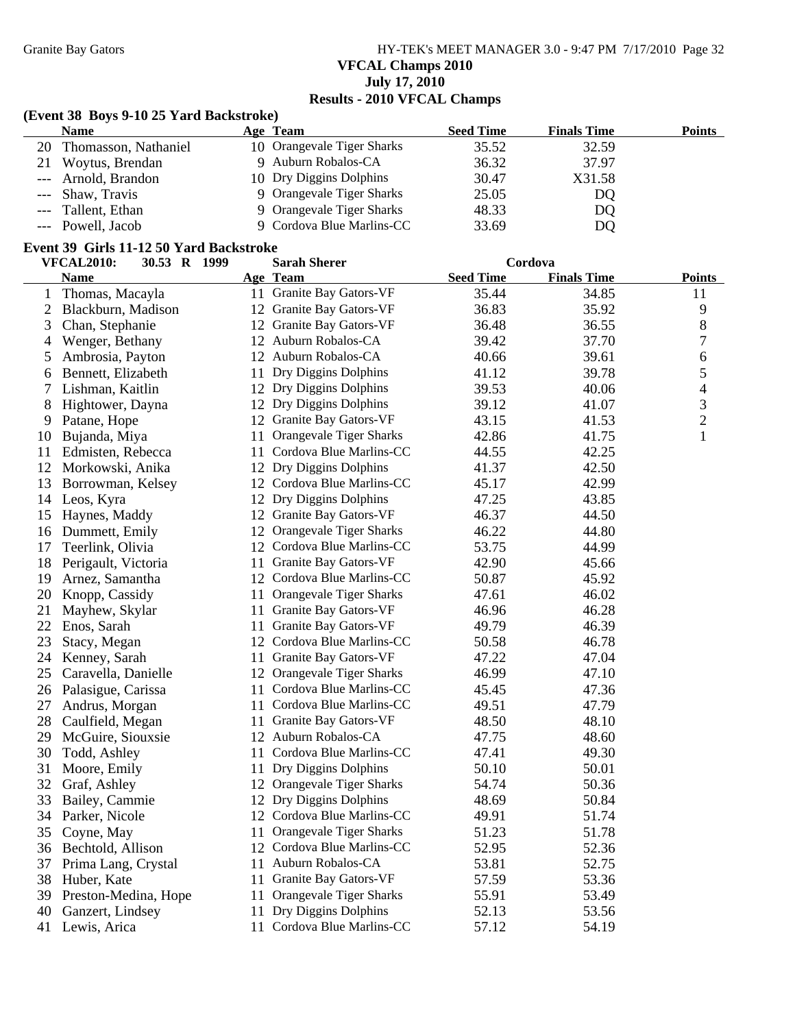## VFCAL Champs 2010

**July 17, 2010**

**Results - 2010 VFCAL Champs**

### (Event 38 Boys 9-10 25 Yard Backstroke)

| | Name | Age | Team | Seed Time | Finals Time | Points |
|---|---|---|---|---|---|---|
| 20 | Thomasson, Nathaniel | 10 | Orangevale Tiger Sharks | 35.52 | 32.59 | |
| 21 | Woytus, Brendan | 9 | Auburn Robalos-CA | 36.32 | 37.97 | |
| --- | Arnold, Brandon | 10 | Dry Diggins Dolphins | 30.47 | X31.58 | |
| --- | Shaw, Travis | 9 | Orangevale Tiger Sharks | 25.05 | DQ | |
| --- | Tallent, Ethan | 9 | Orangevale Tiger Sharks | 48.33 | DQ | |
| --- | Powell, Jacob | 9 | Cordova Blue Marlins-CC | 33.69 | DQ | |

### Event 39 Girls 11-12 50 Yard Backstroke

VFCAL2010: 30.53 R 1999 Sarah Sherer Cordova

| | Name | Age | Team | Seed Time | Finals Time | Points |
|---|---|---|---|---|---|---|
| 1 | Thomas, Macayla | 11 | Granite Bay Gators-VF | 35.44 | 34.85 | 11 |
| 2 | Blackburn, Madison | 12 | Granite Bay Gators-VF | 36.83 | 35.92 | 9 |
| 3 | Chan, Stephanie | 12 | Granite Bay Gators-VF | 36.48 | 36.55 | 8 |
| 4 | Wenger, Bethany | 12 | Auburn Robalos-CA | 39.42 | 37.70 | 7 |
| 5 | Ambrosia, Payton | 12 | Auburn Robalos-CA | 40.66 | 39.61 | 6 |
| 6 | Bennett, Elizabeth | 11 | Dry Diggins Dolphins | 41.12 | 39.78 | 5 |
| 7 | Lishman, Kaitlin | 12 | Dry Diggins Dolphins | 39.53 | 40.06 | 4 |
| 8 | Hightower, Dayna | 12 | Dry Diggins Dolphins | 39.12 | 41.07 | 3 |
| 9 | Patane, Hope | 12 | Granite Bay Gators-VF | 43.15 | 41.53 | 2 |
| 10 | Bujanda, Miya | 11 | Orangevale Tiger Sharks | 42.86 | 41.75 | 1 |
| 11 | Edmisten, Rebecca | 11 | Cordova Blue Marlins-CC | 44.55 | 42.25 | |
| 12 | Morkowski, Anika | 12 | Dry Diggins Dolphins | 41.37 | 42.50 | |
| 13 | Borrowman, Kelsey | 12 | Cordova Blue Marlins-CC | 45.17 | 42.99 | |
| 14 | Leos, Kyra | 12 | Dry Diggins Dolphins | 47.25 | 43.85 | |
| 15 | Haynes, Maddy | 12 | Granite Bay Gators-VF | 46.37 | 44.50 | |
| 16 | Dummett, Emily | 12 | Orangevale Tiger Sharks | 46.22 | 44.80 | |
| 17 | Teerlink, Olivia | 12 | Cordova Blue Marlins-CC | 53.75 | 44.99 | |
| 18 | Perigault, Victoria | 11 | Granite Bay Gators-VF | 42.90 | 45.66 | |
| 19 | Arnez, Samantha | 12 | Cordova Blue Marlins-CC | 50.87 | 45.92 | |
| 20 | Knopp, Cassidy | 11 | Orangevale Tiger Sharks | 47.61 | 46.02 | |
| 21 | Mayhew, Skylar | 11 | Granite Bay Gators-VF | 46.96 | 46.28 | |
| 22 | Enos, Sarah | 11 | Granite Bay Gators-VF | 49.79 | 46.39 | |
| 23 | Stacy, Megan | 12 | Cordova Blue Marlins-CC | 50.58 | 46.78 | |
| 24 | Kenney, Sarah | 11 | Granite Bay Gators-VF | 47.22 | 47.04 | |
| 25 | Caravella, Danielle | 12 | Orangevale Tiger Sharks | 46.99 | 47.10 | |
| 26 | Palasigue, Carissa | 11 | Cordova Blue Marlins-CC | 45.45 | 47.36 | |
| 27 | Andrus, Morgan | 11 | Cordova Blue Marlins-CC | 49.51 | 47.79 | |
| 28 | Caulfield, Megan | 11 | Granite Bay Gators-VF | 48.50 | 48.10 | |
| 29 | McGuire, Siouxsie | 12 | Auburn Robalos-CA | 47.75 | 48.60 | |
| 30 | Todd, Ashley | 11 | Cordova Blue Marlins-CC | 47.41 | 49.30 | |
| 31 | Moore, Emily | 11 | Dry Diggins Dolphins | 50.10 | 50.01 | |
| 32 | Graf, Ashley | 12 | Orangevale Tiger Sharks | 54.74 | 50.36 | |
| 33 | Bailey, Cammie | 12 | Dry Diggins Dolphins | 48.69 | 50.84 | |
| 34 | Parker, Nicole | 12 | Cordova Blue Marlins-CC | 49.91 | 51.74 | |
| 35 | Coyne, May | 11 | Orangevale Tiger Sharks | 51.23 | 51.78 | |
| 36 | Bechtold, Allison | 12 | Cordova Blue Marlins-CC | 52.95 | 52.36 | |
| 37 | Prima Lang, Crystal | 11 | Auburn Robalos-CA | 53.81 | 52.75 | |
| 38 | Huber, Kate | 11 | Granite Bay Gators-VF | 57.59 | 53.36 | |
| 39 | Preston-Medina, Hope | 11 | Orangevale Tiger Sharks | 55.91 | 53.49 | |
| 40 | Ganzert, Lindsey | 11 | Dry Diggins Dolphins | 52.13 | 53.56 | |
| 41 | Lewis, Arica | 11 | Cordova Blue Marlins-CC | 57.12 | 54.19 | |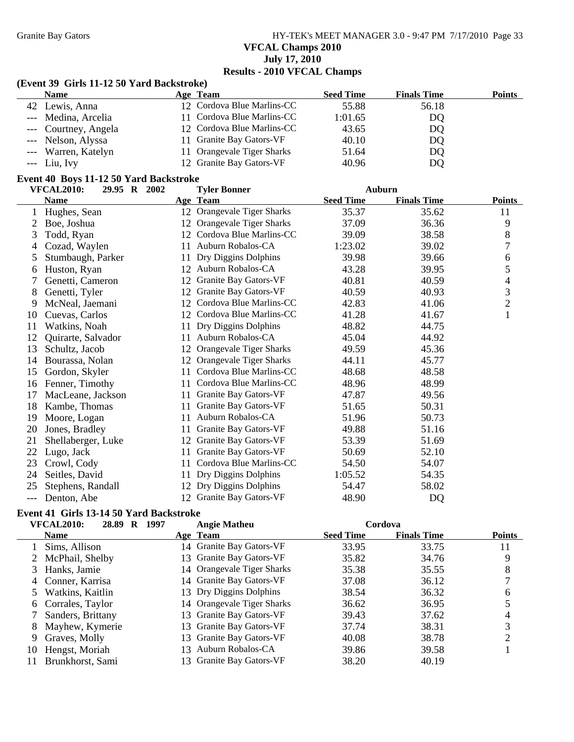**VFCAL Champs 2010**
**July 17, 2010**
**Results - 2010 VFCAL Champs**

### (Event 39 Girls 11-12 50 Yard Backstroke)

| | Name | Age | Team | Seed Time | Finals Time | Points |
|---|---|---|---|---|---|---|
| 42 | Lewis, Anna | 12 | Cordova Blue Marlins-CC | 55.88 | 56.18 | |
| --- | Medina, Arcelia | 11 | Cordova Blue Marlins-CC | 1:01.65 | DQ | |
| --- | Courtney, Angela | 12 | Cordova Blue Marlins-CC | 43.65 | DQ | |
| --- | Nelson, Alyssa | 11 | Granite Bay Gators-VF | 40.10 | DQ | |
| --- | Warren, Katelyn | 11 | Orangevale Tiger Sharks | 51.64 | DQ | |
| --- | Liu, Ivy | 12 | Granite Bay Gators-VF | 40.96 | DQ | |

### Event 40 Boys 11-12 50 Yard Backstroke

VFCAL2010: 29.95 R 2002 Tyler Bonner Auburn

| | Name | Age | Team | Seed Time | Finals Time | Points |
|---|---|---|---|---|---|---|
| 1 | Hughes, Sean | 12 | Orangevale Tiger Sharks | 35.37 | 35.62 | 11 |
| 2 | Boe, Joshua | 12 | Orangevale Tiger Sharks | 37.09 | 36.36 | 9 |
| 3 | Todd, Ryan | 12 | Cordova Blue Marlins-CC | 39.09 | 38.58 | 8 |
| 4 | Cozad, Waylen | 11 | Auburn Robalos-CA | 1:23.02 | 39.02 | 7 |
| 5 | Stumbaugh, Parker | 11 | Dry Diggins Dolphins | 39.98 | 39.66 | 6 |
| 6 | Huston, Ryan | 12 | Auburn Robalos-CA | 43.28 | 39.95 | 5 |
| 7 | Genetti, Cameron | 12 | Granite Bay Gators-VF | 40.81 | 40.59 | 4 |
| 8 | Genetti, Tyler | 12 | Granite Bay Gators-VF | 40.59 | 40.93 | 3 |
| 9 | McNeal, Jaemani | 12 | Cordova Blue Marlins-CC | 42.83 | 41.06 | 2 |
| 10 | Cuevas, Carlos | 12 | Cordova Blue Marlins-CC | 41.28 | 41.67 | 1 |
| 11 | Watkins, Noah | 11 | Dry Diggins Dolphins | 48.82 | 44.75 | |
| 12 | Quirarte, Salvador | 11 | Auburn Robalos-CA | 45.04 | 44.92 | |
| 13 | Schultz, Jacob | 12 | Orangevale Tiger Sharks | 49.59 | 45.36 | |
| 14 | Bourassa, Nolan | 12 | Orangevale Tiger Sharks | 44.11 | 45.77 | |
| 15 | Gordon, Skyler | 11 | Cordova Blue Marlins-CC | 48.68 | 48.58 | |
| 16 | Fenner, Timothy | 11 | Cordova Blue Marlins-CC | 48.96 | 48.99 | |
| 17 | MacLeane, Jackson | 11 | Granite Bay Gators-VF | 47.87 | 49.56 | |
| 18 | Kambe, Thomas | 11 | Granite Bay Gators-VF | 51.65 | 50.31 | |
| 19 | Moore, Logan | 11 | Auburn Robalos-CA | 51.96 | 50.73 | |
| 20 | Jones, Bradley | 11 | Granite Bay Gators-VF | 49.88 | 51.16 | |
| 21 | Shellaberger, Luke | 12 | Granite Bay Gators-VF | 53.39 | 51.69 | |
| 22 | Lugo, Jack | 11 | Granite Bay Gators-VF | 50.69 | 52.10 | |
| 23 | Crowl, Cody | 11 | Cordova Blue Marlins-CC | 54.50 | 54.07 | |
| 24 | Seitles, David | 11 | Dry Diggins Dolphins | 1:05.52 | 54.35 | |
| 25 | Stephens, Randall | 12 | Dry Diggins Dolphins | 54.47 | 58.02 | |
| --- | Denton, Abe | 12 | Granite Bay Gators-VF | 48.90 | DQ | |

### Event 41 Girls 13-14 50 Yard Backstroke

VFCAL2010: 28.89 R 1997 Angie Matheu Cordova

| | Name | Age | Team | Seed Time | Finals Time | Points |
|---|---|---|---|---|---|---|
| 1 | Sims, Allison | 14 | Granite Bay Gators-VF | 33.95 | 33.75 | 11 |
| 2 | McPhail, Shelby | 13 | Granite Bay Gators-VF | 35.82 | 34.76 | 9 |
| 3 | Hanks, Jamie | 14 | Orangevale Tiger Sharks | 35.38 | 35.55 | 8 |
| 4 | Conner, Karrisa | 14 | Granite Bay Gators-VF | 37.08 | 36.12 | 7 |
| 5 | Watkins, Kaitlin | 13 | Dry Diggins Dolphins | 38.54 | 36.32 | 6 |
| 6 | Corrales, Taylor | 14 | Orangevale Tiger Sharks | 36.62 | 36.95 | 5 |
| 7 | Sanders, Brittany | 13 | Granite Bay Gators-VF | 39.43 | 37.62 | 4 |
| 8 | Mayhew, Kymerie | 13 | Granite Bay Gators-VF | 37.74 | 38.31 | 3 |
| 9 | Graves, Molly | 13 | Granite Bay Gators-VF | 40.08 | 38.78 | 2 |
| 10 | Hengst, Moriah | 13 | Auburn Robalos-CA | 39.86 | 39.58 | 1 |
| 11 | Brunkhorst, Sami | 13 | Granite Bay Gators-VF | 38.20 | 40.19 | |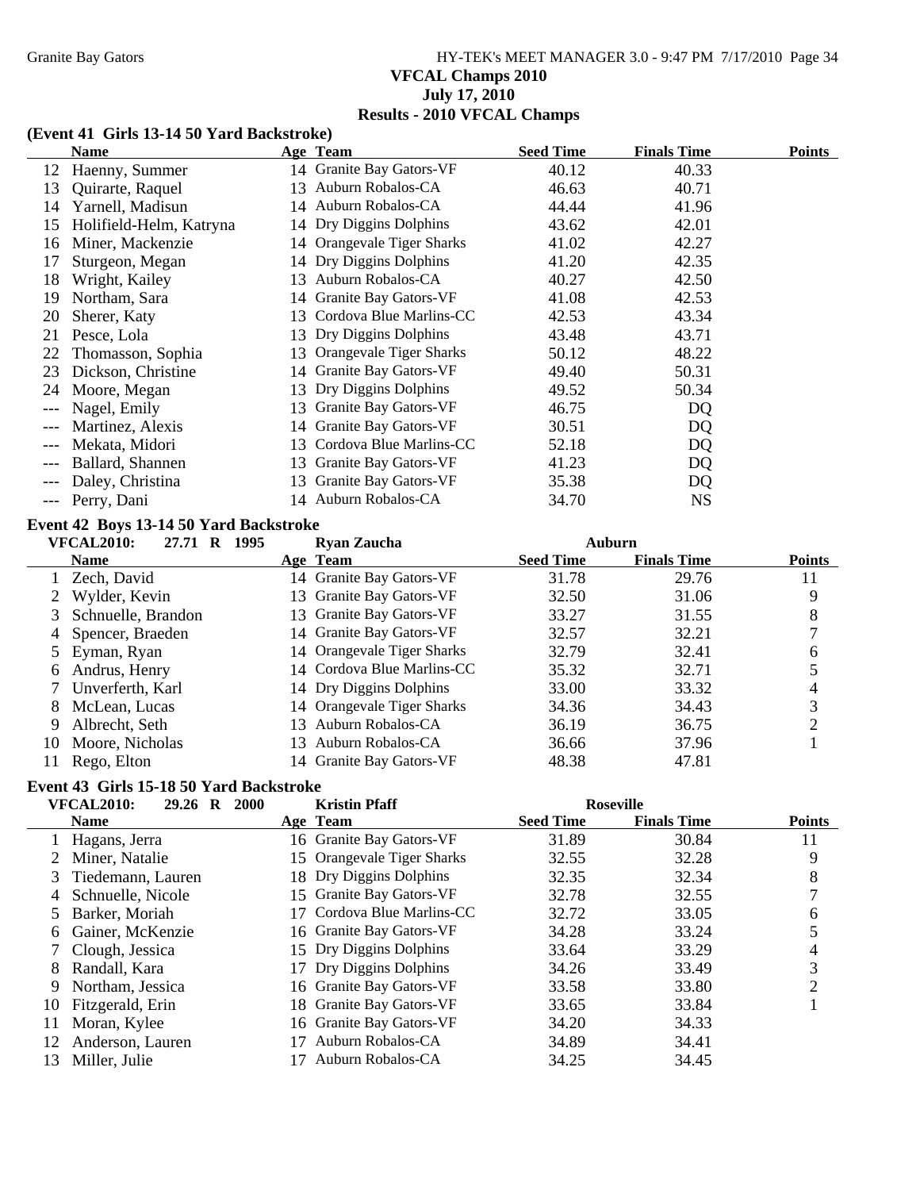**VFCAL Champs 2010**
**July 17, 2010**
**Results - 2010 VFCAL Champs**

### (Event 41 Girls 13-14 50 Yard Backstroke)

| | Name | Age | Team | Seed Time | Finals Time | Points |
|---|---|---|---|---|---|---|
| 12 | Haenny, Summer | 14 | Granite Bay Gators-VF | 40.12 | 40.33 | |
| 13 | Quirarte, Raquel | 13 | Auburn Robalos-CA | 46.63 | 40.71 | |
| 14 | Yarnell, Madisun | 14 | Auburn Robalos-CA | 44.44 | 41.96 | |
| 15 | Holifield-Helm, Katryna | 14 | Dry Diggins Dolphins | 43.62 | 42.01 | |
| 16 | Miner, Mackenzie | 14 | Orangevale Tiger Sharks | 41.02 | 42.27 | |
| 17 | Sturgeon, Megan | 14 | Dry Diggins Dolphins | 41.20 | 42.35 | |
| 18 | Wright, Kailey | 13 | Auburn Robalos-CA | 40.27 | 42.50 | |
| 19 | Northam, Sara | 14 | Granite Bay Gators-VF | 41.08 | 42.53 | |
| 20 | Sherer, Katy | 13 | Cordova Blue Marlins-CC | 42.53 | 43.34 | |
| 21 | Pesce, Lola | 13 | Dry Diggins Dolphins | 43.48 | 43.71 | |
| 22 | Thomasson, Sophia | 13 | Orangevale Tiger Sharks | 50.12 | 48.22 | |
| 23 | Dickson, Christine | 14 | Granite Bay Gators-VF | 49.40 | 50.31 | |
| 24 | Moore, Megan | 13 | Dry Diggins Dolphins | 49.52 | 50.34 | |
| --- | Nagel, Emily | 13 | Granite Bay Gators-VF | 46.75 | DQ | |
| --- | Martinez, Alexis | 14 | Granite Bay Gators-VF | 30.51 | DQ | |
| --- | Mekata, Midori | 13 | Cordova Blue Marlins-CC | 52.18 | DQ | |
| --- | Ballard, Shannen | 13 | Granite Bay Gators-VF | 41.23 | DQ | |
| --- | Daley, Christina | 13 | Granite Bay Gators-VF | 35.38 | DQ | |
| --- | Perry, Dani | 14 | Auburn Robalos-CA | 34.70 | NS | |

### Event 42 Boys 13-14 50 Yard Backstroke

**VFCAL2010: 27.71 R 1995 Ryan Zaucha Auburn**

| | Name | Age | Team | Seed Time | Finals Time | Points |
|---|---|---|---|---|---|---|
| 1 | Zech, David | 14 | Granite Bay Gators-VF | 31.78 | 29.76 | 11 |
| 2 | Wylder, Kevin | 13 | Granite Bay Gators-VF | 32.50 | 31.06 | 9 |
| 3 | Schnuelle, Brandon | 13 | Granite Bay Gators-VF | 33.27 | 31.55 | 8 |
| 4 | Spencer, Braeden | 14 | Granite Bay Gators-VF | 32.57 | 32.21 | 7 |
| 5 | Eyman, Ryan | 14 | Orangevale Tiger Sharks | 32.79 | 32.41 | 6 |
| 6 | Andrus, Henry | 14 | Cordova Blue Marlins-CC | 35.32 | 32.71 | 5 |
| 7 | Unverferth, Karl | 14 | Dry Diggins Dolphins | 33.00 | 33.32 | 4 |
| 8 | McLean, Lucas | 14 | Orangevale Tiger Sharks | 34.36 | 34.43 | 3 |
| 9 | Albrecht, Seth | 13 | Auburn Robalos-CA | 36.19 | 36.75 | 2 |
| 10 | Moore, Nicholas | 13 | Auburn Robalos-CA | 36.66 | 37.96 | 1 |
| 11 | Rego, Elton | 14 | Granite Bay Gators-VF | 48.38 | 47.81 | |

### Event 43 Girls 15-18 50 Yard Backstroke

**VFCAL2010: 29.26 R 2000 Kristin Pfaff Roseville**

| | Name | Age | Team | Seed Time | Finals Time | Points |
|---|---|---|---|---|---|---|
| 1 | Hagans, Jerra | 16 | Granite Bay Gators-VF | 31.89 | 30.84 | 11 |
| 2 | Miner, Natalie | 15 | Orangevale Tiger Sharks | 32.55 | 32.28 | 9 |
| 3 | Tiedemann, Lauren | 18 | Dry Diggins Dolphins | 32.35 | 32.34 | 8 |
| 4 | Schnuelle, Nicole | 15 | Granite Bay Gators-VF | 32.78 | 32.55 | 7 |
| 5 | Barker, Moriah | 17 | Cordova Blue Marlins-CC | 32.72 | 33.05 | 6 |
| 6 | Gainer, McKenzie | 16 | Granite Bay Gators-VF | 34.28 | 33.24 | 5 |
| 7 | Clough, Jessica | 15 | Dry Diggins Dolphins | 33.64 | 33.29 | 4 |
| 8 | Randall, Kara | 17 | Dry Diggins Dolphins | 34.26 | 33.49 | 3 |
| 9 | Northam, Jessica | 16 | Granite Bay Gators-VF | 33.58 | 33.80 | 2 |
| 10 | Fitzgerald, Erin | 18 | Granite Bay Gators-VF | 33.65 | 33.84 | 1 |
| 11 | Moran, Kylee | 16 | Granite Bay Gators-VF | 34.20 | 34.33 | |
| 12 | Anderson, Lauren | 17 | Auburn Robalos-CA | 34.89 | 34.41 | |
| 13 | Miller, Julie | 17 | Auburn Robalos-CA | 34.25 | 34.45 | |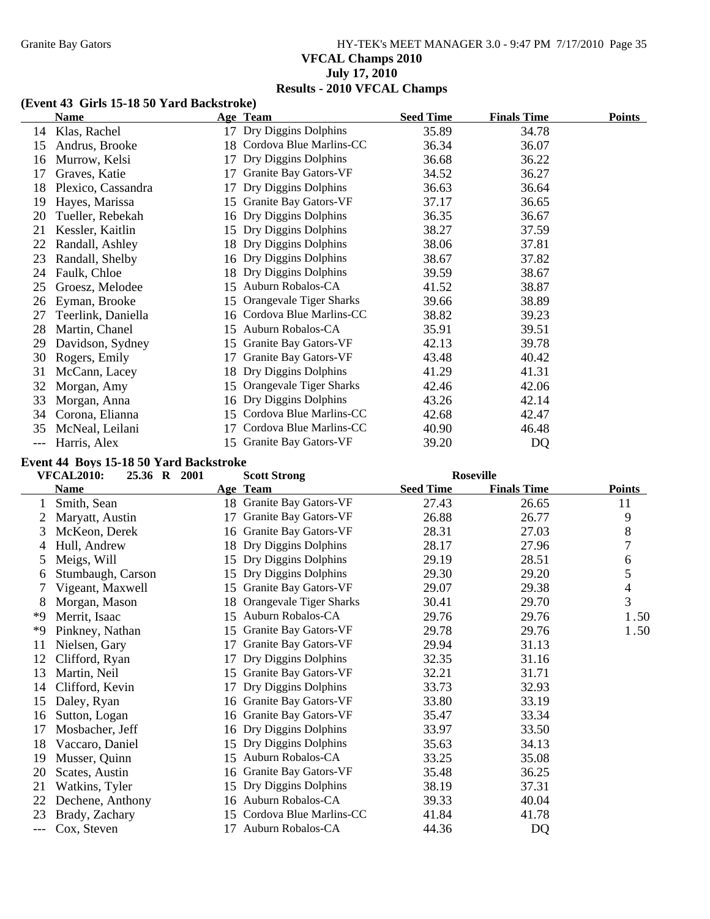## VFCAL Champs 2010
### July 17, 2010
### Results - 2010 VFCAL Champs

### (Event 43 Girls 15-18 50 Yard Backstroke)

| | Name | Age | Team | Seed Time | Finals Time | Points |
|---|---|---|---|---|---|---|
| 14 | Klas, Rachel | 17 | Dry Diggins Dolphins | 35.89 | 34.78 | |
| 15 | Andrus, Brooke | 18 | Cordova Blue Marlins-CC | 36.34 | 36.07 | |
| 16 | Murrow, Kelsi | 17 | Dry Diggins Dolphins | 36.68 | 36.22 | |
| 17 | Graves, Katie | 17 | Granite Bay Gators-VF | 34.52 | 36.27 | |
| 18 | Plexico, Cassandra | 17 | Dry Diggins Dolphins | 36.63 | 36.64 | |
| 19 | Hayes, Marissa | 15 | Granite Bay Gators-VF | 37.17 | 36.65 | |
| 20 | Tueller, Rebekah | 16 | Dry Diggins Dolphins | 36.35 | 36.67 | |
| 21 | Kessler, Kaitlin | 15 | Dry Diggins Dolphins | 38.27 | 37.59 | |
| 22 | Randall, Ashley | 18 | Dry Diggins Dolphins | 38.06 | 37.81 | |
| 23 | Randall, Shelby | 16 | Dry Diggins Dolphins | 38.67 | 37.82 | |
| 24 | Faulk, Chloe | 18 | Dry Diggins Dolphins | 39.59 | 38.67 | |
| 25 | Groesz, Melodee | 15 | Auburn Robalos-CA | 41.52 | 38.87 | |
| 26 | Eyman, Brooke | 15 | Orangevale Tiger Sharks | 39.66 | 38.89 | |
| 27 | Teerlink, Daniella | 16 | Cordova Blue Marlins-CC | 38.82 | 39.23 | |
| 28 | Martin, Chanel | 15 | Auburn Robalos-CA | 35.91 | 39.51 | |
| 29 | Davidson, Sydney | 15 | Granite Bay Gators-VF | 42.13 | 39.78 | |
| 30 | Rogers, Emily | 17 | Granite Bay Gators-VF | 43.48 | 40.42 | |
| 31 | McCann, Lacey | 18 | Dry Diggins Dolphins | 41.29 | 41.31 | |
| 32 | Morgan, Amy | 15 | Orangevale Tiger Sharks | 42.46 | 42.06 | |
| 33 | Morgan, Anna | 16 | Dry Diggins Dolphins | 43.26 | 42.14 | |
| 34 | Corona, Elianna | 15 | Cordova Blue Marlins-CC | 42.68 | 42.47 | |
| 35 | McNeal, Leilani | 17 | Cordova Blue Marlins-CC | 40.90 | 46.48 | |
| --- | Harris, Alex | 15 | Granite Bay Gators-VF | 39.20 | DQ | |

### Event 44 Boys 15-18 50 Yard Backstroke

VFCAL2010: 25.36 R 2001 Scott Strong Roseville

| | Name | Age | Team | Seed Time | Finals Time | Points |
|---|---|---|---|---|---|---|
| 1 | Smith, Sean | 18 | Granite Bay Gators-VF | 27.43 | 26.65 | 11 |
| 2 | Maryatt, Austin | 17 | Granite Bay Gators-VF | 26.88 | 26.77 | 9 |
| 3 | McKeon, Derek | 16 | Granite Bay Gators-VF | 28.31 | 27.03 | 8 |
| 4 | Hull, Andrew | 18 | Dry Diggins Dolphins | 28.17 | 27.96 | 7 |
| 5 | Meigs, Will | 15 | Dry Diggins Dolphins | 29.19 | 28.51 | 6 |
| 6 | Stumbaugh, Carson | 15 | Dry Diggins Dolphins | 29.30 | 29.20 | 5 |
| 7 | Vigeant, Maxwell | 15 | Granite Bay Gators-VF | 29.07 | 29.38 | 4 |
| 8 | Morgan, Mason | 18 | Orangevale Tiger Sharks | 30.41 | 29.70 | 3 |
| *9 | Merrit, Isaac | 15 | Auburn Robalos-CA | 29.76 | 29.76 | 1.50 |
| *9 | Pinkney, Nathan | 15 | Granite Bay Gators-VF | 29.78 | 29.76 | 1.50 |
| 11 | Nielsen, Gary | 17 | Granite Bay Gators-VF | 29.94 | 31.13 | |
| 12 | Clifford, Ryan | 17 | Dry Diggins Dolphins | 32.35 | 31.16 | |
| 13 | Martin, Neil | 15 | Granite Bay Gators-VF | 32.21 | 31.71 | |
| 14 | Clifford, Kevin | 17 | Dry Diggins Dolphins | 33.73 | 32.93 | |
| 15 | Daley, Ryan | 16 | Granite Bay Gators-VF | 33.80 | 33.19 | |
| 16 | Sutton, Logan | 16 | Granite Bay Gators-VF | 35.47 | 33.34 | |
| 17 | Mosbacher, Jeff | 16 | Dry Diggins Dolphins | 33.97 | 33.50 | |
| 18 | Vaccaro, Daniel | 15 | Dry Diggins Dolphins | 35.63 | 34.13 | |
| 19 | Musser, Quinn | 15 | Auburn Robalos-CA | 33.25 | 35.08 | |
| 20 | Scates, Austin | 16 | Granite Bay Gators-VF | 35.48 | 36.25 | |
| 21 | Watkins, Tyler | 15 | Dry Diggins Dolphins | 38.19 | 37.31 | |
| 22 | Dechene, Anthony | 16 | Auburn Robalos-CA | 39.33 | 40.04 | |
| 23 | Brady, Zachary | 15 | Cordova Blue Marlins-CC | 41.84 | 41.78 | |
| --- | Cox, Steven | 17 | Auburn Robalos-CA | 44.36 | DQ | |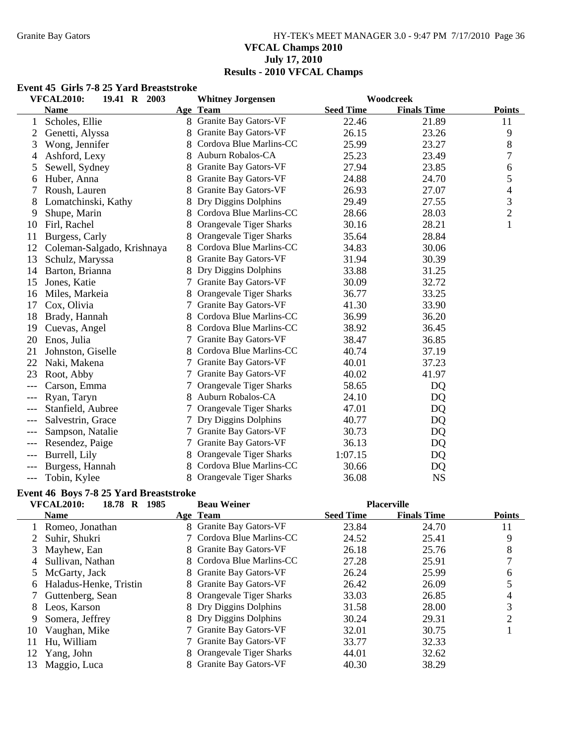# VFCAL Champs 2010

**July 17, 2010**

**Results - 2010 VFCAL Champs**

## Event 45 Girls 7-8 25 Yard Breaststroke

**VFCAL2010: 19.41 R 2003 Whitney Jorgensen Woodcreek**

| | Name | Age | Team | Seed Time | Finals Time | Points |
|---|---|---|---|---|---|---|
| 1 | Scholes, Ellie | 8 | Granite Bay Gators-VF | 22.46 | 21.89 | 11 |
| 2 | Genetti, Alyssa | 8 | Granite Bay Gators-VF | 26.15 | 23.26 | 9 |
| 3 | Wong, Jennifer | 8 | Cordova Blue Marlins-CC | 25.99 | 23.27 | 8 |
| 4 | Ashford, Lexy | 8 | Auburn Robalos-CA | 25.23 | 23.49 | 7 |
| 5 | Sewell, Sydney | 8 | Granite Bay Gators-VF | 27.94 | 23.85 | 6 |
| 6 | Huber, Anna | 8 | Granite Bay Gators-VF | 24.88 | 24.70 | 5 |
| 7 | Roush, Lauren | 8 | Granite Bay Gators-VF | 26.93 | 27.07 | 4 |
| 8 | Lomatchinski, Kathy | 8 | Dry Diggins Dolphins | 29.49 | 27.55 | 3 |
| 9 | Shupe, Marin | 8 | Cordova Blue Marlins-CC | 28.66 | 28.03 | 2 |
| 10 | Firl, Rachel | 8 | Orangevale Tiger Sharks | 30.16 | 28.21 | 1 |
| 11 | Burgess, Carly | 8 | Orangevale Tiger Sharks | 35.64 | 28.84 | |
| 12 | Coleman-Salgado, Krishnaya | 8 | Cordova Blue Marlins-CC | 34.83 | 30.06 | |
| 13 | Schulz, Maryssa | 8 | Granite Bay Gators-VF | 31.94 | 30.39 | |
| 14 | Barton, Brianna | 8 | Dry Diggins Dolphins | 33.88 | 31.25 | |
| 15 | Jones, Katie | 7 | Granite Bay Gators-VF | 30.09 | 32.72 | |
| 16 | Miles, Markeia | 8 | Orangevale Tiger Sharks | 36.77 | 33.25 | |
| 17 | Cox, Olivia | 7 | Granite Bay Gators-VF | 41.30 | 33.90 | |
| 18 | Brady, Hannah | 8 | Cordova Blue Marlins-CC | 36.99 | 36.20 | |
| 19 | Cuevas, Angel | 8 | Cordova Blue Marlins-CC | 38.92 | 36.45 | |
| 20 | Enos, Julia | 7 | Granite Bay Gators-VF | 38.47 | 36.85 | |
| 21 | Johnston, Giselle | 8 | Cordova Blue Marlins-CC | 40.74 | 37.19 | |
| 22 | Naki, Makena | 7 | Granite Bay Gators-VF | 40.01 | 37.23 | |
| 23 | Root, Abby | 7 | Granite Bay Gators-VF | 40.02 | 41.97 | |
| --- | Carson, Emma | 7 | Orangevale Tiger Sharks | 58.65 | DQ | |
| --- | Ryan, Taryn | 8 | Auburn Robalos-CA | 24.10 | DQ | |
| --- | Stanfield, Aubree | 7 | Orangevale Tiger Sharks | 47.01 | DQ | |
| --- | Salvestrin, Grace | 7 | Dry Diggins Dolphins | 40.77 | DQ | |
| --- | Sampson, Natalie | 7 | Granite Bay Gators-VF | 30.73 | DQ | |
| --- | Resendez, Paige | 7 | Granite Bay Gators-VF | 36.13 | DQ | |
| --- | Burrell, Lily | 8 | Orangevale Tiger Sharks | 1:07.15 | DQ | |
| --- | Burgess, Hannah | 8 | Cordova Blue Marlins-CC | 30.66 | DQ | |
| --- | Tobin, Kylee | 8 | Orangevale Tiger Sharks | 36.08 | NS | |

## Event 46 Boys 7-8 25 Yard Breaststroke

**VFCAL2010: 18.78 R 1985 Beau Weiner Placerville**

| | Name | Age | Team | Seed Time | Finals Time | Points |
|---|---|---|---|---|---|---|
| 1 | Romeo, Jonathan | 8 | Granite Bay Gators-VF | 23.84 | 24.70 | 11 |
| 2 | Suhir, Shukri | 7 | Cordova Blue Marlins-CC | 24.52 | 25.41 | 9 |
| 3 | Mayhew, Ean | 8 | Granite Bay Gators-VF | 26.18 | 25.76 | 8 |
| 4 | Sullivan, Nathan | 8 | Cordova Blue Marlins-CC | 27.28 | 25.91 | 7 |
| 5 | McGarty, Jack | 8 | Granite Bay Gators-VF | 26.24 | 25.99 | 6 |
| 6 | Haladus-Henke, Tristin | 8 | Granite Bay Gators-VF | 26.42 | 26.09 | 5 |
| 7 | Guttenberg, Sean | 8 | Orangevale Tiger Sharks | 33.03 | 26.85 | 4 |
| 8 | Leos, Karson | 8 | Dry Diggins Dolphins | 31.58 | 28.00 | 3 |
| 9 | Somera, Jeffrey | 8 | Dry Diggins Dolphins | 30.24 | 29.31 | 2 |
| 10 | Vaughan, Mike | 7 | Granite Bay Gators-VF | 32.01 | 30.75 | 1 |
| 11 | Hu, William | 7 | Granite Bay Gators-VF | 33.77 | 32.33 | |
| 12 | Yang, John | 8 | Orangevale Tiger Sharks | 44.01 | 32.62 | |
| 13 | Maggio, Luca | 8 | Granite Bay Gators-VF | 40.30 | 38.29 | |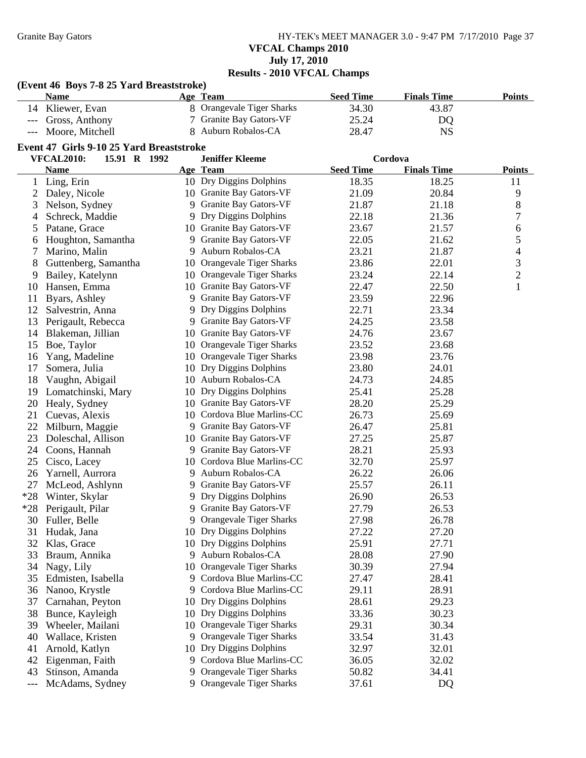Granite Bay Gators

## VFCAL Champs 2010

### July 17, 2010

### Results - 2010 VFCAL Champs

**(Event 46 Boys 7-8 25 Yard Breaststroke)**

| | Name | Age | Team | Seed Time | Finals Time | Points |
|---|---|---|---|---|---|---|
| 14 | Kliewer, Evan | 8 | Orangevale Tiger Sharks | 34.30 | 43.87 | |
| --- | Gross, Anthony | 7 | Granite Bay Gators-VF | 25.24 | DQ | |
| --- | Moore, Mitchell | 8 | Auburn Robalos-CA | 28.47 | NS | |

**Event 47 Girls 9-10 25 Yard Breaststroke**

VFCAL2010: 15.91 R 1992 Jeniffer Kleeme Cordova

| | Name | Age | Team | Seed Time | Finals Time | Points |
|---|---|---|---|---|---|---|
| 1 | Ling, Erin | 10 | Dry Diggins Dolphins | 18.35 | 18.25 | 11 |
| 2 | Daley, Nicole | 10 | Granite Bay Gators-VF | 21.09 | 20.84 | 9 |
| 3 | Nelson, Sydney | 9 | Granite Bay Gators-VF | 21.87 | 21.18 | 8 |
| 4 | Schreck, Maddie | 9 | Dry Diggins Dolphins | 22.18 | 21.36 | 7 |
| 5 | Patane, Grace | 10 | Granite Bay Gators-VF | 23.67 | 21.57 | 6 |
| 6 | Houghton, Samantha | 9 | Granite Bay Gators-VF | 22.05 | 21.62 | 5 |
| 7 | Marino, Malin | 9 | Auburn Robalos-CA | 23.21 | 21.87 | 4 |
| 8 | Guttenberg, Samantha | 10 | Orangevale Tiger Sharks | 23.86 | 22.01 | 3 |
| 9 | Bailey, Katelynn | 10 | Orangevale Tiger Sharks | 23.24 | 22.14 | 2 |
| 10 | Hansen, Emma | 10 | Granite Bay Gators-VF | 22.47 | 22.50 | 1 |
| 11 | Byars, Ashley | 9 | Granite Bay Gators-VF | 23.59 | 22.96 | |
| 12 | Salvestrin, Anna | 9 | Dry Diggins Dolphins | 22.71 | 23.34 | |
| 13 | Perigault, Rebecca | 9 | Granite Bay Gators-VF | 24.25 | 23.58 | |
| 14 | Blakeman, Jillian | 10 | Granite Bay Gators-VF | 24.76 | 23.67 | |
| 15 | Boe, Taylor | 10 | Orangevale Tiger Sharks | 23.52 | 23.68 | |
| 16 | Yang, Madeline | 10 | Orangevale Tiger Sharks | 23.98 | 23.76 | |
| 17 | Somera, Julia | 10 | Dry Diggins Dolphins | 23.80 | 24.01 | |
| 18 | Vaughn, Abigail | 10 | Auburn Robalos-CA | 24.73 | 24.85 | |
| 19 | Lomatchinski, Mary | 10 | Dry Diggins Dolphins | 25.41 | 25.28 | |
| 20 | Healy, Sydney | 10 | Granite Bay Gators-VF | 28.20 | 25.29 | |
| 21 | Cuevas, Alexis | 10 | Cordova Blue Marlins-CC | 26.73 | 25.69 | |
| 22 | Milburn, Maggie | 9 | Granite Bay Gators-VF | 26.47 | 25.81 | |
| 23 | Doleschal, Allison | 10 | Granite Bay Gators-VF | 27.25 | 25.87 | |
| 24 | Coons, Hannah | 9 | Granite Bay Gators-VF | 28.21 | 25.93 | |
| 25 | Cisco, Lacey | 10 | Cordova Blue Marlins-CC | 32.70 | 25.97 | |
| 26 | Yarnell, Aurrora | 9 | Auburn Robalos-CA | 26.22 | 26.06 | |
| 27 | McLeod, Ashlynn | 9 | Granite Bay Gators-VF | 25.57 | 26.11 | |
| *28 | Winter, Skylar | 9 | Dry Diggins Dolphins | 26.90 | 26.53 | |
| *28 | Perigault, Pilar | 9 | Granite Bay Gators-VF | 27.79 | 26.53 | |
| 30 | Fuller, Belle | 9 | Orangevale Tiger Sharks | 27.98 | 26.78 | |
| 31 | Hudak, Jana | 10 | Dry Diggins Dolphins | 27.22 | 27.20 | |
| 32 | Klas, Grace | 10 | Dry Diggins Dolphins | 25.91 | 27.71 | |
| 33 | Braum, Annika | 9 | Auburn Robalos-CA | 28.08 | 27.90 | |
| 34 | Nagy, Lily | 10 | Orangevale Tiger Sharks | 30.39 | 27.94 | |
| 35 | Edmisten, Isabella | 9 | Cordova Blue Marlins-CC | 27.47 | 28.41 | |
| 36 | Nanoo, Krystle | 9 | Cordova Blue Marlins-CC | 29.11 | 28.91 | |
| 37 | Carnahan, Peyton | 10 | Dry Diggins Dolphins | 28.61 | 29.23 | |
| 38 | Bunce, Kayleigh | 10 | Dry Diggins Dolphins | 33.36 | 30.23 | |
| 39 | Wheeler, Mailani | 10 | Orangevale Tiger Sharks | 29.31 | 30.34 | |
| 40 | Wallace, Kristen | 9 | Orangevale Tiger Sharks | 33.54 | 31.43 | |
| 41 | Arnold, Katlyn | 10 | Dry Diggins Dolphins | 32.97 | 32.01 | |
| 42 | Eigenman, Faith | 9 | Cordova Blue Marlins-CC | 36.05 | 32.02 | |
| 43 | Stinson, Amanda | 9 | Orangevale Tiger Sharks | 50.82 | 34.41 | |
| --- | McAdams, Sydney | 9 | Orangevale Tiger Sharks | 37.61 | DQ | |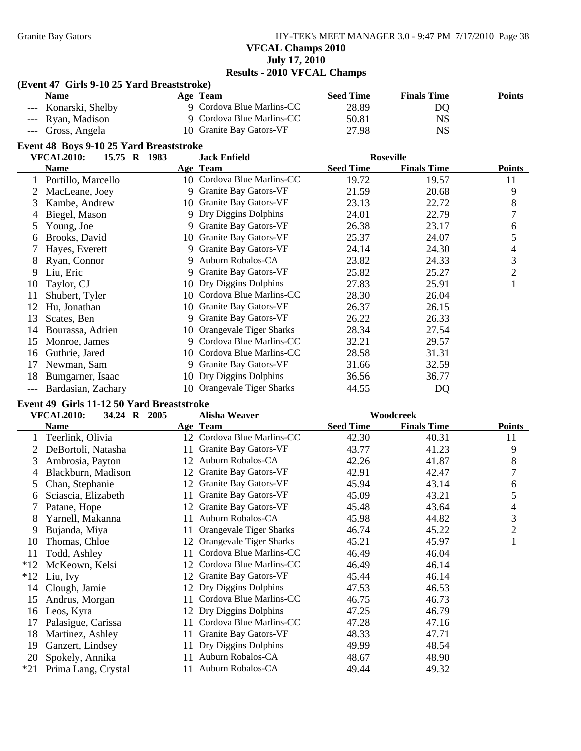**VFCAL Champs 2010**
**July 17, 2010**
**Results - 2010 VFCAL Champs**

### (Event 47 Girls 9-10 25 Yard Breaststroke)

| | Name | Age | Team | Seed Time | Finals Time | Points |
|---|---|---|---|---|---|---|
| --- | Konarski, Shelby | 9 | Cordova Blue Marlins-CC | 28.89 | DQ | |
| --- | Ryan, Madison | 9 | Cordova Blue Marlins-CC | 50.81 | NS | |
| --- | Gross, Angela | 10 | Granite Bay Gators-VF | 27.98 | NS | |

### Event 48 Boys 9-10 25 Yard Breaststroke

**VFCAL2010: 15.75 R 1983 Jack Enfield Roseville**

| | Name | Age | Team | Seed Time | Finals Time | Points |
|---|---|---|---|---|---|---|
| 1 | Portillo, Marcello | 10 | Cordova Blue Marlins-CC | 19.72 | 19.57 | 11 |
| 2 | MacLeane, Joey | 9 | Granite Bay Gators-VF | 21.59 | 20.68 | 9 |
| 3 | Kambe, Andrew | 10 | Granite Bay Gators-VF | 23.13 | 22.72 | 8 |
| 4 | Biegel, Mason | 9 | Dry Diggins Dolphins | 24.01 | 22.79 | 7 |
| 5 | Young, Joe | 9 | Granite Bay Gators-VF | 26.38 | 23.17 | 6 |
| 6 | Brooks, David | 10 | Granite Bay Gators-VF | 25.37 | 24.07 | 5 |
| 7 | Hayes, Everett | 9 | Granite Bay Gators-VF | 24.14 | 24.30 | 4 |
| 8 | Ryan, Connor | 9 | Auburn Robalos-CA | 23.82 | 24.33 | 3 |
| 9 | Liu, Eric | 9 | Granite Bay Gators-VF | 25.82 | 25.27 | 2 |
| 10 | Taylor, CJ | 10 | Dry Diggins Dolphins | 27.83 | 25.91 | 1 |
| 11 | Shubert, Tyler | 10 | Cordova Blue Marlins-CC | 28.30 | 26.04 | |
| 12 | Hu, Jonathan | 10 | Granite Bay Gators-VF | 26.37 | 26.15 | |
| 13 | Scates, Ben | 9 | Granite Bay Gators-VF | 26.22 | 26.33 | |
| 14 | Bourassa, Adrien | 10 | Orangevale Tiger Sharks | 28.34 | 27.54 | |
| 15 | Monroe, James | 9 | Cordova Blue Marlins-CC | 32.21 | 29.57 | |
| 16 | Guthrie, Jared | 10 | Cordova Blue Marlins-CC | 28.58 | 31.31 | |
| 17 | Newman, Sam | 9 | Granite Bay Gators-VF | 31.66 | 32.59 | |
| 18 | Bumgarner, Isaac | 10 | Dry Diggins Dolphins | 36.56 | 36.77 | |
| --- | Bardasian, Zachary | 10 | Orangevale Tiger Sharks | 44.55 | DQ | |

### Event 49 Girls 11-12 50 Yard Breaststroke

**VFCAL2010: 34.24 R 2005 Alisha Weaver Woodcreek**

| | Name | Age | Team | Seed Time | Finals Time | Points |
|---|---|---|---|---|---|---|
| 1 | Teerlink, Olivia | 12 | Cordova Blue Marlins-CC | 42.30 | 40.31 | 11 |
| 2 | DeBortoli, Natasha | 11 | Granite Bay Gators-VF | 43.77 | 41.23 | 9 |
| 3 | Ambrosia, Payton | 12 | Auburn Robalos-CA | 42.26 | 41.87 | 8 |
| 4 | Blackburn, Madison | 12 | Granite Bay Gators-VF | 42.91 | 42.47 | 7 |
| 5 | Chan, Stephanie | 12 | Granite Bay Gators-VF | 45.94 | 43.14 | 6 |
| 6 | Sciascia, Elizabeth | 11 | Granite Bay Gators-VF | 45.09 | 43.21 | 5 |
| 7 | Patane, Hope | 12 | Granite Bay Gators-VF | 45.48 | 43.64 | 4 |
| 8 | Yarnell, Makanna | 11 | Auburn Robalos-CA | 45.98 | 44.82 | 3 |
| 9 | Bujanda, Miya | 11 | Orangevale Tiger Sharks | 46.74 | 45.22 | 2 |
| 10 | Thomas, Chloe | 12 | Orangevale Tiger Sharks | 45.21 | 45.97 | 1 |
| 11 | Todd, Ashley | 11 | Cordova Blue Marlins-CC | 46.49 | 46.04 | |
| *12 | McKeown, Kelsi | 12 | Cordova Blue Marlins-CC | 46.49 | 46.14 | |
| *12 | Liu, Ivy | 12 | Granite Bay Gators-VF | 45.44 | 46.14 | |
| 14 | Clough, Jamie | 12 | Dry Diggins Dolphins | 47.53 | 46.53 | |
| 15 | Andrus, Morgan | 11 | Cordova Blue Marlins-CC | 46.75 | 46.73 | |
| 16 | Leos, Kyra | 12 | Dry Diggins Dolphins | 47.25 | 46.79 | |
| 17 | Palasigue, Carissa | 11 | Cordova Blue Marlins-CC | 47.28 | 47.16 | |
| 18 | Martinez, Ashley | 11 | Granite Bay Gators-VF | 48.33 | 47.71 | |
| 19 | Ganzert, Lindsey | 11 | Dry Diggins Dolphins | 49.99 | 48.54 | |
| 20 | Spokely, Annika | 11 | Auburn Robalos-CA | 48.67 | 48.90 | |
| *21 | Prima Lang, Crystal | 11 | Auburn Robalos-CA | 49.44 | 49.32 | |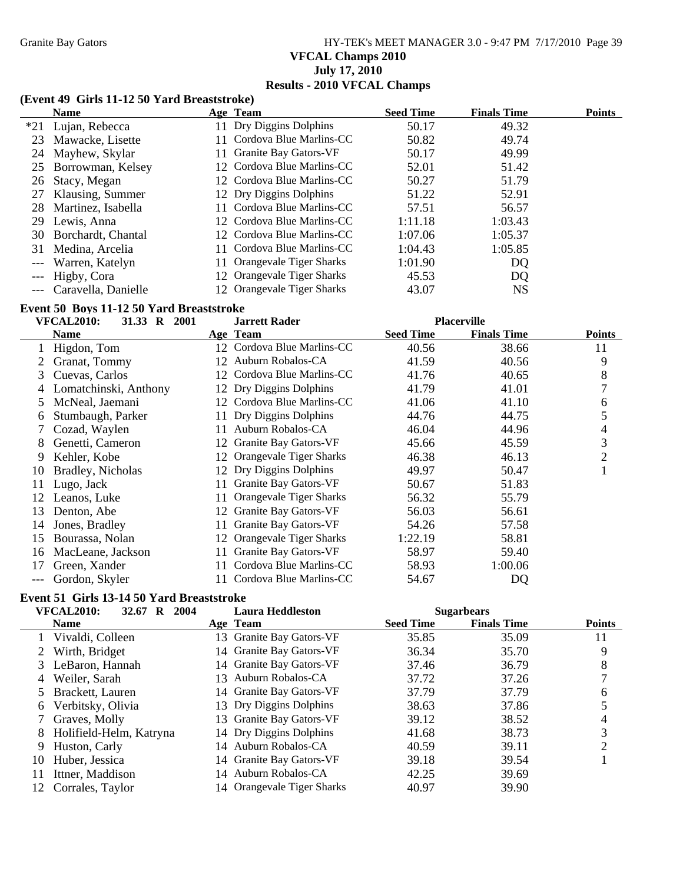## VFCAL Champs 2010
## July 17, 2010
## Results - 2010 VFCAL Champs

### (Event 49 Girls 11-12 50 Yard Breaststroke)

| | Name | Age | Team | Seed Time | Finals Time | Points |
|---|---|---|---|---|---|---|
| *21 | Lujan, Rebecca | 11 | Dry Diggins Dolphins | 50.17 | 49.32 | |
| 23 | Mawacke, Lisette | 11 | Cordova Blue Marlins-CC | 50.82 | 49.74 | |
| 24 | Mayhew, Skylar | 11 | Granite Bay Gators-VF | 50.17 | 49.99 | |
| 25 | Borrowman, Kelsey | 12 | Cordova Blue Marlins-CC | 52.01 | 51.42 | |
| 26 | Stacy, Megan | 12 | Cordova Blue Marlins-CC | 50.27 | 51.79 | |
| 27 | Klausing, Summer | 12 | Dry Diggins Dolphins | 51.22 | 52.91 | |
| 28 | Martinez, Isabella | 11 | Cordova Blue Marlins-CC | 57.51 | 56.57 | |
| 29 | Lewis, Anna | 12 | Cordova Blue Marlins-CC | 1:11.18 | 1:03.43 | |
| 30 | Borchardt, Chantal | 12 | Cordova Blue Marlins-CC | 1:07.06 | 1:05.37 | |
| 31 | Medina, Arcelia | 11 | Cordova Blue Marlins-CC | 1:04.43 | 1:05.85 | |
| --- | Warren, Katelyn | 11 | Orangevale Tiger Sharks | 1:01.90 | DQ | |
| --- | Higby, Cora | 12 | Orangevale Tiger Sharks | 45.53 | DQ | |
| --- | Caravella, Danielle | 12 | Orangevale Tiger Sharks | 43.07 | NS | |

### Event 50 Boys 11-12 50 Yard Breaststroke

VFCAL2010: 31.33 R 2001 Jarrett Rader Placerville

| | Name | Age | Team | Seed Time | Finals Time | Points |
|---|---|---|---|---|---|---|
| 1 | Higdon, Tom | 12 | Cordova Blue Marlins-CC | 40.56 | 38.66 | 11 |
| 2 | Granat, Tommy | 12 | Auburn Robalos-CA | 41.59 | 40.56 | 9 |
| 3 | Cuevas, Carlos | 12 | Cordova Blue Marlins-CC | 41.76 | 40.65 | 8 |
| 4 | Lomatchinski, Anthony | 12 | Dry Diggins Dolphins | 41.79 | 41.01 | 7 |
| 5 | McNeal, Jaemani | 12 | Cordova Blue Marlins-CC | 41.06 | 41.10 | 6 |
| 6 | Stumbaugh, Parker | 11 | Dry Diggins Dolphins | 44.76 | 44.75 | 5 |
| 7 | Cozad, Waylen | 11 | Auburn Robalos-CA | 46.04 | 44.96 | 4 |
| 8 | Genetti, Cameron | 12 | Granite Bay Gators-VF | 45.66 | 45.59 | 3 |
| 9 | Kehler, Kobe | 12 | Orangevale Tiger Sharks | 46.38 | 46.13 | 2 |
| 10 | Bradley, Nicholas | 12 | Dry Diggins Dolphins | 49.97 | 50.47 | 1 |
| 11 | Lugo, Jack | 11 | Granite Bay Gators-VF | 50.67 | 51.83 | |
| 12 | Leanos, Luke | 11 | Orangevale Tiger Sharks | 56.32 | 55.79 | |
| 13 | Denton, Abe | 12 | Granite Bay Gators-VF | 56.03 | 56.61 | |
| 14 | Jones, Bradley | 11 | Granite Bay Gators-VF | 54.26 | 57.58 | |
| 15 | Bourassa, Nolan | 12 | Orangevale Tiger Sharks | 1:22.19 | 58.81 | |
| 16 | MacLeane, Jackson | 11 | Granite Bay Gators-VF | 58.97 | 59.40 | |
| 17 | Green, Xander | 11 | Cordova Blue Marlins-CC | 58.93 | 1:00.06 | |
| --- | Gordon, Skyler | 11 | Cordova Blue Marlins-CC | 54.67 | DQ | |

### Event 51 Girls 13-14 50 Yard Breaststroke

VFCAL2010: 32.67 R 2004 Laura Heddleston Sugarbears

| | Name | Age | Team | Seed Time | Finals Time | Points |
|---|---|---|---|---|---|---|
| 1 | Vivaldi, Colleen | 13 | Granite Bay Gators-VF | 35.85 | 35.09 | 11 |
| 2 | Wirth, Bridget | 14 | Granite Bay Gators-VF | 36.34 | 35.70 | 9 |
| 3 | LeBaron, Hannah | 14 | Granite Bay Gators-VF | 37.46 | 36.79 | 8 |
| 4 | Weiler, Sarah | 13 | Auburn Robalos-CA | 37.72 | 37.26 | 7 |
| 5 | Brackett, Lauren | 14 | Granite Bay Gators-VF | 37.79 | 37.79 | 6 |
| 6 | Verbitsky, Olivia | 13 | Dry Diggins Dolphins | 38.63 | 37.86 | 5 |
| 7 | Graves, Molly | 13 | Granite Bay Gators-VF | 39.12 | 38.52 | 4 |
| 8 | Holifield-Helm, Katryna | 14 | Dry Diggins Dolphins | 41.68 | 38.73 | 3 |
| 9 | Huston, Carly | 14 | Auburn Robalos-CA | 40.59 | 39.11 | 2 |
| 10 | Huber, Jessica | 14 | Granite Bay Gators-VF | 39.18 | 39.54 | 1 |
| 11 | Ittner, Maddison | 14 | Auburn Robalos-CA | 42.25 | 39.69 | |
| 12 | Corrales, Taylor | 14 | Orangevale Tiger Sharks | 40.97 | 39.90 | |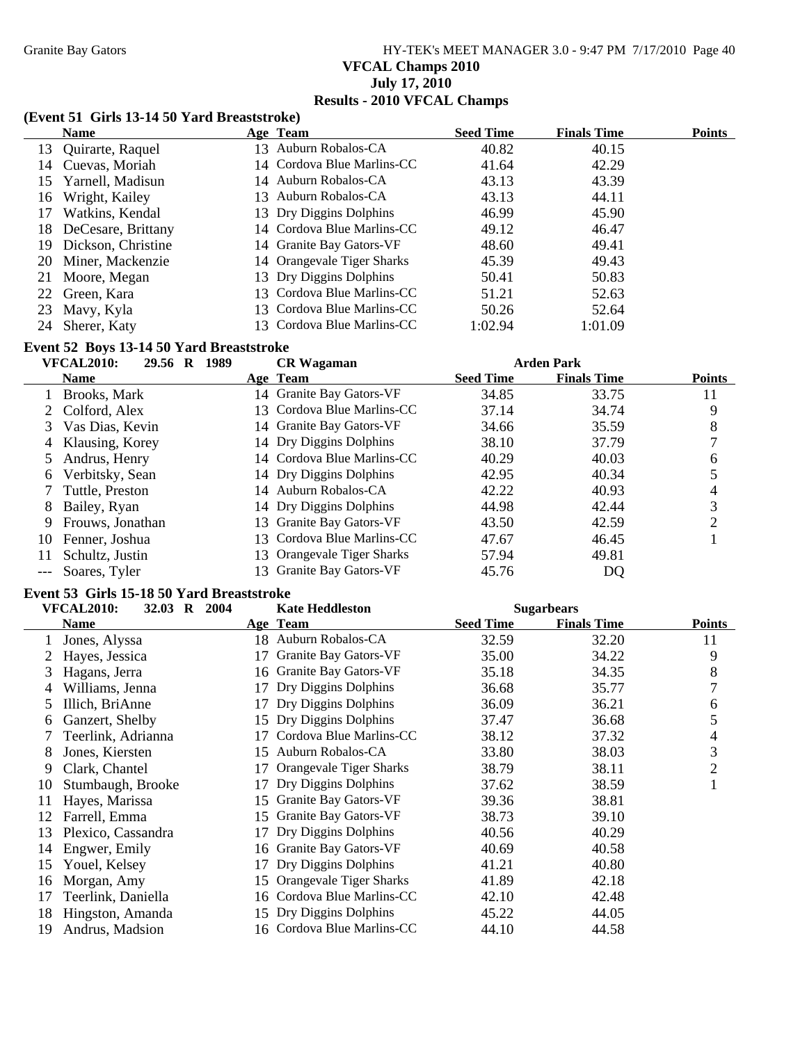**VFCAL Champs 2010**
**July 17, 2010**
**Results - 2010 VFCAL Champs**

### (Event 51 Girls 13-14 50 Yard Breaststroke)

| | Name | Age | Team | Seed Time | Finals Time | Points |
|---|---|---|---|---|---|---|
| 13 | Quirarte, Raquel | 13 | Auburn Robalos-CA | 40.82 | 40.15 | |
| 14 | Cuevas, Moriah | 14 | Cordova Blue Marlins-CC | 41.64 | 42.29 | |
| 15 | Yarnell, Madisun | 14 | Auburn Robalos-CA | 43.13 | 43.39 | |
| 16 | Wright, Kailey | 13 | Auburn Robalos-CA | 43.13 | 44.11 | |
| 17 | Watkins, Kendal | 13 | Dry Diggins Dolphins | 46.99 | 45.90 | |
| 18 | DeCesare, Brittany | 14 | Cordova Blue Marlins-CC | 49.12 | 46.47 | |
| 19 | Dickson, Christine | 14 | Granite Bay Gators-VF | 48.60 | 49.41 | |
| 20 | Miner, Mackenzie | 14 | Orangevale Tiger Sharks | 45.39 | 49.43 | |
| 21 | Moore, Megan | 13 | Dry Diggins Dolphins | 50.41 | 50.83 | |
| 22 | Green, Kara | 13 | Cordova Blue Marlins-CC | 51.21 | 52.63 | |
| 23 | Mavy, Kyla | 13 | Cordova Blue Marlins-CC | 50.26 | 52.64 | |
| 24 | Sherer, Katy | 13 | Cordova Blue Marlins-CC | 1:02.94 | 1:01.09 | |

### Event 52 Boys 13-14 50 Yard Breaststroke

VFCAL2010: 29.56 R 1989 CR Wagaman Arden Park

| | Name | Age | Team | Seed Time | Finals Time | Points |
|---|---|---|---|---|---|---|
| 1 | Brooks, Mark | 14 | Granite Bay Gators-VF | 34.85 | 33.75 | 11 |
| 2 | Colford, Alex | 13 | Cordova Blue Marlins-CC | 37.14 | 34.74 | 9 |
| 3 | Vas Dias, Kevin | 14 | Granite Bay Gators-VF | 34.66 | 35.59 | 8 |
| 4 | Klausing, Korey | 14 | Dry Diggins Dolphins | 38.10 | 37.79 | 7 |
| 5 | Andrus, Henry | 14 | Cordova Blue Marlins-CC | 40.29 | 40.03 | 6 |
| 6 | Verbitsky, Sean | 14 | Dry Diggins Dolphins | 42.95 | 40.34 | 5 |
| 7 | Tuttle, Preston | 14 | Auburn Robalos-CA | 42.22 | 40.93 | 4 |
| 8 | Bailey, Ryan | 14 | Dry Diggins Dolphins | 44.98 | 42.44 | 3 |
| 9 | Frouws, Jonathan | 13 | Granite Bay Gators-VF | 43.50 | 42.59 | 2 |
| 10 | Fenner, Joshua | 13 | Cordova Blue Marlins-CC | 47.67 | 46.45 | 1 |
| 11 | Schultz, Justin | 13 | Orangevale Tiger Sharks | 57.94 | 49.81 | |
| --- | Soares, Tyler | 13 | Granite Bay Gators-VF | 45.76 | DQ | |

### Event 53 Girls 15-18 50 Yard Breaststroke

VFCAL2010: 32.03 R 2004 Kate Heddleston Sugarbears

| | Name | Age | Team | Seed Time | Finals Time | Points |
|---|---|---|---|---|---|---|
| 1 | Jones, Alyssa | 18 | Auburn Robalos-CA | 32.59 | 32.20 | 11 |
| 2 | Hayes, Jessica | 17 | Granite Bay Gators-VF | 35.00 | 34.22 | 9 |
| 3 | Hagans, Jerra | 16 | Granite Bay Gators-VF | 35.18 | 34.35 | 8 |
| 4 | Williams, Jenna | 17 | Dry Diggins Dolphins | 36.68 | 35.77 | 7 |
| 5 | Illich, BriAnne | 17 | Dry Diggins Dolphins | 36.09 | 36.21 | 6 |
| 6 | Ganzert, Shelby | 15 | Dry Diggins Dolphins | 37.47 | 36.68 | 5 |
| 7 | Teerlink, Adrianna | 17 | Cordova Blue Marlins-CC | 38.12 | 37.32 | 4 |
| 8 | Jones, Kiersten | 15 | Auburn Robalos-CA | 33.80 | 38.03 | 3 |
| 9 | Clark, Chantel | 17 | Orangevale Tiger Sharks | 38.79 | 38.11 | 2 |
| 10 | Stumbaugh, Brooke | 17 | Dry Diggins Dolphins | 37.62 | 38.59 | 1 |
| 11 | Hayes, Marissa | 15 | Granite Bay Gators-VF | 39.36 | 38.81 | |
| 12 | Farrell, Emma | 15 | Granite Bay Gators-VF | 38.73 | 39.10 | |
| 13 | Plexico, Cassandra | 17 | Dry Diggins Dolphins | 40.56 | 40.29 | |
| 14 | Engwer, Emily | 16 | Granite Bay Gators-VF | 40.69 | 40.58 | |
| 15 | Youel, Kelsey | 17 | Dry Diggins Dolphins | 41.21 | 40.80 | |
| 16 | Morgan, Amy | 15 | Orangevale Tiger Sharks | 41.89 | 42.18 | |
| 17 | Teerlink, Daniella | 16 | Cordova Blue Marlins-CC | 42.10 | 42.48 | |
| 18 | Hingston, Amanda | 15 | Dry Diggins Dolphins | 45.22 | 44.05 | |
| 19 | Andrus, Madsion | 16 | Cordova Blue Marlins-CC | 44.10 | 44.58 | |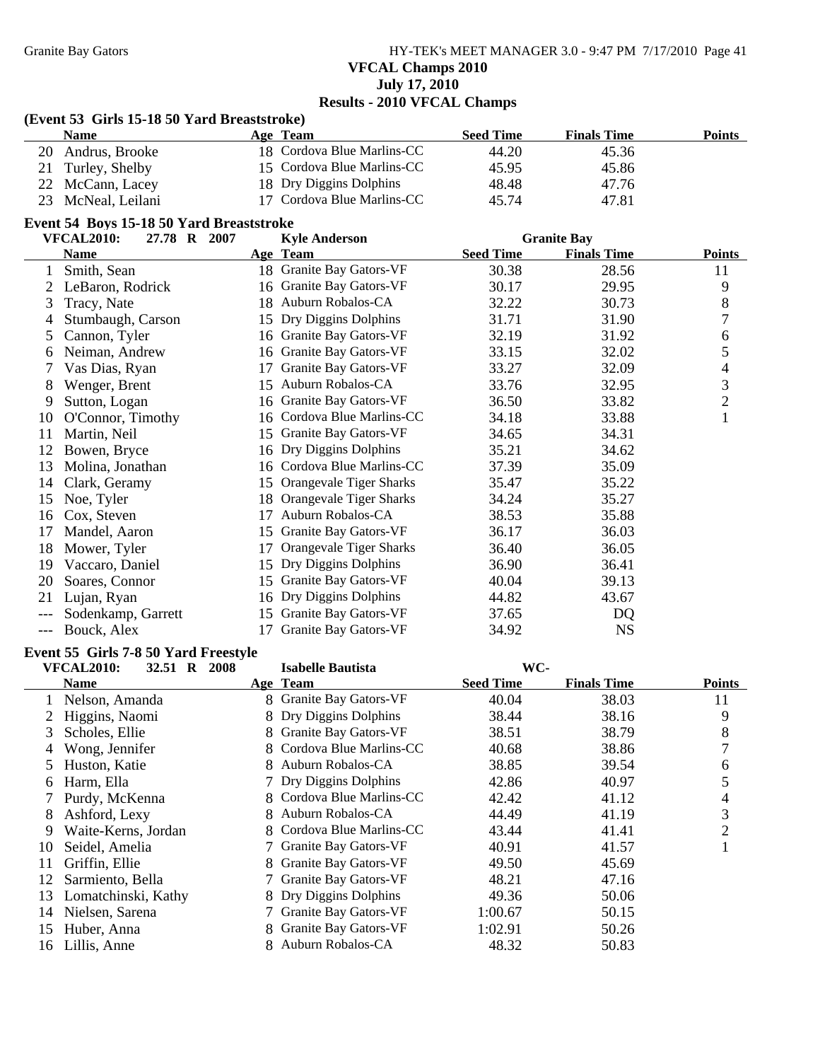**VFCAL Champs 2010**
**July 17, 2010**
**Results - 2010 VFCAL Champs**

### (Event 53 Girls 15-18 50 Yard Breaststroke)

| | Name | Age | Team | Seed Time | Finals Time | Points |
|---|---|---|---|---|---|---|
| 20 | Andrus, Brooke | 18 | Cordova Blue Marlins-CC | 44.20 | 45.36 | |
| 21 | Turley, Shelby | 15 | Cordova Blue Marlins-CC | 45.95 | 45.86 | |
| 22 | McCann, Lacey | 18 | Dry Diggins Dolphins | 48.48 | 47.76 | |
| 23 | McNeal, Leilani | 17 | Cordova Blue Marlins-CC | 45.74 | 47.81 | |

### Event 54 Boys 15-18 50 Yard Breaststroke

VFCAL2010: 27.78 R 2007 Kyle Anderson Granite Bay

| | Name | Age | Team | Seed Time | Finals Time | Points |
|---|---|---|---|---|---|---|
| 1 | Smith, Sean | 18 | Granite Bay Gators-VF | 30.38 | 28.56 | 11 |
| 2 | LeBaron, Rodrick | 16 | Granite Bay Gators-VF | 30.17 | 29.95 | 9 |
| 3 | Tracy, Nate | 18 | Auburn Robalos-CA | 32.22 | 30.73 | 8 |
| 4 | Stumbaugh, Carson | 15 | Dry Diggins Dolphins | 31.71 | 31.90 | 7 |
| 5 | Cannon, Tyler | 16 | Granite Bay Gators-VF | 32.19 | 31.92 | 6 |
| 6 | Neiman, Andrew | 16 | Granite Bay Gators-VF | 33.15 | 32.02 | 5 |
| 7 | Vas Dias, Ryan | 17 | Granite Bay Gators-VF | 33.27 | 32.09 | 4 |
| 8 | Wenger, Brent | 15 | Auburn Robalos-CA | 33.76 | 32.95 | 3 |
| 9 | Sutton, Logan | 16 | Granite Bay Gators-VF | 36.50 | 33.82 | 2 |
| 10 | O'Connor, Timothy | 16 | Cordova Blue Marlins-CC | 34.18 | 33.88 | 1 |
| 11 | Martin, Neil | 15 | Granite Bay Gators-VF | 34.65 | 34.31 | |
| 12 | Bowen, Bryce | 16 | Dry Diggins Dolphins | 35.21 | 34.62 | |
| 13 | Molina, Jonathan | 16 | Cordova Blue Marlins-CC | 37.39 | 35.09 | |
| 14 | Clark, Geramy | 15 | Orangevale Tiger Sharks | 35.47 | 35.22 | |
| 15 | Noe, Tyler | 18 | Orangevale Tiger Sharks | 34.24 | 35.27 | |
| 16 | Cox, Steven | 17 | Auburn Robalos-CA | 38.53 | 35.88 | |
| 17 | Mandel, Aaron | 15 | Granite Bay Gators-VF | 36.17 | 36.03 | |
| 18 | Mower, Tyler | 17 | Orangevale Tiger Sharks | 36.40 | 36.05 | |
| 19 | Vaccaro, Daniel | 15 | Dry Diggins Dolphins | 36.90 | 36.41 | |
| 20 | Soares, Connor | 15 | Granite Bay Gators-VF | 40.04 | 39.13 | |
| 21 | Lujan, Ryan | 16 | Dry Diggins Dolphins | 44.82 | 43.67 | |
| --- | Sodenkamp, Garrett | 15 | Granite Bay Gators-VF | 37.65 | DQ | |
| --- | Bouck, Alex | 17 | Granite Bay Gators-VF | 34.92 | NS | |

### Event 55 Girls 7-8 50 Yard Freestyle

VFCAL2010: 32.51 R 2008 Isabelle Bautista WC-

| | Name | Age | Team | Seed Time | Finals Time | Points |
|---|---|---|---|---|---|---|
| 1 | Nelson, Amanda | 8 | Granite Bay Gators-VF | 40.04 | 38.03 | 11 |
| 2 | Higgins, Naomi | 8 | Dry Diggins Dolphins | 38.44 | 38.16 | 9 |
| 3 | Scholes, Ellie | 8 | Granite Bay Gators-VF | 38.51 | 38.79 | 8 |
| 4 | Wong, Jennifer | 8 | Cordova Blue Marlins-CC | 40.68 | 38.86 | 7 |
| 5 | Huston, Katie | 8 | Auburn Robalos-CA | 38.85 | 39.54 | 6 |
| 6 | Harm, Ella | 7 | Dry Diggins Dolphins | 42.86 | 40.97 | 5 |
| 7 | Purdy, McKenna | 8 | Cordova Blue Marlins-CC | 42.42 | 41.12 | 4 |
| 8 | Ashford, Lexy | 8 | Auburn Robalos-CA | 44.49 | 41.19 | 3 |
| 9 | Waite-Kerns, Jordan | 8 | Cordova Blue Marlins-CC | 43.44 | 41.41 | 2 |
| 10 | Seidel, Amelia | 7 | Granite Bay Gators-VF | 40.91 | 41.57 | 1 |
| 11 | Griffin, Ellie | 8 | Granite Bay Gators-VF | 49.50 | 45.69 | |
| 12 | Sarmiento, Bella | 7 | Granite Bay Gators-VF | 48.21 | 47.16 | |
| 13 | Lomatchinski, Kathy | 8 | Dry Diggins Dolphins | 49.36 | 50.06 | |
| 14 | Nielsen, Sarena | 7 | Granite Bay Gators-VF | 1:00.67 | 50.15 | |
| 15 | Huber, Anna | 8 | Granite Bay Gators-VF | 1:02.91 | 50.26 | |
| 16 | Lillis, Anne | 8 | Auburn Robalos-CA | 48.32 | 50.83 | |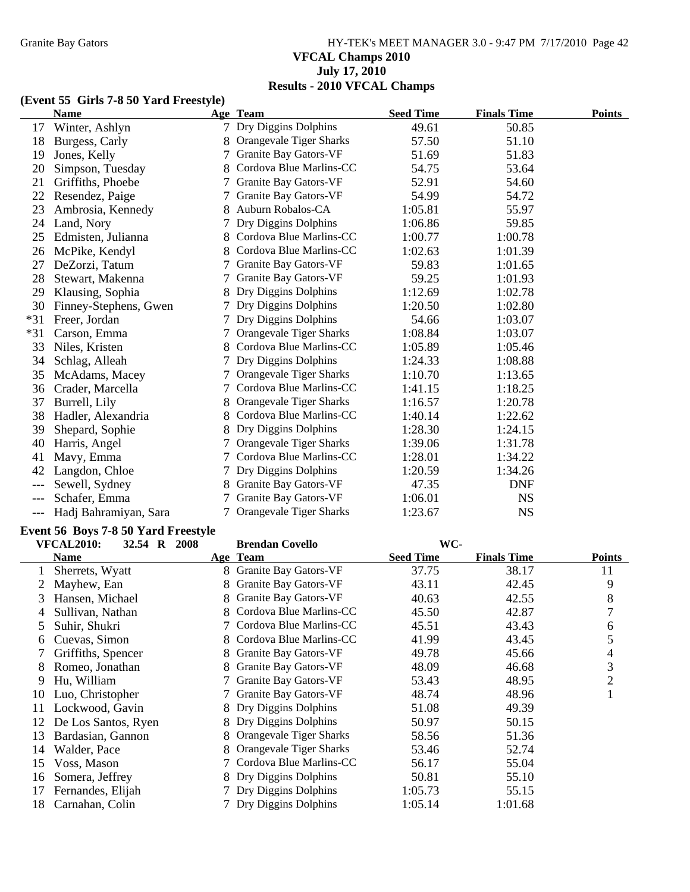**VFCAL Champs 2010**
**July 17, 2010**
**Results - 2010 VFCAL Champs**

### (Event 55 Girls 7-8 50 Yard Freestyle)

| | Name | Age | Team | Seed Time | Finals Time | Points |
|---|---|---|---|---|---|---|
| 17 | Winter, Ashlyn | 7 | Dry Diggins Dolphins | 49.61 | 50.85 | |
| 18 | Burgess, Carly | 8 | Orangevale Tiger Sharks | 57.50 | 51.10 | |
| 19 | Jones, Kelly | 7 | Granite Bay Gators-VF | 51.69 | 51.83 | |
| 20 | Simpson, Tuesday | 8 | Cordova Blue Marlins-CC | 54.75 | 53.64 | |
| 21 | Griffiths, Phoebe | 7 | Granite Bay Gators-VF | 52.91 | 54.60 | |
| 22 | Resendez, Paige | 7 | Granite Bay Gators-VF | 54.99 | 54.72 | |
| 23 | Ambrosia, Kennedy | 8 | Auburn Robalos-CA | 1:05.81 | 55.97 | |
| 24 | Land, Nory | 7 | Dry Diggins Dolphins | 1:06.86 | 59.85 | |
| 25 | Edmisten, Julianna | 8 | Cordova Blue Marlins-CC | 1:00.77 | 1:00.78 | |
| 26 | McPike, Kendyl | 8 | Cordova Blue Marlins-CC | 1:02.63 | 1:01.39 | |
| 27 | DeZorzi, Tatum | 7 | Granite Bay Gators-VF | 59.83 | 1:01.65 | |
| 28 | Stewart, Makenna | 7 | Granite Bay Gators-VF | 59.25 | 1:01.93 | |
| 29 | Klausing, Sophia | 8 | Dry Diggins Dolphins | 1:12.69 | 1:02.78 | |
| 30 | Finney-Stephens, Gwen | 7 | Dry Diggins Dolphins | 1:20.50 | 1:02.80 | |
| *31 | Freer, Jordan | 7 | Dry Diggins Dolphins | 54.66 | 1:03.07 | |
| *31 | Carson, Emma | 7 | Orangevale Tiger Sharks | 1:08.84 | 1:03.07 | |
| 33 | Niles, Kristen | 8 | Cordova Blue Marlins-CC | 1:05.89 | 1:05.46 | |
| 34 | Schlag, Alleah | 7 | Dry Diggins Dolphins | 1:24.33 | 1:08.88 | |
| 35 | McAdams, Macey | 7 | Orangevale Tiger Sharks | 1:10.70 | 1:13.65 | |
| 36 | Crader, Marcella | 7 | Cordova Blue Marlins-CC | 1:41.15 | 1:18.25 | |
| 37 | Burrell, Lily | 8 | Orangevale Tiger Sharks | 1:16.57 | 1:20.78 | |
| 38 | Hadler, Alexandria | 8 | Cordova Blue Marlins-CC | 1:40.14 | 1:22.62 | |
| 39 | Shepard, Sophie | 8 | Dry Diggins Dolphins | 1:28.30 | 1:24.15 | |
| 40 | Harris, Angel | 7 | Orangevale Tiger Sharks | 1:39.06 | 1:31.78 | |
| 41 | Mavy, Emma | 7 | Cordova Blue Marlins-CC | 1:28.01 | 1:34.22 | |
| 42 | Langdon, Chloe | 7 | Dry Diggins Dolphins | 1:20.59 | 1:34.26 | |
| --- | Sewell, Sydney | 8 | Granite Bay Gators-VF | 47.35 | DNF | |
| --- | Schafer, Emma | 7 | Granite Bay Gators-VF | 1:06.01 | NS | |
| --- | Hadj Bahramiyan, Sara | 7 | Orangevale Tiger Sharks | 1:23.67 | NS | |

### Event 56 Boys 7-8 50 Yard Freestyle

**VFCAL2010: 32.54 R 2008 Brendan Covello WC-**

| | Name | Age | Team | Seed Time | Finals Time | Points |
|---|---|---|---|---|---|---|
| 1 | Sherrets, Wyatt | 8 | Granite Bay Gators-VF | 37.75 | 38.17 | 11 |
| 2 | Mayhew, Ean | 8 | Granite Bay Gators-VF | 43.11 | 42.45 | 9 |
| 3 | Hansen, Michael | 8 | Granite Bay Gators-VF | 40.63 | 42.55 | 8 |
| 4 | Sullivan, Nathan | 8 | Cordova Blue Marlins-CC | 45.50 | 42.87 | 7 |
| 5 | Suhir, Shukri | 7 | Cordova Blue Marlins-CC | 45.51 | 43.43 | 6 |
| 6 | Cuevas, Simon | 8 | Cordova Blue Marlins-CC | 41.99 | 43.45 | 5 |
| 7 | Griffiths, Spencer | 8 | Granite Bay Gators-VF | 49.78 | 45.66 | 4 |
| 8 | Romeo, Jonathan | 8 | Granite Bay Gators-VF | 48.09 | 46.68 | 3 |
| 9 | Hu, William | 7 | Granite Bay Gators-VF | 53.43 | 48.95 | 2 |
| 10 | Luo, Christopher | 7 | Granite Bay Gators-VF | 48.74 | 48.96 | 1 |
| 11 | Lockwood, Gavin | 8 | Dry Diggins Dolphins | 51.08 | 49.39 | |
| 12 | De Los Santos, Ryen | 8 | Dry Diggins Dolphins | 50.97 | 50.15 | |
| 13 | Bardasian, Gannon | 8 | Orangevale Tiger Sharks | 58.56 | 51.36 | |
| 14 | Walder, Pace | 8 | Orangevale Tiger Sharks | 53.46 | 52.74 | |
| 15 | Voss, Mason | 7 | Cordova Blue Marlins-CC | 56.17 | 55.04 | |
| 16 | Somera, Jeffrey | 8 | Dry Diggins Dolphins | 50.81 | 55.10 | |
| 17 | Fernandes, Elijah | 7 | Dry Diggins Dolphins | 1:05.73 | 55.15 | |
| 18 | Carnahan, Colin | 7 | Dry Diggins Dolphins | 1:05.14 | 1:01.68 | |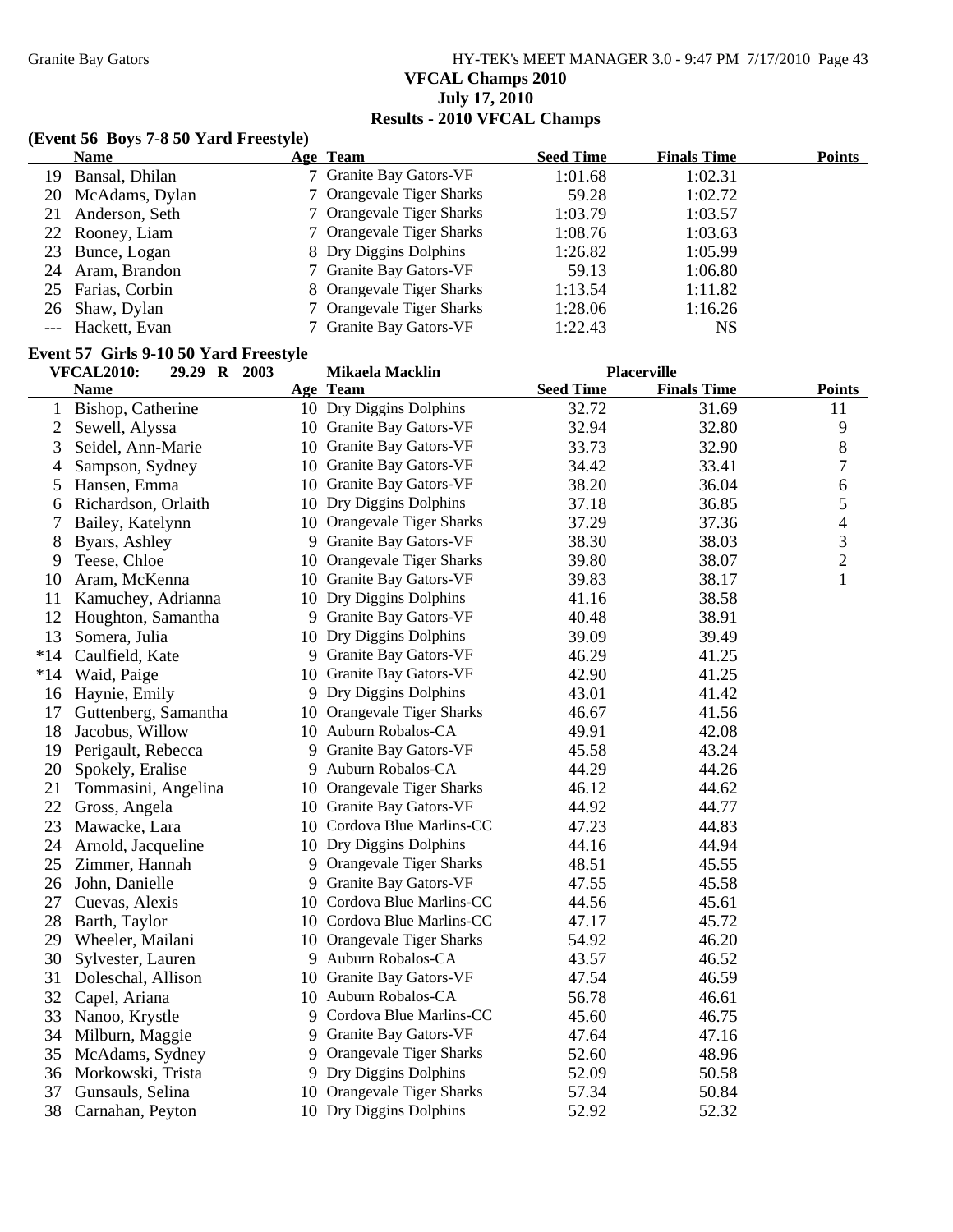# VFCAL Champs 2010

**July 17, 2010**

**Results - 2010 VFCAL Champs**

### (Event 56 Boys 7-8 50 Yard Freestyle)

| | Name | Age | Team | Seed Time | Finals Time | Points |
|---|---|---|---|---|---|---|
| 19 | Bansal, Dhilan | 7 | Granite Bay Gators-VF | 1:01.68 | 1:02.31 | |
| 20 | McAdams, Dylan | 7 | Orangevale Tiger Sharks | 59.28 | 1:02.72 | |
| 21 | Anderson, Seth | 7 | Orangevale Tiger Sharks | 1:03.79 | 1:03.57 | |
| 22 | Rooney, Liam | 7 | Orangevale Tiger Sharks | 1:08.76 | 1:03.63 | |
| 23 | Bunce, Logan | 8 | Dry Diggins Dolphins | 1:26.82 | 1:05.99 | |
| 24 | Aram, Brandon | 7 | Granite Bay Gators-VF | 59.13 | 1:06.80 | |
| 25 | Farias, Corbin | 8 | Orangevale Tiger Sharks | 1:13.54 | 1:11.82 | |
| 26 | Shaw, Dylan | 7 | Orangevale Tiger Sharks | 1:28.06 | 1:16.26 | |
| --- | Hackett, Evan | 7 | Granite Bay Gators-VF | 1:22.43 | NS | |

### Event 57 Girls 9-10 50 Yard Freestyle

VFCAL2010: 29.29 R 2003 Mikaela Macklin Placerville

| | Name | Age | Team | Seed Time | Finals Time | Points |
|---|---|---|---|---|---|---|
| 1 | Bishop, Catherine | 10 | Dry Diggins Dolphins | 32.72 | 31.69 | 11 |
| 2 | Sewell, Alyssa | 10 | Granite Bay Gators-VF | 32.94 | 32.80 | 9 |
| 3 | Seidel, Ann-Marie | 10 | Granite Bay Gators-VF | 33.73 | 32.90 | 8 |
| 4 | Sampson, Sydney | 10 | Granite Bay Gators-VF | 34.42 | 33.41 | 7 |
| 5 | Hansen, Emma | 10 | Granite Bay Gators-VF | 38.20 | 36.04 | 6 |
| 6 | Richardson, Orlaith | 10 | Dry Diggins Dolphins | 37.18 | 36.85 | 5 |
| 7 | Bailey, Katelynn | 10 | Orangevale Tiger Sharks | 37.29 | 37.36 | 4 |
| 8 | Byars, Ashley | 9 | Granite Bay Gators-VF | 38.30 | 38.03 | 3 |
| 9 | Teese, Chloe | 10 | Orangevale Tiger Sharks | 39.80 | 38.07 | 2 |
| 10 | Aram, McKenna | 10 | Granite Bay Gators-VF | 39.83 | 38.17 | 1 |
| 11 | Kamuchey, Adrianna | 10 | Dry Diggins Dolphins | 41.16 | 38.58 | |
| 12 | Houghton, Samantha | 9 | Granite Bay Gators-VF | 40.48 | 38.91 | |
| 13 | Somera, Julia | 10 | Dry Diggins Dolphins | 39.09 | 39.49 | |
| *14 | Caulfield, Kate | 9 | Granite Bay Gators-VF | 46.29 | 41.25 | |
| *14 | Waid, Paige | 10 | Granite Bay Gators-VF | 42.90 | 41.25 | |
| 16 | Haynie, Emily | 9 | Dry Diggins Dolphins | 43.01 | 41.42 | |
| 17 | Guttenberg, Samantha | 10 | Orangevale Tiger Sharks | 46.67 | 41.56 | |
| 18 | Jacobus, Willow | 10 | Auburn Robalos-CA | 49.91 | 42.08 | |
| 19 | Perigault, Rebecca | 9 | Granite Bay Gators-VF | 45.58 | 43.24 | |
| 20 | Spokely, Eralise | 9 | Auburn Robalos-CA | 44.29 | 44.26 | |
| 21 | Tommasini, Angelina | 10 | Orangevale Tiger Sharks | 46.12 | 44.62 | |
| 22 | Gross, Angela | 10 | Granite Bay Gators-VF | 44.92 | 44.77 | |
| 23 | Mawacke, Lara | 10 | Cordova Blue Marlins-CC | 47.23 | 44.83 | |
| 24 | Arnold, Jacqueline | 10 | Dry Diggins Dolphins | 44.16 | 44.94 | |
| 25 | Zimmer, Hannah | 9 | Orangevale Tiger Sharks | 48.51 | 45.55 | |
| 26 | John, Danielle | 9 | Granite Bay Gators-VF | 47.55 | 45.58 | |
| 27 | Cuevas, Alexis | 10 | Cordova Blue Marlins-CC | 44.56 | 45.61 | |
| 28 | Barth, Taylor | 10 | Cordova Blue Marlins-CC | 47.17 | 45.72 | |
| 29 | Wheeler, Mailani | 10 | Orangevale Tiger Sharks | 54.92 | 46.20 | |
| 30 | Sylvester, Lauren | 9 | Auburn Robalos-CA | 43.57 | 46.52 | |
| 31 | Doleschal, Allison | 10 | Granite Bay Gators-VF | 47.54 | 46.59 | |
| 32 | Capel, Ariana | 10 | Auburn Robalos-CA | 56.78 | 46.61 | |
| 33 | Nanoo, Krystle | 9 | Cordova Blue Marlins-CC | 45.60 | 46.75 | |
| 34 | Milburn, Maggie | 9 | Granite Bay Gators-VF | 47.64 | 47.16 | |
| 35 | McAdams, Sydney | 9 | Orangevale Tiger Sharks | 52.60 | 48.96 | |
| 36 | Morkowski, Trista | 9 | Dry Diggins Dolphins | 52.09 | 50.58 | |
| 37 | Gunsauls, Selina | 10 | Orangevale Tiger Sharks | 57.34 | 50.84 | |
| 38 | Carnahan, Peyton | 10 | Dry Diggins Dolphins | 52.92 | 52.32 | |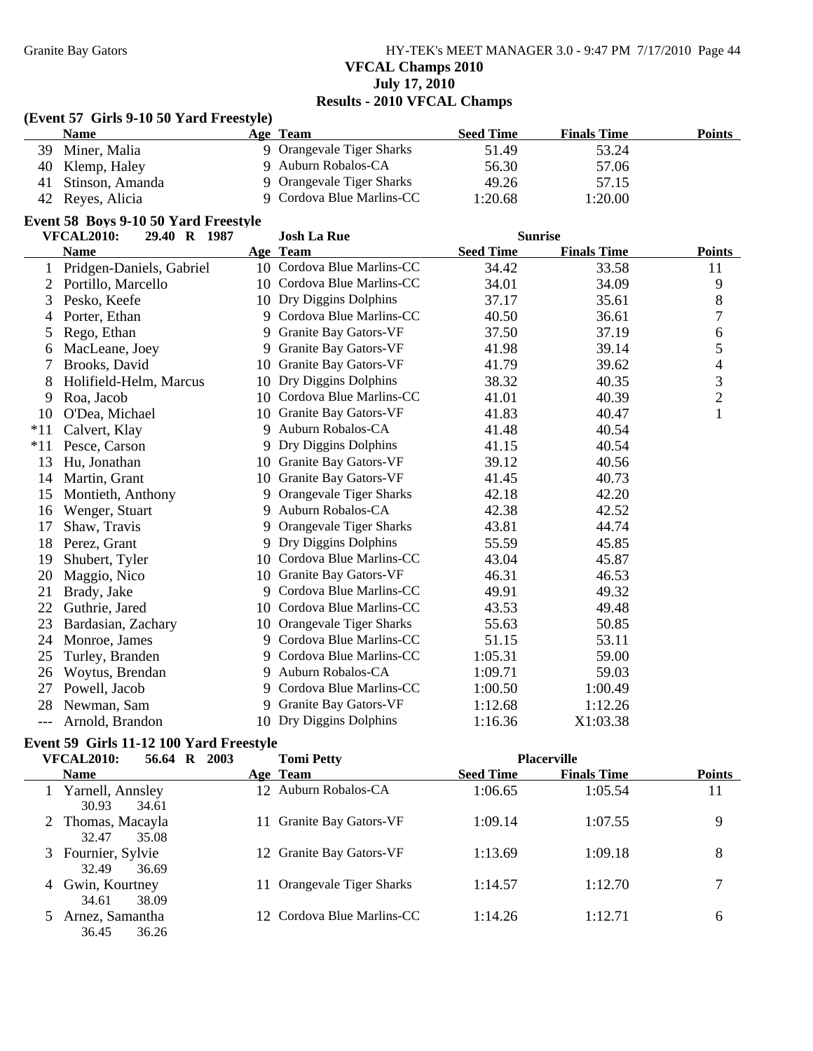**VFCAL Champs 2010**
**July 17, 2010**
**Results - 2010 VFCAL Champs**

### (Event 57 Girls 9-10 50 Yard Freestyle)

| | Name | Age | Team | Seed Time | Finals Time | Points |
|---|---|---|---|---|---|---|
| 39 | Miner, Malia | 9 | Orangevale Tiger Sharks | 51.49 | 53.24 | |
| 40 | Klemp, Haley | 9 | Auburn Robalos-CA | 56.30 | 57.06 | |
| 41 | Stinson, Amanda | 9 | Orangevale Tiger Sharks | 49.26 | 57.15 | |
| 42 | Reyes, Alicia | 9 | Cordova Blue Marlins-CC | 1:20.68 | 1:20.00 | |

### Event 58 Boys 9-10 50 Yard Freestyle

VFCAL2010: 29.40 R 1987 Josh La Rue Sunrise

| | Name | Age | Team | Seed Time | Finals Time | Points |
|---|---|---|---|---|---|---|
| 1 | Pridgen-Daniels, Gabriel | 10 | Cordova Blue Marlins-CC | 34.42 | 33.58 | 11 |
| 2 | Portillo, Marcello | 10 | Cordova Blue Marlins-CC | 34.01 | 34.09 | 9 |
| 3 | Pesko, Keefe | 10 | Dry Diggins Dolphins | 37.17 | 35.61 | 8 |
| 4 | Porter, Ethan | 9 | Cordova Blue Marlins-CC | 40.50 | 36.61 | 7 |
| 5 | Rego, Ethan | 9 | Granite Bay Gators-VF | 37.50 | 37.19 | 6 |
| 6 | MacLeane, Joey | 9 | Granite Bay Gators-VF | 41.98 | 39.14 | 5 |
| 7 | Brooks, David | 10 | Granite Bay Gators-VF | 41.79 | 39.62 | 4 |
| 8 | Holifield-Helm, Marcus | 10 | Dry Diggins Dolphins | 38.32 | 40.35 | 3 |
| 9 | Roa, Jacob | 10 | Cordova Blue Marlins-CC | 41.01 | 40.39 | 2 |
| 10 | O'Dea, Michael | 10 | Granite Bay Gators-VF | 41.83 | 40.47 | 1 |
| *11 | Calvert, Klay | 9 | Auburn Robalos-CA | 41.48 | 40.54 | |
| *11 | Pesce, Carson | 9 | Dry Diggins Dolphins | 41.15 | 40.54 | |
| 13 | Hu, Jonathan | 10 | Granite Bay Gators-VF | 39.12 | 40.56 | |
| 14 | Martin, Grant | 10 | Granite Bay Gators-VF | 41.45 | 40.73 | |
| 15 | Montieth, Anthony | 9 | Orangevale Tiger Sharks | 42.18 | 42.20 | |
| 16 | Wenger, Stuart | 9 | Auburn Robalos-CA | 42.38 | 42.52 | |
| 17 | Shaw, Travis | 9 | Orangevale Tiger Sharks | 43.81 | 44.74 | |
| 18 | Perez, Grant | 9 | Dry Diggins Dolphins | 55.59 | 45.85 | |
| 19 | Shubert, Tyler | 10 | Cordova Blue Marlins-CC | 43.04 | 45.87 | |
| 20 | Maggio, Nico | 10 | Granite Bay Gators-VF | 46.31 | 46.53 | |
| 21 | Brady, Jake | 9 | Cordova Blue Marlins-CC | 49.91 | 49.32 | |
| 22 | Guthrie, Jared | 10 | Cordova Blue Marlins-CC | 43.53 | 49.48 | |
| 23 | Bardasian, Zachary | 10 | Orangevale Tiger Sharks | 55.63 | 50.85 | |
| 24 | Monroe, James | 9 | Cordova Blue Marlins-CC | 51.15 | 53.11 | |
| 25 | Turley, Branden | 9 | Cordova Blue Marlins-CC | 1:05.31 | 59.00 | |
| 26 | Woytus, Brendan | 9 | Auburn Robalos-CA | 1:09.71 | 59.03 | |
| 27 | Powell, Jacob | 9 | Cordova Blue Marlins-CC | 1:00.50 | 1:00.49 | |
| 28 | Newman, Sam | 9 | Granite Bay Gators-VF | 1:12.68 | 1:12.26 | |
| --- | Arnold, Brandon | 10 | Dry Diggins Dolphins | 1:16.36 | X1:03.38 | |

### Event 59 Girls 11-12 100 Yard Freestyle

VFCAL2010: 56.64 R 2003 Tomi Petty Placerville

| | Name | Age | Team | Seed Time | Finals Time | Points |
|---|---|---|---|---|---|---|
| 1 | Yarnell, Annsley | 12 | Auburn Robalos-CA | 1:06.65 | 1:05.54 | 11 |
| | 30.93 34.61 | | | | | |
| 2 | Thomas, Macayla | 11 | Granite Bay Gators-VF | 1:09.14 | 1:07.55 | 9 |
| | 32.47 35.08 | | | | | |
| 3 | Fournier, Sylvie | 12 | Granite Bay Gators-VF | 1:13.69 | 1:09.18 | 8 |
| | 32.49 36.69 | | | | | |
| 4 | Gwin, Kourtney | 11 | Orangevale Tiger Sharks | 1:14.57 | 1:12.70 | 7 |
| | 34.61 38.09 | | | | | |
| 5 | Arnez, Samantha | 12 | Cordova Blue Marlins-CC | 1:14.26 | 1:12.71 | 6 |
| | 36.45 36.26 | | | | | |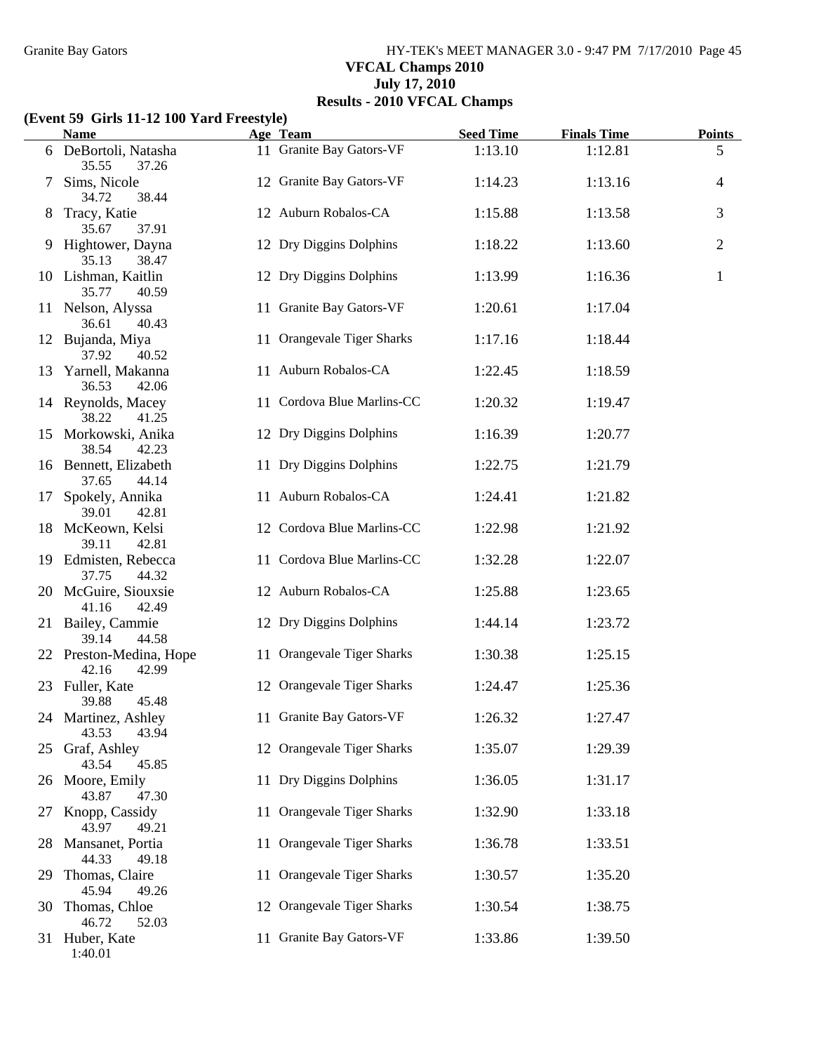**VFCAL Champs 2010**
**July 17, 2010**
**Results - 2010 VFCAL Champs**

**(Event 59 Girls 11-12 100 Yard Freestyle)**

| | Name | Age | Team | Seed Time | Finals Time | Points |
|---|---|---|---|---|---|---|
| 6 | DeBortoli, Natasha | 11 | Granite Bay Gators-VF | 1:13.10 | 1:12.81 | 5 |
| | 35.55 37.26 | | | | | |
| 7 | Sims, Nicole | 12 | Granite Bay Gators-VF | 1:14.23 | 1:13.16 | 4 |
| | 34.72 38.44 | | | | | |
| 8 | Tracy, Katie | 12 | Auburn Robalos-CA | 1:15.88 | 1:13.58 | 3 |
| | 35.67 37.91 | | | | | |
| 9 | Hightower, Dayna | 12 | Dry Diggins Dolphins | 1:18.22 | 1:13.60 | 2 |
| | 35.13 38.47 | | | | | |
| 10 | Lishman, Kaitlin | 12 | Dry Diggins Dolphins | 1:13.99 | 1:16.36 | 1 |
| | 35.77 40.59 | | | | | |
| 11 | Nelson, Alyssa | 11 | Granite Bay Gators-VF | 1:20.61 | 1:17.04 | |
| | 36.61 40.43 | | | | | |
| 12 | Bujanda, Miya | 11 | Orangevale Tiger Sharks | 1:17.16 | 1:18.44 | |
| | 37.92 40.52 | | | | | |
| 13 | Yarnell, Makanna | 11 | Auburn Robalos-CA | 1:22.45 | 1:18.59 | |
| | 36.53 42.06 | | | | | |
| 14 | Reynolds, Macey | 11 | Cordova Blue Marlins-CC | 1:20.32 | 1:19.47 | |
| | 38.22 41.25 | | | | | |
| 15 | Morkowski, Anika | 12 | Dry Diggins Dolphins | 1:16.39 | 1:20.77 | |
| | 38.54 42.23 | | | | | |
| 16 | Bennett, Elizabeth | 11 | Dry Diggins Dolphins | 1:22.75 | 1:21.79 | |
| | 37.65 44.14 | | | | | |
| 17 | Spokely, Annika | 11 | Auburn Robalos-CA | 1:24.41 | 1:21.82 | |
| | 39.01 42.81 | | | | | |
| 18 | McKeown, Kelsi | 12 | Cordova Blue Marlins-CC | 1:22.98 | 1:21.92 | |
| | 39.11 42.81 | | | | | |
| 19 | Edmisten, Rebecca | 11 | Cordova Blue Marlins-CC | 1:32.28 | 1:22.07 | |
| | 37.75 44.32 | | | | | |
| 20 | McGuire, Siouxsie | 12 | Auburn Robalos-CA | 1:25.88 | 1:23.65 | |
| | 41.16 42.49 | | | | | |
| 21 | Bailey, Cammie | 12 | Dry Diggins Dolphins | 1:44.14 | 1:23.72 | |
| | 39.14 44.58 | | | | | |
| 22 | Preston-Medina, Hope | 11 | Orangevale Tiger Sharks | 1:30.38 | 1:25.15 | |
| | 42.16 42.99 | | | | | |
| 23 | Fuller, Kate | 12 | Orangevale Tiger Sharks | 1:24.47 | 1:25.36 | |
| | 39.88 45.48 | | | | | |
| 24 | Martinez, Ashley | 11 | Granite Bay Gators-VF | 1:26.32 | 1:27.47 | |
| | 43.53 43.94 | | | | | |
| 25 | Graf, Ashley | 12 | Orangevale Tiger Sharks | 1:35.07 | 1:29.39 | |
| | 43.54 45.85 | | | | | |
| 26 | Moore, Emily | 11 | Dry Diggins Dolphins | 1:36.05 | 1:31.17 | |
| | 43.87 47.30 | | | | | |
| 27 | Knopp, Cassidy | 11 | Orangevale Tiger Sharks | 1:32.90 | 1:33.18 | |
| | 43.97 49.21 | | | | | |
| 28 | Mansanet, Portia | 11 | Orangevale Tiger Sharks | 1:36.78 | 1:33.51 | |
| | 44.33 49.18 | | | | | |
| 29 | Thomas, Claire | 11 | Orangevale Tiger Sharks | 1:30.57 | 1:35.20 | |
| | 45.94 49.26 | | | | | |
| 30 | Thomas, Chloe | 12 | Orangevale Tiger Sharks | 1:30.54 | 1:38.75 | |
| | 46.72 52.03 | | | | | |
| 31 | Huber, Kate | 11 | Granite Bay Gators-VF | 1:33.86 | 1:39.50 | |
| | 1:40.01 | | | | | |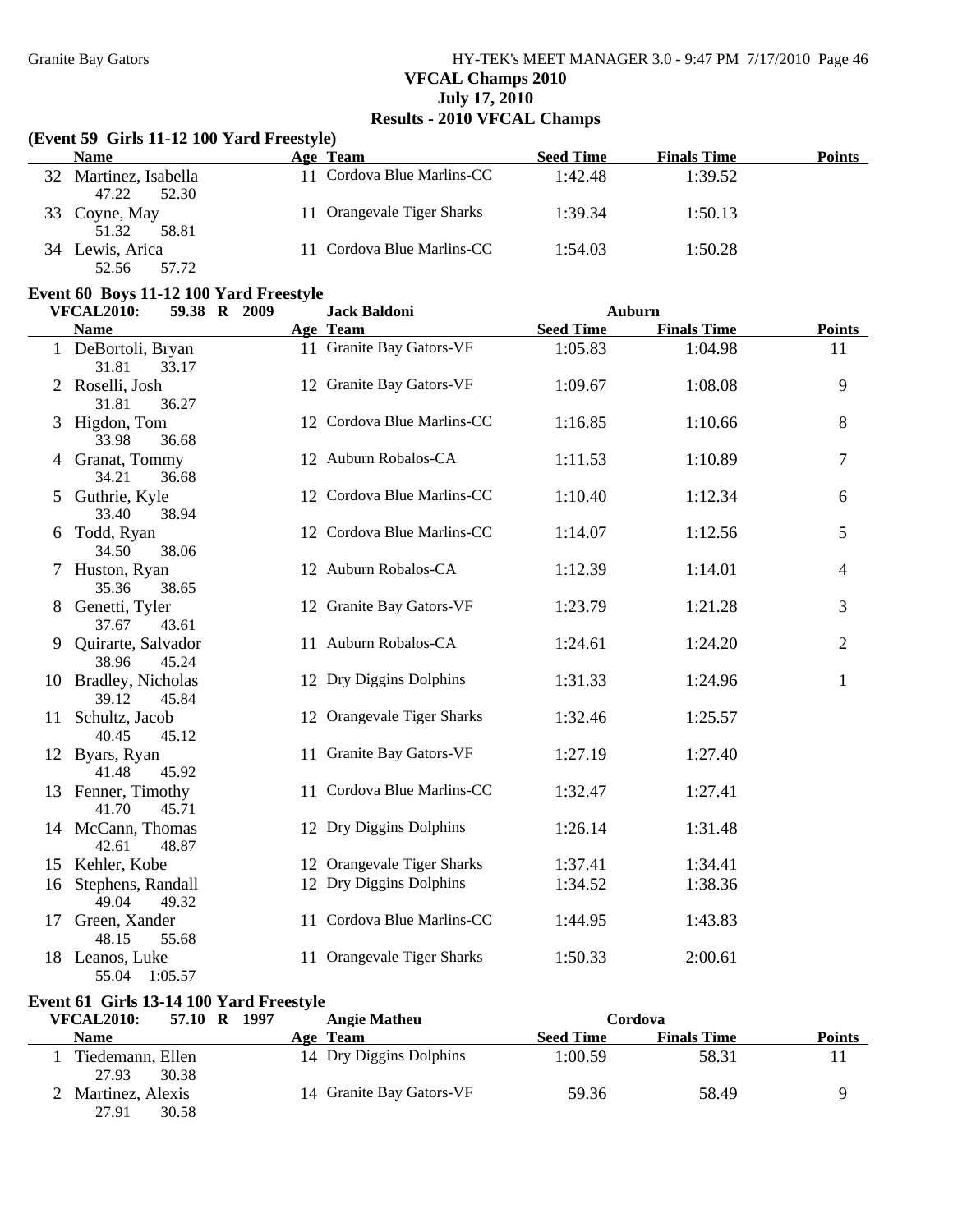VFCAL Champs 2010
July 17, 2010
Results - 2010 VFCAL Champs

### (Event 59 Girls 11-12 100 Yard Freestyle)

| | Name | Age | Team | Seed Time | Finals Time | Points |
|---|---|---|---|---|---|---|
| 32 | Martinez, Isabella | 11 | Cordova Blue Marlins-CC | 1:42.48 | 1:39.52 | |
| | 47.22 52.30 | | | | | |
| 33 | Coyne, May | 11 | Orangevale Tiger Sharks | 1:39.34 | 1:50.13 | |
| | 51.32 58.81 | | | | | |
| 34 | Lewis, Arica | 11 | Cordova Blue Marlins-CC | 1:54.03 | 1:50.28 | |
| | 52.56 57.72 | | | | | |

### Event 60 Boys 11-12 100 Yard Freestyle

VFCAL2010: 59.38 R 2009 Jack Baldoni Auburn

| | Name | Age | Team | Seed Time | Finals Time | Points |
|---|---|---|---|---|---|---|
| 1 | DeBortoli, Bryan | 11 | Granite Bay Gators-VF | 1:05.83 | 1:04.98 | 11 |
| | 31.81 33.17 | | | | | |
| 2 | Roselli, Josh | 12 | Granite Bay Gators-VF | 1:09.67 | 1:08.08 | 9 |
| | 31.81 36.27 | | | | | |
| 3 | Higdon, Tom | 12 | Cordova Blue Marlins-CC | 1:16.85 | 1:10.66 | 8 |
| | 33.98 36.68 | | | | | |
| 4 | Granat, Tommy | 12 | Auburn Robalos-CA | 1:11.53 | 1:10.89 | 7 |
| | 34.21 36.68 | | | | | |
| 5 | Guthrie, Kyle | 12 | Cordova Blue Marlins-CC | 1:10.40 | 1:12.34 | 6 |
| | 33.40 38.94 | | | | | |
| 6 | Todd, Ryan | 12 | Cordova Blue Marlins-CC | 1:14.07 | 1:12.56 | 5 |
| | 34.50 38.06 | | | | | |
| 7 | Huston, Ryan | 12 | Auburn Robalos-CA | 1:12.39 | 1:14.01 | 4 |
| | 35.36 38.65 | | | | | |
| 8 | Genetti, Tyler | 12 | Granite Bay Gators-VF | 1:23.79 | 1:21.28 | 3 |
| | 37.67 43.61 | | | | | |
| 9 | Quirarte, Salvador | 11 | Auburn Robalos-CA | 1:24.61 | 1:24.20 | 2 |
| | 38.96 45.24 | | | | | |
| 10 | Bradley, Nicholas | 12 | Dry Diggins Dolphins | 1:31.33 | 1:24.96 | 1 |
| | 39.12 45.84 | | | | | |
| 11 | Schultz, Jacob | 12 | Orangevale Tiger Sharks | 1:32.46 | 1:25.57 | |
| | 40.45 45.12 | | | | | |
| 12 | Byars, Ryan | 11 | Granite Bay Gators-VF | 1:27.19 | 1:27.40 | |
| | 41.48 45.92 | | | | | |
| 13 | Fenner, Timothy | 11 | Cordova Blue Marlins-CC | 1:32.47 | 1:27.41 | |
| | 41.70 45.71 | | | | | |
| 14 | McCann, Thomas | 12 | Dry Diggins Dolphins | 1:26.14 | 1:31.48 | |
| | 42.61 48.87 | | | | | |
| 15 | Kehler, Kobe | 12 | Orangevale Tiger Sharks | 1:37.41 | 1:34.41 | |
| 16 | Stephens, Randall | 12 | Dry Diggins Dolphins | 1:34.52 | 1:38.36 | |
| | 49.04 49.32 | | | | | |
| 17 | Green, Xander | 11 | Cordova Blue Marlins-CC | 1:44.95 | 1:43.83 | |
| | 48.15 55.68 | | | | | |
| 18 | Leanos, Luke | 11 | Orangevale Tiger Sharks | 1:50.33 | 2:00.61 | |
| | 55.04 1:05.57 | | | | | |

### Event 61 Girls 13-14 100 Yard Freestyle

VFCAL2010: 57.10 R 1997 Angie Matheu Cordova

| | Name | Age | Team | Seed Time | Finals Time | Points |
|---|---|---|---|---|---|---|
| 1 | Tiedemann, Ellen | 14 | Dry Diggins Dolphins | 1:00.59 | 58.31 | 11 |
| | 27.93 30.38 | | | | | |
| 2 | Martinez, Alexis | 14 | Granite Bay Gators-VF | 59.36 | 58.49 | 9 |
| | 27.91 30.58 | | | | | |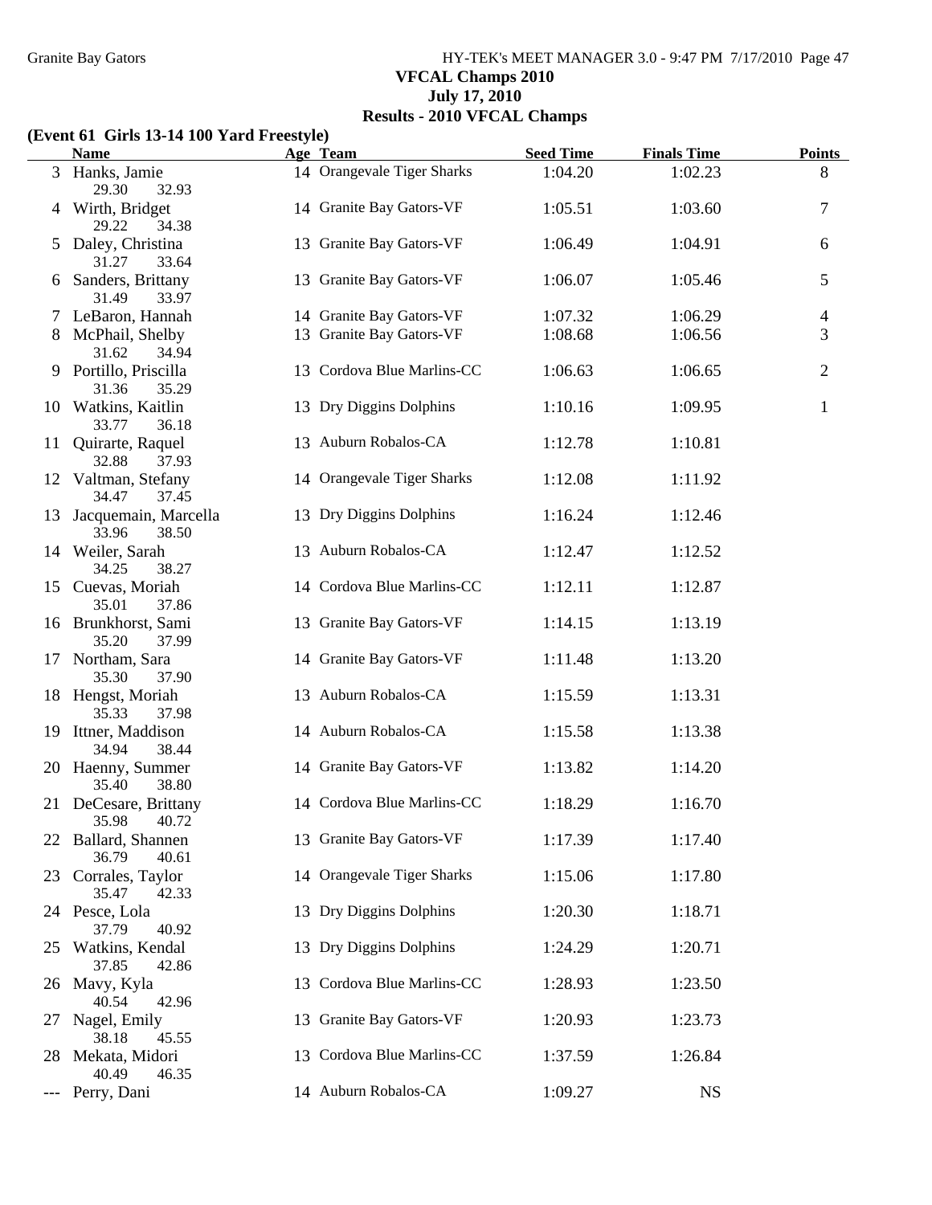## VFCAL Champs 2010
## July 17, 2010
## Results - 2010 VFCAL Champs

### (Event 61 Girls 13-14 100 Yard Freestyle)

| | Name | Age | Team | Seed Time | Finals Time | Points |
|---|---|---|---|---|---|---|
| 3 | Hanks, Jamie | 14 | Orangevale Tiger Sharks | 1:04.20 | 1:02.23 | 8 |
| | 29.30 32.93 | | | | | |
| 4 | Wirth, Bridget | 14 | Granite Bay Gators-VF | 1:05.51 | 1:03.60 | 7 |
| | 29.22 34.38 | | | | | |
| 5 | Daley, Christina | 13 | Granite Bay Gators-VF | 1:06.49 | 1:04.91 | 6 |
| | 31.27 33.64 | | | | | |
| 6 | Sanders, Brittany | 13 | Granite Bay Gators-VF | 1:06.07 | 1:05.46 | 5 |
| | 31.49 33.97 | | | | | |
| 7 | LeBaron, Hannah | 14 | Granite Bay Gators-VF | 1:07.32 | 1:06.29 | 4 |
| 8 | McPhail, Shelby | 13 | Granite Bay Gators-VF | 1:08.68 | 1:06.56 | 3 |
| | 31.62 34.94 | | | | | |
| 9 | Portillo, Priscilla | 13 | Cordova Blue Marlins-CC | 1:06.63 | 1:06.65 | 2 |
| | 31.36 35.29 | | | | | |
| 10 | Watkins, Kaitlin | 13 | Dry Diggins Dolphins | 1:10.16 | 1:09.95 | 1 |
| | 33.77 36.18 | | | | | |
| 11 | Quirarte, Raquel | 13 | Auburn Robalos-CA | 1:12.78 | 1:10.81 | |
| | 32.88 37.93 | | | | | |
| 12 | Valtman, Stefany | 14 | Orangevale Tiger Sharks | 1:12.08 | 1:11.92 | |
| | 34.47 37.45 | | | | | |
| 13 | Jacquemain, Marcella | 13 | Dry Diggins Dolphins | 1:16.24 | 1:12.46 | |
| | 33.96 38.50 | | | | | |
| 14 | Weiler, Sarah | 13 | Auburn Robalos-CA | 1:12.47 | 1:12.52 | |
| | 34.25 38.27 | | | | | |
| 15 | Cuevas, Moriah | 14 | Cordova Blue Marlins-CC | 1:12.11 | 1:12.87 | |
| | 35.01 37.86 | | | | | |
| 16 | Brunkhorst, Sami | 13 | Granite Bay Gators-VF | 1:14.15 | 1:13.19 | |
| | 35.20 37.99 | | | | | |
| 17 | Northam, Sara | 14 | Granite Bay Gators-VF | 1:11.48 | 1:13.20 | |
| | 35.30 37.90 | | | | | |
| 18 | Hengst, Moriah | 13 | Auburn Robalos-CA | 1:15.59 | 1:13.31 | |
| | 35.33 37.98 | | | | | |
| 19 | Ittner, Maddison | 14 | Auburn Robalos-CA | 1:15.58 | 1:13.38 | |
| | 34.94 38.44 | | | | | |
| 20 | Haenny, Summer | 14 | Granite Bay Gators-VF | 1:13.82 | 1:14.20 | |
| | 35.40 38.80 | | | | | |
| 21 | DeCesare, Brittany | 14 | Cordova Blue Marlins-CC | 1:18.29 | 1:16.70 | |
| | 35.98 40.72 | | | | | |
| 22 | Ballard, Shannen | 13 | Granite Bay Gators-VF | 1:17.39 | 1:17.40 | |
| | 36.79 40.61 | | | | | |
| 23 | Corrales, Taylor | 14 | Orangevale Tiger Sharks | 1:15.06 | 1:17.80 | |
| | 35.47 42.33 | | | | | |
| 24 | Pesce, Lola | 13 | Dry Diggins Dolphins | 1:20.30 | 1:18.71 | |
| | 37.79 40.92 | | | | | |
| 25 | Watkins, Kendal | 13 | Dry Diggins Dolphins | 1:24.29 | 1:20.71 | |
| | 37.85 42.86 | | | | | |
| 26 | Mavy, Kyla | 13 | Cordova Blue Marlins-CC | 1:28.93 | 1:23.50 | |
| | 40.54 42.96 | | | | | |
| 27 | Nagel, Emily | 13 | Granite Bay Gators-VF | 1:20.93 | 1:23.73 | |
| | 38.18 45.55 | | | | | |
| 28 | Mekata, Midori | 13 | Cordova Blue Marlins-CC | 1:37.59 | 1:26.84 | |
| | 40.49 46.35 | | | | | |
| --- | Perry, Dani | 14 | Auburn Robalos-CA | 1:09.27 | NS | |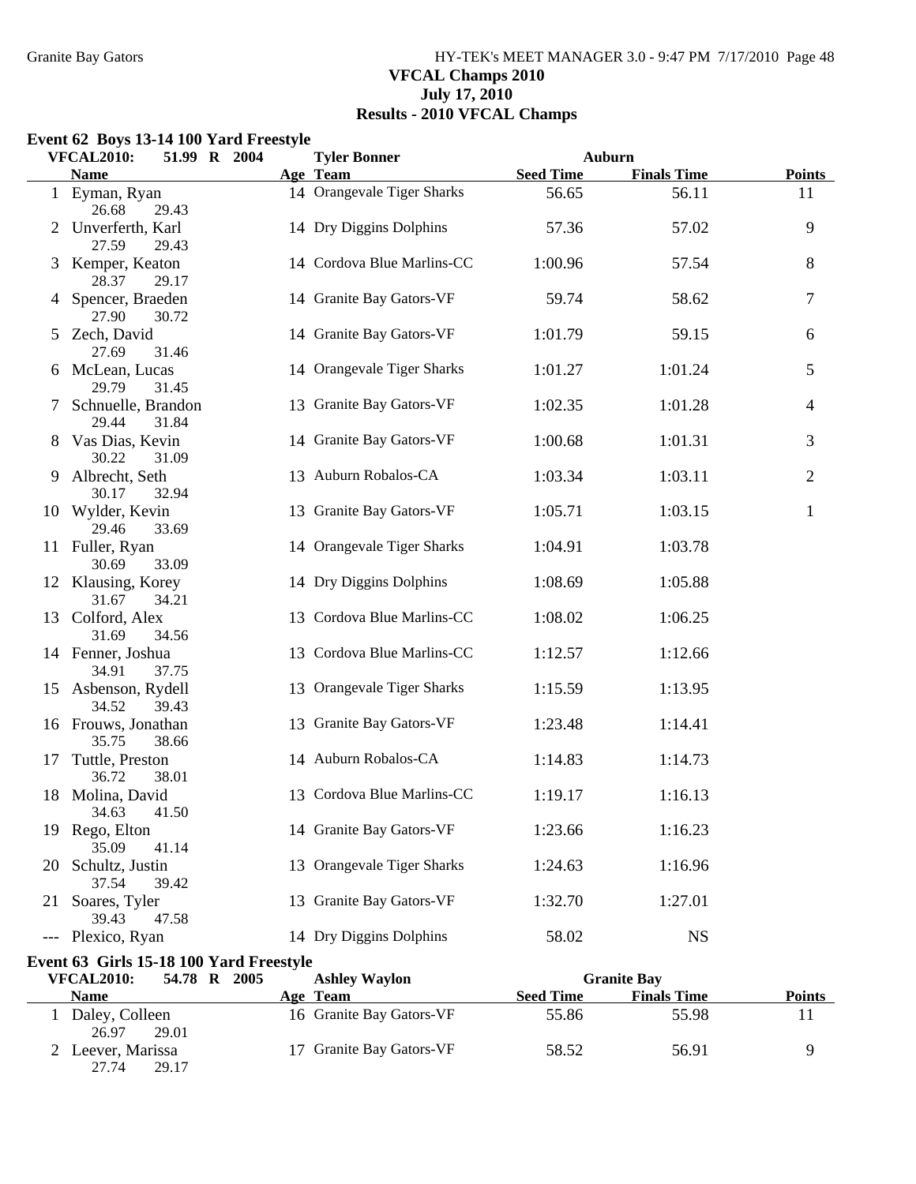## VFCAL Champs 2010
## July 17, 2010
## Results - 2010 VFCAL Champs

### Event 62 Boys 13-14 100 Yard Freestyle

VFCAL2010: 51.99 R 2004 Tyler Bonner Auburn

| | Name | Age | Team | Seed Time | Finals Time | Points |
|---|---|---|---|---|---|---|
| 1 | Eyman, Ryan | 14 | Orangevale Tiger Sharks | 56.65 | 56.11 | 11 |
| | 26.68 29.43 | | | | | |
| 2 | Unverferth, Karl | 14 | Dry Diggins Dolphins | 57.36 | 57.02 | 9 |
| | 27.59 29.43 | | | | | |
| 3 | Kemper, Keaton | 14 | Cordova Blue Marlins-CC | 1:00.96 | 57.54 | 8 |
| | 28.37 29.17 | | | | | |
| 4 | Spencer, Braeden | 14 | Granite Bay Gators-VF | 59.74 | 58.62 | 7 |
| | 27.90 30.72 | | | | | |
| 5 | Zech, David | 14 | Granite Bay Gators-VF | 1:01.79 | 59.15 | 6 |
| | 27.69 31.46 | | | | | |
| 6 | McLean, Lucas | 14 | Orangevale Tiger Sharks | 1:01.27 | 1:01.24 | 5 |
| | 29.79 31.45 | | | | | |
| 7 | Schnuelle, Brandon | 13 | Granite Bay Gators-VF | 1:02.35 | 1:01.28 | 4 |
| | 29.44 31.84 | | | | | |
| 8 | Vas Dias, Kevin | 14 | Granite Bay Gators-VF | 1:00.68 | 1:01.31 | 3 |
| | 30.22 31.09 | | | | | |
| 9 | Albrecht, Seth | 13 | Auburn Robalos-CA | 1:03.34 | 1:03.11 | 2 |
| | 30.17 32.94 | | | | | |
| 10 | Wylder, Kevin | 13 | Granite Bay Gators-VF | 1:05.71 | 1:03.15 | 1 |
| | 29.46 33.69 | | | | | |
| 11 | Fuller, Ryan | 14 | Orangevale Tiger Sharks | 1:04.91 | 1:03.78 | |
| | 30.69 33.09 | | | | | |
| 12 | Klausing, Korey | 14 | Dry Diggins Dolphins | 1:08.69 | 1:05.88 | |
| | 31.67 34.21 | | | | | |
| 13 | Colford, Alex | 13 | Cordova Blue Marlins-CC | 1:08.02 | 1:06.25 | |
| | 31.69 34.56 | | | | | |
| 14 | Fenner, Joshua | 13 | Cordova Blue Marlins-CC | 1:12.57 | 1:12.66 | |
| | 34.91 37.75 | | | | | |
| 15 | Asbenson, Rydell | 13 | Orangevale Tiger Sharks | 1:15.59 | 1:13.95 | |
| | 34.52 39.43 | | | | | |
| 16 | Frouws, Jonathan | 13 | Granite Bay Gators-VF | 1:23.48 | 1:14.41 | |
| | 35.75 38.66 | | | | | |
| 17 | Tuttle, Preston | 14 | Auburn Robalos-CA | 1:14.83 | 1:14.73 | |
| | 36.72 38.01 | | | | | |
| 18 | Molina, David | 13 | Cordova Blue Marlins-CC | 1:19.17 | 1:16.13 | |
| | 34.63 41.50 | | | | | |
| 19 | Rego, Elton | 14 | Granite Bay Gators-VF | 1:23.66 | 1:16.23 | |
| | 35.09 41.14 | | | | | |
| 20 | Schultz, Justin | 13 | Orangevale Tiger Sharks | 1:24.63 | 1:16.96 | |
| | 37.54 39.42 | | | | | |
| 21 | Soares, Tyler | 13 | Granite Bay Gators-VF | 1:32.70 | 1:27.01 | |
| | 39.43 47.58 | | | | | |
| --- | Plexico, Ryan | 14 | Dry Diggins Dolphins | 58.02 | NS | |

### Event 63 Girls 15-18 100 Yard Freestyle

VFCAL2010: 54.78 R 2005 Ashley Waylon Granite Bay

| | Name | Age | Team | Seed Time | Finals Time | Points |
|---|---|---|---|---|---|---|
| 1 | Daley, Colleen | 16 | Granite Bay Gators-VF | 55.86 | 55.98 | 11 |
| | 26.97 29.01 | | | | | |
| 2 | Leever, Marissa | 17 | Granite Bay Gators-VF | 58.52 | 56.91 | 9 |
| | 27.74 29.17 | | | | | |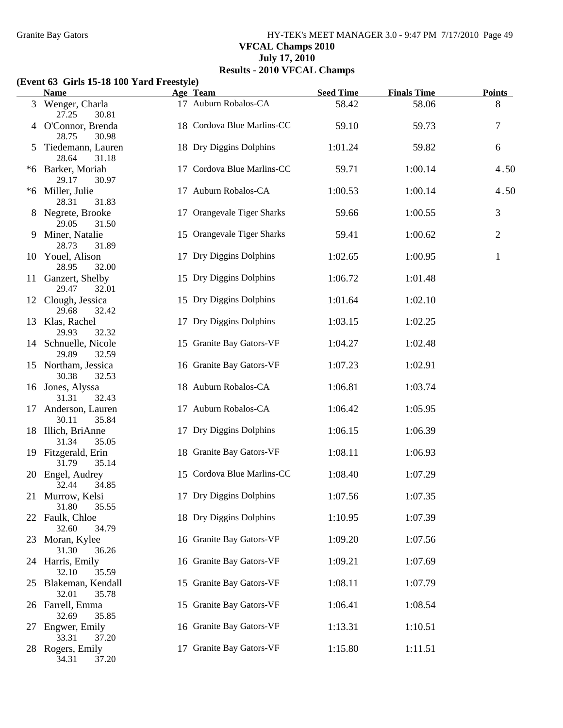**VFCAL Champs 2010**

**July 17, 2010**

**Results - 2010 VFCAL Champs**

**(Event 63 Girls 15-18 100 Yard Freestyle)**

| | Name | Age | Team | Seed Time | Finals Time | Points |
|---|---|---|---|---|---|---|
| 3 | Wenger, Charla | 17 | Auburn Robalos-CA | 58.42 | 58.06 | 8 |
| | 27.25 30.81 | | | | | |
| 4 | O'Connor, Brenda | 18 | Cordova Blue Marlins-CC | 59.10 | 59.73 | 7 |
| | 28.75 30.98 | | | | | |
| 5 | Tiedemann, Lauren | 18 | Dry Diggins Dolphins | 1:01.24 | 59.82 | 6 |
| | 28.64 31.18 | | | | | |
| *6 | Barker, Moriah | 17 | Cordova Blue Marlins-CC | 59.71 | 1:00.14 | 4.50 |
| | 29.17 30.97 | | | | | |
| *6 | Miller, Julie | 17 | Auburn Robalos-CA | 1:00.53 | 1:00.14 | 4.50 |
| | 28.31 31.83 | | | | | |
| 8 | Negrete, Brooke | 17 | Orangevale Tiger Sharks | 59.66 | 1:00.55 | 3 |
| | 29.05 31.50 | | | | | |
| 9 | Miner, Natalie | 15 | Orangevale Tiger Sharks | 59.41 | 1:00.62 | 2 |
| | 28.73 31.89 | | | | | |
| 10 | Youel, Alison | 17 | Dry Diggins Dolphins | 1:02.65 | 1:00.95 | 1 |
| | 28.95 32.00 | | | | | |
| 11 | Ganzert, Shelby | 15 | Dry Diggins Dolphins | 1:06.72 | 1:01.48 | |
| | 29.47 32.01 | | | | | |
| 12 | Clough, Jessica | 15 | Dry Diggins Dolphins | 1:01.64 | 1:02.10 | |
| | 29.68 32.42 | | | | | |
| 13 | Klas, Rachel | 17 | Dry Diggins Dolphins | 1:03.15 | 1:02.25 | |
| | 29.93 32.32 | | | | | |
| 14 | Schnuelle, Nicole | 15 | Granite Bay Gators-VF | 1:04.27 | 1:02.48 | |
| | 29.89 32.59 | | | | | |
| 15 | Northam, Jessica | 16 | Granite Bay Gators-VF | 1:07.23 | 1:02.91 | |
| | 30.38 32.53 | | | | | |
| 16 | Jones, Alyssa | 18 | Auburn Robalos-CA | 1:06.81 | 1:03.74 | |
| | 31.31 32.43 | | | | | |
| 17 | Anderson, Lauren | 17 | Auburn Robalos-CA | 1:06.42 | 1:05.95 | |
| | 30.11 35.84 | | | | | |
| 18 | Illich, BriAnne | 17 | Dry Diggins Dolphins | 1:06.15 | 1:06.39 | |
| | 31.34 35.05 | | | | | |
| 19 | Fitzgerald, Erin | 18 | Granite Bay Gators-VF | 1:08.11 | 1:06.93 | |
| | 31.79 35.14 | | | | | |
| 20 | Engel, Audrey | 15 | Cordova Blue Marlins-CC | 1:08.40 | 1:07.29 | |
| | 32.44 34.85 | | | | | |
| 21 | Murrow, Kelsi | 17 | Dry Diggins Dolphins | 1:07.56 | 1:07.35 | |
| | 31.80 35.55 | | | | | |
| 22 | Faulk, Chloe | 18 | Dry Diggins Dolphins | 1:10.95 | 1:07.39 | |
| | 32.60 34.79 | | | | | |
| 23 | Moran, Kylee | 16 | Granite Bay Gators-VF | 1:09.20 | 1:07.56 | |
| | 31.30 36.26 | | | | | |
| 24 | Harris, Emily | 16 | Granite Bay Gators-VF | 1:09.21 | 1:07.69 | |
| | 32.10 35.59 | | | | | |
| 25 | Blakeman, Kendall | 15 | Granite Bay Gators-VF | 1:08.11 | 1:07.79 | |
| | 32.01 35.78 | | | | | |
| 26 | Farrell, Emma | 15 | Granite Bay Gators-VF | 1:06.41 | 1:08.54 | |
| | 32.69 35.85 | | | | | |
| 27 | Engwer, Emily | 16 | Granite Bay Gators-VF | 1:13.31 | 1:10.51 | |
| | 33.31 37.20 | | | | | |
| 28 | Rogers, Emily | 17 | Granite Bay Gators-VF | 1:15.80 | 1:11.51 | |
| | 34.31 37.20 | | | | | |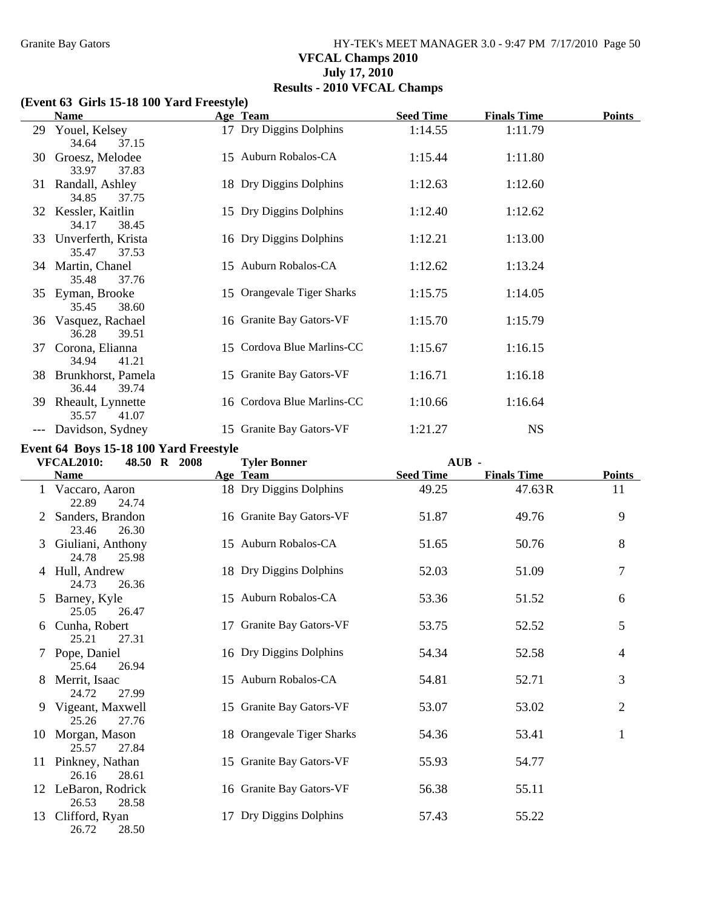## VFCAL Champs 2010
## July 17, 2010
## Results - 2010 VFCAL Champs

### (Event 63 Girls 15-18 100 Yard Freestyle)

| | Name | Age | Team | Seed Time | Finals Time | Points |
|---|---|---|---|---|---|---|
| 29 | Youel, Kelsey | 17 | Dry Diggins Dolphins | 1:14.55 | 1:11.79 | |
| | 34.64 37.15 | | | | | |
| 30 | Groesz, Melodee | 15 | Auburn Robalos-CA | 1:15.44 | 1:11.80 | |
| | 33.97 37.83 | | | | | |
| 31 | Randall, Ashley | 18 | Dry Diggins Dolphins | 1:12.63 | 1:12.60 | |
| | 34.85 37.75 | | | | | |
| 32 | Kessler, Kaitlin | 15 | Dry Diggins Dolphins | 1:12.40 | 1:12.62 | |
| | 34.17 38.45 | | | | | |
| 33 | Unverferth, Krista | 16 | Dry Diggins Dolphins | 1:12.21 | 1:13.00 | |
| | 35.47 37.53 | | | | | |
| 34 | Martin, Chanel | 15 | Auburn Robalos-CA | 1:12.62 | 1:13.24 | |
| | 35.48 37.76 | | | | | |
| 35 | Eyman, Brooke | 15 | Orangevale Tiger Sharks | 1:15.75 | 1:14.05 | |
| | 35.45 38.60 | | | | | |
| 36 | Vasquez, Rachael | 16 | Granite Bay Gators-VF | 1:15.70 | 1:15.79 | |
| | 36.28 39.51 | | | | | |
| 37 | Corona, Elianna | 15 | Cordova Blue Marlins-CC | 1:15.67 | 1:16.15 | |
| | 34.94 41.21 | | | | | |
| 38 | Brunkhorst, Pamela | 15 | Granite Bay Gators-VF | 1:16.71 | 1:16.18 | |
| | 36.44 39.74 | | | | | |
| 39 | Rheault, Lynnette | 16 | Cordova Blue Marlins-CC | 1:10.66 | 1:16.64 | |
| | 35.57 41.07 | | | | | |
| --- | Davidson, Sydney | 15 | Granite Bay Gators-VF | 1:21.27 | NS | |

### Event 64 Boys 15-18 100 Yard Freestyle

VFCAL2010: 48.50 R 2008 Tyler Bonner AUB -

| | Name | Age | Team | Seed Time | Finals Time | Points |
|---|---|---|---|---|---|---|
| 1 | Vaccaro, Aaron | 18 | Dry Diggins Dolphins | 49.25 | 47.63R | 11 |
| | 22.89 24.74 | | | | | |
| 2 | Sanders, Brandon | 16 | Granite Bay Gators-VF | 51.87 | 49.76 | 9 |
| | 23.46 26.30 | | | | | |
| 3 | Giuliani, Anthony | 15 | Auburn Robalos-CA | 51.65 | 50.76 | 8 |
| | 24.78 25.98 | | | | | |
| 4 | Hull, Andrew | 18 | Dry Diggins Dolphins | 52.03 | 51.09 | 7 |
| | 24.73 26.36 | | | | | |
| 5 | Barney, Kyle | 15 | Auburn Robalos-CA | 53.36 | 51.52 | 6 |
| | 25.05 26.47 | | | | | |
| 6 | Cunha, Robert | 17 | Granite Bay Gators-VF | 53.75 | 52.52 | 5 |
| | 25.21 27.31 | | | | | |
| 7 | Pope, Daniel | 16 | Dry Diggins Dolphins | 54.34 | 52.58 | 4 |
| | 25.64 26.94 | | | | | |
| 8 | Merrit, Isaac | 15 | Auburn Robalos-CA | 54.81 | 52.71 | 3 |
| | 24.72 27.99 | | | | | |
| 9 | Vigeant, Maxwell | 15 | Granite Bay Gators-VF | 53.07 | 53.02 | 2 |
| | 25.26 27.76 | | | | | |
| 10 | Morgan, Mason | 18 | Orangevale Tiger Sharks | 54.36 | 53.41 | 1 |
| | 25.57 27.84 | | | | | |
| 11 | Pinkney, Nathan | 15 | Granite Bay Gators-VF | 55.93 | 54.77 | |
| | 26.16 28.61 | | | | | |
| 12 | LeBaron, Rodrick | 16 | Granite Bay Gators-VF | 56.38 | 55.11 | |
| | 26.53 28.58 | | | | | |
| 13 | Clifford, Ryan | 17 | Dry Diggins Dolphins | 57.43 | 55.22 | |
| | 26.72 28.50 | | | | | |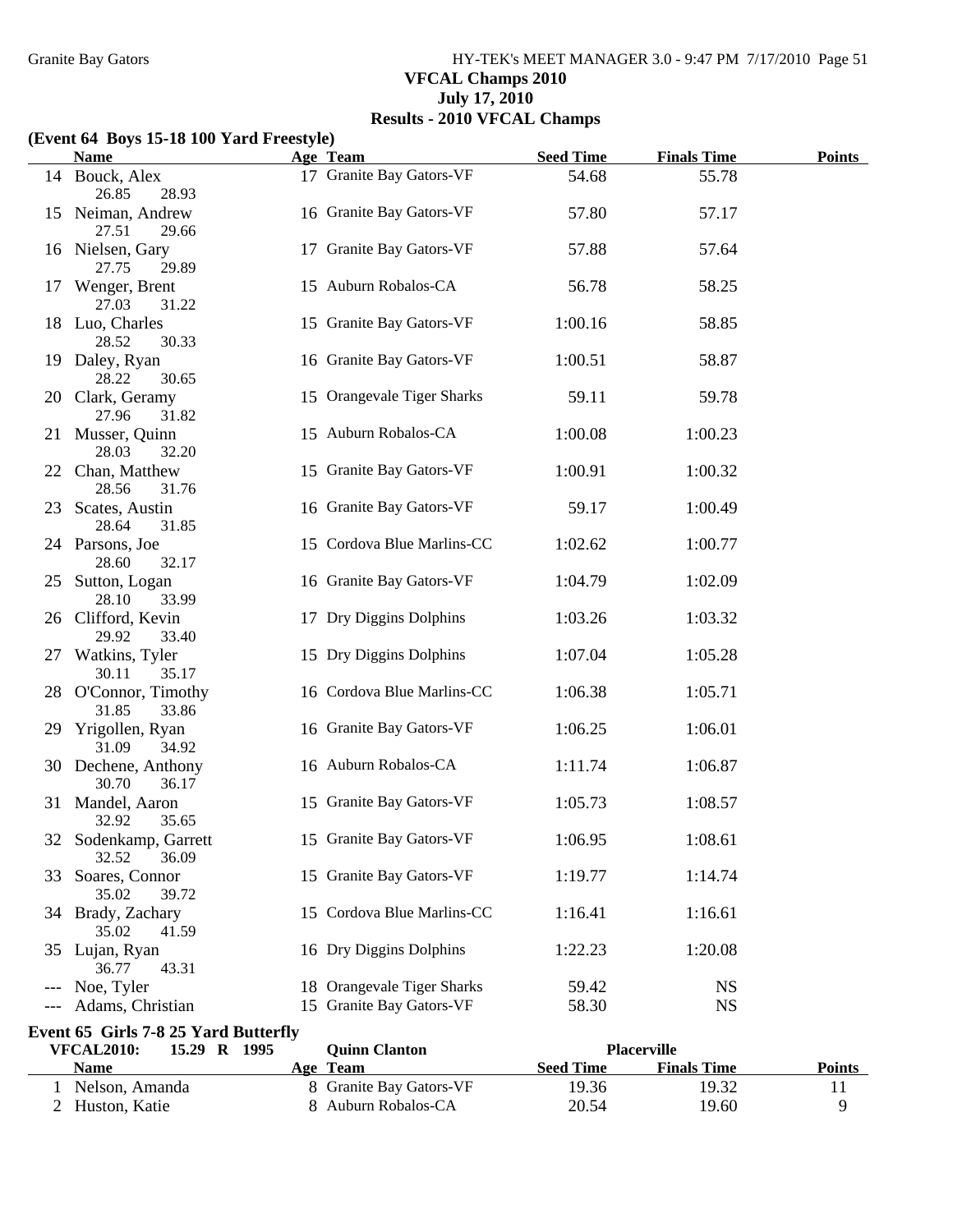## VFCAL Champs 2010

**July 17, 2010**

**Results - 2010 VFCAL Champs**

### (Event 64 Boys 15-18 100 Yard Freestyle)

| | Name | Age | Team | Seed Time | Finals Time | Points |
|---|---|---|---|---|---|---|
| 14 | Bouck, Alex | 17 | Granite Bay Gators-VF | 54.68 | 55.78 | |
| | 26.85 28.93 | | | | | |
| 15 | Neiman, Andrew | 16 | Granite Bay Gators-VF | 57.80 | 57.17 | |
| | 27.51 29.66 | | | | | |
| 16 | Nielsen, Gary | 17 | Granite Bay Gators-VF | 57.88 | 57.64 | |
| | 27.75 29.89 | | | | | |
| 17 | Wenger, Brent | 15 | Auburn Robalos-CA | 56.78 | 58.25 | |
| | 27.03 31.22 | | | | | |
| 18 | Luo, Charles | 15 | Granite Bay Gators-VF | 1:00.16 | 58.85 | |
| | 28.52 30.33 | | | | | |
| 19 | Daley, Ryan | 16 | Granite Bay Gators-VF | 1:00.51 | 58.87 | |
| | 28.22 30.65 | | | | | |
| 20 | Clark, Geramy | 15 | Orangevale Tiger Sharks | 59.11 | 59.78 | |
| | 27.96 31.82 | | | | | |
| 21 | Musser, Quinn | 15 | Auburn Robalos-CA | 1:00.08 | 1:00.23 | |
| | 28.03 32.20 | | | | | |
| 22 | Chan, Matthew | 15 | Granite Bay Gators-VF | 1:00.91 | 1:00.32 | |
| | 28.56 31.76 | | | | | |
| 23 | Scates, Austin | 16 | Granite Bay Gators-VF | 59.17 | 1:00.49 | |
| | 28.64 31.85 | | | | | |
| 24 | Parsons, Joe | 15 | Cordova Blue Marlins-CC | 1:02.62 | 1:00.77 | |
| | 28.60 32.17 | | | | | |
| 25 | Sutton, Logan | 16 | Granite Bay Gators-VF | 1:04.79 | 1:02.09 | |
| | 28.10 33.99 | | | | | |
| 26 | Clifford, Kevin | 17 | Dry Diggins Dolphins | 1:03.26 | 1:03.32 | |
| | 29.92 33.40 | | | | | |
| 27 | Watkins, Tyler | 15 | Dry Diggins Dolphins | 1:07.04 | 1:05.28 | |
| | 30.11 35.17 | | | | | |
| 28 | O'Connor, Timothy | 16 | Cordova Blue Marlins-CC | 1:06.38 | 1:05.71 | |
| | 31.85 33.86 | | | | | |
| 29 | Yrigollen, Ryan | 16 | Granite Bay Gators-VF | 1:06.25 | 1:06.01 | |
| | 31.09 34.92 | | | | | |
| 30 | Dechene, Anthony | 16 | Auburn Robalos-CA | 1:11.74 | 1:06.87 | |
| | 30.70 36.17 | | | | | |
| 31 | Mandel, Aaron | 15 | Granite Bay Gators-VF | 1:05.73 | 1:08.57 | |
| | 32.92 35.65 | | | | | |
| 32 | Sodenkamp, Garrett | 15 | Granite Bay Gators-VF | 1:06.95 | 1:08.61 | |
| | 32.52 36.09 | | | | | |
| 33 | Soares, Connor | 15 | Granite Bay Gators-VF | 1:19.77 | 1:14.74 | |
| | 35.02 39.72 | | | | | |
| 34 | Brady, Zachary | 15 | Cordova Blue Marlins-CC | 1:16.41 | 1:16.61 | |
| | 35.02 41.59 | | | | | |
| 35 | Lujan, Ryan | 16 | Dry Diggins Dolphins | 1:22.23 | 1:20.08 | |
| | 36.77 43.31 | | | | | |
| --- | Noe, Tyler | 18 | Orangevale Tiger Sharks | 59.42 | NS | |
| --- | Adams, Christian | 15 | Granite Bay Gators-VF | 58.30 | NS | |

### Event 65 Girls 7-8 25 Yard Butterfly

**VFCAL2010: 15.29 R 1995 Quinn Clanton Placerville**

| | Name | Age | Team | Seed Time | Finals Time | Points |
|---|---|---|---|---|---|---|
| 1 | Nelson, Amanda | 8 | Granite Bay Gators-VF | 19.36 | 19.32 | 11 |
| 2 | Huston, Katie | 8 | Auburn Robalos-CA | 20.54 | 19.60 | 9 |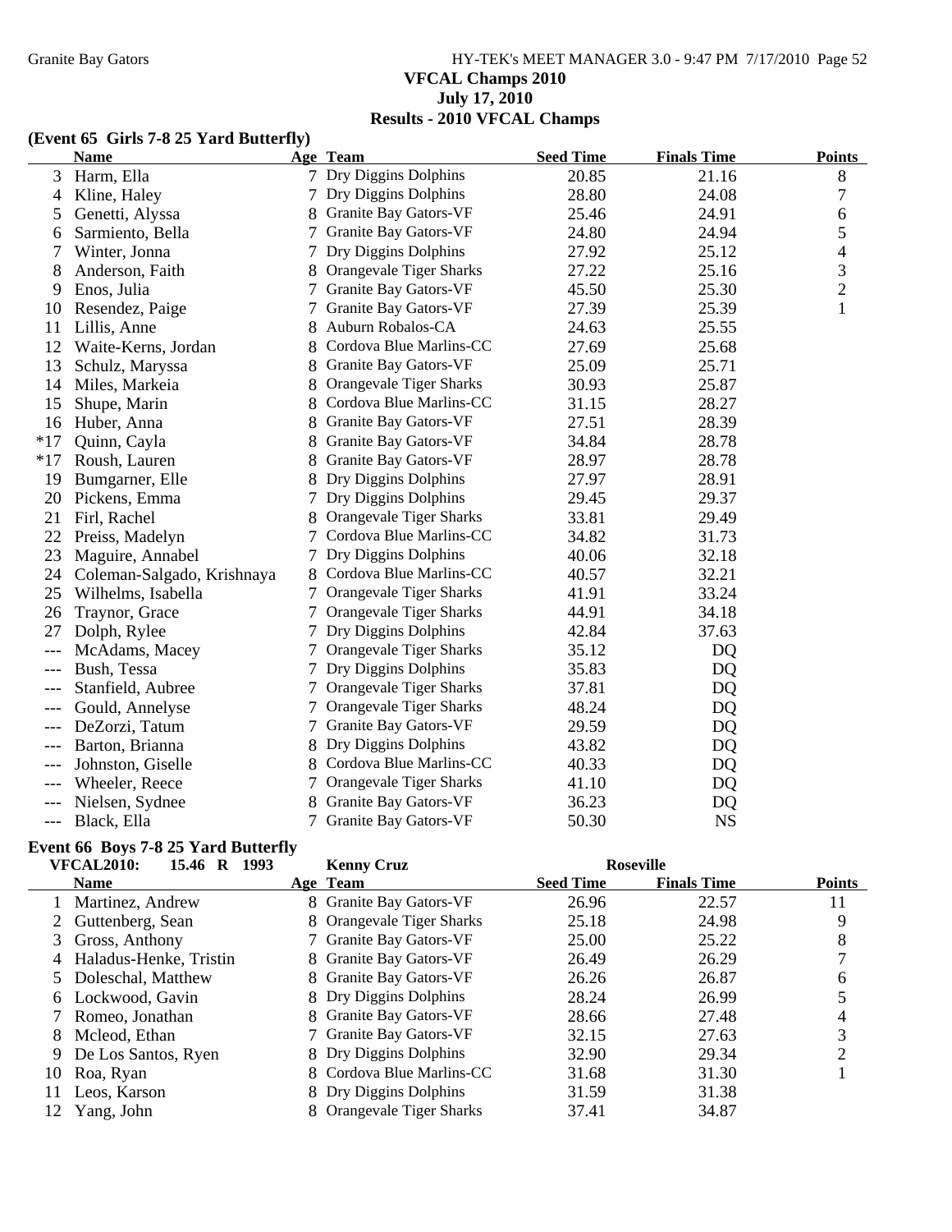## VFCAL Champs 2010
## July 17, 2010
## Results - 2010 VFCAL Champs

### (Event 65 Girls 7-8 25 Yard Butterfly)

| | Name | Age | Team | Seed Time | Finals Time | Points |
|---|---|---|---|---|---|---|
| 3 | Harm, Ella | 7 | Dry Diggins Dolphins | 20.85 | 21.16 | 8 |
| 4 | Kline, Haley | 7 | Dry Diggins Dolphins | 28.80 | 24.08 | 7 |
| 5 | Genetti, Alyssa | 8 | Granite Bay Gators-VF | 25.46 | 24.91 | 6 |
| 6 | Sarmiento, Bella | 7 | Granite Bay Gators-VF | 24.80 | 24.94 | 5 |
| 7 | Winter, Jonna | 7 | Dry Diggins Dolphins | 27.92 | 25.12 | 4 |
| 8 | Anderson, Faith | 8 | Orangevale Tiger Sharks | 27.22 | 25.16 | 3 |
| 9 | Enos, Julia | 7 | Granite Bay Gators-VF | 45.50 | 25.30 | 2 |
| 10 | Resendez, Paige | 7 | Granite Bay Gators-VF | 27.39 | 25.39 | 1 |
| 11 | Lillis, Anne | 8 | Auburn Robalos-CA | 24.63 | 25.55 | |
| 12 | Waite-Kerns, Jordan | 8 | Cordova Blue Marlins-CC | 27.69 | 25.68 | |
| 13 | Schulz, Maryssa | 8 | Granite Bay Gators-VF | 25.09 | 25.71 | |
| 14 | Miles, Markeia | 8 | Orangevale Tiger Sharks | 30.93 | 25.87 | |
| 15 | Shupe, Marin | 8 | Cordova Blue Marlins-CC | 31.15 | 28.27 | |
| 16 | Huber, Anna | 8 | Granite Bay Gators-VF | 27.51 | 28.39 | |
| *17 | Quinn, Cayla | 8 | Granite Bay Gators-VF | 34.84 | 28.78 | |
| *17 | Roush, Lauren | 8 | Granite Bay Gators-VF | 28.97 | 28.78 | |
| 19 | Bumgarner, Elle | 8 | Dry Diggins Dolphins | 27.97 | 28.91 | |
| 20 | Pickens, Emma | 7 | Dry Diggins Dolphins | 29.45 | 29.37 | |
| 21 | Firl, Rachel | 8 | Orangevale Tiger Sharks | 33.81 | 29.49 | |
| 22 | Preiss, Madelyn | 7 | Cordova Blue Marlins-CC | 34.82 | 31.73 | |
| 23 | Maguire, Annabel | 7 | Dry Diggins Dolphins | 40.06 | 32.18 | |
| 24 | Coleman-Salgado, Krishnaya | 8 | Cordova Blue Marlins-CC | 40.57 | 32.21 | |
| 25 | Wilhelms, Isabella | 7 | Orangevale Tiger Sharks | 41.91 | 33.24 | |
| 26 | Traynor, Grace | 7 | Orangevale Tiger Sharks | 44.91 | 34.18 | |
| 27 | Dolph, Rylee | 7 | Dry Diggins Dolphins | 42.84 | 37.63 | |
| --- | McAdams, Macey | 7 | Orangevale Tiger Sharks | 35.12 | DQ | |
| --- | Bush, Tessa | 7 | Dry Diggins Dolphins | 35.83 | DQ | |
| --- | Stanfield, Aubree | 7 | Orangevale Tiger Sharks | 37.81 | DQ | |
| --- | Gould, Annelyse | 7 | Orangevale Tiger Sharks | 48.24 | DQ | |
| --- | DeZorzi, Tatum | 7 | Granite Bay Gators-VF | 29.59 | DQ | |
| --- | Barton, Brianna | 8 | Dry Diggins Dolphins | 43.82 | DQ | |
| --- | Johnston, Giselle | 8 | Cordova Blue Marlins-CC | 40.33 | DQ | |
| --- | Wheeler, Reece | 7 | Orangevale Tiger Sharks | 41.10 | DQ | |
| --- | Nielsen, Sydnee | 8 | Granite Bay Gators-VF | 36.23 | DQ | |
| --- | Black, Ella | 7 | Granite Bay Gators-VF | 50.30 | NS | |

### Event 66 Boys 7-8 25 Yard Butterfly

VFCAL2010: 15.46 R 1993 Kenny Cruz Roseville

| | Name | Age | Team | Seed Time | Finals Time | Points |
|---|---|---|---|---|---|---|
| 1 | Martinez, Andrew | 8 | Granite Bay Gators-VF | 26.96 | 22.57 | 11 |
| 2 | Guttenberg, Sean | 8 | Orangevale Tiger Sharks | 25.18 | 24.98 | 9 |
| 3 | Gross, Anthony | 7 | Granite Bay Gators-VF | 25.00 | 25.22 | 8 |
| 4 | Haladus-Henke, Tristin | 8 | Granite Bay Gators-VF | 26.49 | 26.29 | 7 |
| 5 | Doleschal, Matthew | 8 | Granite Bay Gators-VF | 26.26 | 26.87 | 6 |
| 6 | Lockwood, Gavin | 8 | Dry Diggins Dolphins | 28.24 | 26.99 | 5 |
| 7 | Romeo, Jonathan | 8 | Granite Bay Gators-VF | 28.66 | 27.48 | 4 |
| 8 | Mcleod, Ethan | 7 | Granite Bay Gators-VF | 32.15 | 27.63 | 3 |
| 9 | De Los Santos, Ryen | 8 | Dry Diggins Dolphins | 32.90 | 29.34 | 2 |
| 10 | Roa, Ryan | 8 | Cordova Blue Marlins-CC | 31.68 | 31.30 | 1 |
| 11 | Leos, Karson | 8 | Dry Diggins Dolphins | 31.59 | 31.38 | |
| 12 | Yang, John | 8 | Orangevale Tiger Sharks | 37.41 | 34.87 | |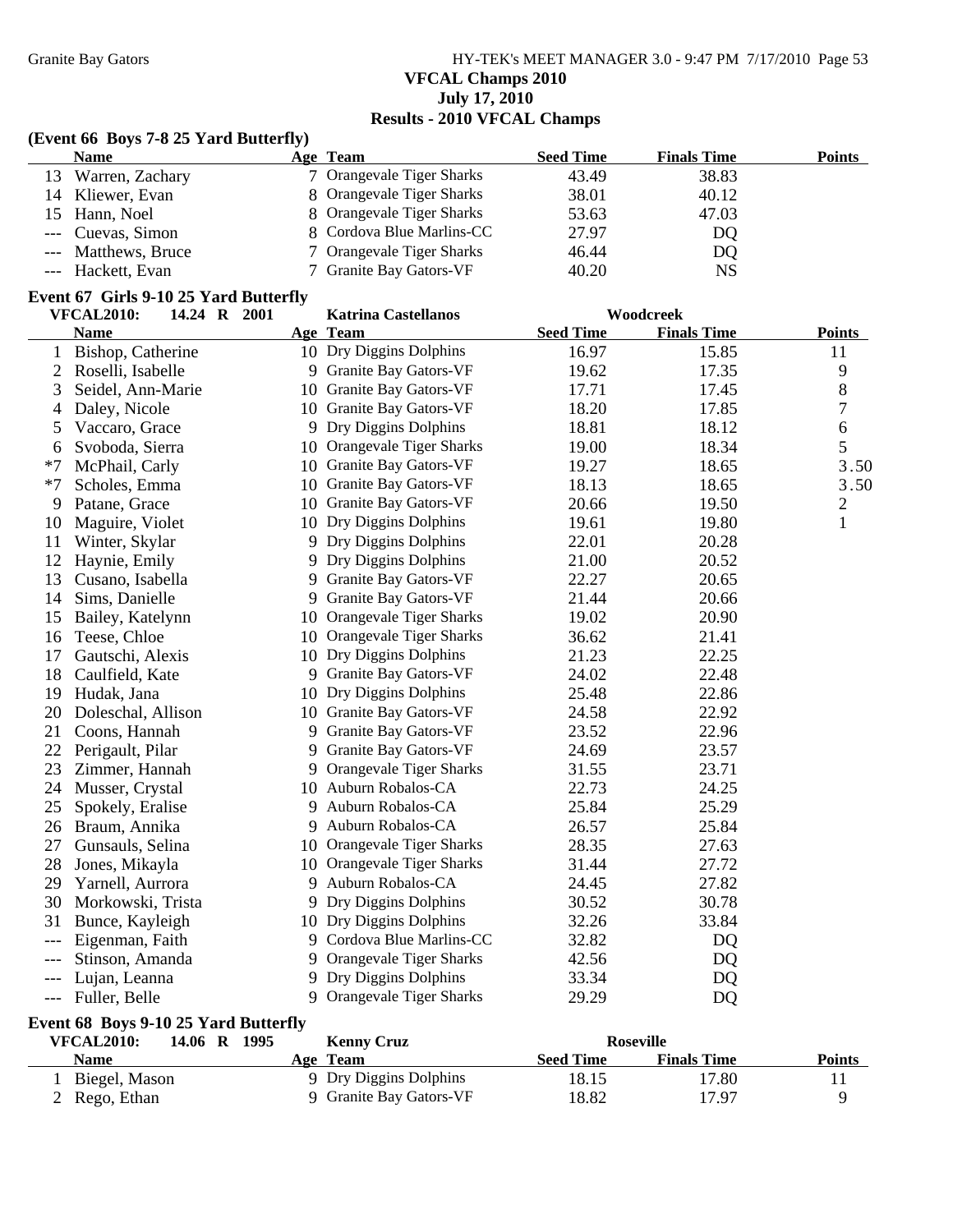**VFCAL Champs 2010**
**July 17, 2010**
**Results - 2010 VFCAL Champs**

### (Event 66 Boys 7-8 25 Yard Butterfly)

| | Name | Age | Team | Seed Time | Finals Time | Points |
|---|---|---|---|---|---|---|
| 13 | Warren, Zachary | 7 | Orangevale Tiger Sharks | 43.49 | 38.83 | |
| 14 | Kliewer, Evan | 8 | Orangevale Tiger Sharks | 38.01 | 40.12 | |
| 15 | Hann, Noel | 8 | Orangevale Tiger Sharks | 53.63 | 47.03 | |
| --- | Cuevas, Simon | 8 | Cordova Blue Marlins-CC | 27.97 | DQ | |
| --- | Matthews, Bruce | 7 | Orangevale Tiger Sharks | 46.44 | DQ | |
| --- | Hackett, Evan | 7 | Granite Bay Gators-VF | 40.20 | NS | |

### Event 67 Girls 9-10 25 Yard Butterfly

VFCAL2010: 14.24 R 2001 Katrina Castellanos Woodcreek

| | Name | Age | Team | Seed Time | Finals Time | Points |
|---|---|---|---|---|---|---|
| 1 | Bishop, Catherine | 10 | Dry Diggins Dolphins | 16.97 | 15.85 | 11 |
| 2 | Roselli, Isabelle | 9 | Granite Bay Gators-VF | 19.62 | 17.35 | 9 |
| 3 | Seidel, Ann-Marie | 10 | Granite Bay Gators-VF | 17.71 | 17.45 | 8 |
| 4 | Daley, Nicole | 10 | Granite Bay Gators-VF | 18.20 | 17.85 | 7 |
| 5 | Vaccaro, Grace | 9 | Dry Diggins Dolphins | 18.81 | 18.12 | 6 |
| 6 | Svoboda, Sierra | 10 | Orangevale Tiger Sharks | 19.00 | 18.34 | 5 |
| *7 | McPhail, Carly | 10 | Granite Bay Gators-VF | 19.27 | 18.65 | 3.50 |
| *7 | Scholes, Emma | 10 | Granite Bay Gators-VF | 18.13 | 18.65 | 3.50 |
| 9 | Patane, Grace | 10 | Granite Bay Gators-VF | 20.66 | 19.50 | 2 |
| 10 | Maguire, Violet | 10 | Dry Diggins Dolphins | 19.61 | 19.80 | 1 |
| 11 | Winter, Skylar | 9 | Dry Diggins Dolphins | 22.01 | 20.28 | |
| 12 | Haynie, Emily | 9 | Dry Diggins Dolphins | 21.00 | 20.52 | |
| 13 | Cusano, Isabella | 9 | Granite Bay Gators-VF | 22.27 | 20.65 | |
| 14 | Sims, Danielle | 9 | Granite Bay Gators-VF | 21.44 | 20.66 | |
| 15 | Bailey, Katelynn | 10 | Orangevale Tiger Sharks | 19.02 | 20.90 | |
| 16 | Teese, Chloe | 10 | Orangevale Tiger Sharks | 36.62 | 21.41 | |
| 17 | Gautschi, Alexis | 10 | Dry Diggins Dolphins | 21.23 | 22.25 | |
| 18 | Caulfield, Kate | 9 | Granite Bay Gators-VF | 24.02 | 22.48 | |
| 19 | Hudak, Jana | 10 | Dry Diggins Dolphins | 25.48 | 22.86 | |
| 20 | Doleschal, Allison | 10 | Granite Bay Gators-VF | 24.58 | 22.92 | |
| 21 | Coons, Hannah | 9 | Granite Bay Gators-VF | 23.52 | 22.96 | |
| 22 | Perigault, Pilar | 9 | Granite Bay Gators-VF | 24.69 | 23.57 | |
| 23 | Zimmer, Hannah | 9 | Orangevale Tiger Sharks | 31.55 | 23.71 | |
| 24 | Musser, Crystal | 10 | Auburn Robalos-CA | 22.73 | 24.25 | |
| 25 | Spokely, Eralise | 9 | Auburn Robalos-CA | 25.84 | 25.29 | |
| 26 | Braum, Annika | 9 | Auburn Robalos-CA | 26.57 | 25.84 | |
| 27 | Gunsauls, Selina | 10 | Orangevale Tiger Sharks | 28.35 | 27.63 | |
| 28 | Jones, Mikayla | 10 | Orangevale Tiger Sharks | 31.44 | 27.72 | |
| 29 | Yarnell, Aurrora | 9 | Auburn Robalos-CA | 24.45 | 27.82 | |
| 30 | Morkowski, Trista | 9 | Dry Diggins Dolphins | 30.52 | 30.78 | |
| 31 | Bunce, Kayleigh | 10 | Dry Diggins Dolphins | 32.26 | 33.84 | |
| --- | Eigenman, Faith | 9 | Cordova Blue Marlins-CC | 32.82 | DQ | |
| --- | Stinson, Amanda | 9 | Orangevale Tiger Sharks | 42.56 | DQ | |
| --- | Lujan, Leanna | 9 | Dry Diggins Dolphins | 33.34 | DQ | |
| --- | Fuller, Belle | 9 | Orangevale Tiger Sharks | 29.29 | DQ | |

### Event 68 Boys 9-10 25 Yard Butterfly

VFCAL2010: 14.06 R 1995 Kenny Cruz Roseville

| | Name | Age | Team | Seed Time | Finals Time | Points |
|---|---|---|---|---|---|---|
| 1 | Biegel, Mason | 9 | Dry Diggins Dolphins | 18.15 | 17.80 | 11 |
| 2 | Rego, Ethan | 9 | Granite Bay Gators-VF | 18.82 | 17.97 | 9 |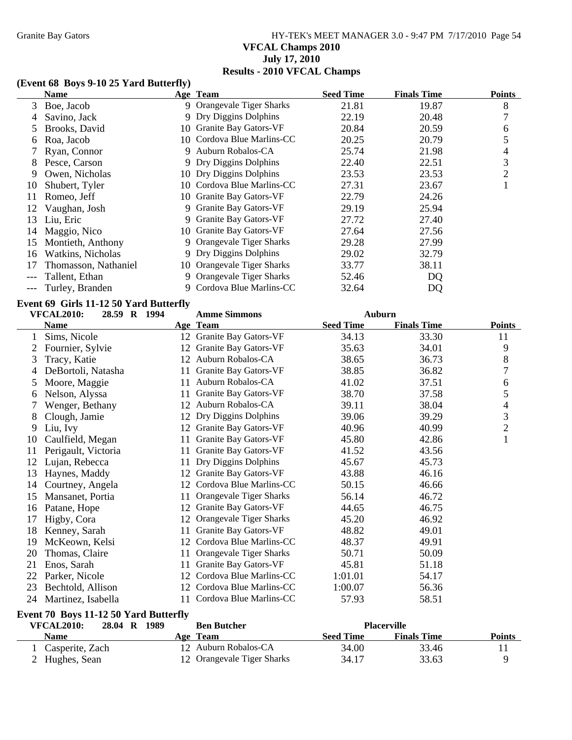# VFCAL Champs 2010

## July 17, 2010

## Results - 2010 VFCAL Champs

### (Event 68 Boys 9-10 25 Yard Butterfly)

| | Name | Age | Team | Seed Time | Finals Time | Points |
|---|---|---|---|---|---|---|
| 3 | Boe, Jacob | 9 | Orangevale Tiger Sharks | 21.81 | 19.87 | 8 |
| 4 | Savino, Jack | 9 | Dry Diggins Dolphins | 22.19 | 20.48 | 7 |
| 5 | Brooks, David | 10 | Granite Bay Gators-VF | 20.84 | 20.59 | 6 |
| 6 | Roa, Jacob | 10 | Cordova Blue Marlins-CC | 20.25 | 20.79 | 5 |
| 7 | Ryan, Connor | 9 | Auburn Robalos-CA | 25.74 | 21.98 | 4 |
| 8 | Pesce, Carson | 9 | Dry Diggins Dolphins | 22.40 | 22.51 | 3 |
| 9 | Owen, Nicholas | 10 | Dry Diggins Dolphins | 23.53 | 23.53 | 2 |
| 10 | Shubert, Tyler | 10 | Cordova Blue Marlins-CC | 27.31 | 23.67 | 1 |
| 11 | Romeo, Jeff | 10 | Granite Bay Gators-VF | 22.79 | 24.26 | |
| 12 | Vaughan, Josh | 9 | Granite Bay Gators-VF | 29.19 | 25.94 | |
| 13 | Liu, Eric | 9 | Granite Bay Gators-VF | 27.72 | 27.40 | |
| 14 | Maggio, Nico | 10 | Granite Bay Gators-VF | 27.64 | 27.56 | |
| 15 | Montieth, Anthony | 9 | Orangevale Tiger Sharks | 29.28 | 27.99 | |
| 16 | Watkins, Nicholas | 9 | Dry Diggins Dolphins | 29.02 | 32.79 | |
| 17 | Thomasson, Nathaniel | 10 | Orangevale Tiger Sharks | 33.77 | 38.11 | |
| --- | Tallent, Ethan | 9 | Orangevale Tiger Sharks | 52.46 | DQ | |
| --- | Turley, Branden | 9 | Cordova Blue Marlins-CC | 32.64 | DQ | |

### Event 69 Girls 11-12 50 Yard Butterfly

VFCAL2010: 28.59 R 1994 Amme Simmons Auburn

| | Name | Age | Team | Seed Time | Finals Time | Points |
|---|---|---|---|---|---|---|
| 1 | Sims, Nicole | 12 | Granite Bay Gators-VF | 34.13 | 33.30 | 11 |
| 2 | Fournier, Sylvie | 12 | Granite Bay Gators-VF | 35.63 | 34.01 | 9 |
| 3 | Tracy, Katie | 12 | Auburn Robalos-CA | 38.65 | 36.73 | 8 |
| 4 | DeBortoli, Natasha | 11 | Granite Bay Gators-VF | 38.85 | 36.82 | 7 |
| 5 | Moore, Maggie | 11 | Auburn Robalos-CA | 41.02 | 37.51 | 6 |
| 6 | Nelson, Alyssa | 11 | Granite Bay Gators-VF | 38.70 | 37.58 | 5 |
| 7 | Wenger, Bethany | 12 | Auburn Robalos-CA | 39.11 | 38.04 | 4 |
| 8 | Clough, Jamie | 12 | Dry Diggins Dolphins | 39.06 | 39.29 | 3 |
| 9 | Liu, Ivy | 12 | Granite Bay Gators-VF | 40.96 | 40.99 | 2 |
| 10 | Caulfield, Megan | 11 | Granite Bay Gators-VF | 45.80 | 42.86 | 1 |
| 11 | Perigault, Victoria | 11 | Granite Bay Gators-VF | 41.52 | 43.56 | |
| 12 | Lujan, Rebecca | 11 | Dry Diggins Dolphins | 45.67 | 45.73 | |
| 13 | Haynes, Maddy | 12 | Granite Bay Gators-VF | 43.88 | 46.16 | |
| 14 | Courtney, Angela | 12 | Cordova Blue Marlins-CC | 50.15 | 46.66 | |
| 15 | Mansanet, Portia | 11 | Orangevale Tiger Sharks | 56.14 | 46.72 | |
| 16 | Patane, Hope | 12 | Granite Bay Gators-VF | 44.65 | 46.75 | |
| 17 | Higby, Cora | 12 | Orangevale Tiger Sharks | 45.20 | 46.92 | |
| 18 | Kenney, Sarah | 11 | Granite Bay Gators-VF | 48.82 | 49.01 | |
| 19 | McKeown, Kelsi | 12 | Cordova Blue Marlins-CC | 48.37 | 49.91 | |
| 20 | Thomas, Claire | 11 | Orangevale Tiger Sharks | 50.71 | 50.09 | |
| 21 | Enos, Sarah | 11 | Granite Bay Gators-VF | 45.81 | 51.18 | |
| 22 | Parker, Nicole | 12 | Cordova Blue Marlins-CC | 1:01.01 | 54.17 | |
| 23 | Bechtold, Allison | 12 | Cordova Blue Marlins-CC | 1:00.07 | 56.36 | |
| 24 | Martinez, Isabella | 11 | Cordova Blue Marlins-CC | 57.93 | 58.51 | |

### Event 70 Boys 11-12 50 Yard Butterfly

VFCAL2010: 28.04 R 1989 Ben Butcher Placerville

| | Name | Age | Team | Seed Time | Finals Time | Points |
|---|---|---|---|---|---|---|
| 1 | Casperite, Zach | 12 | Auburn Robalos-CA | 34.00 | 33.46 | 11 |
| 2 | Hughes, Sean | 12 | Orangevale Tiger Sharks | 34.17 | 33.63 | 9 |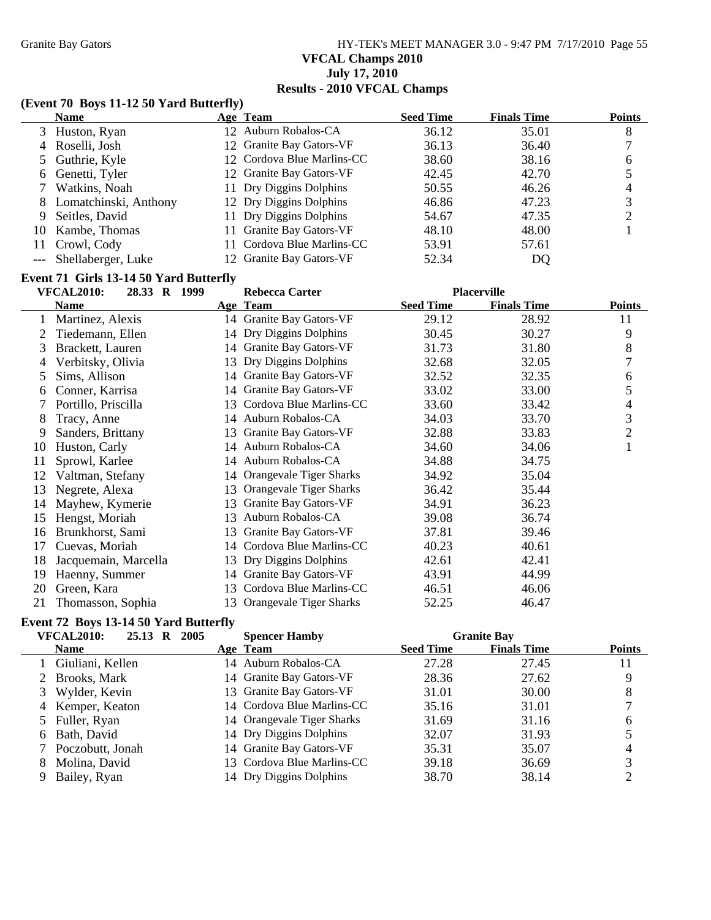# VFCAL Champs 2010
## July 17, 2010
## Results - 2010 VFCAL Champs

### (Event 70 Boys 11-12 50 Yard Butterfly)

| | Name | Age | Team | Seed Time | Finals Time | Points |
|---|---|---|---|---|---|---|
| 3 | Huston, Ryan | 12 | Auburn Robalos-CA | 36.12 | 35.01 | 8 |
| 4 | Roselli, Josh | 12 | Granite Bay Gators-VF | 36.13 | 36.40 | 7 |
| 5 | Guthrie, Kyle | 12 | Cordova Blue Marlins-CC | 38.60 | 38.16 | 6 |
| 6 | Genetti, Tyler | 12 | Granite Bay Gators-VF | 42.45 | 42.70 | 5 |
| 7 | Watkins, Noah | 11 | Dry Diggins Dolphins | 50.55 | 46.26 | 4 |
| 8 | Lomatchinski, Anthony | 12 | Dry Diggins Dolphins | 46.86 | 47.23 | 3 |
| 9 | Seitles, David | 11 | Dry Diggins Dolphins | 54.67 | 47.35 | 2 |
| 10 | Kambe, Thomas | 11 | Granite Bay Gators-VF | 48.10 | 48.00 | 1 |
| 11 | Crowl, Cody | 11 | Cordova Blue Marlins-CC | 53.91 | 57.61 | |
| --- | Shellaberger, Luke | 12 | Granite Bay Gators-VF | 52.34 | DQ | |

### Event 71 Girls 13-14 50 Yard Butterfly

VFCAL2010: 28.33 R 1999 Rebecca Carter Placerville

| | Name | Age | Team | Seed Time | Finals Time | Points |
|---|---|---|---|---|---|---|
| 1 | Martinez, Alexis | 14 | Granite Bay Gators-VF | 29.12 | 28.92 | 11 |
| 2 | Tiedemann, Ellen | 14 | Dry Diggins Dolphins | 30.45 | 30.27 | 9 |
| 3 | Brackett, Lauren | 14 | Granite Bay Gators-VF | 31.73 | 31.80 | 8 |
| 4 | Verbitsky, Olivia | 13 | Dry Diggins Dolphins | 32.68 | 32.05 | 7 |
| 5 | Sims, Allison | 14 | Granite Bay Gators-VF | 32.52 | 32.35 | 6 |
| 6 | Conner, Karrisa | 14 | Granite Bay Gators-VF | 33.02 | 33.00 | 5 |
| 7 | Portillo, Priscilla | 13 | Cordova Blue Marlins-CC | 33.60 | 33.42 | 4 |
| 8 | Tracy, Anne | 14 | Auburn Robalos-CA | 34.03 | 33.70 | 3 |
| 9 | Sanders, Brittany | 13 | Granite Bay Gators-VF | 32.88 | 33.83 | 2 |
| 10 | Huston, Carly | 14 | Auburn Robalos-CA | 34.60 | 34.06 | 1 |
| 11 | Sprowl, Karlee | 14 | Auburn Robalos-CA | 34.88 | 34.75 | |
| 12 | Valtman, Stefany | 14 | Orangevale Tiger Sharks | 34.92 | 35.04 | |
| 13 | Negrete, Alexa | 13 | Orangevale Tiger Sharks | 36.42 | 35.44 | |
| 14 | Mayhew, Kymerie | 13 | Granite Bay Gators-VF | 34.91 | 36.23 | |
| 15 | Hengst, Moriah | 13 | Auburn Robalos-CA | 39.08 | 36.74 | |
| 16 | Brunkhorst, Sami | 13 | Granite Bay Gators-VF | 37.81 | 39.46 | |
| 17 | Cuevas, Moriah | 14 | Cordova Blue Marlins-CC | 40.23 | 40.61 | |
| 18 | Jacquemain, Marcella | 13 | Dry Diggins Dolphins | 42.61 | 42.41 | |
| 19 | Haenny, Summer | 14 | Granite Bay Gators-VF | 43.91 | 44.99 | |
| 20 | Green, Kara | 13 | Cordova Blue Marlins-CC | 46.51 | 46.06 | |
| 21 | Thomasson, Sophia | 13 | Orangevale Tiger Sharks | 52.25 | 46.47 | |

### Event 72 Boys 13-14 50 Yard Butterfly

VFCAL2010: 25.13 R 2005 Spencer Hamby Granite Bay

| | Name | Age | Team | Seed Time | Finals Time | Points |
|---|---|---|---|---|---|---|
| 1 | Giuliani, Kellen | 14 | Auburn Robalos-CA | 27.28 | 27.45 | 11 |
| 2 | Brooks, Mark | 14 | Granite Bay Gators-VF | 28.36 | 27.62 | 9 |
| 3 | Wylder, Kevin | 13 | Granite Bay Gators-VF | 31.01 | 30.00 | 8 |
| 4 | Kemper, Keaton | 14 | Cordova Blue Marlins-CC | 35.16 | 31.01 | 7 |
| 5 | Fuller, Ryan | 14 | Orangevale Tiger Sharks | 31.69 | 31.16 | 6 |
| 6 | Bath, David | 14 | Dry Diggins Dolphins | 32.07 | 31.93 | 5 |
| 7 | Poczobutt, Jonah | 14 | Granite Bay Gators-VF | 35.31 | 35.07 | 4 |
| 8 | Molina, David | 13 | Cordova Blue Marlins-CC | 39.18 | 36.69 | 3 |
| 9 | Bailey, Ryan | 14 | Dry Diggins Dolphins | 38.70 | 38.14 | 2 |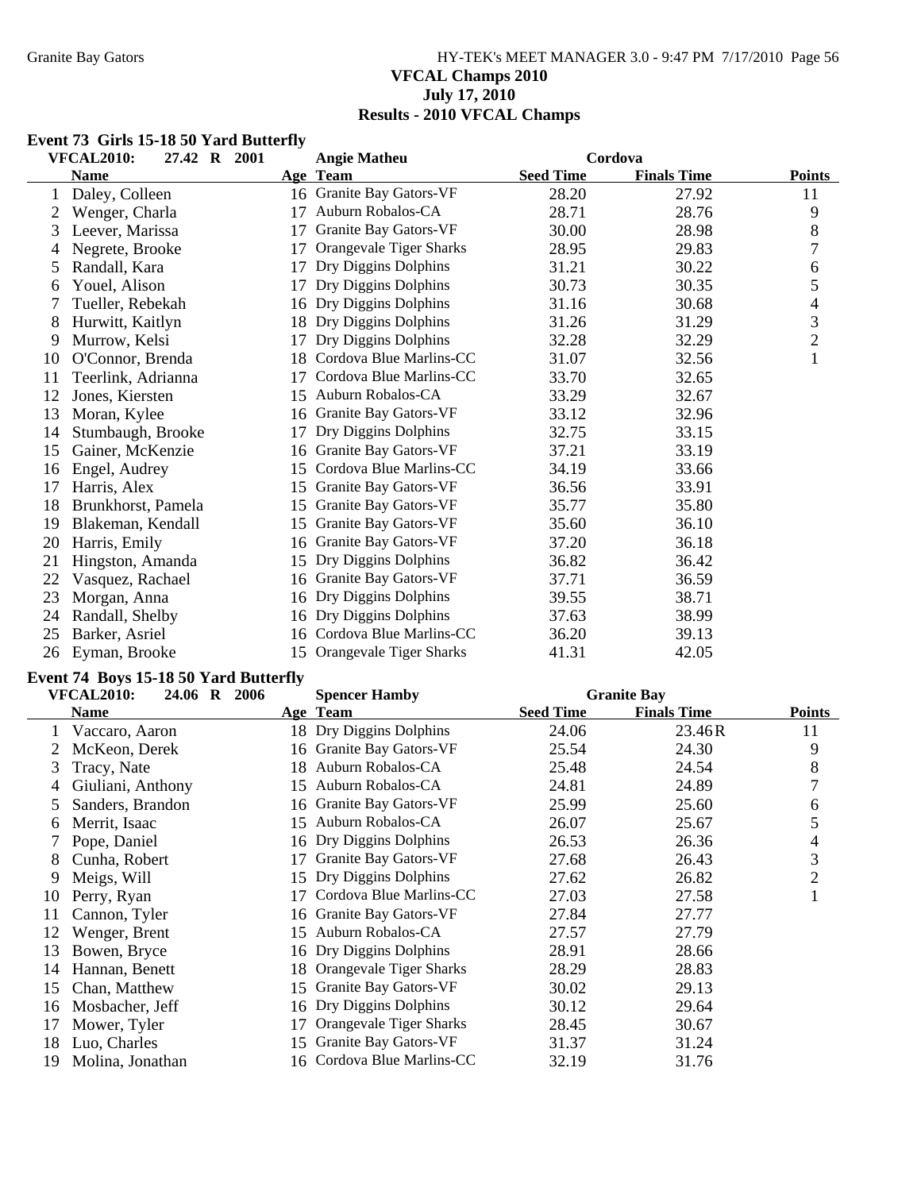## VFCAL Champs 2010
### July 17, 2010
### Results - 2010 VFCAL Champs

### Event 73 Girls 15-18 50 Yard Butterfly

VFCAL2010: 27.42 R 2001 Angie Matheu Cordova

| | Name | Age | Team | Seed Time | Finals Time | Points |
|---|---|---|---|---|---|---|
| 1 | Daley, Colleen | 16 | Granite Bay Gators-VF | 28.20 | 27.92 | 11 |
| 2 | Wenger, Charla | 17 | Auburn Robalos-CA | 28.71 | 28.76 | 9 |
| 3 | Leever, Marissa | 17 | Granite Bay Gators-VF | 30.00 | 28.98 | 8 |
| 4 | Negrete, Brooke | 17 | Orangevale Tiger Sharks | 28.95 | 29.83 | 7 |
| 5 | Randall, Kara | 17 | Dry Diggins Dolphins | 31.21 | 30.22 | 6 |
| 6 | Youel, Alison | 17 | Dry Diggins Dolphins | 30.73 | 30.35 | 5 |
| 7 | Tueller, Rebekah | 16 | Dry Diggins Dolphins | 31.16 | 30.68 | 4 |
| 8 | Hurwitt, Kaitlyn | 18 | Dry Diggins Dolphins | 31.26 | 31.29 | 3 |
| 9 | Murrow, Kelsi | 17 | Dry Diggins Dolphins | 32.28 | 32.29 | 2 |
| 10 | O'Connor, Brenda | 18 | Cordova Blue Marlins-CC | 31.07 | 32.56 | 1 |
| 11 | Teerlink, Adrianna | 17 | Cordova Blue Marlins-CC | 33.70 | 32.65 | |
| 12 | Jones, Kiersten | 15 | Auburn Robalos-CA | 33.29 | 32.67 | |
| 13 | Moran, Kylee | 16 | Granite Bay Gators-VF | 33.12 | 32.96 | |
| 14 | Stumbaugh, Brooke | 17 | Dry Diggins Dolphins | 32.75 | 33.15 | |
| 15 | Gainer, McKenzie | 16 | Granite Bay Gators-VF | 37.21 | 33.19 | |
| 16 | Engel, Audrey | 15 | Cordova Blue Marlins-CC | 34.19 | 33.66 | |
| 17 | Harris, Alex | 15 | Granite Bay Gators-VF | 36.56 | 33.91 | |
| 18 | Brunkhorst, Pamela | 15 | Granite Bay Gators-VF | 35.77 | 35.80 | |
| 19 | Blakeman, Kendall | 15 | Granite Bay Gators-VF | 35.60 | 36.10 | |
| 20 | Harris, Emily | 16 | Granite Bay Gators-VF | 37.20 | 36.18 | |
| 21 | Hingston, Amanda | 15 | Dry Diggins Dolphins | 36.82 | 36.42 | |
| 22 | Vasquez, Rachael | 16 | Granite Bay Gators-VF | 37.71 | 36.59 | |
| 23 | Morgan, Anna | 16 | Dry Diggins Dolphins | 39.55 | 38.71 | |
| 24 | Randall, Shelby | 16 | Dry Diggins Dolphins | 37.63 | 38.99 | |
| 25 | Barker, Asriel | 16 | Cordova Blue Marlins-CC | 36.20 | 39.13 | |
| 26 | Eyman, Brooke | 15 | Orangevale Tiger Sharks | 41.31 | 42.05 | |

### Event 74 Boys 15-18 50 Yard Butterfly

VFCAL2010: 24.06 R 2006 Spencer Hamby Granite Bay

| | Name | Age | Team | Seed Time | Finals Time | Points |
|---|---|---|---|---|---|---|
| 1 | Vaccaro, Aaron | 18 | Dry Diggins Dolphins | 24.06 | 23.46R | 11 |
| 2 | McKeon, Derek | 16 | Granite Bay Gators-VF | 25.54 | 24.30 | 9 |
| 3 | Tracy, Nate | 18 | Auburn Robalos-CA | 25.48 | 24.54 | 8 |
| 4 | Giuliani, Anthony | 15 | Auburn Robalos-CA | 24.81 | 24.89 | 7 |
| 5 | Sanders, Brandon | 16 | Granite Bay Gators-VF | 25.99 | 25.60 | 6 |
| 6 | Merrit, Isaac | 15 | Auburn Robalos-CA | 26.07 | 25.67 | 5 |
| 7 | Pope, Daniel | 16 | Dry Diggins Dolphins | 26.53 | 26.36 | 4 |
| 8 | Cunha, Robert | 17 | Granite Bay Gators-VF | 27.68 | 26.43 | 3 |
| 9 | Meigs, Will | 15 | Dry Diggins Dolphins | 27.62 | 26.82 | 2 |
| 10 | Perry, Ryan | 17 | Cordova Blue Marlins-CC | 27.03 | 27.58 | 1 |
| 11 | Cannon, Tyler | 16 | Granite Bay Gators-VF | 27.84 | 27.77 | |
| 12 | Wenger, Brent | 15 | Auburn Robalos-CA | 27.57 | 27.79 | |
| 13 | Bowen, Bryce | 16 | Dry Diggins Dolphins | 28.91 | 28.66 | |
| 14 | Hannan, Benett | 18 | Orangevale Tiger Sharks | 28.29 | 28.83 | |
| 15 | Chan, Matthew | 15 | Granite Bay Gators-VF | 30.02 | 29.13 | |
| 16 | Mosbacher, Jeff | 16 | Dry Diggins Dolphins | 30.12 | 29.64 | |
| 17 | Mower, Tyler | 17 | Orangevale Tiger Sharks | 28.45 | 30.67 | |
| 18 | Luo, Charles | 15 | Granite Bay Gators-VF | 31.37 | 31.24 | |
| 19 | Molina, Jonathan | 16 | Cordova Blue Marlins-CC | 32.19 | 31.76 | |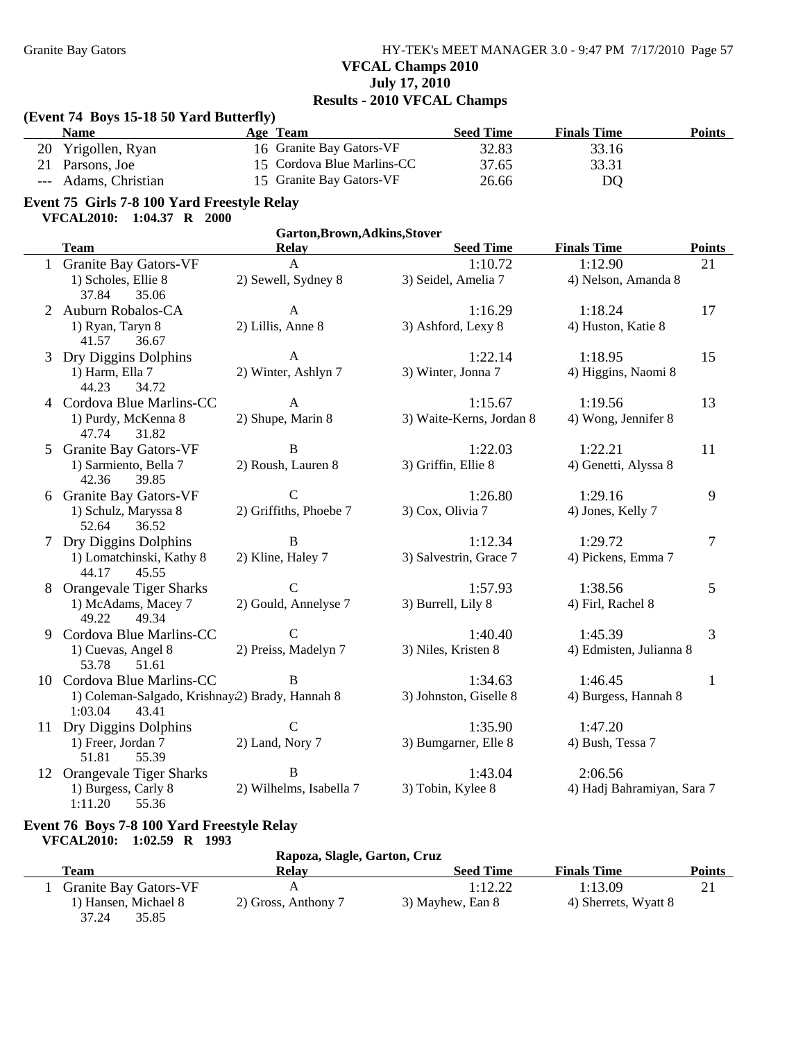**(Event 74 Boys 15-18 50 Yard Butterfly)**

| | Name | Age | Team | Seed Time | Finals Time | Points |
|---|---|---|---|---|---|---|
| 20 | Yrigollen, Ryan | 16 | Granite Bay Gators-VF | 32.83 | 33.16 | |
| 21 | Parsons, Joe | 15 | Cordova Blue Marlins-CC | 37.65 | 33.31 | |
| --- | Adams, Christian | 15 | Granite Bay Gators-VF | 26.66 | DQ | |

## Event 75 Girls 7-8 100 Yard Freestyle Relay

**VFCAL2010: 1:04.37 R 2000** Garton,Brown,Adkins,Stover

| | Team | Relay | Seed Time | Finals Time | Points |
|---|---|---|---|---|---|
| 1 | Granite Bay Gators-VF | A | 1:10.72 | 1:12.90 | 21 |
| | 1) Scholes, Ellie 8 | 2) Sewell, Sydney 8 | 3) Seidel, Amelia 7 | 4) Nelson, Amanda 8 | |
| | 37.84 35.06 | | | | |
| 2 | Auburn Robalos-CA | A | 1:16.29 | 1:18.24 | 17 |
| | 1) Ryan, Taryn 8 | 2) Lillis, Anne 8 | 3) Ashford, Lexy 8 | 4) Huston, Katie 8 | |
| | 41.57 36.67 | | | | |
| 3 | Dry Diggins Dolphins | A | 1:22.14 | 1:18.95 | 15 |
| | 1) Harm, Ella 7 | 2) Winter, Ashlyn 7 | 3) Winter, Jonna 7 | 4) Higgins, Naomi 8 | |
| | 44.23 34.72 | | | | |
| 4 | Cordova Blue Marlins-CC | A | 1:15.67 | 1:19.56 | 13 |
| | 1) Purdy, McKenna 8 | 2) Shupe, Marin 8 | 3) Waite-Kerns, Jordan 8 | 4) Wong, Jennifer 8 | |
| | 47.74 31.82 | | | | |
| 5 | Granite Bay Gators-VF | B | 1:22.03 | 1:22.21 | 11 |
| | 1) Sarmiento, Bella 7 | 2) Roush, Lauren 8 | 3) Griffin, Ellie 8 | 4) Genetti, Alyssa 8 | |
| | 42.36 39.85 | | | | |
| 6 | Granite Bay Gators-VF | C | 1:26.80 | 1:29.16 | 9 |
| | 1) Schulz, Maryssa 8 | 2) Griffiths, Phoebe 7 | 3) Cox, Olivia 7 | 4) Jones, Kelly 7 | |
| | 52.64 36.52 | | | | |
| 7 | Dry Diggins Dolphins | B | 1:12.34 | 1:29.72 | 7 |
| | 1) Lomatchinski, Kathy 8 | 2) Kline, Haley 7 | 3) Salvestrin, Grace 7 | 4) Pickens, Emma 7 | |
| | 44.17 45.55 | | | | |
| 8 | Orangevale Tiger Sharks | C | 1:57.93 | 1:38.56 | 5 |
| | 1) McAdams, Macey 7 | 2) Gould, Annelyse 7 | 3) Burrell, Lily 8 | 4) Firl, Rachel 8 | |
| | 49.22 49.34 | | | | |
| 9 | Cordova Blue Marlins-CC | C | 1:40.40 | 1:45.39 | 3 |
| | 1) Cuevas, Angel 8 | 2) Preiss, Madelyn 7 | 3) Niles, Kristen 8 | 4) Edmisten, Julianna 8 | |
| | 53.78 51.61 | | | | |
| 10 | Cordova Blue Marlins-CC | B | 1:34.63 | 1:46.45 | 1 |
| | 1) Coleman-Salgado, Krishnay | 2) Brady, Hannah 8 | 3) Johnston, Giselle 8 | 4) Burgess, Hannah 8 | |
| | 1:03.04 43.41 | | | | |
| 11 | Dry Diggins Dolphins | C | 1:35.90 | 1:47.20 | |
| | 1) Freer, Jordan 7 | 2) Land, Nory 7 | 3) Bumgarner, Elle 8 | 4) Bush, Tessa 7 | |
| | 51.81 55.39 | | | | |
| 12 | Orangevale Tiger Sharks | B | 1:43.04 | 2:06.56 | |
| | 1) Burgess, Carly 8 | 2) Wilhelms, Isabella 7 | 3) Tobin, Kylee 8 | 4) Hadj Bahramiyan, Sara 7 | |
| | 1:11.20 55.36 | | | | |

## Event 76 Boys 7-8 100 Yard Freestyle Relay

**VFCAL2010: 1:02.59 R 1993** Rapoza, Slagle, Garton, Cruz

| | Team | Relay | Seed Time | Finals Time | Points |
|---|---|---|---|---|---|
| 1 | Granite Bay Gators-VF | A | 1:12.22 | 1:13.09 | 21 |
| | 1) Hansen, Michael 8 | 2) Gross, Anthony 7 | 3) Mayhew, Ean 8 | 4) Sherrets, Wyatt 8 | |
| | 37.24 35.85 | | | | |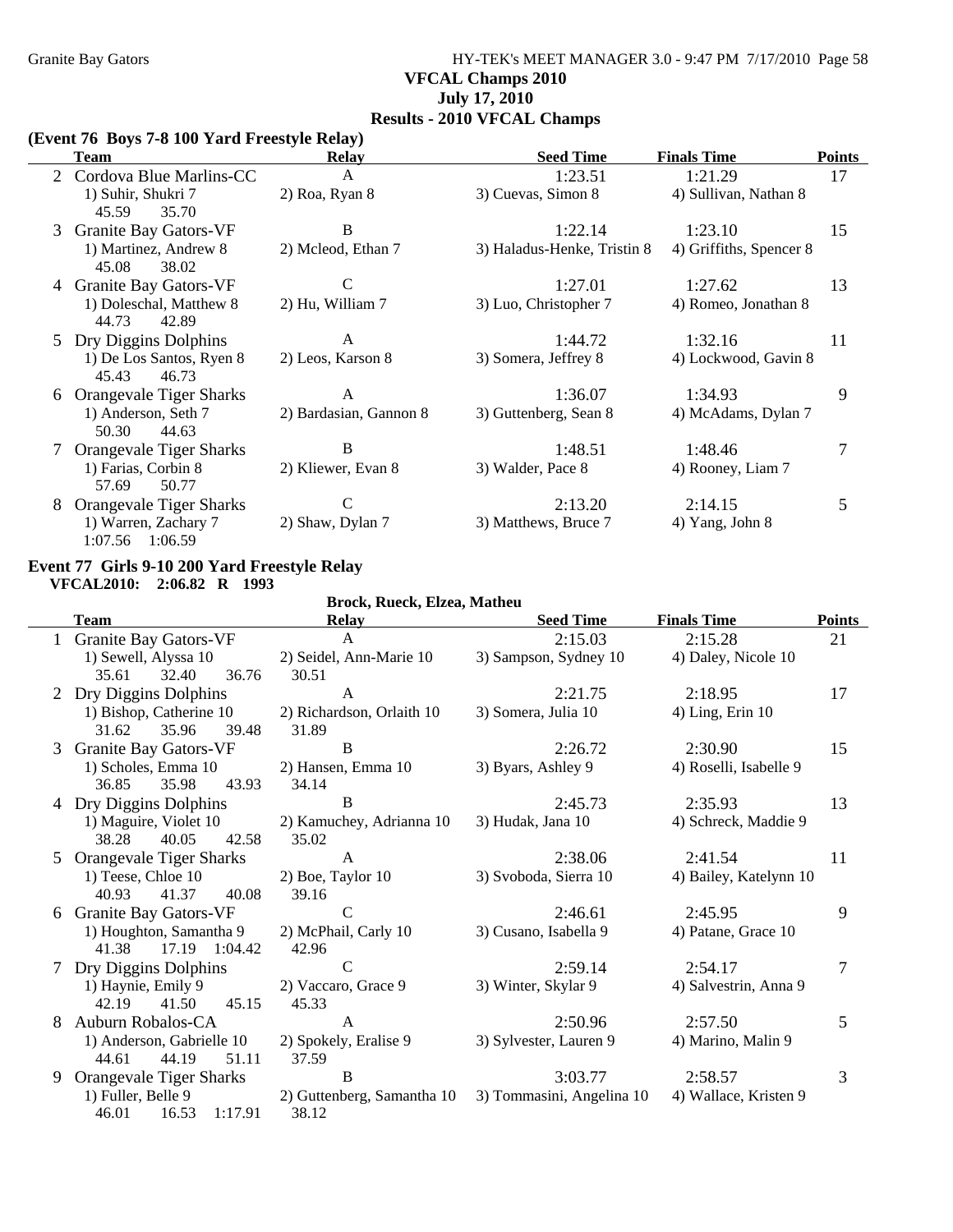# VFCAL Champs 2010

**July 17, 2010**

**Results - 2010 VFCAL Champs**

### (Event 76 Boys 7-8 100 Yard Freestyle Relay)

| | Team | Relay | Seed Time | Finals Time | Points |
|---|---|---|---|---|---|
| 2 | Cordova Blue Marlins-CC | A | 1:23.51 | 1:21.29 | 17 |
| | 1) Suhir, Shukri 7 | 2) Roa, Ryan 8 | 3) Cuevas, Simon 8 | 4) Sullivan, Nathan 8 | |
| | 45.59 35.70 | | | | |
| 3 | Granite Bay Gators-VF | B | 1:22.14 | 1:23.10 | 15 |
| | 1) Martinez, Andrew 8 | 2) Mcleod, Ethan 7 | 3) Haladus-Henke, Tristin 8 | 4) Griffiths, Spencer 8 | |
| | 45.08 38.02 | | | | |
| 4 | Granite Bay Gators-VF | C | 1:27.01 | 1:27.62 | 13 |
| | 1) Doleschal, Matthew 8 | 2) Hu, William 7 | 3) Luo, Christopher 7 | 4) Romeo, Jonathan 8 | |
| | 44.73 42.89 | | | | |
| 5 | Dry Diggins Dolphins | A | 1:44.72 | 1:32.16 | 11 |
| | 1) De Los Santos, Ryen 8 | 2) Leos, Karson 8 | 3) Somera, Jeffrey 8 | 4) Lockwood, Gavin 8 | |
| | 45.43 46.73 | | | | |
| 6 | Orangevale Tiger Sharks | A | 1:36.07 | 1:34.93 | 9 |
| | 1) Anderson, Seth 7 | 2) Bardasian, Gannon 8 | 3) Guttenberg, Sean 8 | 4) McAdams, Dylan 7 | |
| | 50.30 44.63 | | | | |
| 7 | Orangevale Tiger Sharks | B | 1:48.51 | 1:48.46 | 7 |
| | 1) Farias, Corbin 8 | 2) Kliewer, Evan 8 | 3) Walder, Pace 8 | 4) Rooney, Liam 7 | |
| | 57.69 50.77 | | | | |
| 8 | Orangevale Tiger Sharks | C | 2:13.20 | 2:14.15 | 5 |
| | 1) Warren, Zachary 7 | 2) Shaw, Dylan 7 | 3) Matthews, Bruce 7 | 4) Yang, John 8 | |
| | 1:07.56 1:06.59 | | | | |

### Event 77 Girls 9-10 200 Yard Freestyle Relay

**VFCAL2010: 2:06.82 R 1993** — Brock, Rueck, Elzea, Matheu

| | Team | Relay | Seed Time | Finals Time | Points |
|---|---|---|---|---|---|
| 1 | Granite Bay Gators-VF | A | 2:15.03 | 2:15.28 | 21 |
| | 1) Sewell, Alyssa 10 | 2) Seidel, Ann-Marie 10 | 3) Sampson, Sydney 10 | 4) Daley, Nicole 10 | |
| | 35.61 32.40 36.76 | 30.51 | | | |
| 2 | Dry Diggins Dolphins | A | 2:21.75 | 2:18.95 | 17 |
| | 1) Bishop, Catherine 10 | 2) Richardson, Orlaith 10 | 3) Somera, Julia 10 | 4) Ling, Erin 10 | |
| | 31.62 35.96 39.48 | 31.89 | | | |
| 3 | Granite Bay Gators-VF | B | 2:26.72 | 2:30.90 | 15 |
| | 1) Scholes, Emma 10 | 2) Hansen, Emma 10 | 3) Byars, Ashley 9 | 4) Roselli, Isabelle 9 | |
| | 36.85 35.98 43.93 | 34.14 | | | |
| 4 | Dry Diggins Dolphins | B | 2:45.73 | 2:35.93 | 13 |
| | 1) Maguire, Violet 10 | 2) Kamuchey, Adrianna 10 | 3) Hudak, Jana 10 | 4) Schreck, Maddie 9 | |
| | 38.28 40.05 42.58 | 35.02 | | | |
| 5 | Orangevale Tiger Sharks | A | 2:38.06 | 2:41.54 | 11 |
| | 1) Teese, Chloe 10 | 2) Boe, Taylor 10 | 3) Svoboda, Sierra 10 | 4) Bailey, Katelynn 10 | |
| | 40.93 41.37 40.08 | 39.16 | | | |
| 6 | Granite Bay Gators-VF | C | 2:46.61 | 2:45.95 | 9 |
| | 1) Houghton, Samantha 9 | 2) McPhail, Carly 10 | 3) Cusano, Isabella 9 | 4) Patane, Grace 10 | |
| | 41.38 17.19 1:04.42 | 42.96 | | | |
| 7 | Dry Diggins Dolphins | C | 2:59.14 | 2:54.17 | 7 |
| | 1) Haynie, Emily 9 | 2) Vaccaro, Grace 9 | 3) Winter, Skylar 9 | 4) Salvestrin, Anna 9 | |
| | 42.19 41.50 45.15 | 45.33 | | | |
| 8 | Auburn Robalos-CA | A | 2:50.96 | 2:57.50 | 5 |
| | 1) Anderson, Gabrielle 10 | 2) Spokely, Eralise 9 | 3) Sylvester, Lauren 9 | 4) Marino, Malin 9 | |
| | 44.61 44.19 51.11 | 37.59 | | | |
| 9 | Orangevale Tiger Sharks | B | 3:03.77 | 2:58.57 | 3 |
| | 1) Fuller, Belle 9 | 2) Guttenberg, Samantha 10 | 3) Tommasini, Angelina 10 | 4) Wallace, Kristen 9 | |
| | 46.01 16.53 1:17.91 | 38.12 | | | |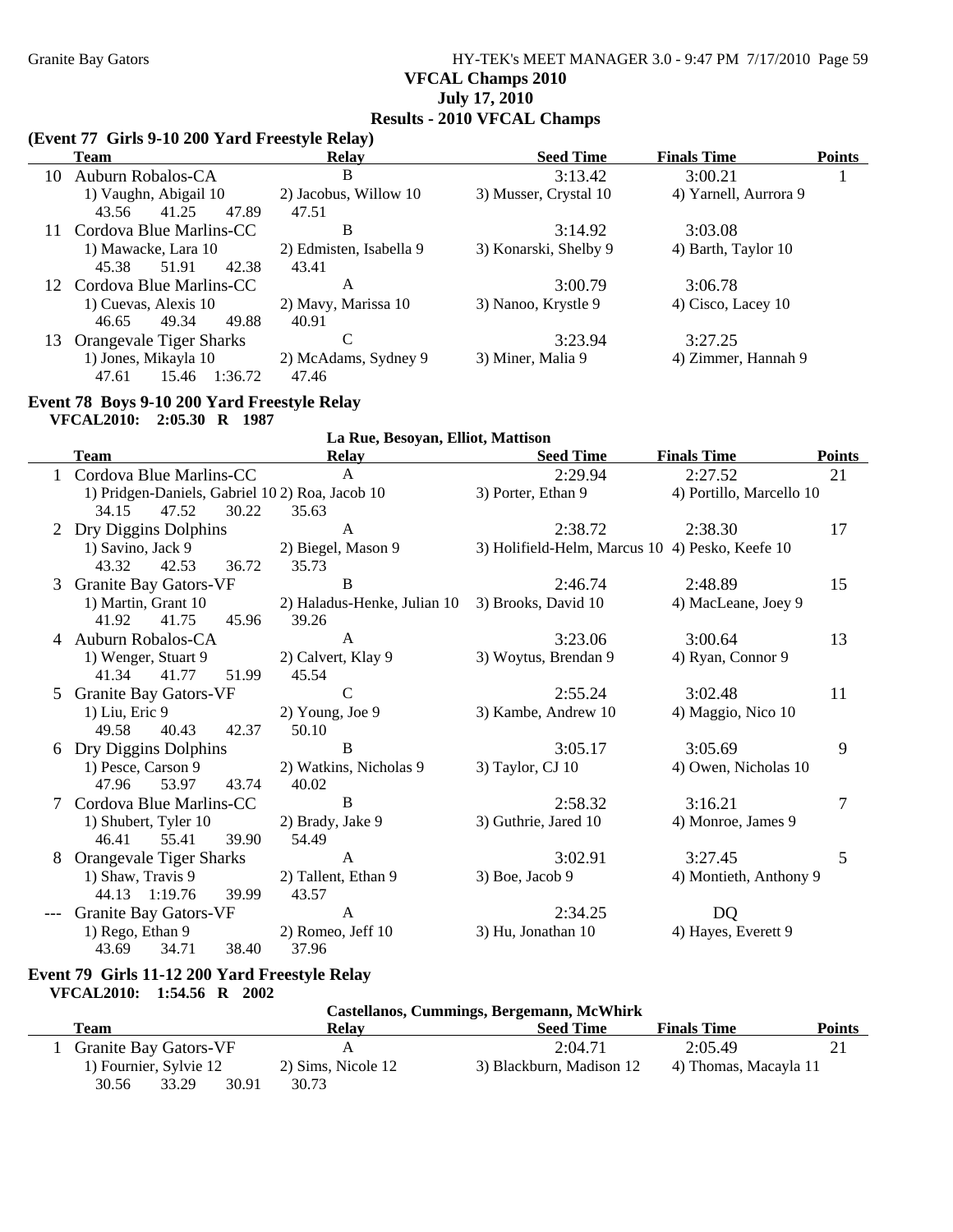**VFCAL Champs 2010**

**July 17, 2010**

**Results - 2010 VFCAL Champs**

### (Event 77 Girls 9-10 200 Yard Freestyle Relay)

| | Team | Relay | Seed Time | Finals Time | Points |
|---|---|---|---|---|---|
| 10 | Auburn Robalos-CA | B | 3:13.42 | 3:00.21 | 1 |
| | 1) Vaughn, Abigail 10 | 2) Jacobus, Willow 10 | 3) Musser, Crystal 10 | 4) Yarnell, Aurrora 9 | |
| | 43.56 41.25 47.89 | 47.51 | | | |
| 11 | Cordova Blue Marlins-CC | B | 3:14.92 | 3:03.08 | |
| | 1) Mawacke, Lara 10 | 2) Edmisten, Isabella 9 | 3) Konarski, Shelby 9 | 4) Barth, Taylor 10 | |
| | 45.38 51.91 42.38 | 43.41 | | | |
| 12 | Cordova Blue Marlins-CC | A | 3:00.79 | 3:06.78 | |
| | 1) Cuevas, Alexis 10 | 2) Mavy, Marissa 10 | 3) Nanoo, Krystle 9 | 4) Cisco, Lacey 10 | |
| | 46.65 49.34 49.88 | 40.91 | | | |
| 13 | Orangevale Tiger Sharks | C | 3:23.94 | 3:27.25 | |
| | 1) Jones, Mikayla 10 | 2) McAdams, Sydney 9 | 3) Miner, Malia 9 | 4) Zimmer, Hannah 9 | |
| | 47.61 15.46 1:36.72 | 47.46 | | | |

### Event 78 Boys 9-10 200 Yard Freestyle Relay

**VFCAL2010: 2:05.30 R 1987** — La Rue, Besoyan, Elliot, Mattison

| | Team | Relay | Seed Time | Finals Time | Points |
|---|---|---|---|---|---|
| 1 | Cordova Blue Marlins-CC | A | 2:29.94 | 2:27.52 | 21 |
| | 1) Pridgen-Daniels, Gabriel 10 | 2) Roa, Jacob 10 | 3) Porter, Ethan 9 | 4) Portillo, Marcello 10 | |
| | 34.15 47.52 30.22 | 35.63 | | | |
| 2 | Dry Diggins Dolphins | A | 2:38.72 | 2:38.30 | 17 |
| | 1) Savino, Jack 9 | 2) Biegel, Mason 9 | 3) Holifield-Helm, Marcus 10 | 4) Pesko, Keefe 10 | |
| | 43.32 42.53 36.72 | 35.73 | | | |
| 3 | Granite Bay Gators-VF | B | 2:46.74 | 2:48.89 | 15 |
| | 1) Martin, Grant 10 | 2) Haladus-Henke, Julian 10 | 3) Brooks, David 10 | 4) MacLeane, Joey 9 | |
| | 41.92 41.75 45.96 | 39.26 | | | |
| 4 | Auburn Robalos-CA | A | 3:23.06 | 3:00.64 | 13 |
| | 1) Wenger, Stuart 9 | 2) Calvert, Klay 9 | 3) Woytus, Brendan 9 | 4) Ryan, Connor 9 | |
| | 41.34 41.77 51.99 | 45.54 | | | |
| 5 | Granite Bay Gators-VF | C | 2:55.24 | 3:02.48 | 11 |
| | 1) Liu, Eric 9 | 2) Young, Joe 9 | 3) Kambe, Andrew 10 | 4) Maggio, Nico 10 | |
| | 49.58 40.43 42.37 | 50.10 | | | |
| 6 | Dry Diggins Dolphins | B | 3:05.17 | 3:05.69 | 9 |
| | 1) Pesce, Carson 9 | 2) Watkins, Nicholas 9 | 3) Taylor, CJ 10 | 4) Owen, Nicholas 10 | |
| | 47.96 53.97 43.74 | 40.02 | | | |
| 7 | Cordova Blue Marlins-CC | B | 2:58.32 | 3:16.21 | 7 |
| | 1) Shubert, Tyler 10 | 2) Brady, Jake 9 | 3) Guthrie, Jared 10 | 4) Monroe, James 9 | |
| | 46.41 55.41 39.90 | 54.49 | | | |
| 8 | Orangevale Tiger Sharks | A | 3:02.91 | 3:27.45 | 5 |
| | 1) Shaw, Travis 9 | 2) Tallent, Ethan 9 | 3) Boe, Jacob 9 | 4) Montieth, Anthony 9 | |
| | 44.13 1:19.76 39.99 | 43.57 | | | |
| --- | Granite Bay Gators-VF | A | 2:34.25 | DQ | |
| | 1) Rego, Ethan 9 | 2) Romeo, Jeff 10 | 3) Hu, Jonathan 10 | 4) Hayes, Everett 9 | |
| | 43.69 34.71 38.40 | 37.96 | | | |

### Event 79 Girls 11-12 200 Yard Freestyle Relay

**VFCAL2010: 1:54.56 R 2002** — Castellanos, Cummings, Bergemann, McWhirk

| | Team | Relay | Seed Time | Finals Time | Points |
|---|---|---|---|---|---|
| 1 | Granite Bay Gators-VF | A | 2:04.71 | 2:05.49 | 21 |
| | 1) Fournier, Sylvie 12 | 2) Sims, Nicole 12 | 3) Blackburn, Madison 12 | 4) Thomas, Macayla 11 | |
| | 30.56 33.29 30.91 | 30.73 | | | |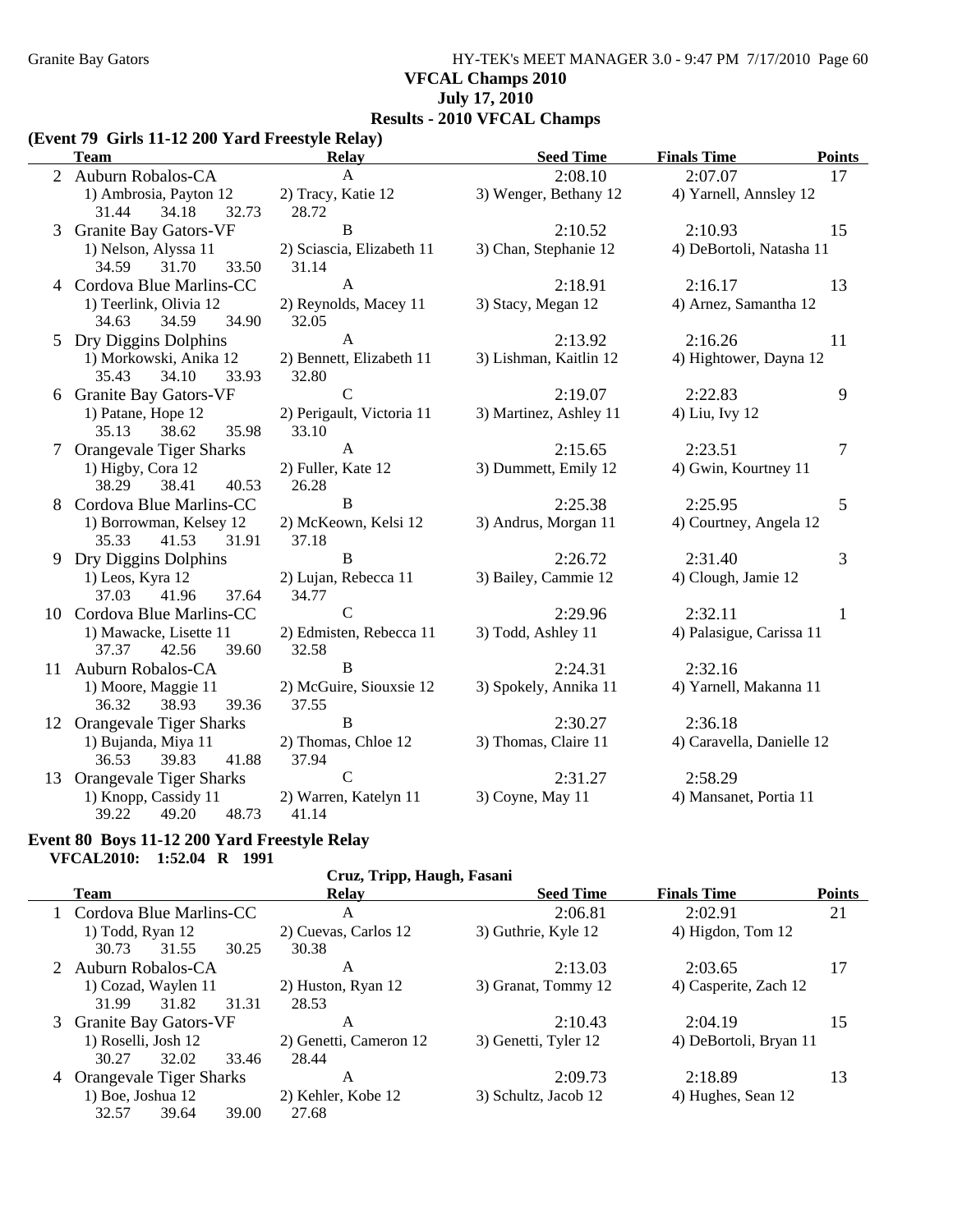**VFCAL Champs 2010**
**July 17, 2010**
**Results - 2010 VFCAL Champs**

### (Event 79 Girls 11-12 200 Yard Freestyle Relay)

| | Team | Relay | Seed Time | Finals Time | Points |
|---|---|---|---|---|---|
| 2 | Auburn Robalos-CA | A | 2:08.10 | 2:07.07 | 17 |
| | 1) Ambrosia, Payton 12 | 2) Tracy, Katie 12 | 3) Wenger, Bethany 12 | 4) Yarnell, Annsley 12 | |
| | 31.44 34.18 32.73 | 28.72 | | | |
| 3 | Granite Bay Gators-VF | B | 2:10.52 | 2:10.93 | 15 |
| | 1) Nelson, Alyssa 11 | 2) Sciascia, Elizabeth 11 | 3) Chan, Stephanie 12 | 4) DeBortoli, Natasha 11 | |
| | 34.59 31.70 33.50 | 31.14 | | | |
| 4 | Cordova Blue Marlins-CC | A | 2:18.91 | 2:16.17 | 13 |
| | 1) Teerlink, Olivia 12 | 2) Reynolds, Macey 11 | 3) Stacy, Megan 12 | 4) Arnez, Samantha 12 | |
| | 34.63 34.59 34.90 | 32.05 | | | |
| 5 | Dry Diggins Dolphins | A | 2:13.92 | 2:16.26 | 11 |
| | 1) Morkowski, Anika 12 | 2) Bennett, Elizabeth 11 | 3) Lishman, Kaitlin 12 | 4) Hightower, Dayna 12 | |
| | 35.43 34.10 33.93 | 32.80 | | | |
| 6 | Granite Bay Gators-VF | C | 2:19.07 | 2:22.83 | 9 |
| | 1) Patane, Hope 12 | 2) Perigault, Victoria 11 | 3) Martinez, Ashley 11 | 4) Liu, Ivy 12 | |
| | 35.13 38.62 35.98 | 33.10 | | | |
| 7 | Orangevale Tiger Sharks | A | 2:15.65 | 2:23.51 | 7 |
| | 1) Higby, Cora 12 | 2) Fuller, Kate 12 | 3) Dummett, Emily 12 | 4) Gwin, Kourtney 11 | |
| | 38.29 38.41 40.53 | 26.28 | | | |
| 8 | Cordova Blue Marlins-CC | B | 2:25.38 | 2:25.95 | 5 |
| | 1) Borrowman, Kelsey 12 | 2) McKeown, Kelsi 12 | 3) Andrus, Morgan 11 | 4) Courtney, Angela 12 | |
| | 35.33 41.53 31.91 | 37.18 | | | |
| 9 | Dry Diggins Dolphins | B | 2:26.72 | 2:31.40 | 3 |
| | 1) Leos, Kyra 12 | 2) Lujan, Rebecca 11 | 3) Bailey, Cammie 12 | 4) Clough, Jamie 12 | |
| | 37.03 41.96 37.64 | 34.77 | | | |
| 10 | Cordova Blue Marlins-CC | C | 2:29.96 | 2:32.11 | 1 |
| | 1) Mawacke, Lisette 11 | 2) Edmisten, Rebecca 11 | 3) Todd, Ashley 11 | 4) Palasigue, Carissa 11 | |
| | 37.37 42.56 39.60 | 32.58 | | | |
| 11 | Auburn Robalos-CA | B | 2:24.31 | 2:32.16 | |
| | 1) Moore, Maggie 11 | 2) McGuire, Siouxsie 12 | 3) Spokely, Annika 11 | 4) Yarnell, Makanna 11 | |
| | 36.32 38.93 39.36 | 37.55 | | | |
| 12 | Orangevale Tiger Sharks | B | 2:30.27 | 2:36.18 | |
| | 1) Bujanda, Miya 11 | 2) Thomas, Chloe 12 | 3) Thomas, Claire 11 | 4) Caravella, Danielle 12 | |
| | 36.53 39.83 41.88 | 37.94 | | | |
| 13 | Orangevale Tiger Sharks | C | 2:31.27 | 2:58.29 | |
| | 1) Knopp, Cassidy 11 | 2) Warren, Katelyn 11 | 3) Coyne, May 11 | 4) Mansanet, Portia 11 | |
| | 39.22 49.20 48.73 | 41.14 | | | |

### Event 80 Boys 11-12 200 Yard Freestyle Relay

**VFCAL2010: 1:52.04 R 1991**
Cruz, Tripp, Haugh, Fasani

| | Team | Relay | Seed Time | Finals Time | Points |
|---|---|---|---|---|---|
| 1 | Cordova Blue Marlins-CC | A | 2:06.81 | 2:02.91 | 21 |
| | 1) Todd, Ryan 12 | 2) Cuevas, Carlos 12 | 3) Guthrie, Kyle 12 | 4) Higdon, Tom 12 | |
| | 30.73 31.55 30.25 | 30.38 | | | |
| 2 | Auburn Robalos-CA | A | 2:13.03 | 2:03.65 | 17 |
| | 1) Cozad, Waylen 11 | 2) Huston, Ryan 12 | 3) Granat, Tommy 12 | 4) Casperite, Zach 12 | |
| | 31.99 31.82 31.31 | 28.53 | | | |
| 3 | Granite Bay Gators-VF | A | 2:10.43 | 2:04.19 | 15 |
| | 1) Roselli, Josh 12 | 2) Genetti, Cameron 12 | 3) Genetti, Tyler 12 | 4) DeBortoli, Bryan 11 | |
| | 30.27 32.02 33.46 | 28.44 | | | |
| 4 | Orangevale Tiger Sharks | A | 2:09.73 | 2:18.89 | 13 |
| | 1) Boe, Joshua 12 | 2) Kehler, Kobe 12 | 3) Schultz, Jacob 12 | 4) Hughes, Sean 12 | |
| | 32.57 39.64 39.00 | 27.68 | | | |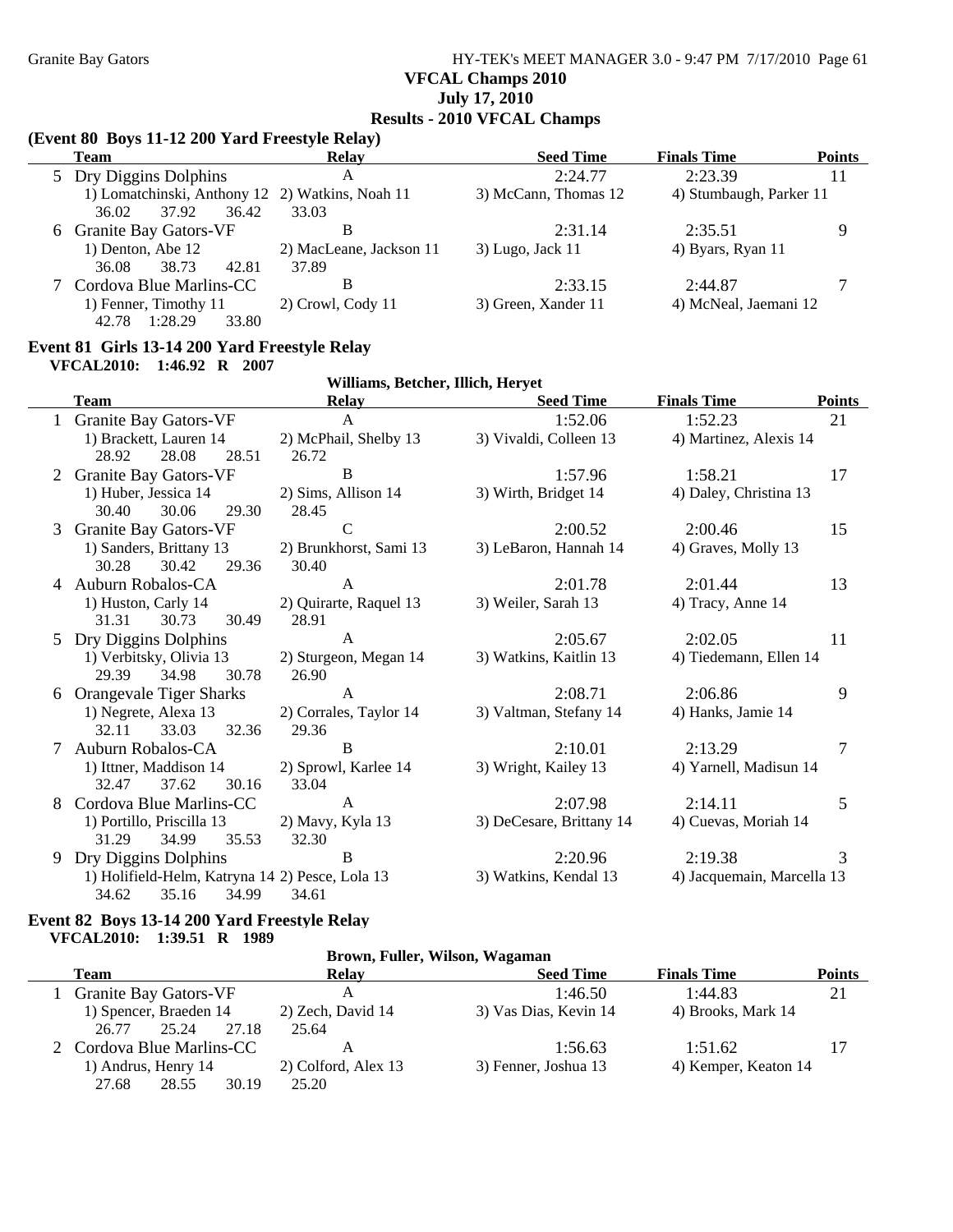VFCAL Champs 2010

July 17, 2010

Results - 2010 VFCAL Champs

### (Event 80 Boys 11-12 200 Yard Freestyle Relay)

| | Team | Relay | Seed Time | Finals Time | Points |
|---|---|---|---|---|---|
| 5 | Dry Diggins Dolphins | A | 2:24.77 | 2:23.39 | 11 |
| | 1) Lomatchinski, Anthony 12 | 2) Watkins, Noah 11 | 3) McCann, Thomas 12 | 4) Stumbaugh, Parker 11 | |
| | 36.02 37.92 36.42 | 33.03 | | | |
| 6 | Granite Bay Gators-VF | B | 2:31.14 | 2:35.51 | 9 |
| | 1) Denton, Abe 12 | 2) MacLeane, Jackson 11 | 3) Lugo, Jack 11 | 4) Byars, Ryan 11 | |
| | 36.08 38.73 42.81 | 37.89 | | | |
| 7 | Cordova Blue Marlins-CC | B | 2:33.15 | 2:44.87 | 7 |
| | 1) Fenner, Timothy 11 | 2) Crowl, Cody 11 | 3) Green, Xander 11 | 4) McNeal, Jaemani 12 | |
| | 42.78 1:28.29 33.80 | | | | |

### Event 81 Girls 13-14 200 Yard Freestyle Relay

**VFCAL2010: 1:46.92 R 2007** Williams, Betcher, Illich, Heryet

| | Team | Relay | Seed Time | Finals Time | Points |
|---|---|---|---|---|---|
| 1 | Granite Bay Gators-VF | A | 1:52.06 | 1:52.23 | 21 |
| | 1) Brackett, Lauren 14 | 2) McPhail, Shelby 13 | 3) Vivaldi, Colleen 13 | 4) Martinez, Alexis 14 | |
| | 28.92 28.08 28.51 | 26.72 | | | |
| 2 | Granite Bay Gators-VF | B | 1:57.96 | 1:58.21 | 17 |
| | 1) Huber, Jessica 14 | 2) Sims, Allison 14 | 3) Wirth, Bridget 14 | 4) Daley, Christina 13 | |
| | 30.40 30.06 29.30 | 28.45 | | | |
| 3 | Granite Bay Gators-VF | C | 2:00.52 | 2:00.46 | 15 |
| | 1) Sanders, Brittany 13 | 2) Brunkhorst, Sami 13 | 3) LeBaron, Hannah 14 | 4) Graves, Molly 13 | |
| | 30.28 30.42 29.36 | 30.40 | | | |
| 4 | Auburn Robalos-CA | A | 2:01.78 | 2:01.44 | 13 |
| | 1) Huston, Carly 14 | 2) Quirarte, Raquel 13 | 3) Weiler, Sarah 13 | 4) Tracy, Anne 14 | |
| | 31.31 30.73 30.49 | 28.91 | | | |
| 5 | Dry Diggins Dolphins | A | 2:05.67 | 2:02.05 | 11 |
| | 1) Verbitsky, Olivia 13 | 2) Sturgeon, Megan 14 | 3) Watkins, Kaitlin 13 | 4) Tiedemann, Ellen 14 | |
| | 29.39 34.98 30.78 | 26.90 | | | |
| 6 | Orangevale Tiger Sharks | A | 2:08.71 | 2:06.86 | 9 |
| | 1) Negrete, Alexa 13 | 2) Corrales, Taylor 14 | 3) Valtman, Stefany 14 | 4) Hanks, Jamie 14 | |
| | 32.11 33.03 32.36 | 29.36 | | | |
| 7 | Auburn Robalos-CA | B | 2:10.01 | 2:13.29 | 7 |
| | 1) Ittner, Maddison 14 | 2) Sprowl, Karlee 14 | 3) Wright, Kailey 13 | 4) Yarnell, Madisun 14 | |
| | 32.47 37.62 30.16 | 33.04 | | | |
| 8 | Cordova Blue Marlins-CC | A | 2:07.98 | 2:14.11 | 5 |
| | 1) Portillo, Priscilla 13 | 2) Mavy, Kyla 13 | 3) DeCesare, Brittany 14 | 4) Cuevas, Moriah 14 | |
| | 31.29 34.99 35.53 | 32.30 | | | |
| 9 | Dry Diggins Dolphins | B | 2:20.96 | 2:19.38 | 3 |
| | 1) Holifield-Helm, Katryna 14 | 2) Pesce, Lola 13 | 3) Watkins, Kendal 13 | 4) Jacquemain, Marcella 13 | |
| | 34.62 35.16 34.99 | 34.61 | | | |

### Event 82 Boys 13-14 200 Yard Freestyle Relay

**VFCAL2010: 1:39.51 R 1989** Brown, Fuller, Wilson, Wagaman

| | Team | Relay | Seed Time | Finals Time | Points |
|---|---|---|---|---|---|
| 1 | Granite Bay Gators-VF | A | 1:46.50 | 1:44.83 | 21 |
| | 1) Spencer, Braeden 14 | 2) Zech, David 14 | 3) Vas Dias, Kevin 14 | 4) Brooks, Mark 14 | |
| | 26.77 25.24 27.18 | 25.64 | | | |
| 2 | Cordova Blue Marlins-CC | A | 1:56.63 | 1:51.62 | 17 |
| | 1) Andrus, Henry 14 | 2) Colford, Alex 13 | 3) Fenner, Joshua 13 | 4) Kemper, Keaton 14 | |
| | 27.68 28.55 30.19 | 25.20 | | | |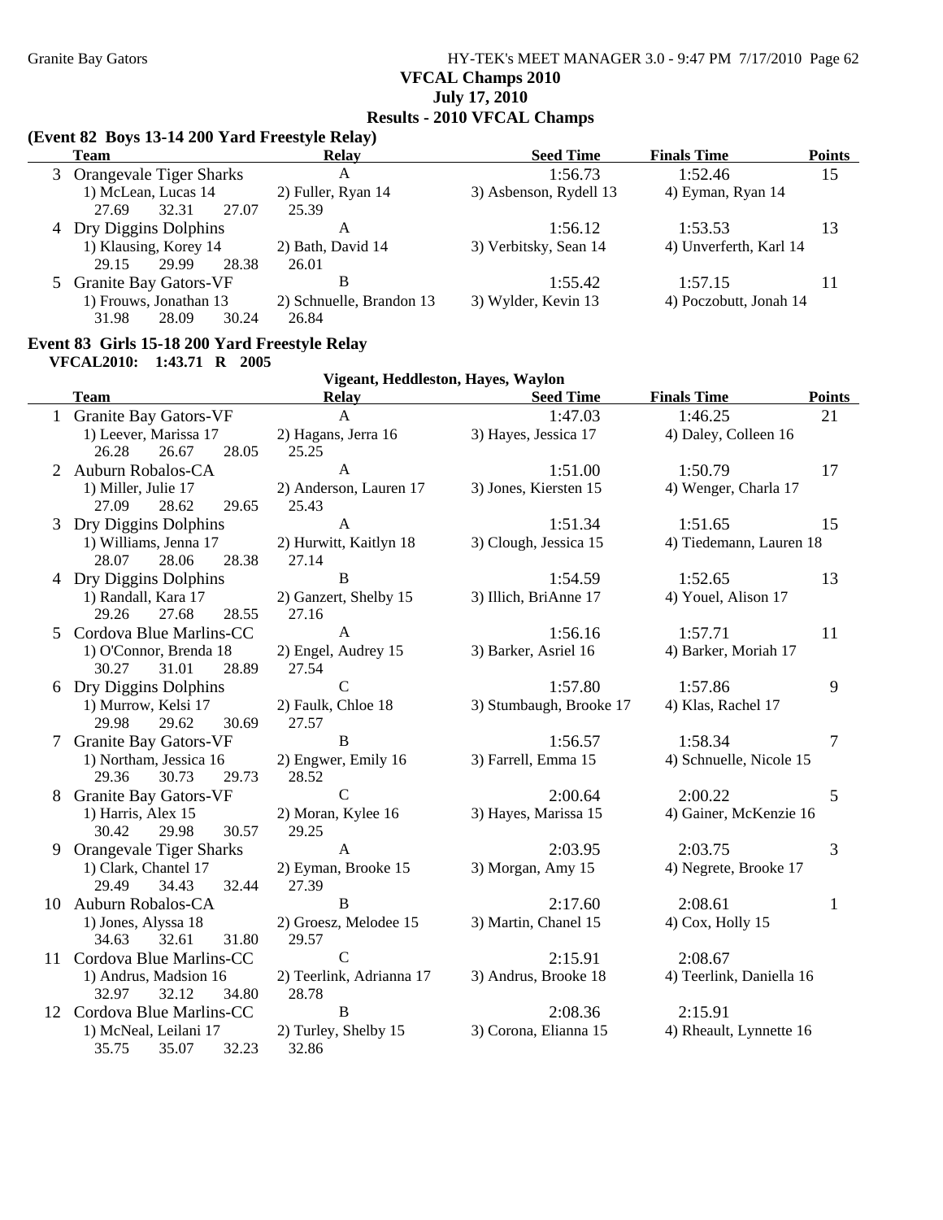**VFCAL Champs 2010**
**July 17, 2010**
**Results - 2010 VFCAL Champs**

### (Event 82 Boys 13-14 200 Yard Freestyle Relay)

| | Team | Relay | Seed Time | Finals Time | Points |
|---|---|---|---|---|---|
| 3 | Orangevale Tiger Sharks | A | 1:56.73 | 1:52.46 | 15 |
| | 1) McLean, Lucas 14 | 2) Fuller, Ryan 14 | 3) Asbenson, Rydell 13 | 4) Eyman, Ryan 14 | |
| | 27.69 32.31 27.07 | 25.39 | | | |
| 4 | Dry Diggins Dolphins | A | 1:56.12 | 1:53.53 | 13 |
| | 1) Klausing, Korey 14 | 2) Bath, David 14 | 3) Verbitsky, Sean 14 | 4) Unverferth, Karl 14 | |
| | 29.15 29.99 28.38 | 26.01 | | | |
| 5 | Granite Bay Gators-VF | B | 1:55.42 | 1:57.15 | 11 |
| | 1) Frouws, Jonathan 13 | 2) Schnuelle, Brandon 13 | 3) Wylder, Kevin 13 | 4) Poczobutt, Jonah 14 | |
| | 31.98 28.09 30.24 | 26.84 | | | |

### Event 83 Girls 15-18 200 Yard Freestyle Relay

**VFCAL2010: 1:43.71 R 2005**
Vigeant, Heddleston, Hayes, Waylon

| | Team | Relay | Seed Time | Finals Time | Points |
|---|---|---|---|---|---|
| 1 | Granite Bay Gators-VF | A | 1:47.03 | 1:46.25 | 21 |
| | 1) Leever, Marissa 17 | 2) Hagans, Jerra 16 | 3) Hayes, Jessica 17 | 4) Daley, Colleen 16 | |
| | 26.28 26.67 28.05 | 25.25 | | | |
| 2 | Auburn Robalos-CA | A | 1:51.00 | 1:50.79 | 17 |
| | 1) Miller, Julie 17 | 2) Anderson, Lauren 17 | 3) Jones, Kiersten 15 | 4) Wenger, Charla 17 | |
| | 27.09 28.62 29.65 | 25.43 | | | |
| 3 | Dry Diggins Dolphins | A | 1:51.34 | 1:51.65 | 15 |
| | 1) Williams, Jenna 17 | 2) Hurwitt, Kaitlyn 18 | 3) Clough, Jessica 15 | 4) Tiedemann, Lauren 18 | |
| | 28.07 28.06 28.38 | 27.14 | | | |
| 4 | Dry Diggins Dolphins | B | 1:54.59 | 1:52.65 | 13 |
| | 1) Randall, Kara 17 | 2) Ganzert, Shelby 15 | 3) Illich, BriAnne 17 | 4) Youel, Alison 17 | |
| | 29.26 27.68 28.55 | 27.16 | | | |
| 5 | Cordova Blue Marlins-CC | A | 1:56.16 | 1:57.71 | 11 |
| | 1) O'Connor, Brenda 18 | 2) Engel, Audrey 15 | 3) Barker, Asriel 16 | 4) Barker, Moriah 17 | |
| | 30.27 31.01 28.89 | 27.54 | | | |
| 6 | Dry Diggins Dolphins | C | 1:57.80 | 1:57.86 | 9 |
| | 1) Murrow, Kelsi 17 | 2) Faulk, Chloe 18 | 3) Stumbaugh, Brooke 17 | 4) Klas, Rachel 17 | |
| | 29.98 29.62 30.69 | 27.57 | | | |
| 7 | Granite Bay Gators-VF | B | 1:56.57 | 1:58.34 | 7 |
| | 1) Northam, Jessica 16 | 2) Engwer, Emily 16 | 3) Farrell, Emma 15 | 4) Schnuelle, Nicole 15 | |
| | 29.36 30.73 29.73 | 28.52 | | | |
| 8 | Granite Bay Gators-VF | C | 2:00.64 | 2:00.22 | 5 |
| | 1) Harris, Alex 15 | 2) Moran, Kylee 16 | 3) Hayes, Marissa 15 | 4) Gainer, McKenzie 16 | |
| | 30.42 29.98 30.57 | 29.25 | | | |
| 9 | Orangevale Tiger Sharks | A | 2:03.95 | 2:03.75 | 3 |
| | 1) Clark, Chantel 17 | 2) Eyman, Brooke 15 | 3) Morgan, Amy 15 | 4) Negrete, Brooke 17 | |
| | 29.49 34.43 32.44 | 27.39 | | | |
| 10 | Auburn Robalos-CA | B | 2:17.60 | 2:08.61 | 1 |
| | 1) Jones, Alyssa 18 | 2) Groesz, Melodee 15 | 3) Martin, Chanel 15 | 4) Cox, Holly 15 | |
| | 34.63 32.61 31.80 | 29.57 | | | |
| 11 | Cordova Blue Marlins-CC | C | 2:15.91 | 2:08.67 | |
| | 1) Andrus, Madsion 16 | 2) Teerlink, Adrianna 17 | 3) Andrus, Brooke 18 | 4) Teerlink, Daniella 16 | |
| | 32.97 32.12 34.80 | 28.78 | | | |
| 12 | Cordova Blue Marlins-CC | B | 2:08.36 | 2:15.91 | |
| | 1) McNeal, Leilani 17 | 2) Turley, Shelby 15 | 3) Corona, Elianna 15 | 4) Rheault, Lynnette 16 | |
| | 35.75 35.07 32.23 | 32.86 | | | |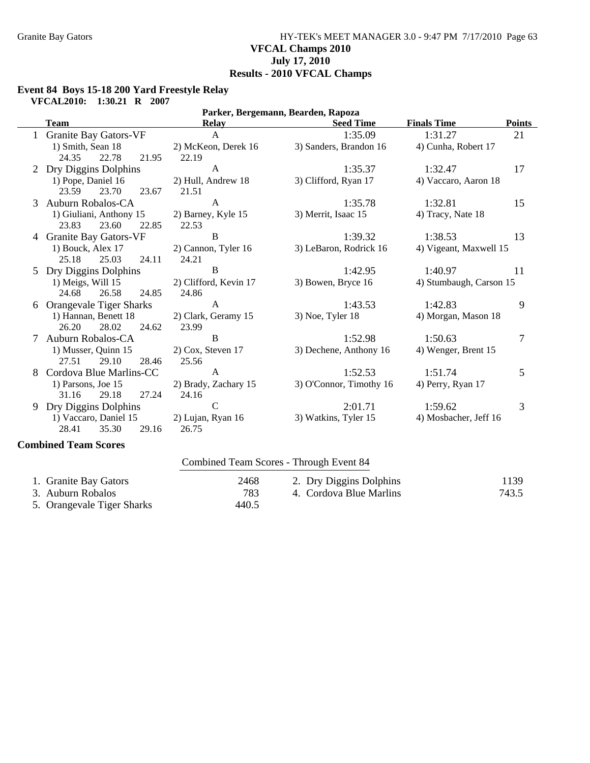# VFCAL Champs 2010

## July 17, 2010

## Results - 2010 VFCAL Champs

### Event 84 Boys 15-18 200 Yard Freestyle Relay

**VFCAL2010: 1:30.21 R 2007** — Parker, Bergemann, Bearden, Rapoza

| | Team | Relay | Seed Time | Finals Time | Points |
|---|---|---|---|---|---|
| 1 | Granite Bay Gators-VF | A | 1:35.09 | 1:31.27 | 21 |
| | 1) Smith, Sean 18 | 2) McKeon, Derek 16 | 3) Sanders, Brandon 16 | 4) Cunha, Robert 17 | |
| | 24.35 22.78 21.95 | 22.19 | | | |
| 2 | Dry Diggins Dolphins | A | 1:35.37 | 1:32.47 | 17 |
| | 1) Pope, Daniel 16 | 2) Hull, Andrew 18 | 3) Clifford, Ryan 17 | 4) Vaccaro, Aaron 18 | |
| | 23.59 23.70 23.67 | 21.51 | | | |
| 3 | Auburn Robalos-CA | A | 1:35.78 | 1:32.81 | 15 |
| | 1) Giuliani, Anthony 15 | 2) Barney, Kyle 15 | 3) Merrit, Isaac 15 | 4) Tracy, Nate 18 | |
| | 23.83 23.60 22.85 | 22.53 | | | |
| 4 | Granite Bay Gators-VF | B | 1:39.32 | 1:38.53 | 13 |
| | 1) Bouck, Alex 17 | 2) Cannon, Tyler 16 | 3) LeBaron, Rodrick 16 | 4) Vigeant, Maxwell 15 | |
| | 25.18 25.03 24.11 | 24.21 | | | |
| 5 | Dry Diggins Dolphins | B | 1:42.95 | 1:40.97 | 11 |
| | 1) Meigs, Will 15 | 2) Clifford, Kevin 17 | 3) Bowen, Bryce 16 | 4) Stumbaugh, Carson 15 | |
| | 24.68 26.58 24.85 | 24.86 | | | |
| 6 | Orangevale Tiger Sharks | A | 1:43.53 | 1:42.83 | 9 |
| | 1) Hannan, Benett 18 | 2) Clark, Geramy 15 | 3) Noe, Tyler 18 | 4) Morgan, Mason 18 | |
| | 26.20 28.02 24.62 | 23.99 | | | |
| 7 | Auburn Robalos-CA | B | 1:52.98 | 1:50.63 | 7 |
| | 1) Musser, Quinn 15 | 2) Cox, Steven 17 | 3) Dechene, Anthony 16 | 4) Wenger, Brent 15 | |
| | 27.51 29.10 28.46 | 25.56 | | | |
| 8 | Cordova Blue Marlins-CC | A | 1:52.53 | 1:51.74 | 5 |
| | 1) Parsons, Joe 15 | 2) Brady, Zachary 15 | 3) O'Connor, Timothy 16 | 4) Perry, Ryan 17 | |
| | 31.16 29.18 27.24 | 24.16 | | | |
| 9 | Dry Diggins Dolphins | C | 2:01.71 | 1:59.62 | 3 |
| | 1) Vaccaro, Daniel 15 | 2) Lujan, Ryan 16 | 3) Watkins, Tyler 15 | 4) Mosbacher, Jeff 16 | |
| | 28.41 35.30 29.16 | 26.75 | | | |

### Combined Team Scores

Combined Team Scores - Through Event 84

| | | | |
|---|---|---|---|
| 1. Granite Bay Gators | 2468 | 2. Dry Diggins Dolphins | 1139 |
| 3. Auburn Robalos | 783 | 4. Cordova Blue Marlins | 743.5 |
| 5. Orangevale Tiger Sharks | 440.5 | | |